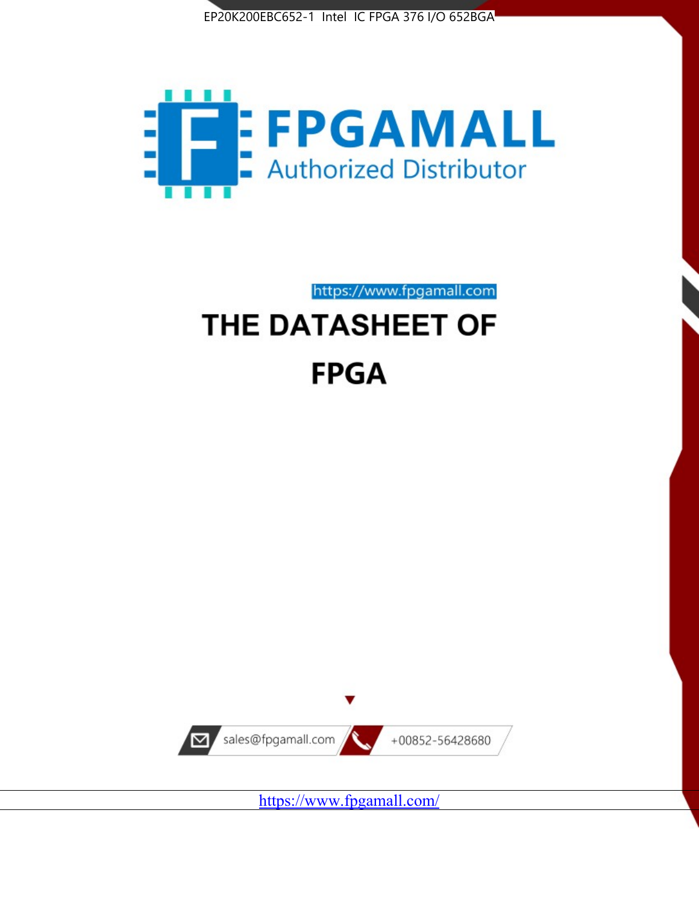EP20K200EBC652-1 Intel IC FPGA 376 I/O 652BGA

FPGAMALL

Authorized Distributor

https://www.fpgamall.com

# THE DATASHEET OF

# FPGA

sales@fpgamall.com

+00852-56428680

https://www.fpgamall.com/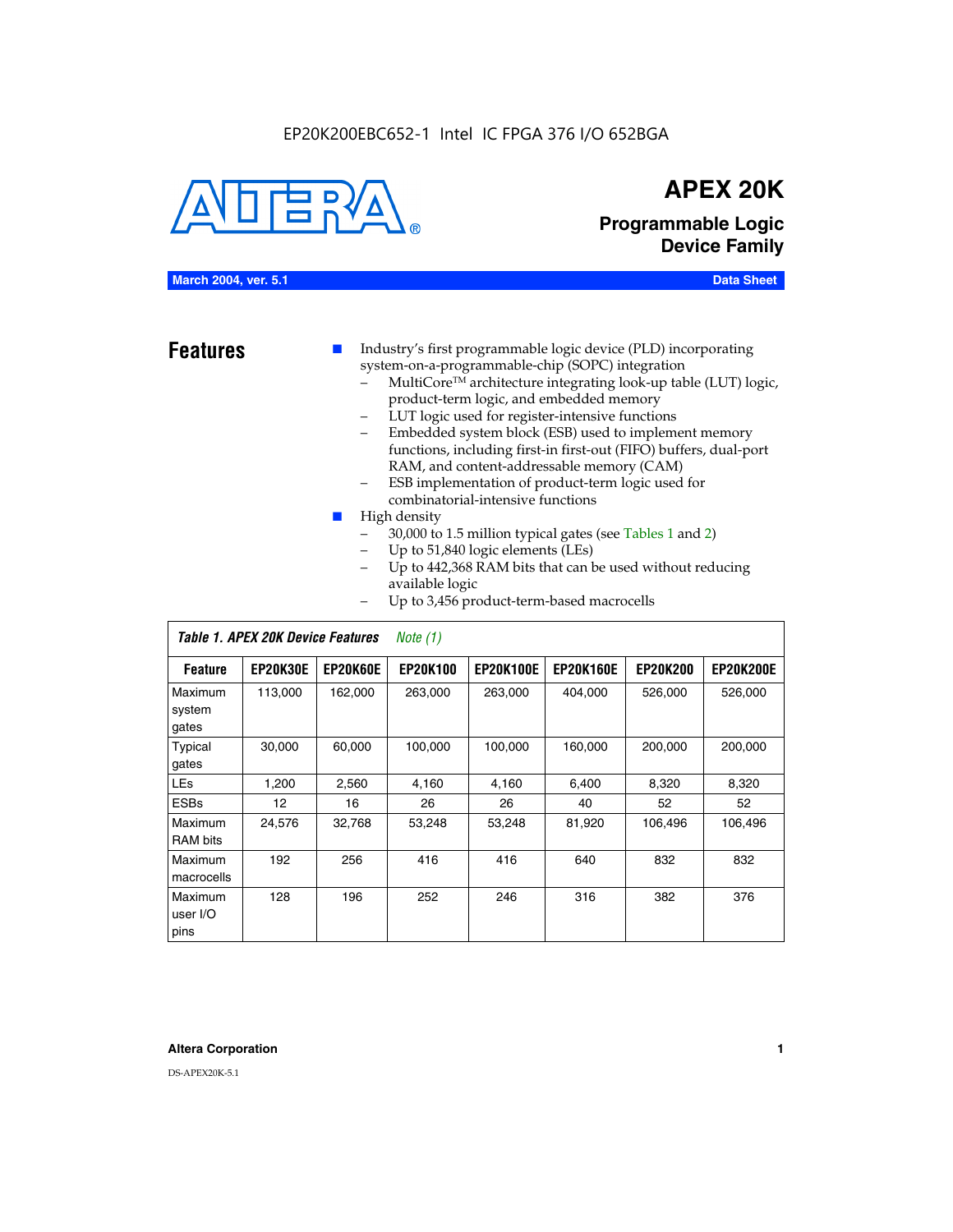EP20K200EBC652-1 Intel IC FPGA 376 I/O 652BGA

# APEX 20K

## Programmable Logic Device Family

**March 2004, ver. 5.1** — **Data Sheet**

## Features

- Industry's first programmable logic device (PLD) incorporating system-on-a-programmable-chip (SOPC) integration
  - MultiCore™ architecture integrating look-up table (LUT) logic, product-term logic, and embedded memory
  - LUT logic used for register-intensive functions
  - Embedded system block (ESB) used to implement memory functions, including first-in first-out (FIFO) buffers, dual-port RAM, and content-addressable memory (CAM)
  - ESB implementation of product-term logic used for combinatorial-intensive functions
- High density
  - 30,000 to 1.5 million typical gates (see Tables 1 and 2)
  - Up to 51,840 logic elements (LEs)
  - Up to 442,368 RAM bits that can be used without reducing available logic
  - Up to 3,456 product-term-based macrocells

*Table 1. APEX 20K Device Features* *Note (1)*

| Feature | EP20K30E | EP20K60E | EP20K100 | EP20K100E | EP20K160E | EP20K200 | EP20K200E |
|---|---|---|---|---|---|---|---|
| Maximum system gates | 113,000 | 162,000 | 263,000 | 263,000 | 404,000 | 526,000 | 526,000 |
| Typical gates | 30,000 | 60,000 | 100,000 | 100,000 | 160,000 | 200,000 | 200,000 |
| LEs | 1,200 | 2,560 | 4,160 | 4,160 | 6,400 | 8,320 | 8,320 |
| ESBs | 12 | 16 | 26 | 26 | 40 | 52 | 52 |
| Maximum RAM bits | 24,576 | 32,768 | 53,248 | 53,248 | 81,920 | 106,496 | 106,496 |
| Maximum macrocells | 192 | 256 | 416 | 416 | 640 | 832 | 832 |
| Maximum user I/O pins | 128 | 196 | 252 | 246 | 316 | 382 | 376 |

**Altera Corporation**

DS-APEX20K-5.1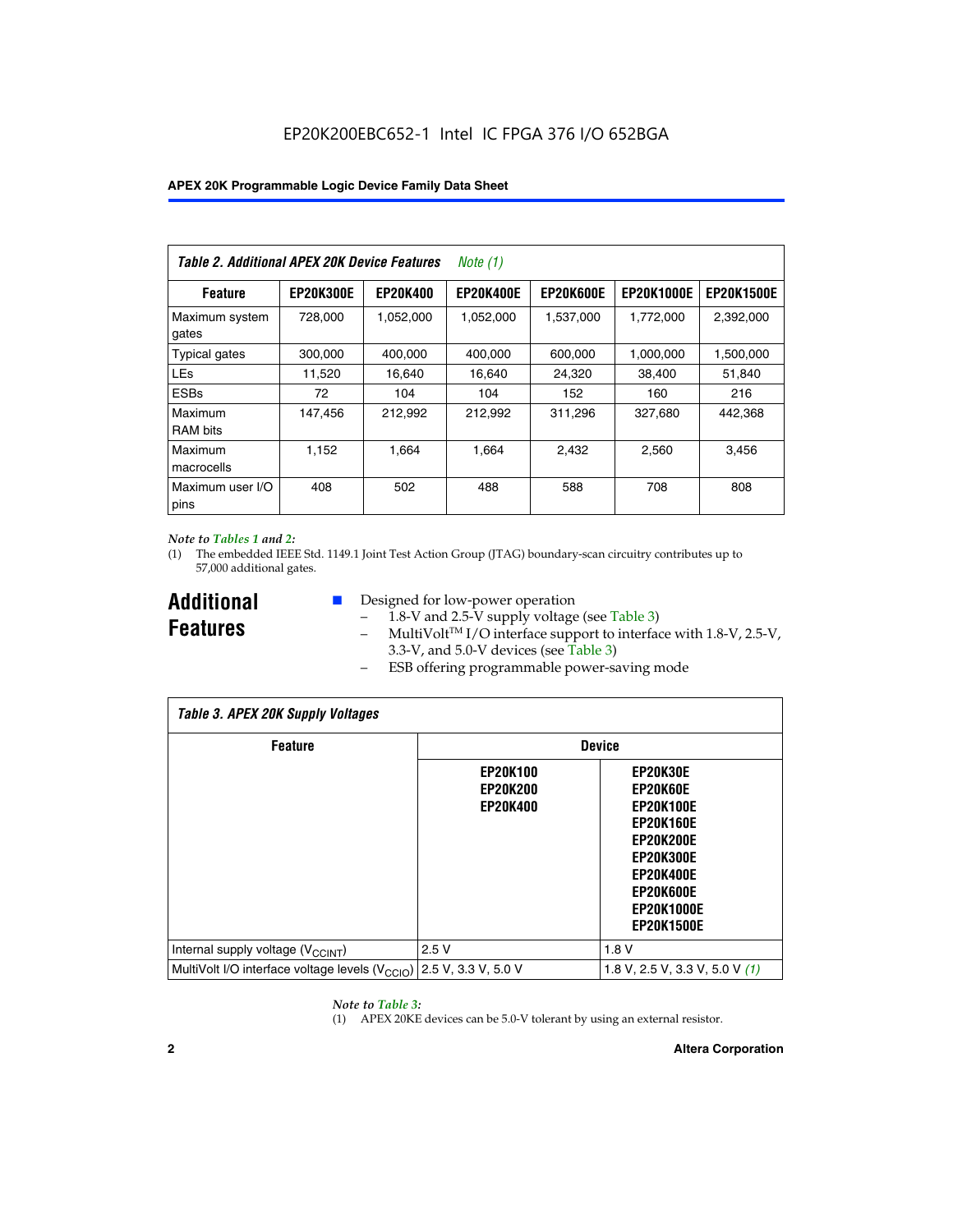**Table 2. Additional APEX 20K Device Features** *Note (1)*

| Feature | EP20K300E | EP20K400 | EP20K400E | EP20K600E | EP20K1000E | EP20K1500E |
|---|---|---|---|---|---|---|
| Maximum system gates | 728,000 | 1,052,000 | 1,052,000 | 1,537,000 | 1,772,000 | 2,392,000 |
| Typical gates | 300,000 | 400,000 | 400,000 | 600,000 | 1,000,000 | 1,500,000 |
| LEs | 11,520 | 16,640 | 16,640 | 24,320 | 38,400 | 51,840 |
| ESBs | 72 | 104 | 104 | 152 | 160 | 216 |
| Maximum RAM bits | 147,456 | 212,992 | 212,992 | 311,296 | 327,680 | 442,368 |
| Maximum macrocells | 1,152 | 1,664 | 1,664 | 2,432 | 2,560 | 3,456 |
| Maximum user I/O pins | 408 | 502 | 488 | 588 | 708 | 808 |

*Note to Tables 1 and 2:*

(1) The embedded IEEE Std. 1149.1 Joint Test Action Group (JTAG) boundary-scan circuitry contributes up to 57,000 additional gates.

## Additional Features

- Designed for low-power operation
  - 1.8-V and 2.5-V supply voltage (see Table 3)
  - MultiVolt™ I/O interface support to interface with 1.8-V, 2.5-V, 3.3-V, and 5.0-V devices (see Table 3)
  - ESB offering programmable power-saving mode

**Table 3. APEX 20K Supply Voltages**

| Feature | Device | |
|---|---|---|
| | EP20K100<br>EP20K200<br>EP20K400 | EP20K30E<br>EP20K60E<br>EP20K100E<br>EP20K160E<br>EP20K200E<br>EP20K300E<br>EP20K400E<br>EP20K600E<br>EP20K1000E<br>EP20K1500E |
| Internal supply voltage ($V_{CCINT}$) | 2.5 V | 1.8 V |
| MultiVolt I/O interface voltage levels ($V_{CCIO}$) | 2.5 V, 3.3 V, 5.0 V | 1.8 V, 2.5 V, 3.3 V, 5.0 V *(1)* |

*Note to Table 3:*

(1) APEX 20KE devices can be 5.0-V tolerant by using an external resistor.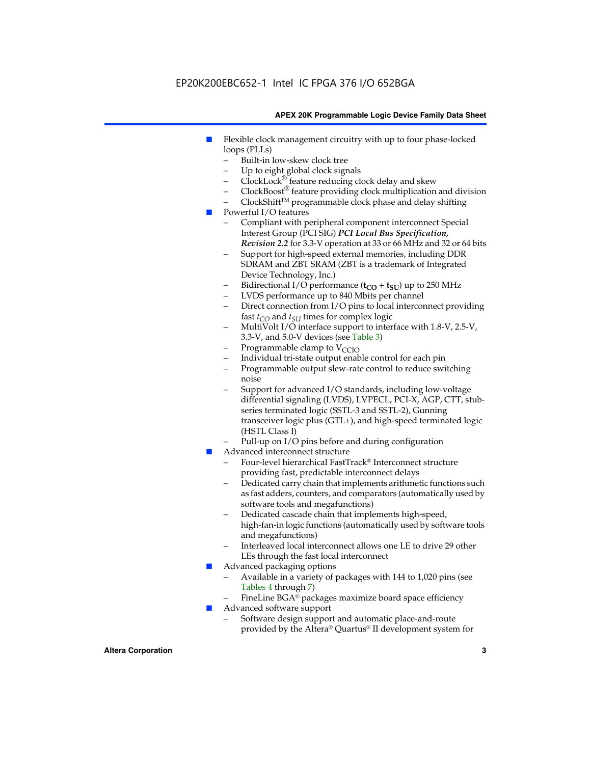- Flexible clock management circuitry with up to four phase-locked loops (PLLs)
  - Built-in low-skew clock tree
  - Up to eight global clock signals
  - ClockLock® feature reducing clock delay and skew
  - ClockBoost® feature providing clock multiplication and division
  - ClockShift™ programmable clock phase and delay shifting
- Powerful I/O features
  - Compliant with peripheral component interconnect Special Interest Group (PCI SIG) ***PCI Local Bus Specification, Revision 2.2*** for 3.3-V operation at 33 or 66 MHz and 32 or 64 bits
  - Support for high-speed external memories, including DDR SDRAM and ZBT SRAM (ZBT is a trademark of Integrated Device Technology, Inc.)
  - Bidirectional I/O performance ($\mathbf{t_{CO}} + \mathbf{t_{SU}}$) up to 250 MHz
  - LVDS performance up to 840 Mbits per channel
  - Direct connection from I/O pins to local interconnect providing fast $t_{CO}$ and $t_{SU}$ times for complex logic
  - MultiVolt I/O interface support to interface with 1.8-V, 2.5-V, 3.3-V, and 5.0-V devices (see Table 3)
  - Programmable clamp to $V_{CCIO}$
  - Individual tri-state output enable control for each pin
  - Programmable output slew-rate control to reduce switching noise
  - Support for advanced I/O standards, including low-voltage differential signaling (LVDS), LVPECL, PCI-X, AGP, CTT, stub-series terminated logic (SSTL-3 and SSTL-2), Gunning transceiver logic plus (GTL+), and high-speed terminated logic (HSTL Class I)
  - Pull-up on I/O pins before and during configuration
- Advanced interconnect structure
  - Four-level hierarchical FastTrack® Interconnect structure providing fast, predictable interconnect delays
  - Dedicated carry chain that implements arithmetic functions such as fast adders, counters, and comparators (automatically used by software tools and megafunctions)
  - Dedicated cascade chain that implements high-speed, high-fan-in logic functions (automatically used by software tools and megafunctions)
  - Interleaved local interconnect allows one LE to drive 29 other LEs through the fast local interconnect
- Advanced packaging options
  - Available in a variety of packages with 144 to 1,020 pins (see Tables 4 through 7)
  - FineLine BGA® packages maximize board space efficiency
- Advanced software support
  - Software design support and automatic place-and-route provided by the Altera® Quartus® II development system for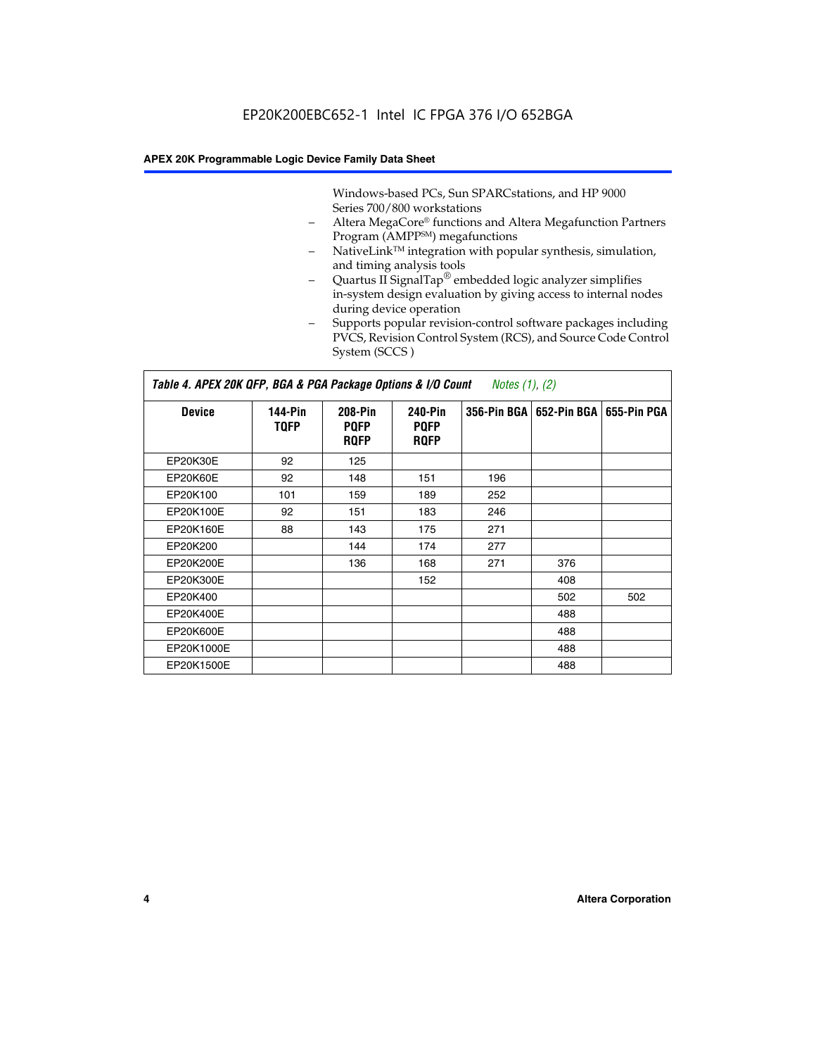Windows-based PCs, Sun SPARCstations, and HP 9000 Series 700/800 workstations

- Altera MegaCore® functions and Altera Megafunction Partners Program (AMPP℠) megafunctions
- NativeLink™ integration with popular synthesis, simulation, and timing analysis tools
- Quartus II SignalTap® embedded logic analyzer simplifies in-system design evaluation by giving access to internal nodes during device operation
- Supports popular revision-control software packages including PVCS, Revision Control System (RCS), and Source Code Control System (SCCS )

**Table 4. APEX 20K QFP, BGA & PGA Package Options & I/O Count** *Notes (1), (2)*

| Device | 144-Pin TQFP | 208-Pin PQFP RQFP | 240-Pin PQFP RQFP | 356-Pin BGA | 652-Pin BGA | 655-Pin PGA |
|---|---|---|---|---|---|---|
| EP20K30E | 92 | 125 | | | | |
| EP20K60E | 92 | 148 | 151 | 196 | | |
| EP20K100 | 101 | 159 | 189 | 252 | | |
| EP20K100E | 92 | 151 | 183 | 246 | | |
| EP20K160E | 88 | 143 | 175 | 271 | | |
| EP20K200 | | 144 | 174 | 277 | | |
| EP20K200E | | 136 | 168 | 271 | 376 | |
| EP20K300E | | | 152 | | 408 | |
| EP20K400 | | | | | 502 | 502 |
| EP20K400E | | | | | 488 | |
| EP20K600E | | | | | 488 | |
| EP20K1000E | | | | | 488 | |
| EP20K1500E | | | | | 488 | |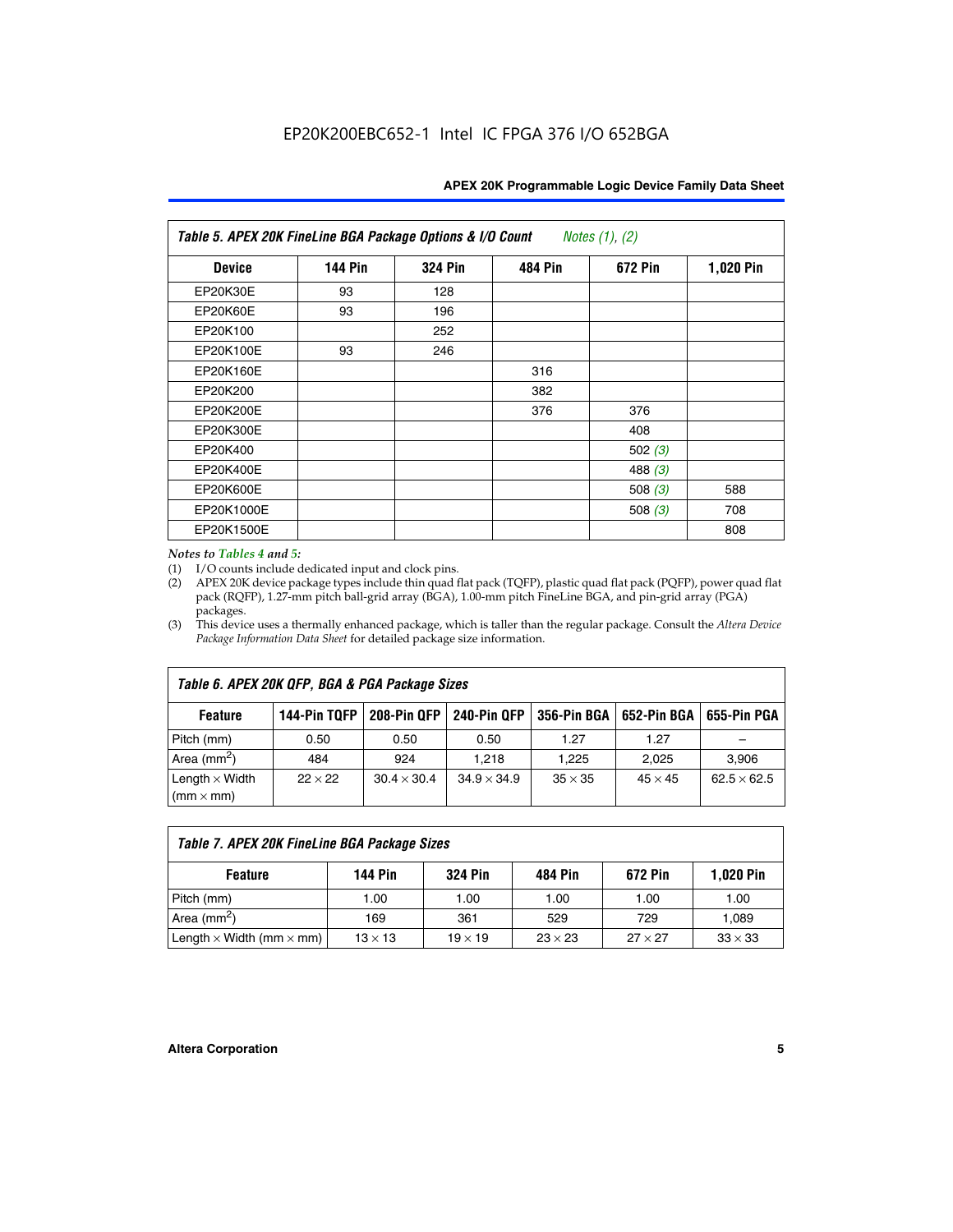EP20K200EBC652-1 Intel IC FPGA 376 I/O 652BGA

| Table 5. APEX 20K FineLine BGA Package Options & I/O Count *Notes (1), (2)* | | | | | |
|---|---|---|---|---|---|
| **Device** | **144 Pin** | **324 Pin** | **484 Pin** | **672 Pin** | **1,020 Pin** |
| EP20K30E | 93 | 128 | | | |
| EP20K60E | 93 | 196 | | | |
| EP20K100 | | 252 | | | |
| EP20K100E | 93 | 246 | | | |
| EP20K160E | | | 316 | | |
| EP20K200 | | | 382 | | |
| EP20K200E | | | 376 | 376 | |
| EP20K300E | | | | 408 | |
| EP20K400 | | | | 502 *(3)* | |
| EP20K400E | | | | 488 *(3)* | |
| EP20K600E | | | | 508 *(3)* | 588 |
| EP20K1000E | | | | 508 *(3)* | 708 |
| EP20K1500E | | | | | 808 |

*Notes to Tables 4 and 5:*

(1) I/O counts include dedicated input and clock pins.

(2) APEX 20K device package types include thin quad flat pack (TQFP), plastic quad flat pack (PQFP), power quad flat pack (RQFP), 1.27-mm pitch ball-grid array (BGA), 1.00-mm pitch FineLine BGA, and pin-grid array (PGA) packages.

(3) This device uses a thermally enhanced package, which is taller than the regular package. Consult the *Altera Device Package Information Data Sheet* for detailed package size information.

| Table 6. APEX 20K QFP, BGA & PGA Package Sizes | | | | | | |
|---|---|---|---|---|---|---|
| **Feature** | **144-Pin TQFP** | **208-Pin QFP** | **240-Pin QFP** | **356-Pin BGA** | **652-Pin BGA** | **655-Pin PGA** |
| Pitch (mm) | 0.50 | 0.50 | 0.50 | 1.27 | 1.27 | – |
| Area ($mm^2$) | 484 | 924 | 1,218 | 1,225 | 2,025 | 3,906 |
| Length × Width (mm × mm) | 22 × 22 | 30.4 × 30.4 | 34.9 × 34.9 | 35 × 35 | 45 × 45 | 62.5 × 62.5 |

| Table 7. APEX 20K FineLine BGA Package Sizes | | | | | |
|---|---|---|---|---|---|
| **Feature** | **144 Pin** | **324 Pin** | **484 Pin** | **672 Pin** | **1,020 Pin** |
| Pitch (mm) | 1.00 | 1.00 | 1.00 | 1.00 | 1.00 |
| Area ($mm^2$) | 169 | 361 | 529 | 729 | 1,089 |
| Length × Width (mm × mm) | 13 × 13 | 19 × 19 | 23 × 23 | 27 × 27 | 33 × 33 |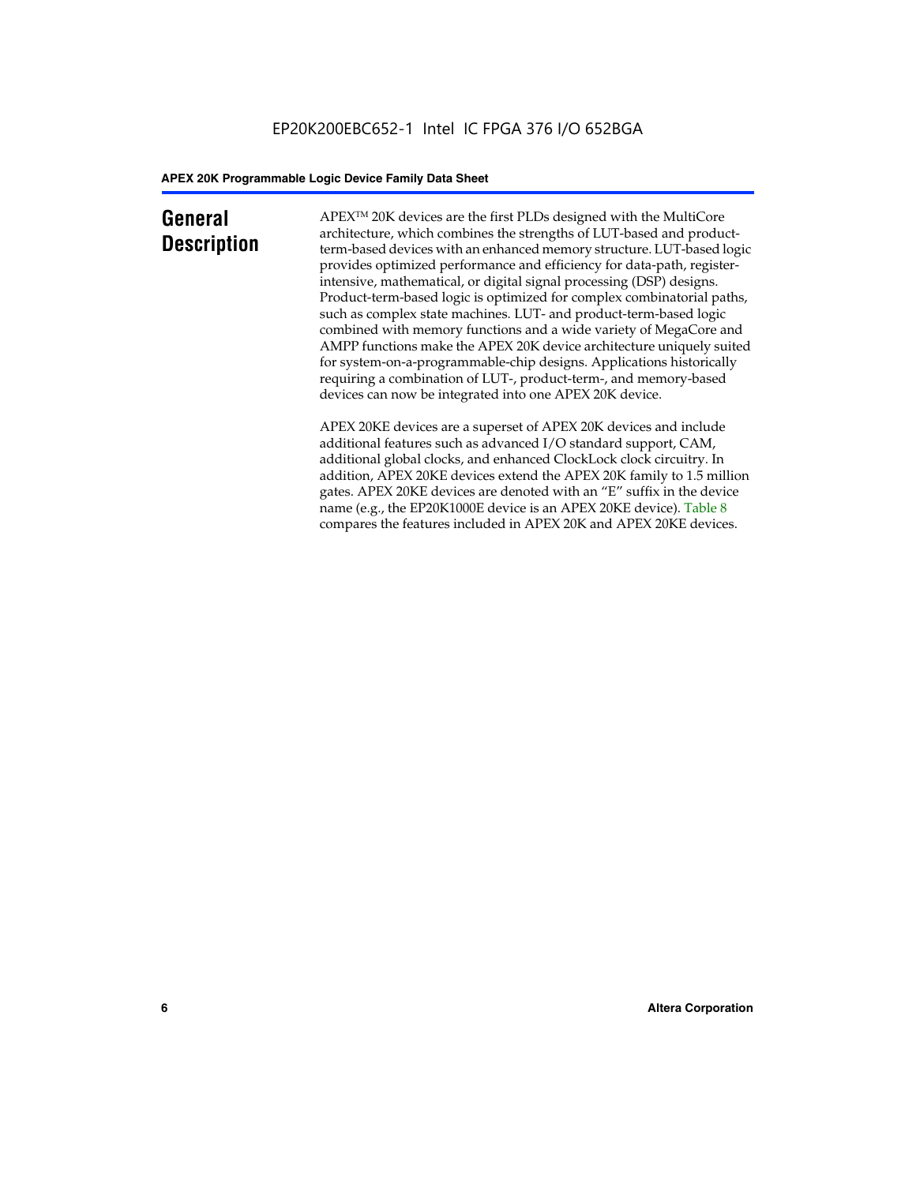# General Description

APEX™ 20K devices are the first PLDs designed with the MultiCore architecture, which combines the strengths of LUT-based and product-term-based devices with an enhanced memory structure. LUT-based logic provides optimized performance and efficiency for data-path, register-intensive, mathematical, or digital signal processing (DSP) designs. Product-term-based logic is optimized for complex combinatorial paths, such as complex state machines. LUT- and product-term-based logic combined with memory functions and a wide variety of MegaCore and AMPP functions make the APEX 20K device architecture uniquely suited for system-on-a-programmable-chip designs. Applications historically requiring a combination of LUT-, product-term-, and memory-based devices can now be integrated into one APEX 20K device.

APEX 20KE devices are a superset of APEX 20K devices and include additional features such as advanced I/O standard support, CAM, additional global clocks, and enhanced ClockLock clock circuitry. In addition, APEX 20KE devices extend the APEX 20K family to 1.5 million gates. APEX 20KE devices are denoted with an "E" suffix in the device name (e.g., the EP20K1000E device is an APEX 20KE device). Table 8 compares the features included in APEX 20K and APEX 20KE devices.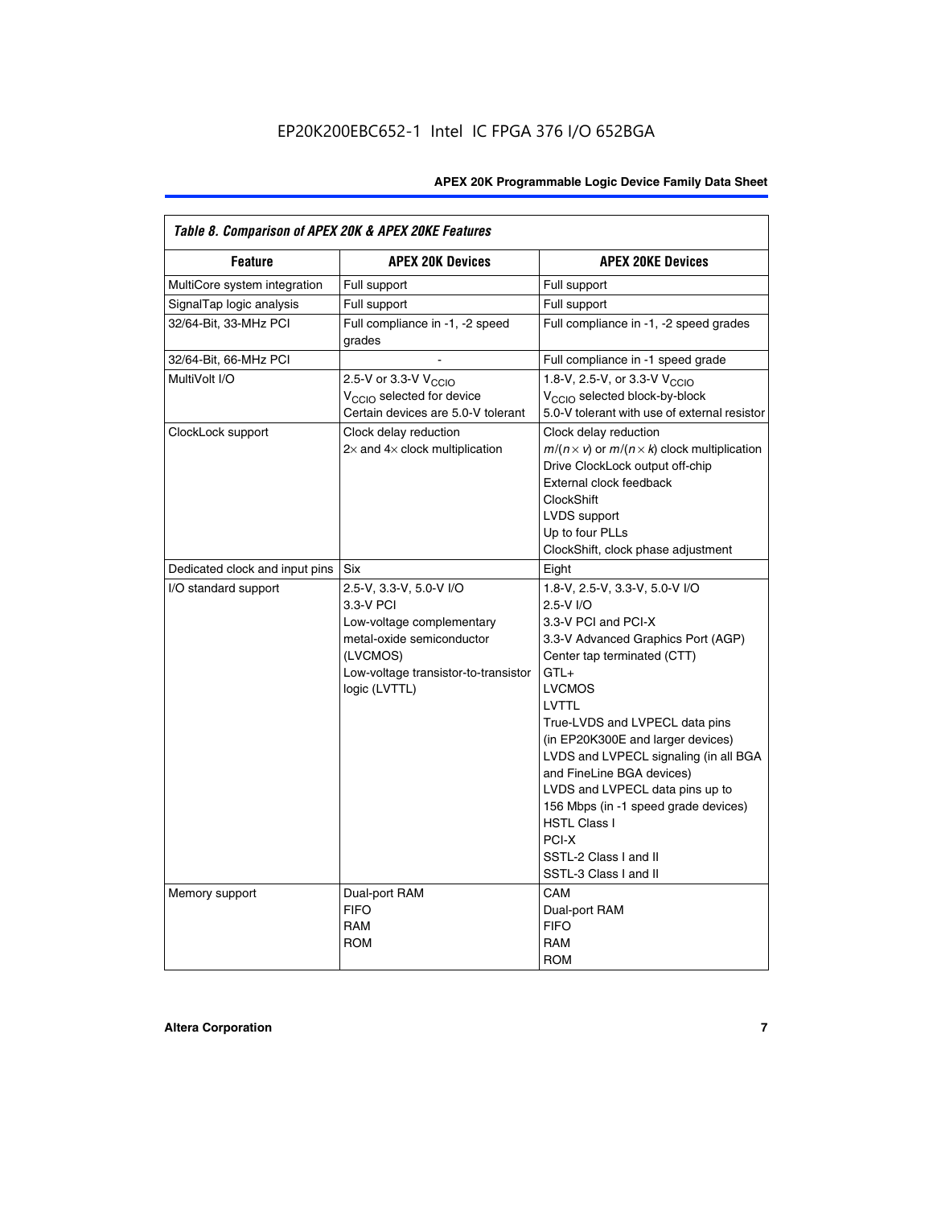Table 8. Comparison of APEX 20K & APEX 20KE Features

| Feature | APEX 20K Devices | APEX 20KE Devices |
|---|---|---|
| MultiCore system integration | Full support | Full support |
| SignalTap logic analysis | Full support | Full support |
| 32/64-Bit, 33-MHz PCI | Full compliance in -1, -2 speed grades | Full compliance in -1, -2 speed grades |
| 32/64-Bit, 66-MHz PCI | - | Full compliance in -1 speed grade |
| MultiVolt I/O | 2.5-V or 3.3-V $V_{CCIO}$<br>$V_{CCIO}$ selected for device<br>Certain devices are 5.0-V tolerant | 1.8-V, 2.5-V, or 3.3-V $V_{CCIO}$<br>$V_{CCIO}$ selected block-by-block<br>5.0-V tolerant with use of external resistor |
| ClockLock support | Clock delay reduction<br>2× and 4× clock multiplication | Clock delay reduction<br>$m/(n \times v)$ or $m/(n \times k)$ clock multiplication<br>Drive ClockLock output off-chip<br>External clock feedback<br>ClockShift<br>LVDS support<br>Up to four PLLs<br>ClockShift, clock phase adjustment |
| Dedicated clock and input pins | Six | Eight |
| I/O standard support | 2.5-V, 3.3-V, 5.0-V I/O<br>3.3-V PCI<br>Low-voltage complementary metal-oxide semiconductor (LVCMOS)<br>Low-voltage transistor-to-transistor logic (LVTTL) | 1.8-V, 2.5-V, 3.3-V, 5.0-V I/O<br>2.5-V I/O<br>3.3-V PCI and PCI-X<br>3.3-V Advanced Graphics Port (AGP)<br>Center tap terminated (CTT)<br>GTL+<br>LVCMOS<br>LVTTL<br>True-LVDS and LVPECL data pins (in EP20K300E and larger devices)<br>LVDS and LVPECL signaling (in all BGA and FineLine BGA devices)<br>LVDS and LVPECL data pins up to 156 Mbps (in -1 speed grade devices)<br>HSTL Class I<br>PCI-X<br>SSTL-2 Class I and II<br>SSTL-3 Class I and II |
| Memory support | Dual-port RAM<br>FIFO<br>RAM<br>ROM | CAM<br>Dual-port RAM<br>FIFO<br>RAM<br>ROM |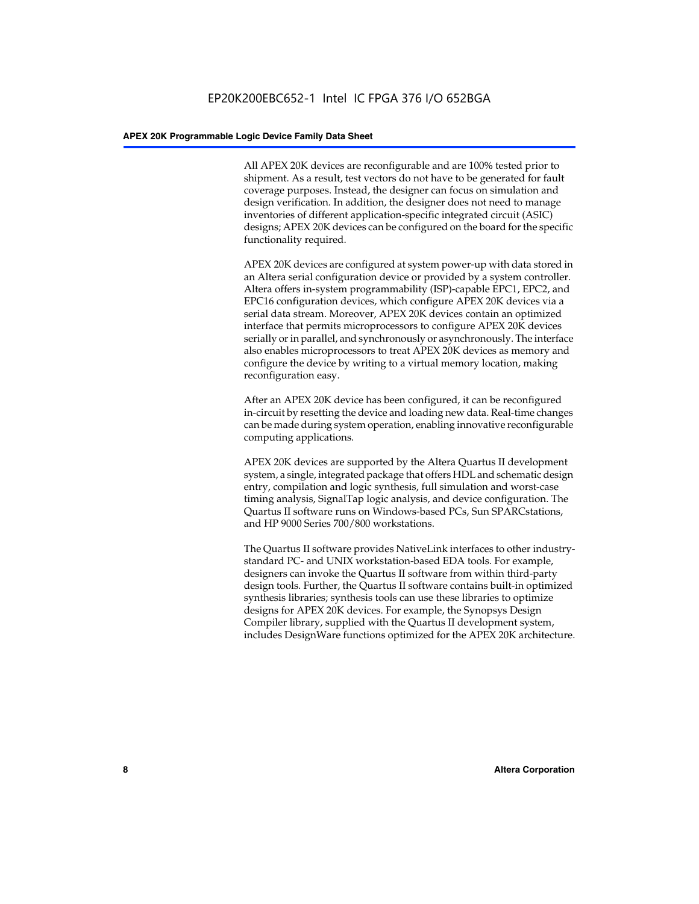All APEX 20K devices are reconfigurable and are 100% tested prior to shipment. As a result, test vectors do not have to be generated for fault coverage purposes. Instead, the designer can focus on simulation and design verification. In addition, the designer does not need to manage inventories of different application-specific integrated circuit (ASIC) designs; APEX 20K devices can be configured on the board for the specific functionality required.

APEX 20K devices are configured at system power-up with data stored in an Altera serial configuration device or provided by a system controller. Altera offers in-system programmability (ISP)-capable EPC1, EPC2, and EPC16 configuration devices, which configure APEX 20K devices via a serial data stream. Moreover, APEX 20K devices contain an optimized interface that permits microprocessors to configure APEX 20K devices serially or in parallel, and synchronously or asynchronously. The interface also enables microprocessors to treat APEX 20K devices as memory and configure the device by writing to a virtual memory location, making reconfiguration easy.

After an APEX 20K device has been configured, it can be reconfigured in-circuit by resetting the device and loading new data. Real-time changes can be made during system operation, enabling innovative reconfigurable computing applications.

APEX 20K devices are supported by the Altera Quartus II development system, a single, integrated package that offers HDL and schematic design entry, compilation and logic synthesis, full simulation and worst-case timing analysis, SignalTap logic analysis, and device configuration. The Quartus II software runs on Windows-based PCs, Sun SPARCstations, and HP 9000 Series 700/800 workstations.

The Quartus II software provides NativeLink interfaces to other industry-standard PC- and UNIX workstation-based EDA tools. For example, designers can invoke the Quartus II software from within third-party design tools. Further, the Quartus II software contains built-in optimized synthesis libraries; synthesis tools can use these libraries to optimize designs for APEX 20K devices. For example, the Synopsys Design Compiler library, supplied with the Quartus II development system, includes DesignWare functions optimized for the APEX 20K architecture.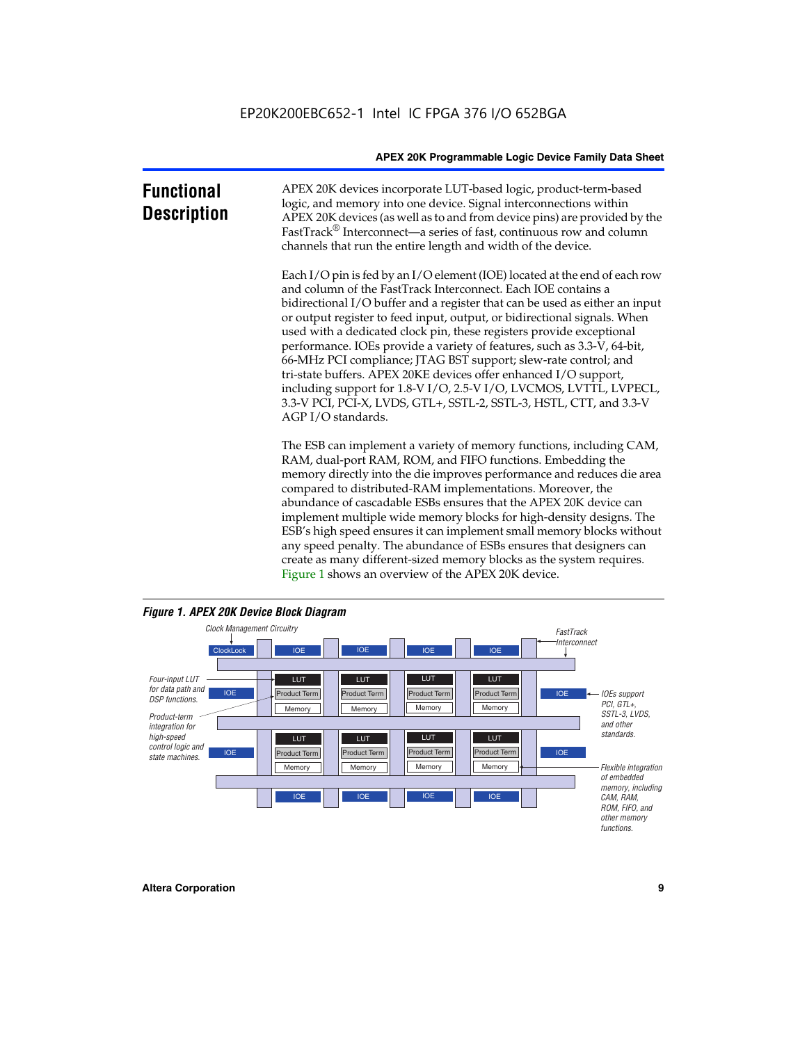# Functional Description

APEX 20K devices incorporate LUT-based logic, product-term-based logic, and memory into one device. Signal interconnections within APEX 20K devices (as well as to and from device pins) are provided by the FastTrack® Interconnect—a series of fast, continuous row and column channels that run the entire length and width of the device.

Each I/O pin is fed by an I/O element (IOE) located at the end of each row and column of the FastTrack Interconnect. Each IOE contains a bidirectional I/O buffer and a register that can be used as either an input or output register to feed input, output, or bidirectional signals. When used with a dedicated clock pin, these registers provide exceptional performance. IOEs provide a variety of features, such as 3.3-V, 64-bit, 66-MHz PCI compliance; JTAG BST support; slew-rate control; and tri-state buffers. APEX 20KE devices offer enhanced I/O support, including support for 1.8-V I/O, 2.5-V I/O, LVCMOS, LVTTL, LVPECL, 3.3-V PCI, PCI-X, LVDS, GTL+, SSTL-2, SSTL-3, HSTL, CTT, and 3.3-V AGP I/O standards.

The ESB can implement a variety of memory functions, including CAM, RAM, dual-port RAM, ROM, and FIFO functions. Embedding the memory directly into the die improves performance and reduces die area compared to distributed-RAM implementations. Moreover, the abundance of cascadable ESBs ensures that the APEX 20K device can implement multiple wide memory blocks for high-density designs. The ESB's high speed ensures it can implement small memory blocks without any speed penalty. The abundance of ESBs ensures that designers can create as many different-sized memory blocks as the system requires. Figure 1 shows an overview of the APEX 20K device.

***Figure 1. APEX 20K Device Block Diagram***

Clock Management Circuitry · ClockLock · IOE · LUT · Product Term · Memory · FastTrack Interconnect

Four-input LUT for data path and DSP functions.

Product-term integration for high-speed control logic and state machines.

IOEs support PCI, GTL+, SSTL-3, LVDS, and other standards.

Flexible integration of embedded memory, including CAM, RAM, ROM, FIFO, and other memory functions.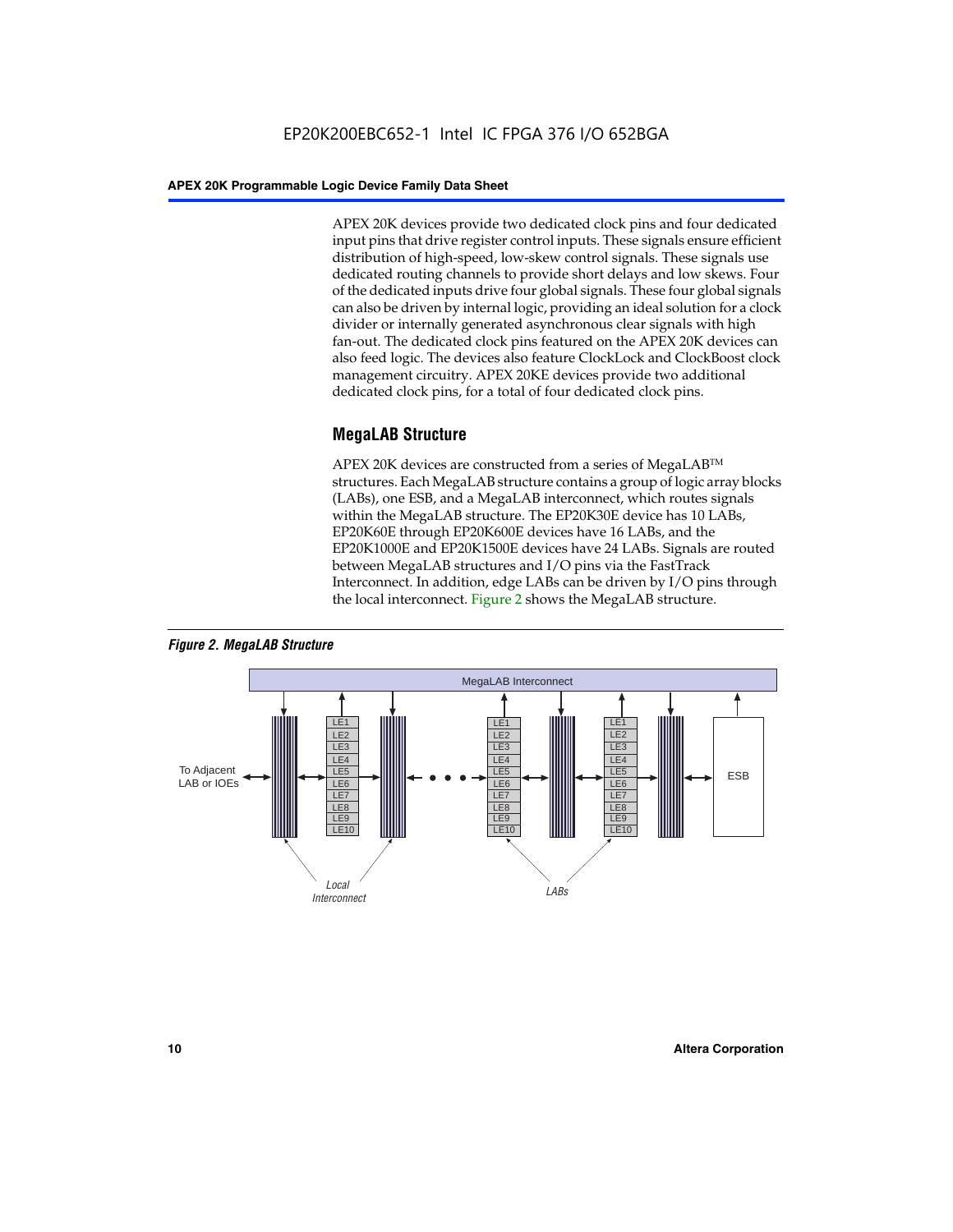APEX 20K devices provide two dedicated clock pins and four dedicated input pins that drive register control inputs. These signals ensure efficient distribution of high-speed, low-skew control signals. These signals use dedicated routing channels to provide short delays and low skews. Four of the dedicated inputs drive four global signals. These four global signals can also be driven by internal logic, providing an ideal solution for a clock divider or internally generated asynchronous clear signals with high fan-out. The dedicated clock pins featured on the APEX 20K devices can also feed logic. The devices also feature ClockLock and ClockBoost clock management circuitry. APEX 20KE devices provide two additional dedicated clock pins, for a total of four dedicated clock pins.

## MegaLAB Structure

APEX 20K devices are constructed from a series of MegaLAB™ structures. Each MegaLAB structure contains a group of logic array blocks (LABs), one ESB, and a MegaLAB interconnect, which routes signals within the MegaLAB structure. The EP20K30E device has 10 LABs, EP20K60E through EP20K600E devices have 16 LABs, and the EP20K1000E and EP20K1500E devices have 24 LABs. Signals are routed between MegaLAB structures and I/O pins via the FastTrack Interconnect. In addition, edge LABs can be driven by I/O pins through the local interconnect. Figure 2 shows the MegaLAB structure.

*Figure 2. MegaLAB Structure*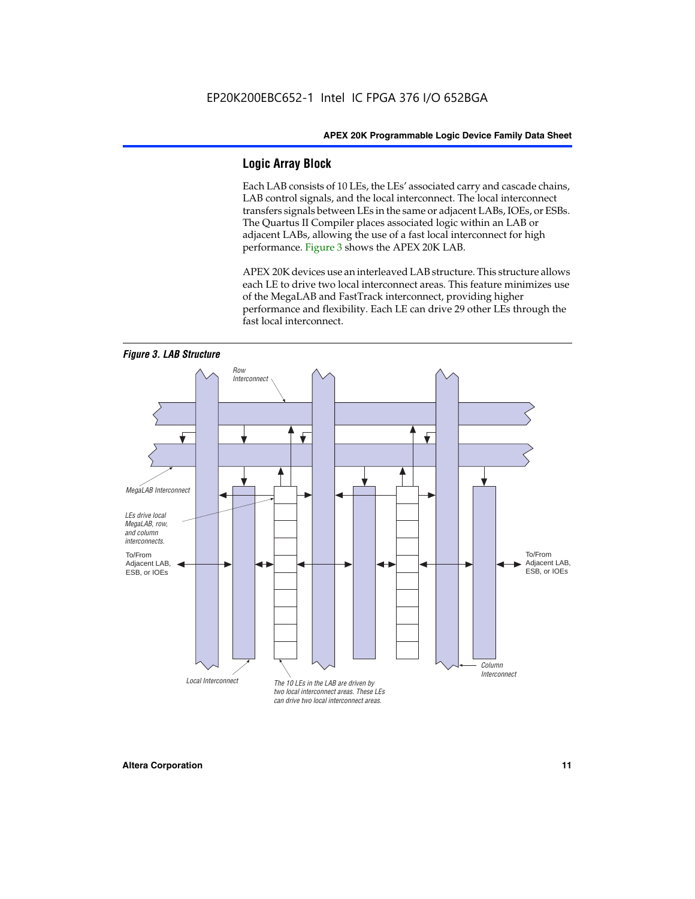## Logic Array Block

Each LAB consists of 10 LEs, the LEs' associated carry and cascade chains, LAB control signals, and the local interconnect. The local interconnect transfers signals between LEs in the same or adjacent LABs, IOEs, or ESBs. The Quartus II Compiler places associated logic within an LAB or adjacent LABs, allowing the use of a fast local interconnect for high performance. Figure 3 shows the APEX 20K LAB.

APEX 20K devices use an interleaved LAB structure. This structure allows each LE to drive two local interconnect areas. This feature minimizes use of the MegaLAB and FastTrack interconnect, providing higher performance and flexibility. Each LE can drive 29 other LEs through the fast local interconnect.

*Figure 3. LAB Structure*

Row Interconnect

MegaLAB Interconnect

LEs drive local MegaLAB, row, and column interconnects.

To/From Adjacent LAB, ESB, or IOEs

To/From Adjacent LAB, ESB, or IOEs

Column Interconnect

Local Interconnect

The 10 LEs in the LAB are driven by two local interconnect areas. These LEs can drive two local interconnect areas.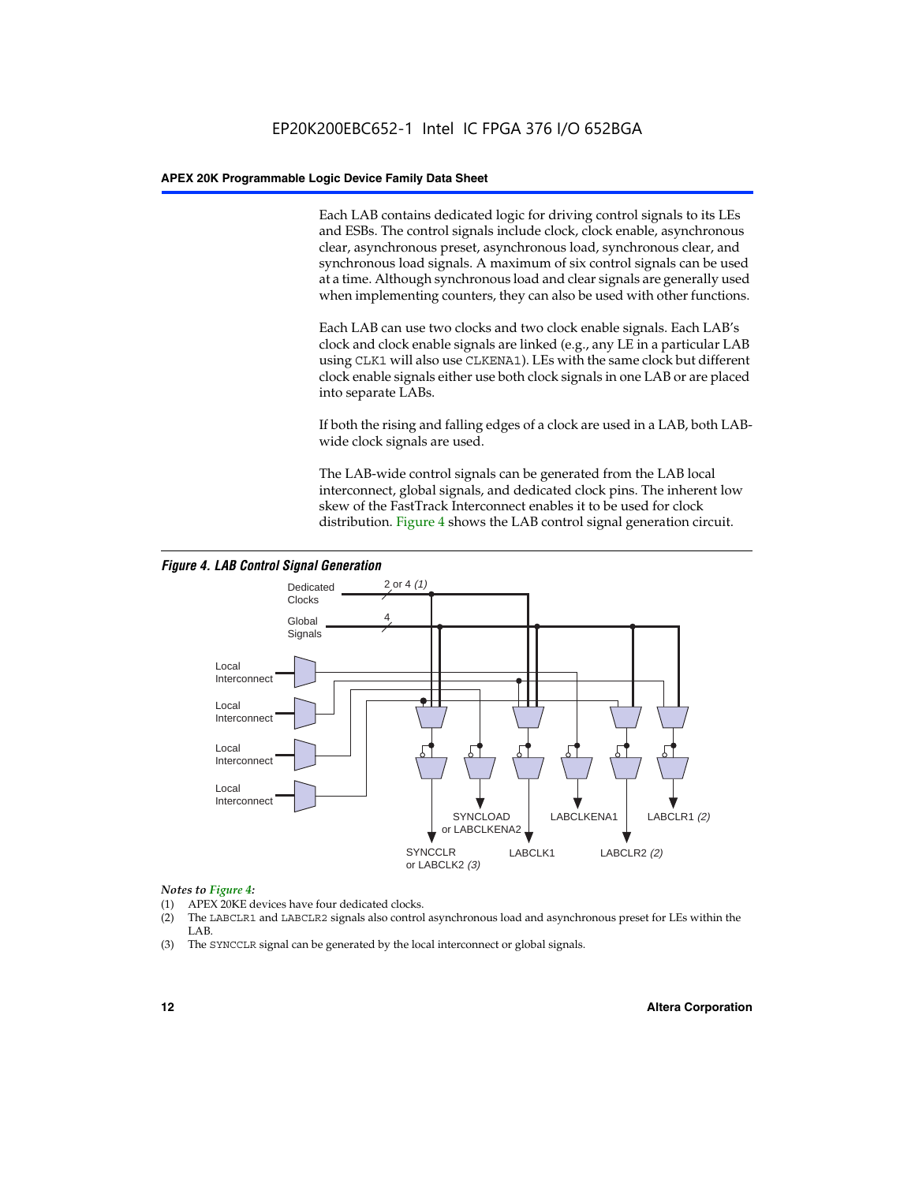Each LAB contains dedicated logic for driving control signals to its LEs and ESBs. The control signals include clock, clock enable, asynchronous clear, asynchronous preset, asynchronous load, synchronous clear, and synchronous load signals. A maximum of six control signals can be used at a time. Although synchronous load and clear signals are generally used when implementing counters, they can also be used with other functions.

Each LAB can use two clocks and two clock enable signals. Each LAB's clock and clock enable signals are linked (e.g., any LE in a particular LAB using `CLK1` will also use `CLKENA1`). LEs with the same clock but different clock enable signals either use both clock signals in one LAB or are placed into separate LABs.

If both the rising and falling edges of a clock are used in a LAB, both LAB-wide clock signals are used.

The LAB-wide control signals can be generated from the LAB local interconnect, global signals, and dedicated clock pins. The inherent low skew of the FastTrack Interconnect enables it to be used for clock distribution. Figure 4 shows the LAB control signal generation circuit.

***Figure 4. LAB Control Signal Generation***

Dedicated Clocks — 2 or 4 *(1)*

Global Signals — 4

Local Interconnect

Local Interconnect

Local Interconnect

Local Interconnect

SYNCCLR or LABCLK2 *(3)*

SYNCLOAD or LABCLKENA2

LABCLK1

LABCLKENA1

LABCLR2 *(2)*

LABCLR1 *(2)*

*Notes to Figure 4:*

(1) APEX 20KE devices have four dedicated clocks.

(2) The `LABCLR1` and `LABCLR2` signals also control asynchronous load and asynchronous preset for LEs within the LAB.

(3) The `SYNCCLR` signal can be generated by the local interconnect or global signals.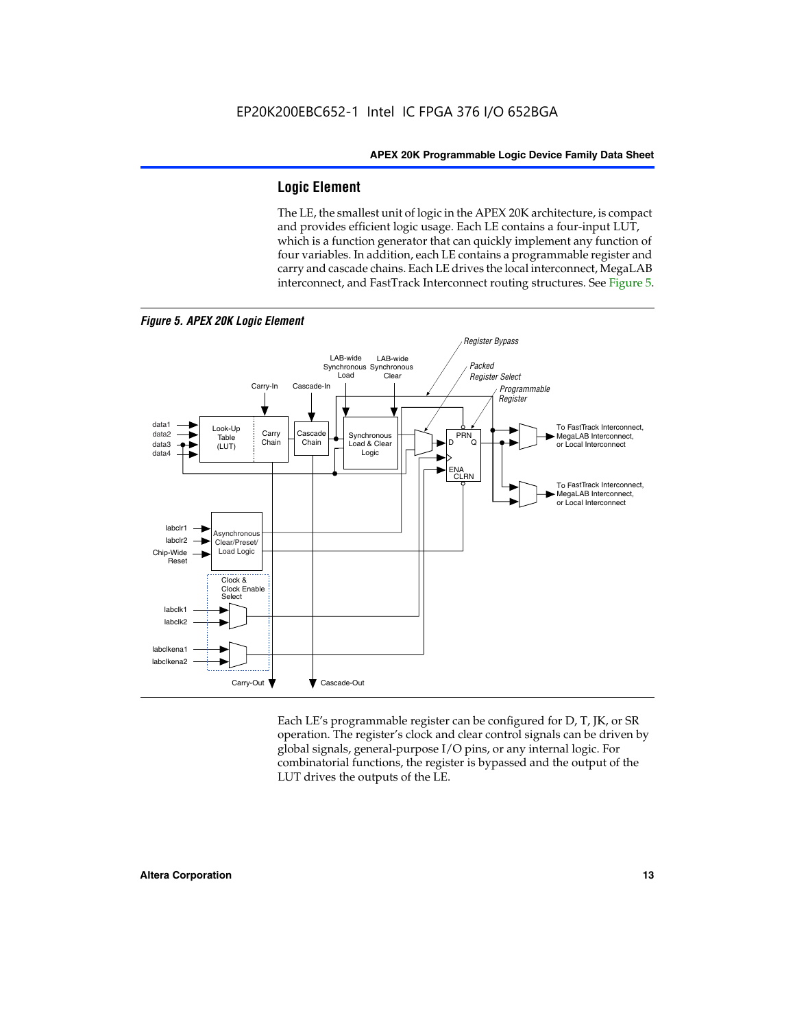## Logic Element

The LE, the smallest unit of logic in the APEX 20K architecture, is compact and provides efficient logic usage. Each LE contains a four-input LUT, which is a function generator that can quickly implement any function of four variables. In addition, each LE contains a programmable register and carry and cascade chains. Each LE drives the local interconnect, MegaLAB interconnect, and FastTrack Interconnect routing structures. See Figure 5.

*Figure 5. APEX 20K Logic Element*

Each LE's programmable register can be configured for D, T, JK, or SR operation. The register's clock and clear control signals can be driven by global signals, general-purpose I/O pins, or any internal logic. For combinatorial functions, the register is bypassed and the output of the LUT drives the outputs of the LE.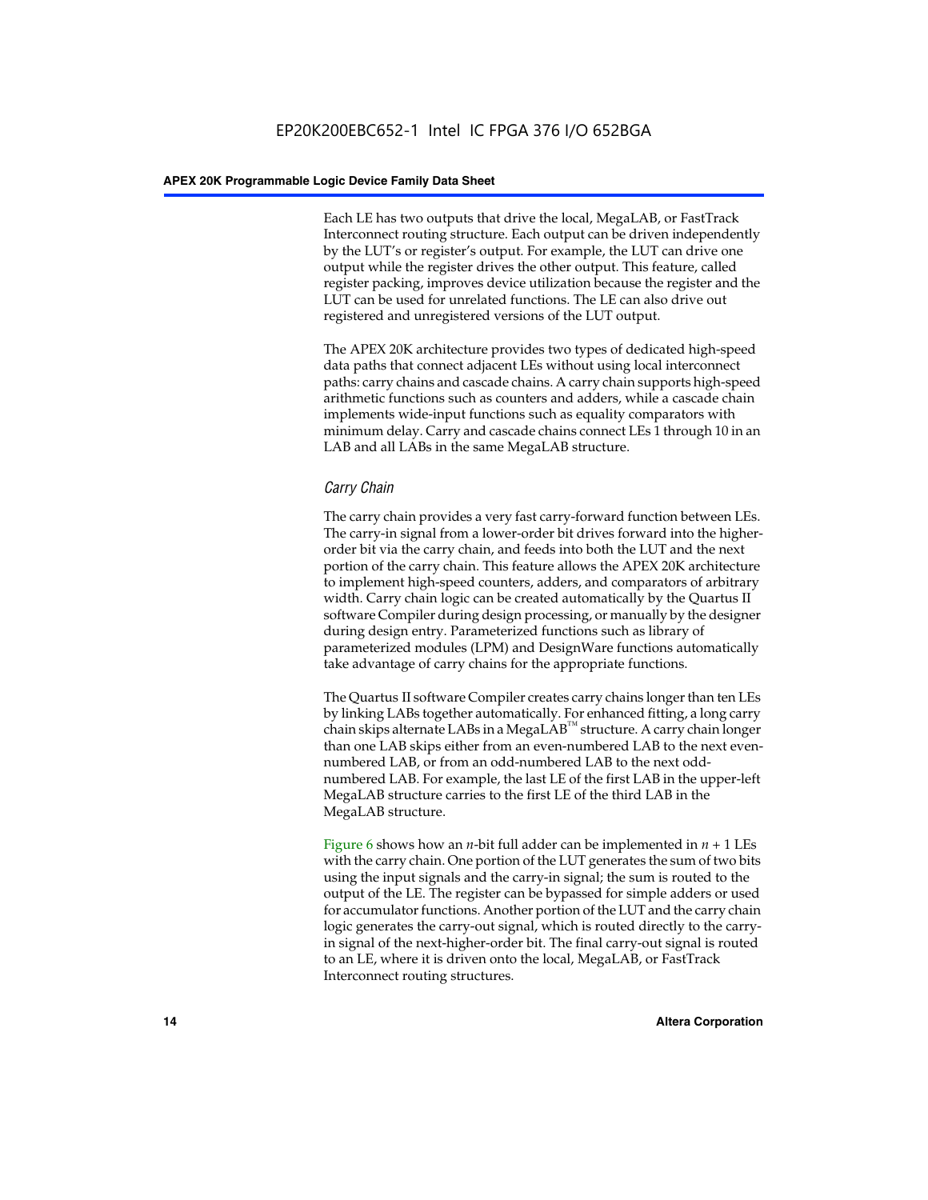Each LE has two outputs that drive the local, MegaLAB, or FastTrack Interconnect routing structure. Each output can be driven independently by the LUT's or register's output. For example, the LUT can drive one output while the register drives the other output. This feature, called register packing, improves device utilization because the register and the LUT can be used for unrelated functions. The LE can also drive out registered and unregistered versions of the LUT output.

The APEX 20K architecture provides two types of dedicated high-speed data paths that connect adjacent LEs without using local interconnect paths: carry chains and cascade chains. A carry chain supports high-speed arithmetic functions such as counters and adders, while a cascade chain implements wide-input functions such as equality comparators with minimum delay. Carry and cascade chains connect LEs 1 through 10 in an LAB and all LABs in the same MegaLAB structure.

### *Carry Chain*

The carry chain provides a very fast carry-forward function between LEs. The carry-in signal from a lower-order bit drives forward into the higher-order bit via the carry chain, and feeds into both the LUT and the next portion of the carry chain. This feature allows the APEX 20K architecture to implement high-speed counters, adders, and comparators of arbitrary width. Carry chain logic can be created automatically by the Quartus II software Compiler during design processing, or manually by the designer during design entry. Parameterized functions such as library of parameterized modules (LPM) and DesignWare functions automatically take advantage of carry chains for the appropriate functions.

The Quartus II software Compiler creates carry chains longer than ten LEs by linking LABs together automatically. For enhanced fitting, a long carry chain skips alternate LABs in a MegaLAB™ structure. A carry chain longer than one LAB skips either from an even-numbered LAB to the next even-numbered LAB, or from an odd-numbered LAB to the next odd-numbered LAB. For example, the last LE of the first LAB in the upper-left MegaLAB structure carries to the first LE of the third LAB in the MegaLAB structure.

Figure 6 shows how an $n$-bit full adder can be implemented in $n + 1$ LEs with the carry chain. One portion of the LUT generates the sum of two bits using the input signals and the carry-in signal; the sum is routed to the output of the LE. The register can be bypassed for simple adders or used for accumulator functions. Another portion of the LUT and the carry chain logic generates the carry-out signal, which is routed directly to the carry-in signal of the next-higher-order bit. The final carry-out signal is routed to an LE, where it is driven onto the local, MegaLAB, or FastTrack Interconnect routing structures.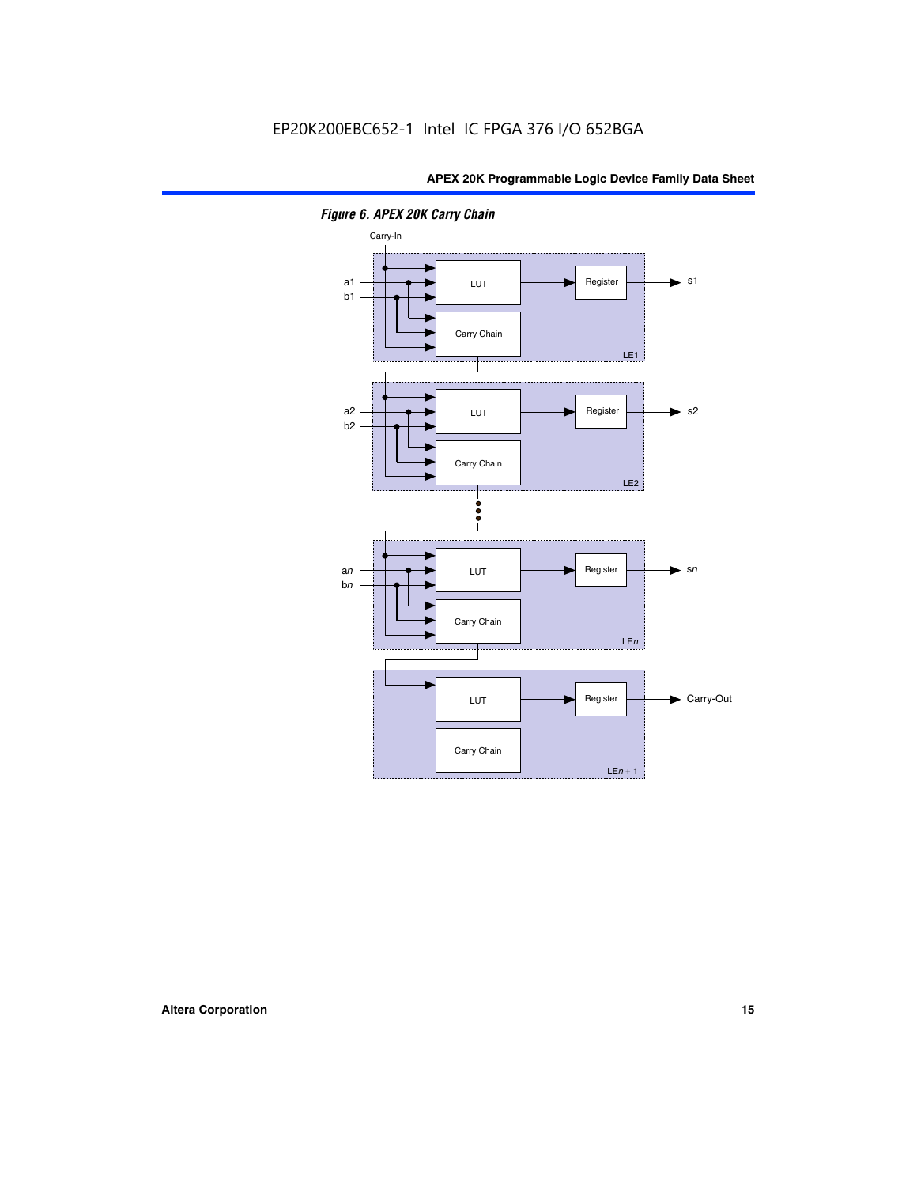*Figure 6. APEX 20K Carry Chain*

Carry-In

a1
b1

LUT

Carry Chain

Register

s1

LE1

a2
b2

LUT

Carry Chain

Register

s2

LE2

an
bn

LUT

Carry Chain

Register

sn

LEn

LUT

Carry Chain

Register

Carry-Out

LEn + 1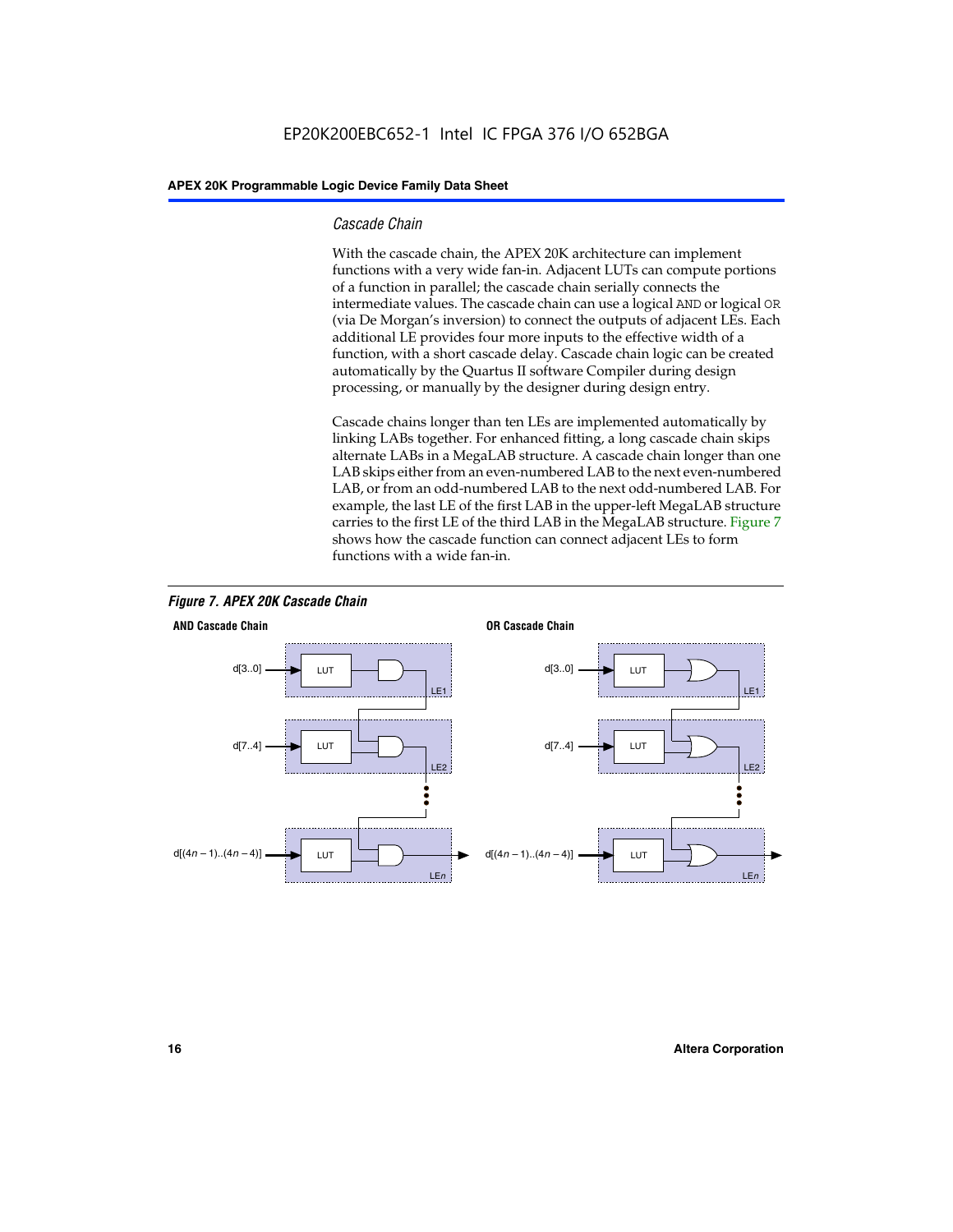### Cascade Chain

With the cascade chain, the APEX 20K architecture can implement functions with a very wide fan-in. Adjacent LUTs can compute portions of a function in parallel; the cascade chain serially connects the intermediate values. The cascade chain can use a logical AND or logical OR (via De Morgan's inversion) to connect the outputs of adjacent LEs. Each additional LE provides four more inputs to the effective width of a function, with a short cascade delay. Cascade chain logic can be created automatically by the Quartus II software Compiler during design processing, or manually by the designer during design entry.

Cascade chains longer than ten LEs are implemented automatically by linking LABs together. For enhanced fitting, a long cascade chain skips alternate LABs in a MegaLAB structure. A cascade chain longer than one LAB skips either from an even-numbered LAB to the next even-numbered LAB, or from an odd-numbered LAB to the next odd-numbered LAB. For example, the last LE of the first LAB in the upper-left MegaLAB structure carries to the first LE of the third LAB in the MegaLAB structure. Figure 7 shows how the cascade function can connect adjacent LEs to form functions with a wide fan-in.

*Figure 7. APEX 20K Cascade Chain*

**AND Cascade Chain**

d[3..0] → LUT → LE1
d[7..4] → LUT → LE2
d[(4n – 1)..(4n – 4)] → LUT → LEn

**OR Cascade Chain**

d[3..0] → LUT → LE1
d[7..4] → LUT → LE2
d[(4n – 1)..(4n – 4)] → LUT → LEn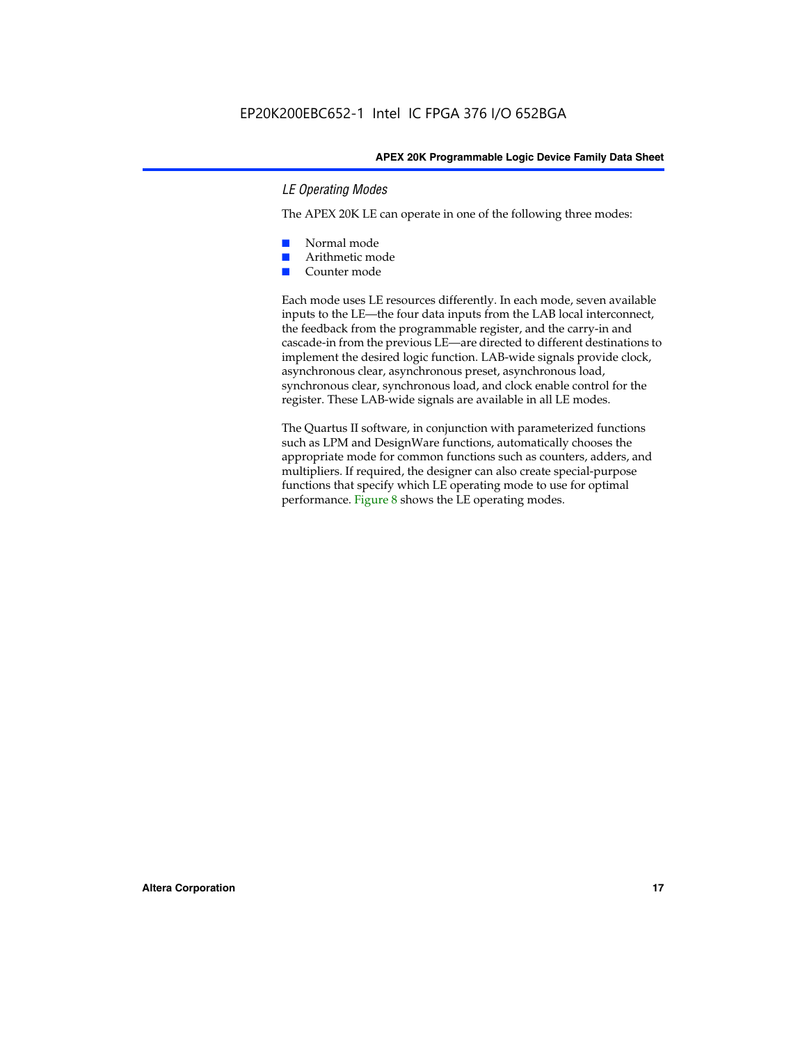### LE Operating Modes

The APEX 20K LE can operate in one of the following three modes:

- Normal mode
- Arithmetic mode
- Counter mode

Each mode uses LE resources differently. In each mode, seven available inputs to the LE—the four data inputs from the LAB local interconnect, the feedback from the programmable register, and the carry-in and cascade-in from the previous LE—are directed to different destinations to implement the desired logic function. LAB-wide signals provide clock, asynchronous clear, asynchronous preset, asynchronous load, synchronous clear, synchronous load, and clock enable control for the register. These LAB-wide signals are available in all LE modes.

The Quartus II software, in conjunction with parameterized functions such as LPM and DesignWare functions, automatically chooses the appropriate mode for common functions such as counters, adders, and multipliers. If required, the designer can also create special-purpose functions that specify which LE operating mode to use for optimal performance. Figure 8 shows the LE operating modes.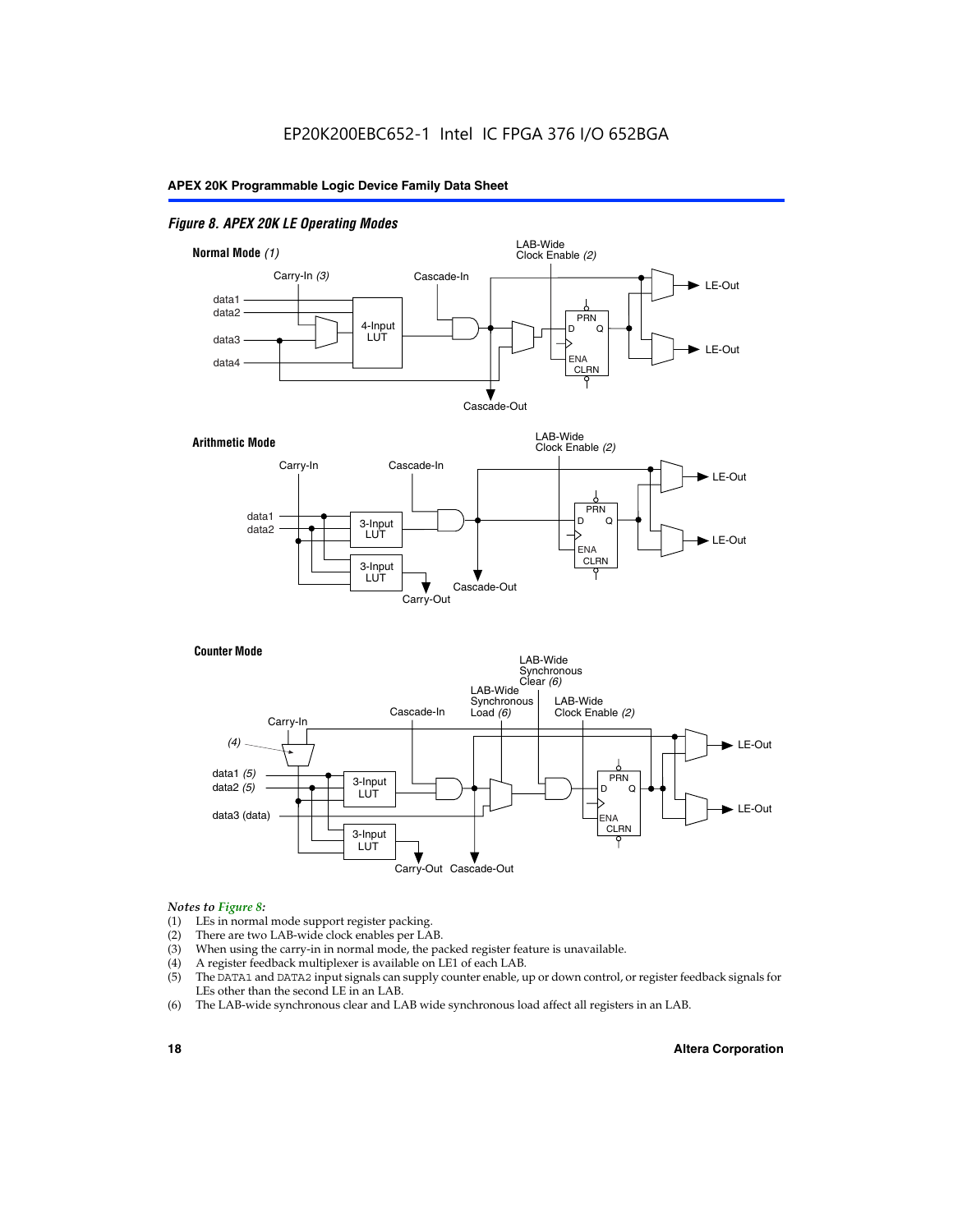*Figure 8. APEX 20K LE Operating Modes*

**Normal Mode** *(1)*

Carry-In *(3)* · Cascade-In · LAB-Wide Clock Enable *(2)* · data1 · data2 · data3 · data4 · 4-Input LUT · PRN · D · Q · ENA · CLRN · LE-Out · LE-Out · Cascade-Out

**Arithmetic Mode**

Carry-In · Cascade-In · LAB-Wide Clock Enable *(2)* · data1 · data2 · 3-Input LUT · 3-Input LUT · PRN · D · Q · ENA · CLRN · LE-Out · LE-Out · Carry-Out · Cascade-Out

**Counter Mode**

Carry-In · *(4)* · Cascade-In · LAB-Wide Synchronous Load *(6)* · LAB-Wide Synchronous Clear *(6)* · LAB-Wide Clock Enable *(2)* · data1 *(5)* · data2 *(5)* · data3 (data) · 3-Input LUT · 3-Input LUT · PRN · D · Q · ENA · CLRN · LE-Out · LE-Out · Carry-Out · Cascade-Out

*Notes to Figure 8:*

(1) LEs in normal mode support register packing.
(2) There are two LAB-wide clock enables per LAB.
(3) When using the carry-in in normal mode, the packed register feature is unavailable.
(4) A register feedback multiplexer is available on LE1 of each LAB.
(5) The DATA1 and DATA2 input signals can supply counter enable, up or down control, or register feedback signals for LEs other than the second LE in an LAB.
(6) The LAB-wide synchronous clear and LAB wide synchronous load affect all registers in an LAB.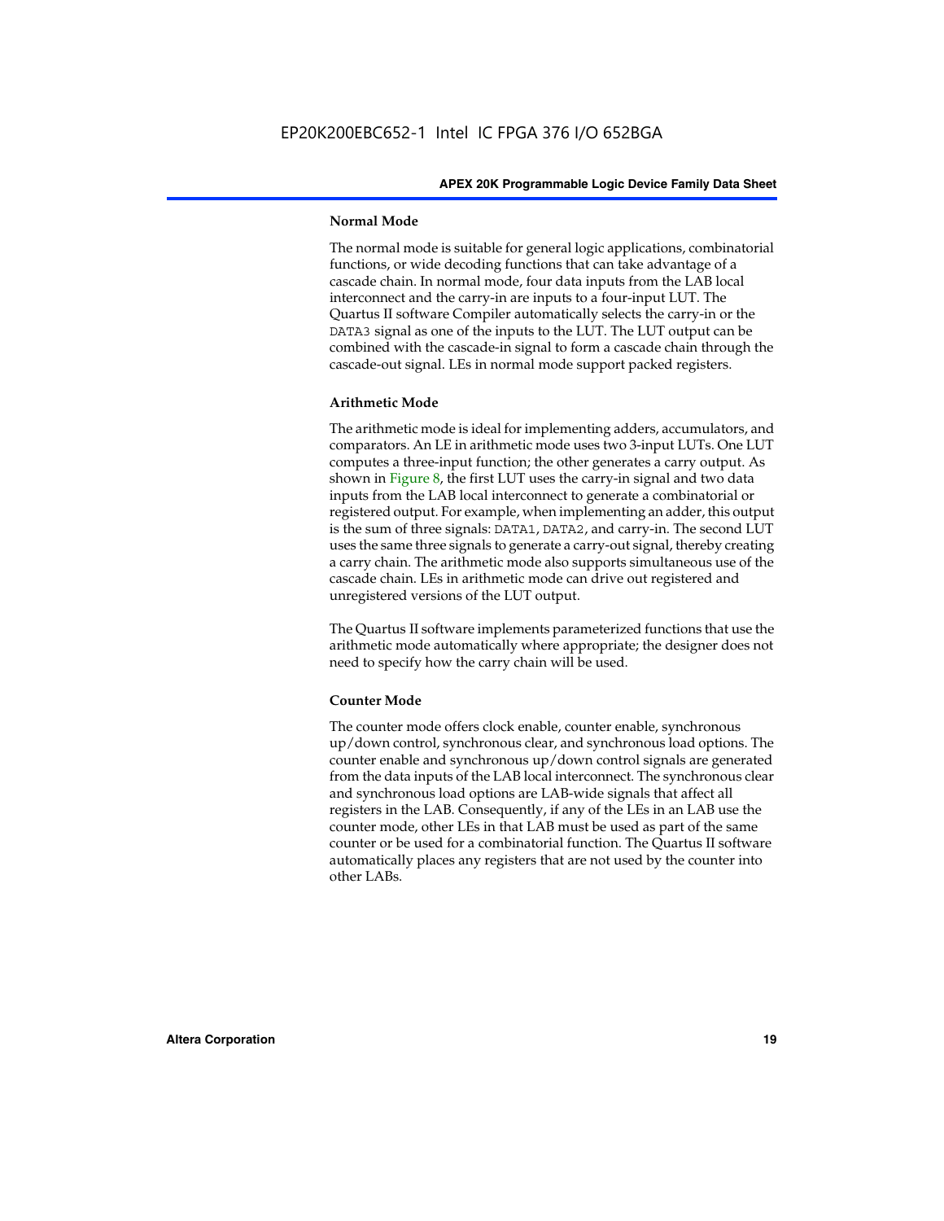#### Normal Mode

The normal mode is suitable for general logic applications, combinatorial functions, or wide decoding functions that can take advantage of a cascade chain. In normal mode, four data inputs from the LAB local interconnect and the carry-in are inputs to a four-input LUT. The Quartus II software Compiler automatically selects the carry-in or the DATA3 signal as one of the inputs to the LUT. The LUT output can be combined with the cascade-in signal to form a cascade chain through the cascade-out signal. LEs in normal mode support packed registers.

#### Arithmetic Mode

The arithmetic mode is ideal for implementing adders, accumulators, and comparators. An LE in arithmetic mode uses two 3-input LUTs. One LUT computes a three-input function; the other generates a carry output. As shown in Figure 8, the first LUT uses the carry-in signal and two data inputs from the LAB local interconnect to generate a combinatorial or registered output. For example, when implementing an adder, this output is the sum of three signals: DATA1, DATA2, and carry-in. The second LUT uses the same three signals to generate a carry-out signal, thereby creating a carry chain. The arithmetic mode also supports simultaneous use of the cascade chain. LEs in arithmetic mode can drive out registered and unregistered versions of the LUT output.

The Quartus II software implements parameterized functions that use the arithmetic mode automatically where appropriate; the designer does not need to specify how the carry chain will be used.

#### Counter Mode

The counter mode offers clock enable, counter enable, synchronous up/down control, synchronous clear, and synchronous load options. The counter enable and synchronous up/down control signals are generated from the data inputs of the LAB local interconnect. The synchronous clear and synchronous load options are LAB-wide signals that affect all registers in the LAB. Consequently, if any of the LEs in an LAB use the counter mode, other LEs in that LAB must be used as part of the same counter or be used for a combinatorial function. The Quartus II software automatically places any registers that are not used by the counter into other LABs.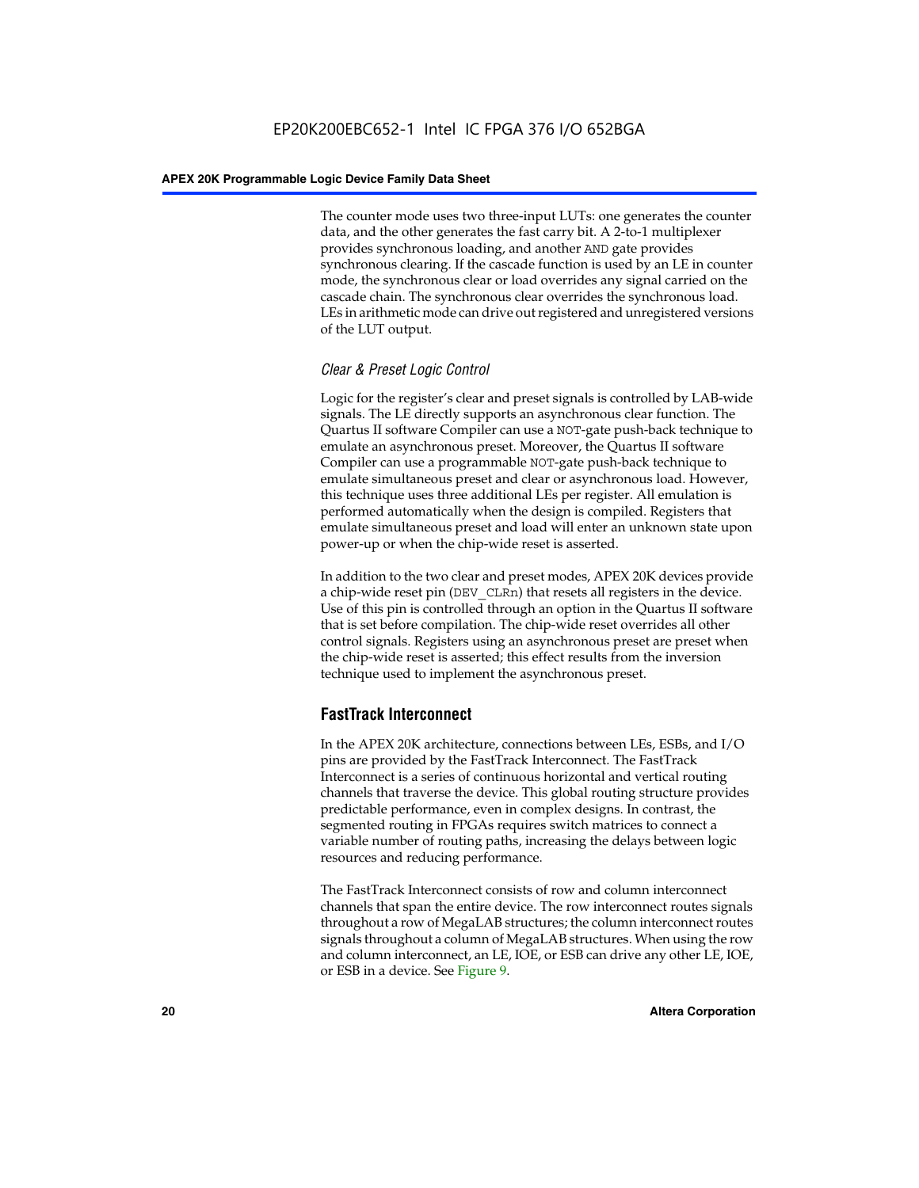The counter mode uses two three-input LUTs: one generates the counter data, and the other generates the fast carry bit. A 2-to-1 multiplexer provides synchronous loading, and another AND gate provides synchronous clearing. If the cascade function is used by an LE in counter mode, the synchronous clear or load overrides any signal carried on the cascade chain. The synchronous clear overrides the synchronous load. LEs in arithmetic mode can drive out registered and unregistered versions of the LUT output.

#### *Clear & Preset Logic Control*

Logic for the register's clear and preset signals is controlled by LAB-wide signals. The LE directly supports an asynchronous clear function. The Quartus II software Compiler can use a NOT-gate push-back technique to emulate an asynchronous preset. Moreover, the Quartus II software Compiler can use a programmable NOT-gate push-back technique to emulate simultaneous preset and clear or asynchronous load. However, this technique uses three additional LEs per register. All emulation is performed automatically when the design is compiled. Registers that emulate simultaneous preset and load will enter an unknown state upon power-up or when the chip-wide reset is asserted.

In addition to the two clear and preset modes, APEX 20K devices provide a chip-wide reset pin (DEV_CLRn) that resets all registers in the device. Use of this pin is controlled through an option in the Quartus II software that is set before compilation. The chip-wide reset overrides all other control signals. Registers using an asynchronous preset are preset when the chip-wide reset is asserted; this effect results from the inversion technique used to implement the asynchronous preset.

### FastTrack Interconnect

In the APEX 20K architecture, connections between LEs, ESBs, and I/O pins are provided by the FastTrack Interconnect. The FastTrack Interconnect is a series of continuous horizontal and vertical routing channels that traverse the device. This global routing structure provides predictable performance, even in complex designs. In contrast, the segmented routing in FPGAs requires switch matrices to connect a variable number of routing paths, increasing the delays between logic resources and reducing performance.

The FastTrack Interconnect consists of row and column interconnect channels that span the entire device. The row interconnect routes signals throughout a row of MegaLAB structures; the column interconnect routes signals throughout a column of MegaLAB structures. When using the row and column interconnect, an LE, IOE, or ESB can drive any other LE, IOE, or ESB in a device. See Figure 9.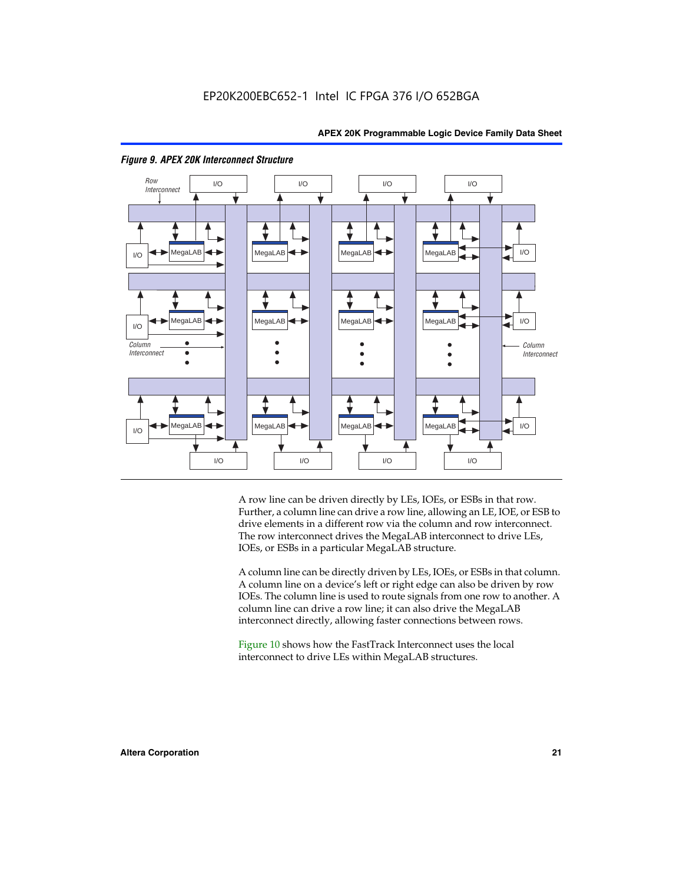*Figure 9. APEX 20K Interconnect Structure*

A row line can be driven directly by LEs, IOEs, or ESBs in that row. Further, a column line can drive a row line, allowing an LE, IOE, or ESB to drive elements in a different row via the column and row interconnect. The row interconnect drives the MegaLAB interconnect to drive LEs, IOEs, or ESBs in a particular MegaLAB structure.

A column line can be directly driven by LEs, IOEs, or ESBs in that column. A column line on a device's left or right edge can also be driven by row IOEs. The column line is used to route signals from one row to another. A column line can drive a row line; it can also drive the MegaLAB interconnect directly, allowing faster connections between rows.

Figure 10 shows how the FastTrack Interconnect uses the local interconnect to drive LEs within MegaLAB structures.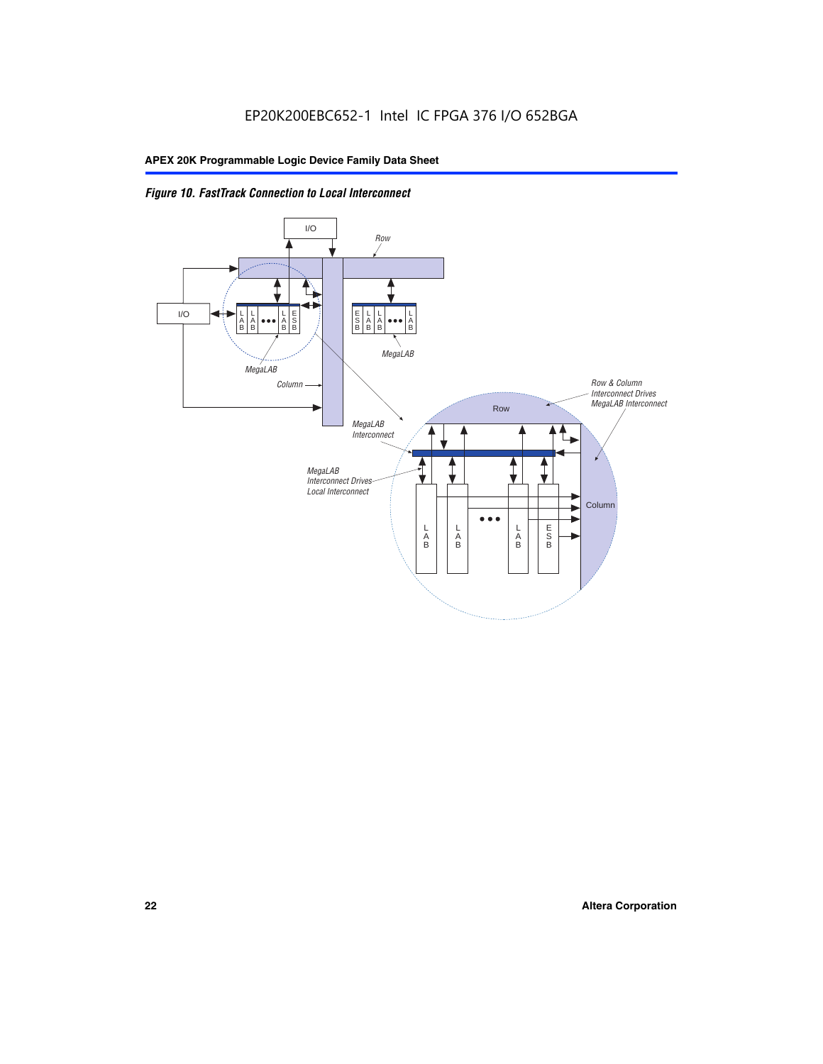*Figure 10. FastTrack Connection to Local Interconnect*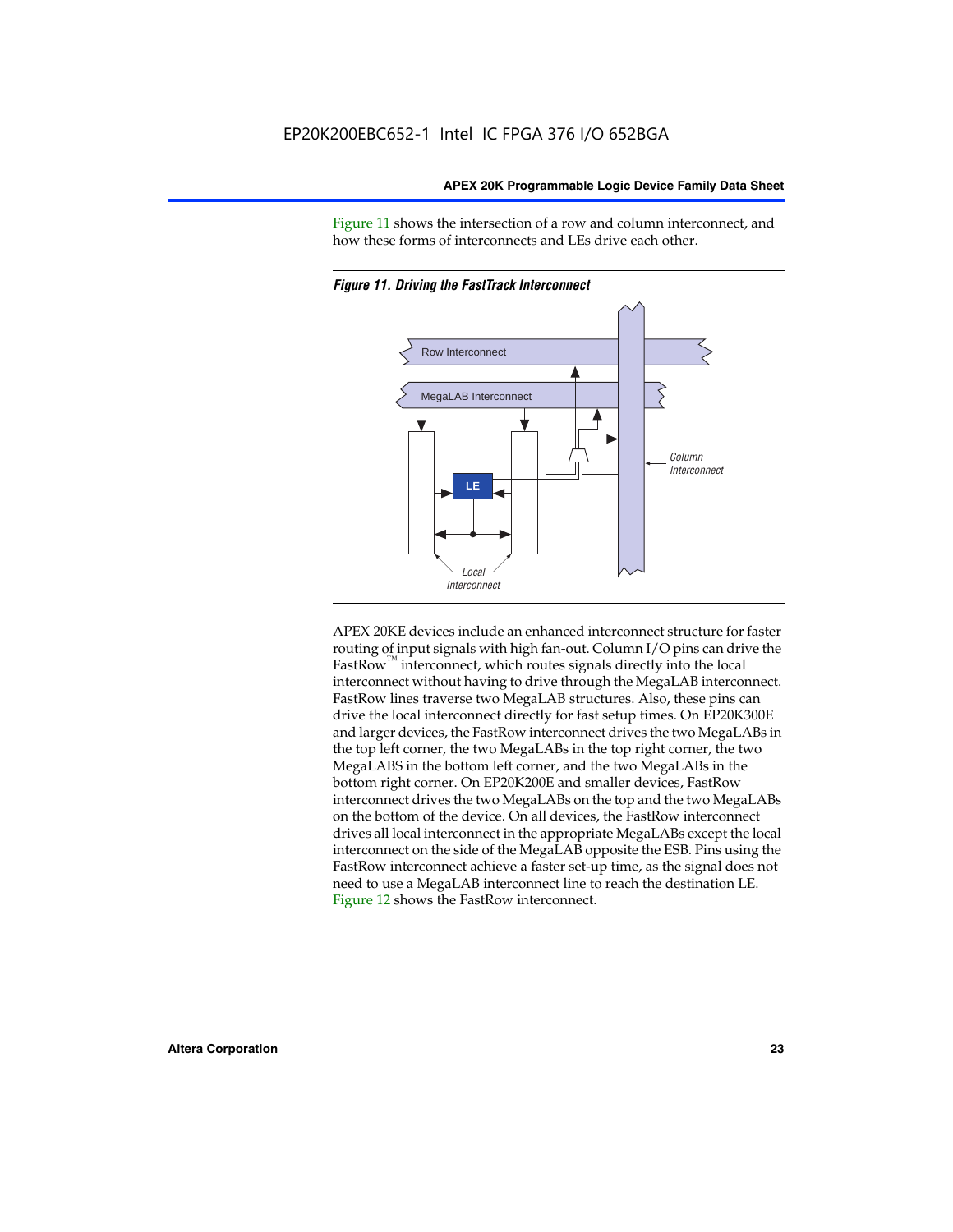Figure 11 shows the intersection of a row and column interconnect, and how these forms of interconnects and LEs drive each other.

*Figure 11. Driving the FastTrack Interconnect*

APEX 20KE devices include an enhanced interconnect structure for faster routing of input signals with high fan-out. Column I/O pins can drive the FastRow™ interconnect, which routes signals directly into the local interconnect without having to drive through the MegaLAB interconnect. FastRow lines traverse two MegaLAB structures. Also, these pins can drive the local interconnect directly for fast setup times. On EP20K300E and larger devices, the FastRow interconnect drives the two MegaLABs in the top left corner, the two MegaLABs in the top right corner, the two MegaLABS in the bottom left corner, and the two MegaLABs in the bottom right corner. On EP20K200E and smaller devices, FastRow interconnect drives the two MegaLABs on the top and the two MegaLABs on the bottom of the device. On all devices, the FastRow interconnect drives all local interconnect in the appropriate MegaLABs except the local interconnect on the side of the MegaLAB opposite the ESB. Pins using the FastRow interconnect achieve a faster set-up time, as the signal does not need to use a MegaLAB interconnect line to reach the destination LE. Figure 12 shows the FastRow interconnect.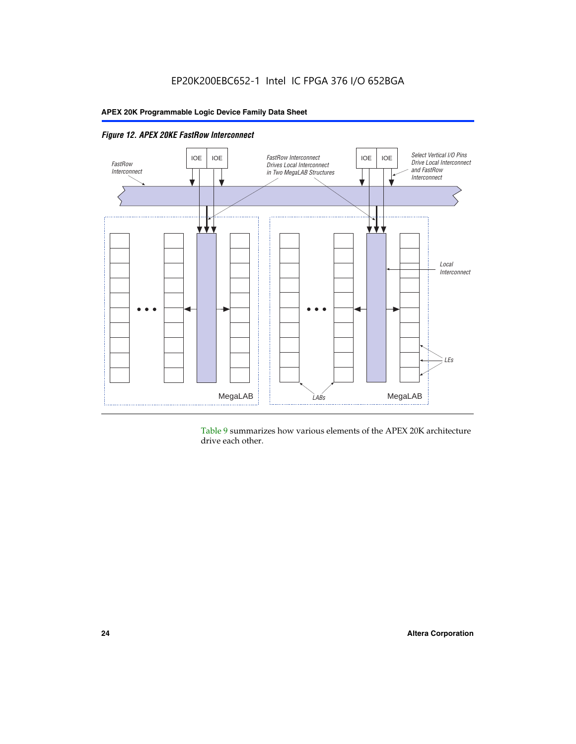*Figure 12. APEX 20KE FastRow Interconnect*

Table 9 summarizes how various elements of the APEX 20K architecture drive each other.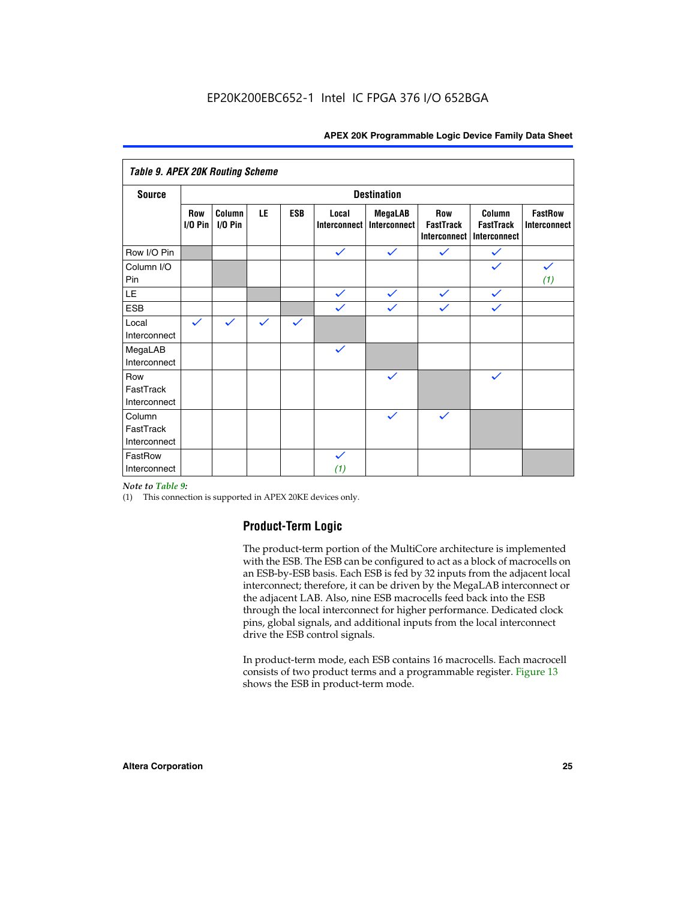**Table 9. APEX 20K Routing Scheme**

| Source | Destination | | | | | | | | |
|---|---|---|---|---|---|---|---|---|---|
| | Row I/O Pin | Column I/O Pin | LE | ESB | Local Interconnect | MegaLAB Interconnect | Row FastTrack Interconnect | Column FastTrack Interconnect | FastRow Interconnect |
| Row I/O Pin | | | | | ✓ | ✓ | ✓ | ✓ | |
| Column I/O Pin | | | | | | | | ✓ | ✓ (1) |
| LE | | | | | ✓ | ✓ | ✓ | ✓ | |
| ESB | | | | | ✓ | ✓ | ✓ | ✓ | |
| Local Interconnect | ✓ | ✓ | ✓ | ✓ | | | | | |
| MegaLAB Interconnect | | | | | ✓ | | | | |
| Row FastTrack Interconnect | | | | | | ✓ | | ✓ | |
| Column FastTrack Interconnect | | | | | | ✓ | ✓ | | |
| FastRow Interconnect | | | | | ✓ (1) | | | | |

*Note to Table 9:*

(1) This connection is supported in APEX 20KE devices only.

## Product-Term Logic

The product-term portion of the MultiCore architecture is implemented with the ESB. The ESB can be configured to act as a block of macrocells on an ESB-by-ESB basis. Each ESB is fed by 32 inputs from the adjacent local interconnect; therefore, it can be driven by the MegaLAB interconnect or the adjacent LAB. Also, nine ESB macrocells feed back into the ESB through the local interconnect for higher performance. Dedicated clock pins, global signals, and additional inputs from the local interconnect drive the ESB control signals.

In product-term mode, each ESB contains 16 macrocells. Each macrocell consists of two product terms and a programmable register. Figure 13 shows the ESB in product-term mode.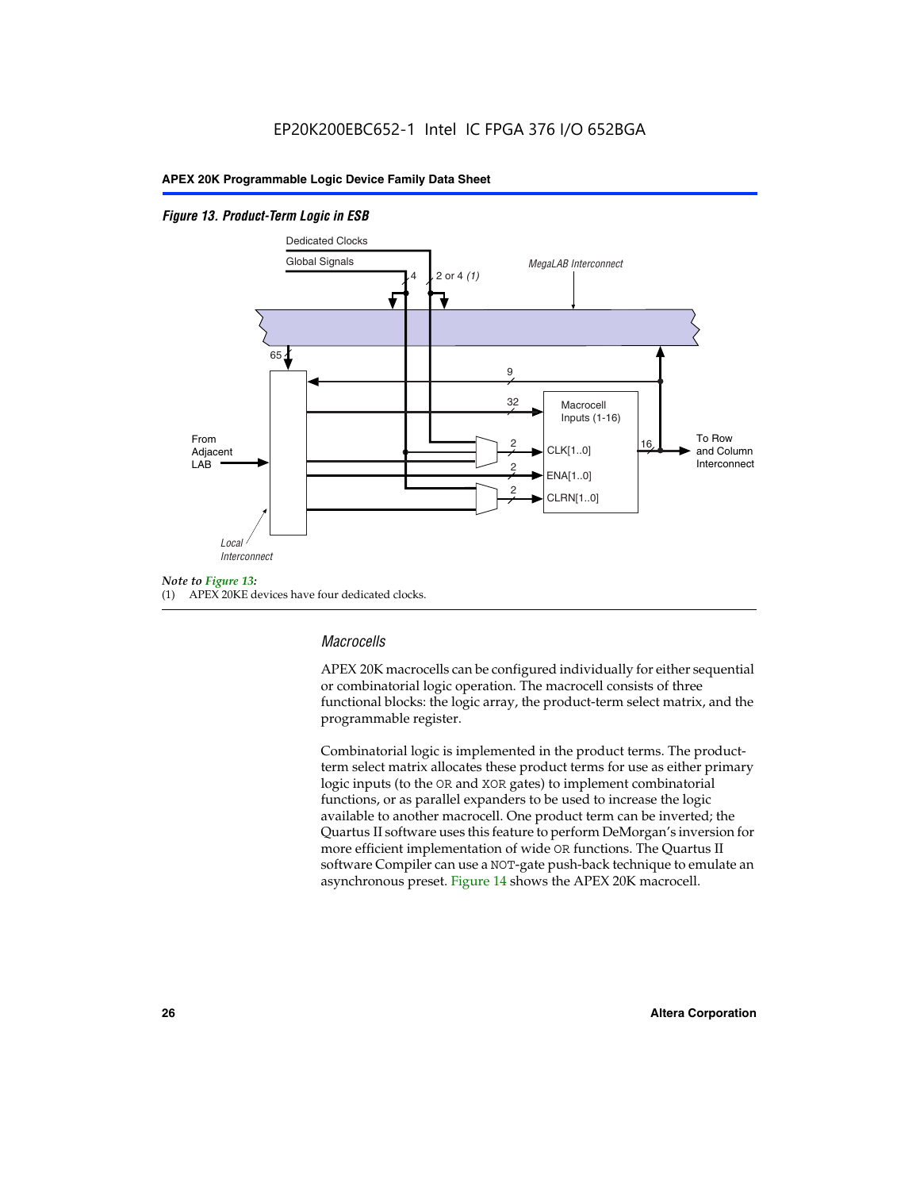EP20K200EBC652-1 Intel IC FPGA 376 I/O 652BGA

*Figure 13. Product-Term Logic in ESB*

Dedicated Clocks

Global Signals

4

2 or 4 *(1)*

*MegaLAB Interconnect*

65

9

32

Macrocell Inputs (1-16)

2

CLK[1..0]

2

ENA[1..0]

2

CLRN[1..0]

16

To Row and Column Interconnect

From Adjacent LAB

*Local Interconnect*

*Note to Figure 13:*

(1) APEX 20KE devices have four dedicated clocks.

### *Macrocells*

APEX 20K macrocells can be configured individually for either sequential or combinatorial logic operation. The macrocell consists of three functional blocks: the logic array, the product-term select matrix, and the programmable register.

Combinatorial logic is implemented in the product terms. The product-term select matrix allocates these product terms for use as either primary logic inputs (to the OR and XOR gates) to implement combinatorial functions, or as parallel expanders to be used to increase the logic available to another macrocell. One product term can be inverted; the Quartus II software uses this feature to perform DeMorgan's inversion for more efficient implementation of wide OR functions. The Quartus II software Compiler can use a NOT-gate push-back technique to emulate an asynchronous preset. Figure 14 shows the APEX 20K macrocell.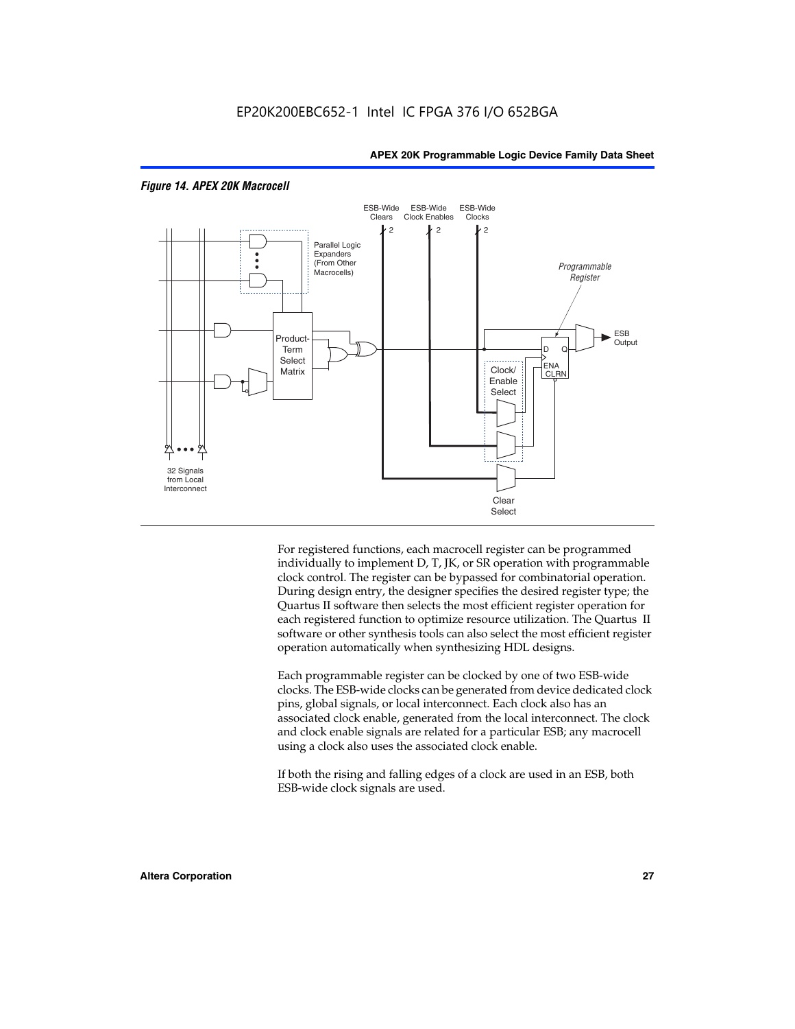*Figure 14. APEX 20K Macrocell*

For registered functions, each macrocell register can be programmed individually to implement D, T, JK, or SR operation with programmable clock control. The register can be bypassed for combinatorial operation. During design entry, the designer specifies the desired register type; the Quartus II software then selects the most efficient register operation for each registered function to optimize resource utilization. The Quartus II software or other synthesis tools can also select the most efficient register operation automatically when synthesizing HDL designs.

Each programmable register can be clocked by one of two ESB-wide clocks. The ESB-wide clocks can be generated from device dedicated clock pins, global signals, or local interconnect. Each clock also has an associated clock enable, generated from the local interconnect. The clock and clock enable signals are related for a particular ESB; any macrocell using a clock also uses the associated clock enable.

If both the rising and falling edges of a clock are used in an ESB, both ESB-wide clock signals are used.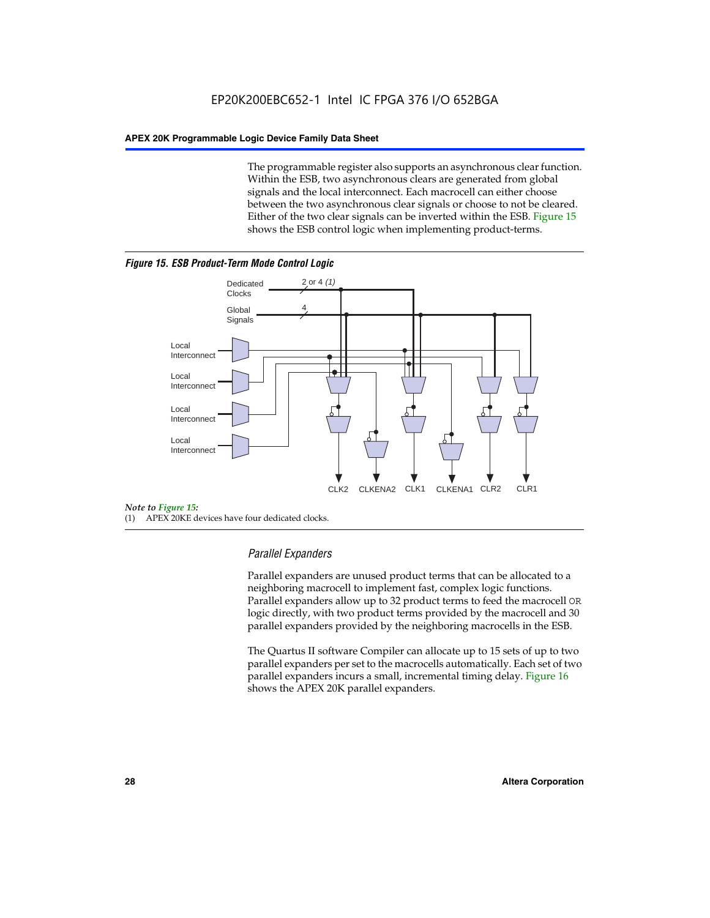The programmable register also supports an asynchronous clear function. Within the ESB, two asynchronous clears are generated from global signals and the local interconnect. Each macrocell can either choose between the two asynchronous clear signals or choose to not be cleared. Either of the two clear signals can be inverted within the ESB. Figure 15 shows the ESB control logic when implementing product-terms.

***Figure 15. ESB Product-Term Mode Control Logic***

*Note to Figure 15:*

(1) APEX 20KE devices have four dedicated clocks.

### *Parallel Expanders*

Parallel expanders are unused product terms that can be allocated to a neighboring macrocell to implement fast, complex logic functions. Parallel expanders allow up to 32 product terms to feed the macrocell OR logic directly, with two product terms provided by the macrocell and 30 parallel expanders provided by the neighboring macrocells in the ESB.

The Quartus II software Compiler can allocate up to 15 sets of up to two parallel expanders per set to the macrocells automatically. Each set of two parallel expanders incurs a small, incremental timing delay. Figure 16 shows the APEX 20K parallel expanders.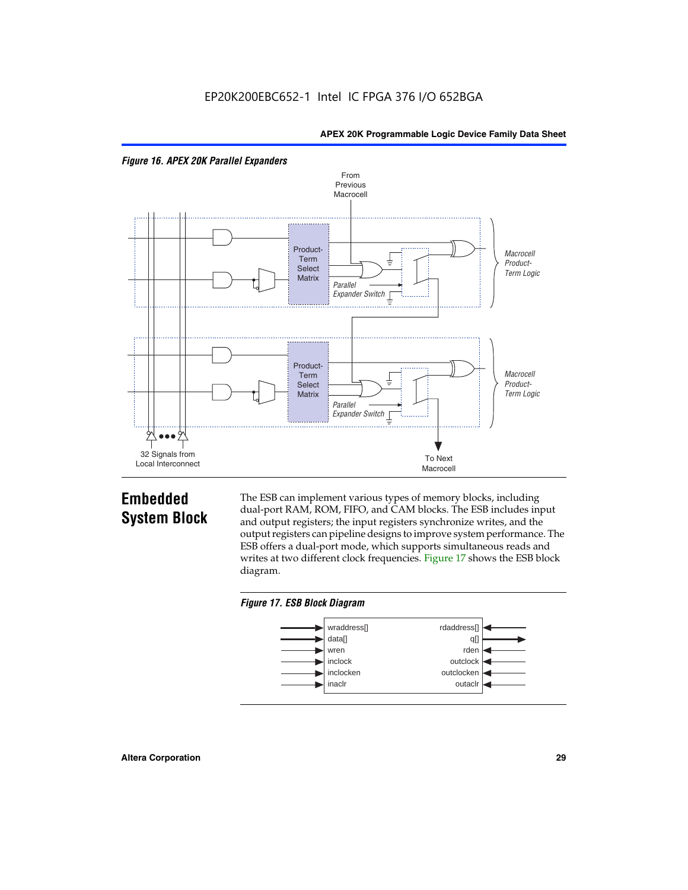*Figure 16. APEX 20K Parallel Expanders*

From Previous Macrocell

Product-Term Select Matrix

Parallel Expander Switch

Macrocell Product-Term Logic

Product-Term Select Matrix

Parallel Expander Switch

Macrocell Product-Term Logic

32 Signals from Local Interconnect

To Next Macrocell

## Embedded System Block

The ESB can implement various types of memory blocks, including dual-port RAM, ROM, FIFO, and CAM blocks. The ESB includes input and output registers; the input registers synchronize writes, and the output registers can pipeline designs to improve system performance. The ESB offers a dual-port mode, which supports simultaneous reads and writes at two different clock frequencies. Figure 17 shows the ESB block diagram.

*Figure 17. ESB Block Diagram*

| Inputs | Outputs/Read Side |
|---|---|
| wraddress[] | rdaddress[] |
| data[] | q[] |
| wren | rden |
| inclock | outclock |
| inclocken | outclocken |
| inaclr | outaclr |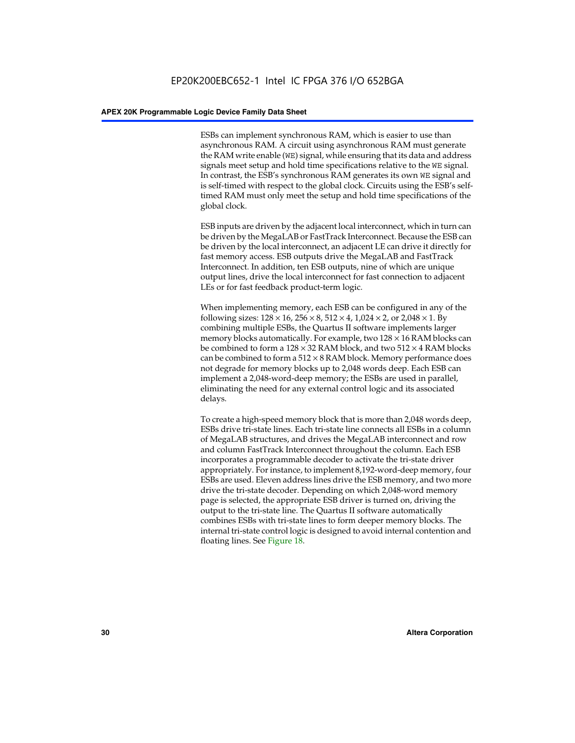ESBs can implement synchronous RAM, which is easier to use than asynchronous RAM. A circuit using asynchronous RAM must generate the RAM write enable (`WE`) signal, while ensuring that its data and address signals meet setup and hold time specifications relative to the `WE` signal. In contrast, the ESB's synchronous RAM generates its own `WE` signal and is self-timed with respect to the global clock. Circuits using the ESB's self-timed RAM must only meet the setup and hold time specifications of the global clock.

ESB inputs are driven by the adjacent local interconnect, which in turn can be driven by the MegaLAB or FastTrack Interconnect. Because the ESB can be driven by the local interconnect, an adjacent LE can drive it directly for fast memory access. ESB outputs drive the MegaLAB and FastTrack Interconnect. In addition, ten ESB outputs, nine of which are unique output lines, drive the local interconnect for fast connection to adjacent LEs or for fast feedback product-term logic.

When implementing memory, each ESB can be configured in any of the following sizes: $128 \times 16$, $256 \times 8$, $512 \times 4$, $1{,}024 \times 2$, or $2{,}048 \times 1$. By combining multiple ESBs, the Quartus II software implements larger memory blocks automatically. For example, two $128 \times 16$ RAM blocks can be combined to form a $128 \times 32$ RAM block, and two $512 \times 4$ RAM blocks can be combined to form a $512 \times 8$ RAM block. Memory performance does not degrade for memory blocks up to 2,048 words deep. Each ESB can implement a 2,048-word-deep memory; the ESBs are used in parallel, eliminating the need for any external control logic and its associated delays.

To create a high-speed memory block that is more than 2,048 words deep, ESBs drive tri-state lines. Each tri-state line connects all ESBs in a column of MegaLAB structures, and drives the MegaLAB interconnect and row and column FastTrack Interconnect throughout the column. Each ESB incorporates a programmable decoder to activate the tri-state driver appropriately. For instance, to implement 8,192-word-deep memory, four ESBs are used. Eleven address lines drive the ESB memory, and two more drive the tri-state decoder. Depending on which 2,048-word memory page is selected, the appropriate ESB driver is turned on, driving the output to the tri-state line. The Quartus II software automatically combines ESBs with tri-state lines to form deeper memory blocks. The internal tri-state control logic is designed to avoid internal contention and floating lines. See Figure 18.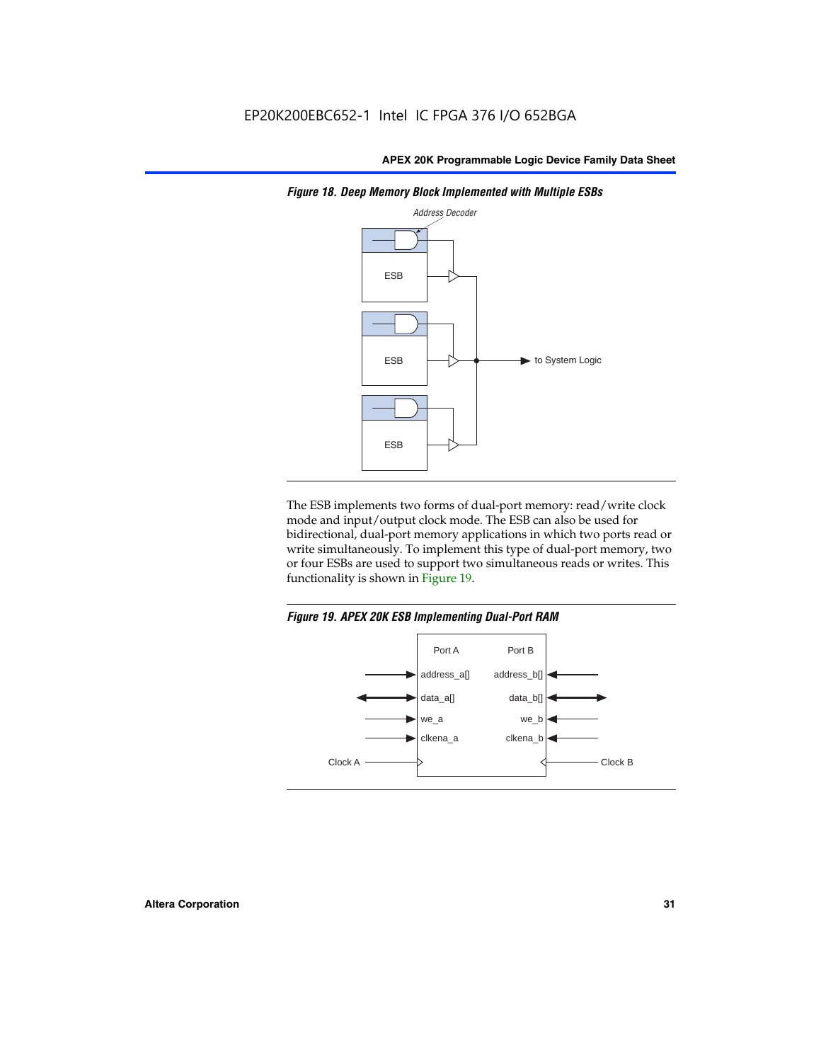*Figure 18. Deep Memory Block Implemented with Multiple ESBs*

The ESB implements two forms of dual-port memory: read/write clock mode and input/output clock mode. The ESB can also be used for bidirectional, dual-port memory applications in which two ports read or write simultaneously. To implement this type of dual-port memory, two or four ESBs are used to support two simultaneous reads or writes. This functionality is shown in Figure 19.

*Figure 19. APEX 20K ESB Implementing Dual-Port RAM*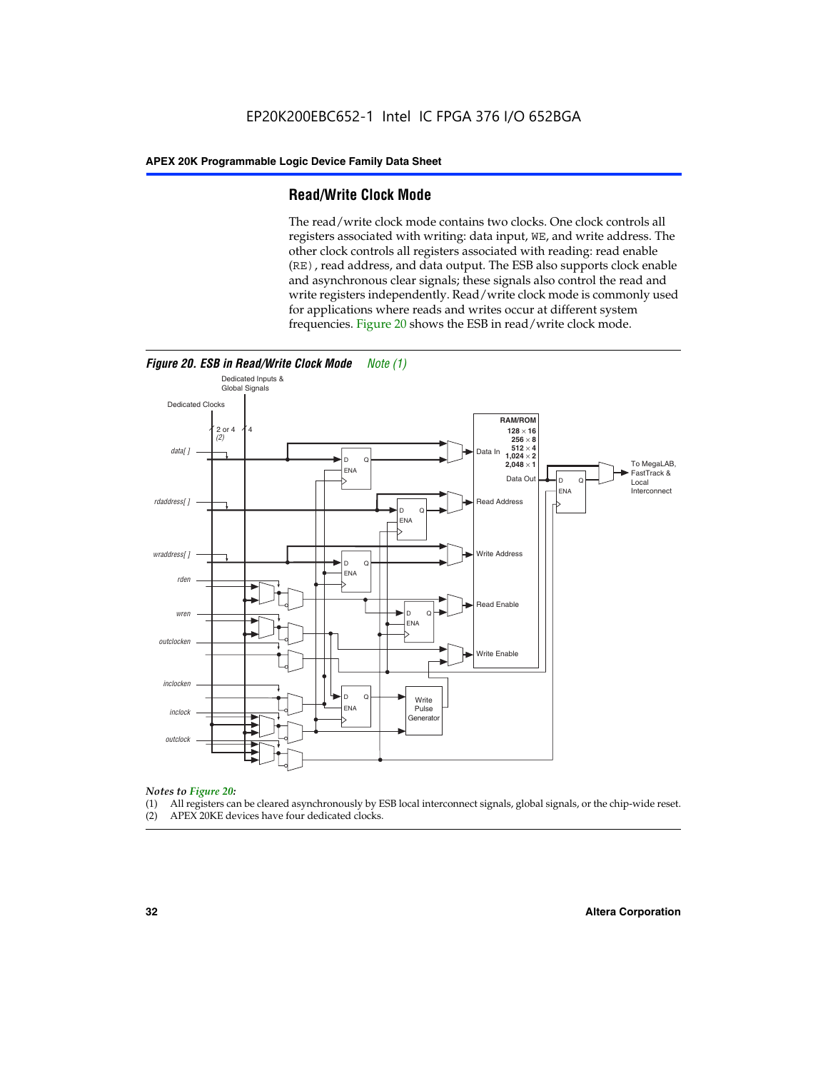## Read/Write Clock Mode

The read/write clock mode contains two clocks. One clock controls all registers associated with writing: data input, WE, and write address. The other clock controls all registers associated with reading: read enable (RE), read address, and data output. The ESB also supports clock enable and asynchronous clear signals; these signals also control the read and write registers independently. Read/write clock mode is commonly used for applications where reads and writes occur at different system frequencies. Figure 20 shows the ESB in read/write clock mode.

***Figure 20. ESB in Read/Write Clock Mode*** *Note (1)*

*Notes to Figure 20:*

(1) All registers can be cleared asynchronously by ESB local interconnect signals, global signals, or the chip-wide reset.
(2) APEX 20KE devices have four dedicated clocks.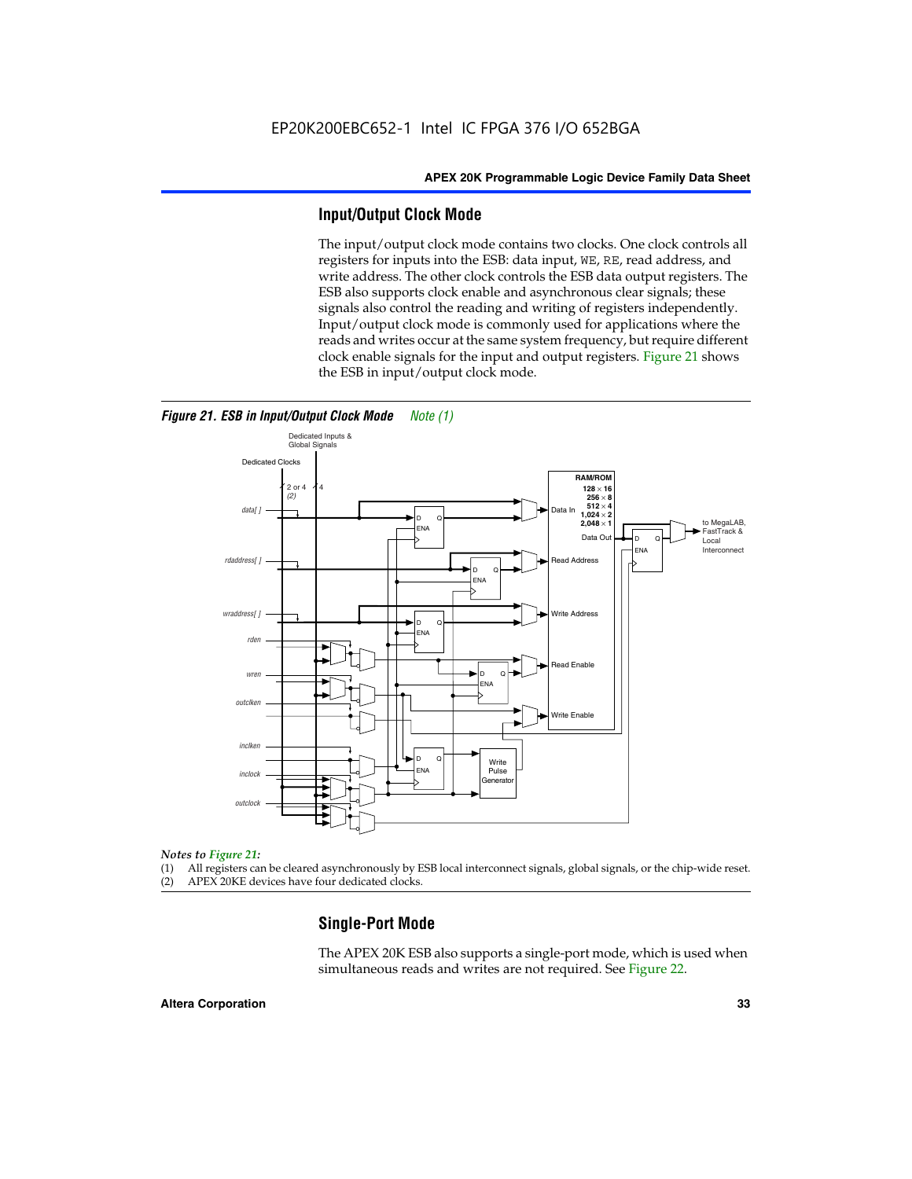## Input/Output Clock Mode

The input/output clock mode contains two clocks. One clock controls all registers for inputs into the ESB: data input, `WE`, `RE`, read address, and write address. The other clock controls the ESB data output registers. The ESB also supports clock enable and asynchronous clear signals; these signals also control the reading and writing of registers independently. Input/output clock mode is commonly used for applications where the reads and writes occur at the same system frequency, but require different clock enable signals for the input and output registers. Figure 21 shows the ESB in input/output clock mode.

***Figure 21. ESB in Input/Output Clock Mode*** *Note (1)*

*Notes to Figure 21:*

(1) All registers can be cleared asynchronously by ESB local interconnect signals, global signals, or the chip-wide reset.
(2) APEX 20KE devices have four dedicated clocks.

## Single-Port Mode

The APEX 20K ESB also supports a single-port mode, which is used when simultaneous reads and writes are not required. See Figure 22.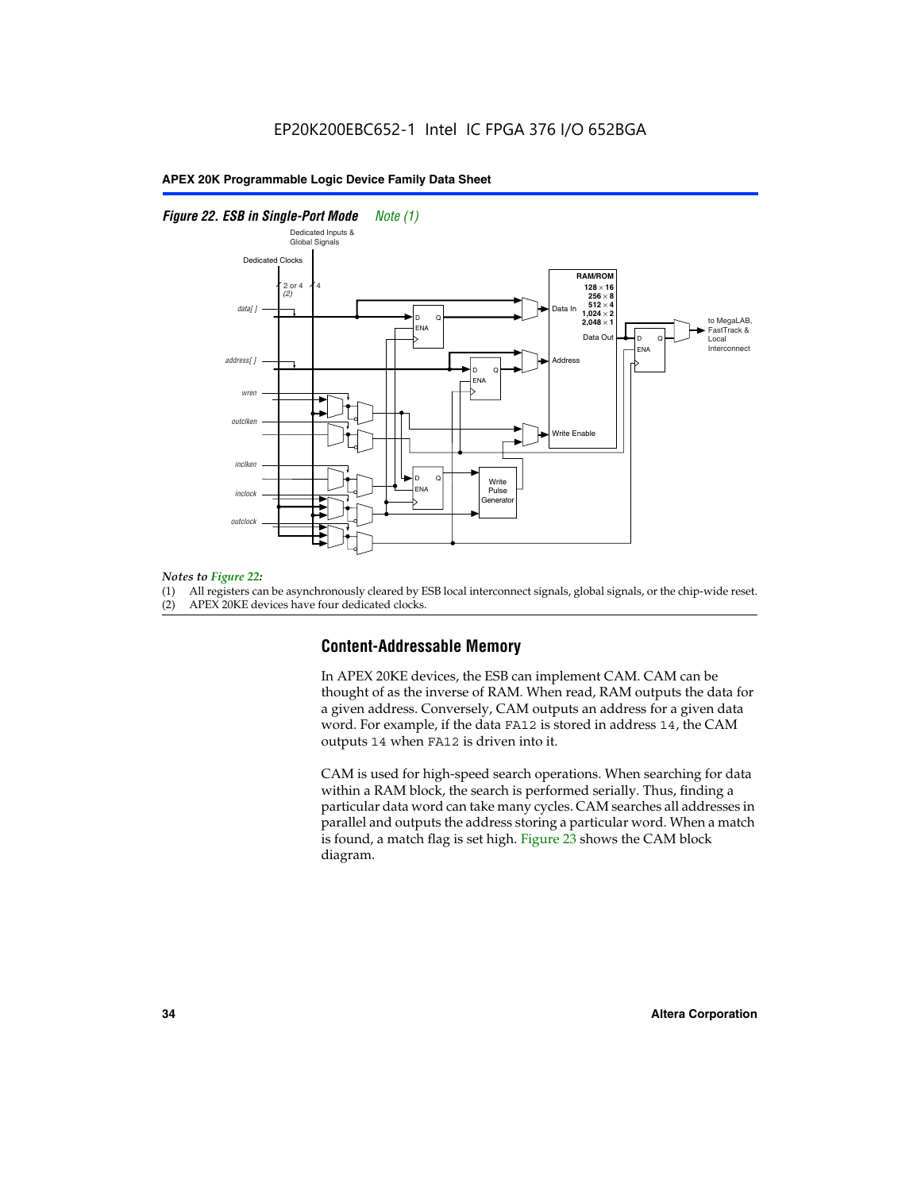*Figure 22. ESB in Single-Port Mode* *Note (1)*

*Notes to Figure 22:*

(1) All registers can be asynchronously cleared by ESB local interconnect signals, global signals, or the chip-wide reset.
(2) APEX 20KE devices have four dedicated clocks.

## Content-Addressable Memory

In APEX 20KE devices, the ESB can implement CAM. CAM can be thought of as the inverse of RAM. When read, RAM outputs the data for a given address. Conversely, CAM outputs an address for a given data word. For example, if the data `FA12` is stored in address `14`, the CAM outputs `14` when `FA12` is driven into it.

CAM is used for high-speed search operations. When searching for data within a RAM block, the search is performed serially. Thus, finding a particular data word can take many cycles. CAM searches all addresses in parallel and outputs the address storing a particular word. When a match is found, a match flag is set high. Figure 23 shows the CAM block diagram.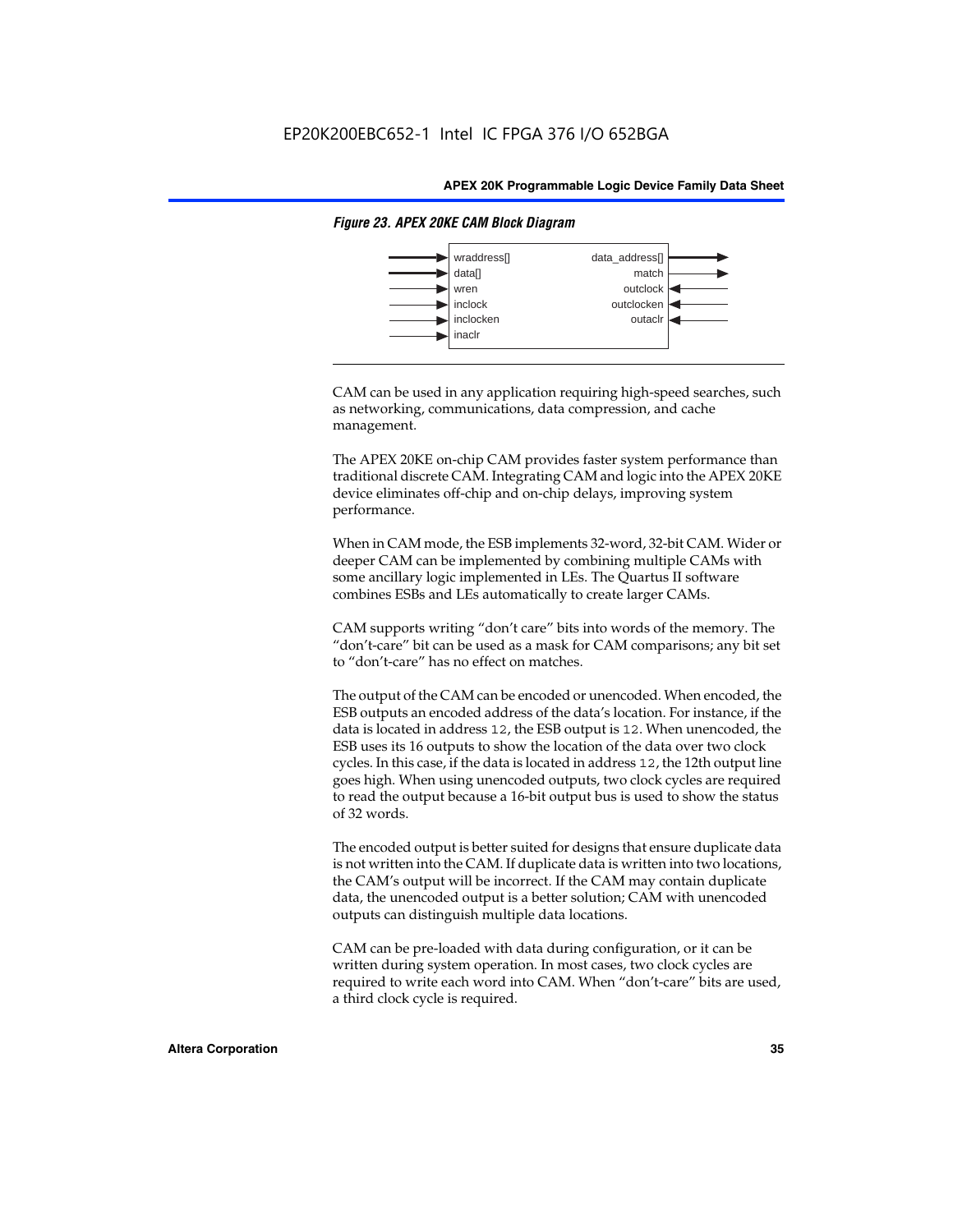*Figure 23. APEX 20KE CAM Block Diagram*

| Inputs | Outputs |
| --- | --- |
| wraddress[] | data_address[] |
| data[] | match |
| wren | outclock |
| inclock | outclocken |
| inclocken | outaclr |
| inaclr | |

CAM can be used in any application requiring high-speed searches, such as networking, communications, data compression, and cache management.

The APEX 20KE on-chip CAM provides faster system performance than traditional discrete CAM. Integrating CAM and logic into the APEX 20KE device eliminates off-chip and on-chip delays, improving system performance.

When in CAM mode, the ESB implements 32-word, 32-bit CAM. Wider or deeper CAM can be implemented by combining multiple CAMs with some ancillary logic implemented in LEs. The Quartus II software combines ESBs and LEs automatically to create larger CAMs.

CAM supports writing "don't care" bits into words of the memory. The "don't-care" bit can be used as a mask for CAM comparisons; any bit set to "don't-care" has no effect on matches.

The output of the CAM can be encoded or unencoded. When encoded, the ESB outputs an encoded address of the data's location. For instance, if the data is located in address `12`, the ESB output is `12`. When unencoded, the ESB uses its 16 outputs to show the location of the data over two clock cycles. In this case, if the data is located in address `12`, the 12th output line goes high. When using unencoded outputs, two clock cycles are required to read the output because a 16-bit output bus is used to show the status of 32 words.

The encoded output is better suited for designs that ensure duplicate data is not written into the CAM. If duplicate data is written into two locations, the CAM's output will be incorrect. If the CAM may contain duplicate data, the unencoded output is a better solution; CAM with unencoded outputs can distinguish multiple data locations.

CAM can be pre-loaded with data during configuration, or it can be written during system operation. In most cases, two clock cycles are required to write each word into CAM. When "don't-care" bits are used, a third clock cycle is required.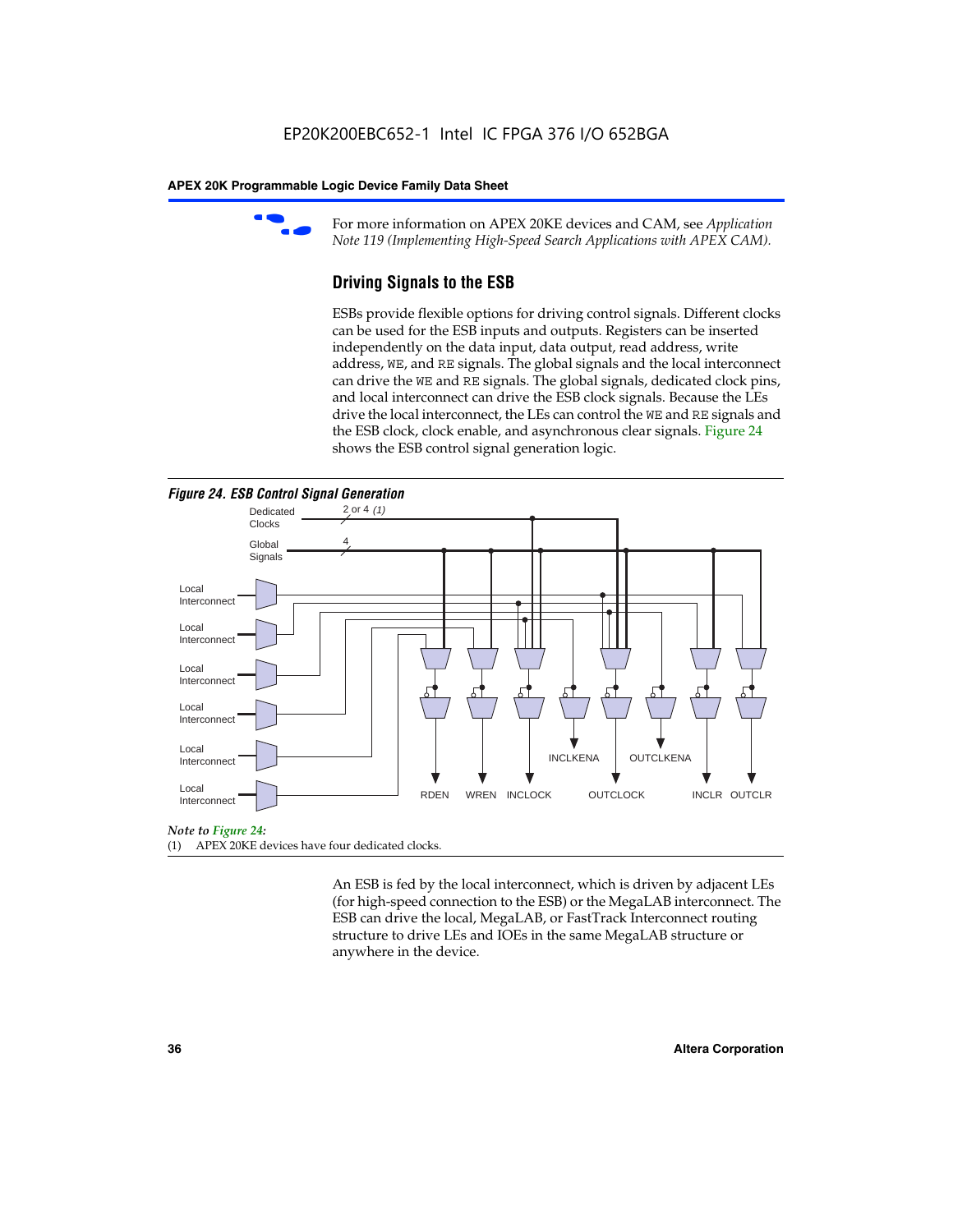For more information on APEX 20KE devices and CAM, see *Application Note 119 (Implementing High-Speed Search Applications with APEX CAM).*

## Driving Signals to the ESB

ESBs provide flexible options for driving control signals. Different clocks can be used for the ESB inputs and outputs. Registers can be inserted independently on the data input, data output, read address, write address, WE, and RE signals. The global signals and the local interconnect can drive the WE and RE signals. The global signals, dedicated clock pins, and local interconnect can drive the ESB clock signals. Because the LEs drive the local interconnect, the LEs can control the WE and RE signals and the ESB clock, clock enable, and asynchronous clear signals. Figure 24 shows the ESB control signal generation logic.

*Figure 24. ESB Control Signal Generation*

Dedicated Clocks — 2 or 4 *(1)*
Global Signals — 4
Local Interconnect (×6)
RDEN, WREN, INCLOCK, INCLKENA, OUTCLOCK, OUTCLKENA, INCLR, OUTCLR

*Note to Figure 24:*
(1) APEX 20KE devices have four dedicated clocks.

An ESB is fed by the local interconnect, which is driven by adjacent LEs (for high-speed connection to the ESB) or the MegaLAB interconnect. The ESB can drive the local, MegaLAB, or FastTrack Interconnect routing structure to drive LEs and IOEs in the same MegaLAB structure or anywhere in the device.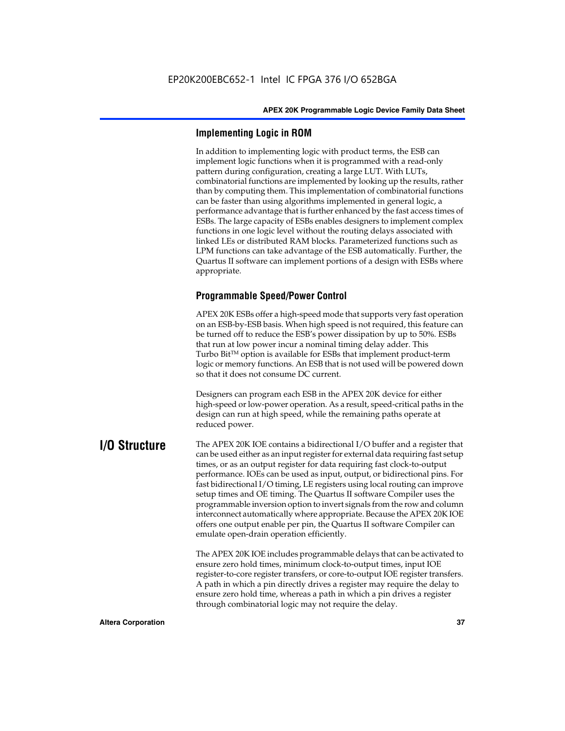### Implementing Logic in ROM

In addition to implementing logic with product terms, the ESB can implement logic functions when it is programmed with a read-only pattern during configuration, creating a large LUT. With LUTs, combinatorial functions are implemented by looking up the results, rather than by computing them. This implementation of combinatorial functions can be faster than using algorithms implemented in general logic, a performance advantage that is further enhanced by the fast access times of ESBs. The large capacity of ESBs enables designers to implement complex functions in one logic level without the routing delays associated with linked LEs or distributed RAM blocks. Parameterized functions such as LPM functions can take advantage of the ESB automatically. Further, the Quartus II software can implement portions of a design with ESBs where appropriate.

### Programmable Speed/Power Control

APEX 20K ESBs offer a high-speed mode that supports very fast operation on an ESB-by-ESB basis. When high speed is not required, this feature can be turned off to reduce the ESB's power dissipation by up to 50%. ESBs that run at low power incur a nominal timing delay adder. This Turbo Bit™ option is available for ESBs that implement product-term logic or memory functions. An ESB that is not used will be powered down so that it does not consume DC current.

Designers can program each ESB in the APEX 20K device for either high-speed or low-power operation. As a result, speed-critical paths in the design can run at high speed, while the remaining paths operate at reduced power.

## I/O Structure

The APEX 20K IOE contains a bidirectional I/O buffer and a register that can be used either as an input register for external data requiring fast setup times, or as an output register for data requiring fast clock-to-output performance. IOEs can be used as input, output, or bidirectional pins. For fast bidirectional I/O timing, LE registers using local routing can improve setup times and OE timing. The Quartus II software Compiler uses the programmable inversion option to invert signals from the row and column interconnect automatically where appropriate. Because the APEX 20K IOE offers one output enable per pin, the Quartus II software Compiler can emulate open-drain operation efficiently.

The APEX 20K IOE includes programmable delays that can be activated to ensure zero hold times, minimum clock-to-output times, input IOE register-to-core register transfers, or core-to-output IOE register transfers. A path in which a pin directly drives a register may require the delay to ensure zero hold time, whereas a path in which a pin drives a register through combinatorial logic may not require the delay.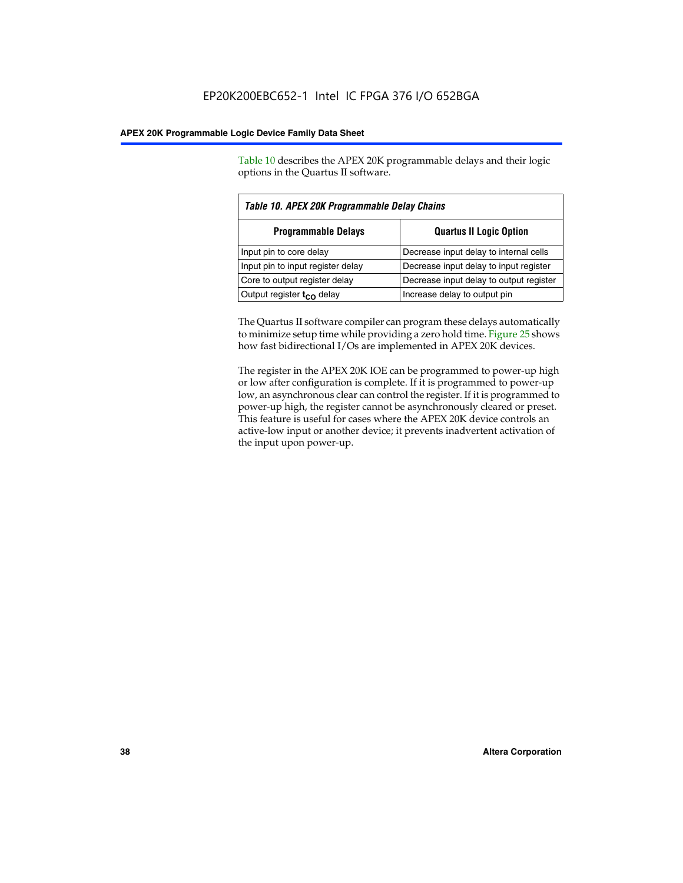Table 10 describes the APEX 20K programmable delays and their logic options in the Quartus II software.

*Table 10. APEX 20K Programmable Delay Chains*

| Programmable Delays | Quartus II Logic Option |
| --- | --- |
| Input pin to core delay | Decrease input delay to internal cells |
| Input pin to input register delay | Decrease input delay to input register |
| Core to output register delay | Decrease input delay to output register |
| Output register $t_{CO}$ delay | Increase delay to output pin |

The Quartus II software compiler can program these delays automatically to minimize setup time while providing a zero hold time. Figure 25 shows how fast bidirectional I/Os are implemented in APEX 20K devices.

The register in the APEX 20K IOE can be programmed to power-up high or low after configuration is complete. If it is programmed to power-up low, an asynchronous clear can control the register. If it is programmed to power-up high, the register cannot be asynchronously cleared or preset. This feature is useful for cases where the APEX 20K device controls an active-low input or another device; it prevents inadvertent activation of the input upon power-up.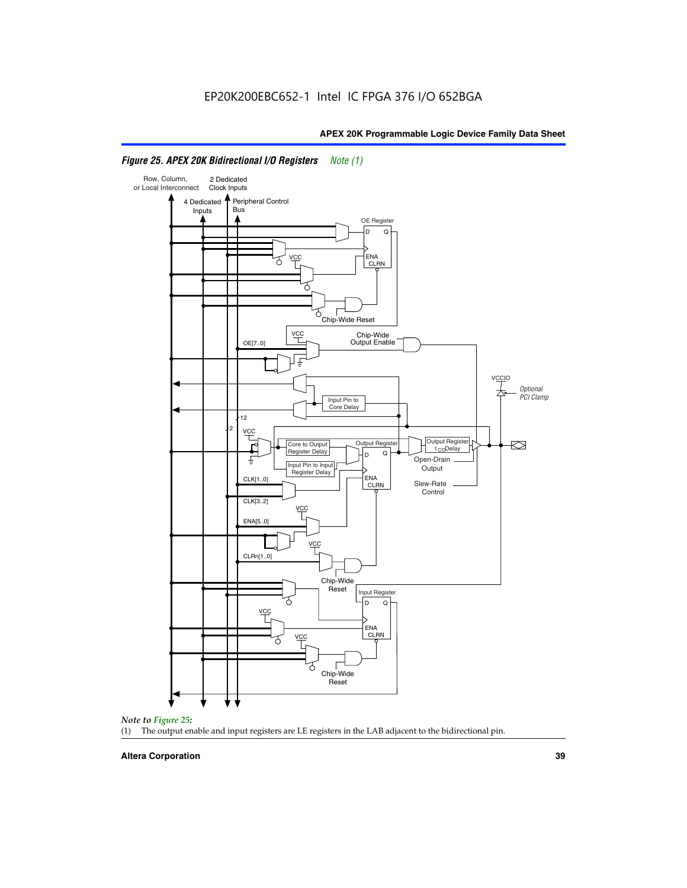EP20K200EBC652-1 Intel IC FPGA 376 I/O 652BGA

*Figure 25. APEX 20K Bidirectional I/O Registers Note (1)*

*Note to Figure 25:*

(1) The output enable and input registers are LE registers in the LAB adjacent to the bidirectional pin.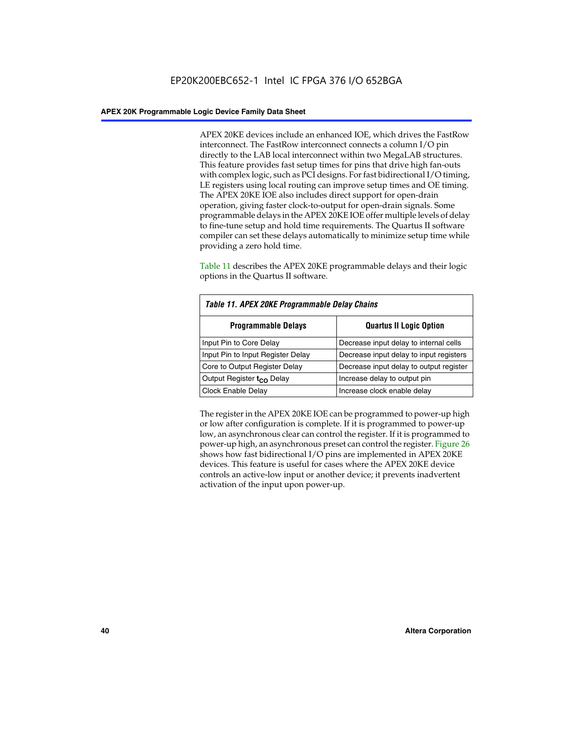APEX 20KE devices include an enhanced IOE, which drives the FastRow interconnect. The FastRow interconnect connects a column I/O pin directly to the LAB local interconnect within two MegaLAB structures. This feature provides fast setup times for pins that drive high fan-outs with complex logic, such as PCI designs. For fast bidirectional I/O timing, LE registers using local routing can improve setup times and OE timing. The APEX 20KE IOE also includes direct support for open-drain operation, giving faster clock-to-output for open-drain signals. Some programmable delays in the APEX 20KE IOE offer multiple levels of delay to fine-tune setup and hold time requirements. The Quartus II software compiler can set these delays automatically to minimize setup time while providing a zero hold time.

Table 11 describes the APEX 20KE programmable delays and their logic options in the Quartus II software.

*Table 11. APEX 20KE Programmable Delay Chains*

| Programmable Delays | Quartus II Logic Option |
| --- | --- |
| Input Pin to Core Delay | Decrease input delay to internal cells |
| Input Pin to Input Register Delay | Decrease input delay to input registers |
| Core to Output Register Delay | Decrease input delay to output register |
| Output Register $t_{CO}$ Delay | Increase delay to output pin |
| Clock Enable Delay | Increase clock enable delay |

The register in the APEX 20KE IOE can be programmed to power-up high or low after configuration is complete. If it is programmed to power-up low, an asynchronous clear can control the register. If it is programmed to power-up high, an asynchronous preset can control the register. Figure 26 shows how fast bidirectional I/O pins are implemented in APEX 20KE devices. This feature is useful for cases where the APEX 20KE device controls an active-low input or another device; it prevents inadvertent activation of the input upon power-up.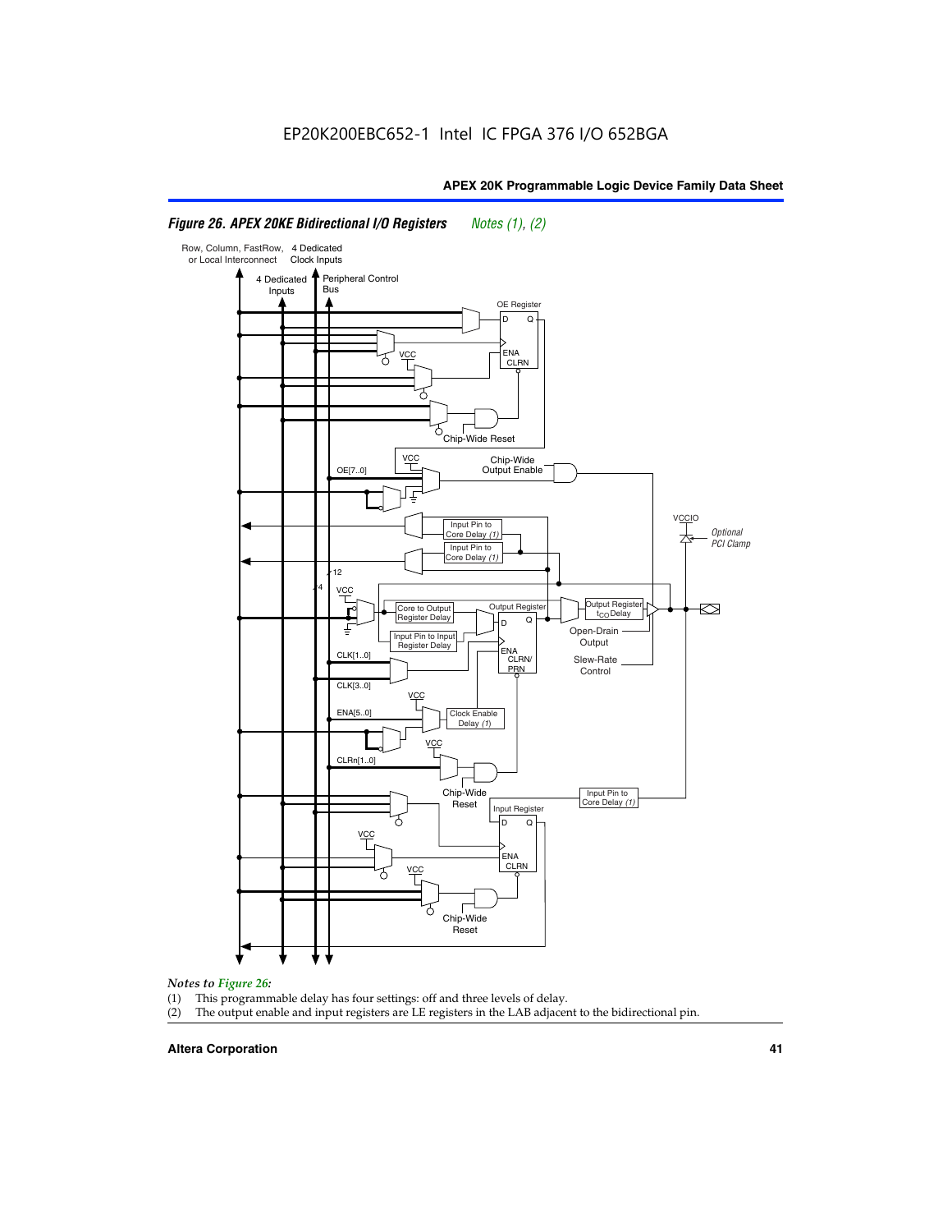### Figure 26. APEX 20KE Bidirectional I/O Registers *Notes (1), (2)*

*Notes to Figure 26:*

(1) This programmable delay has four settings: off and three levels of delay.

(2) The output enable and input registers are LE registers in the LAB adjacent to the bidirectional pin.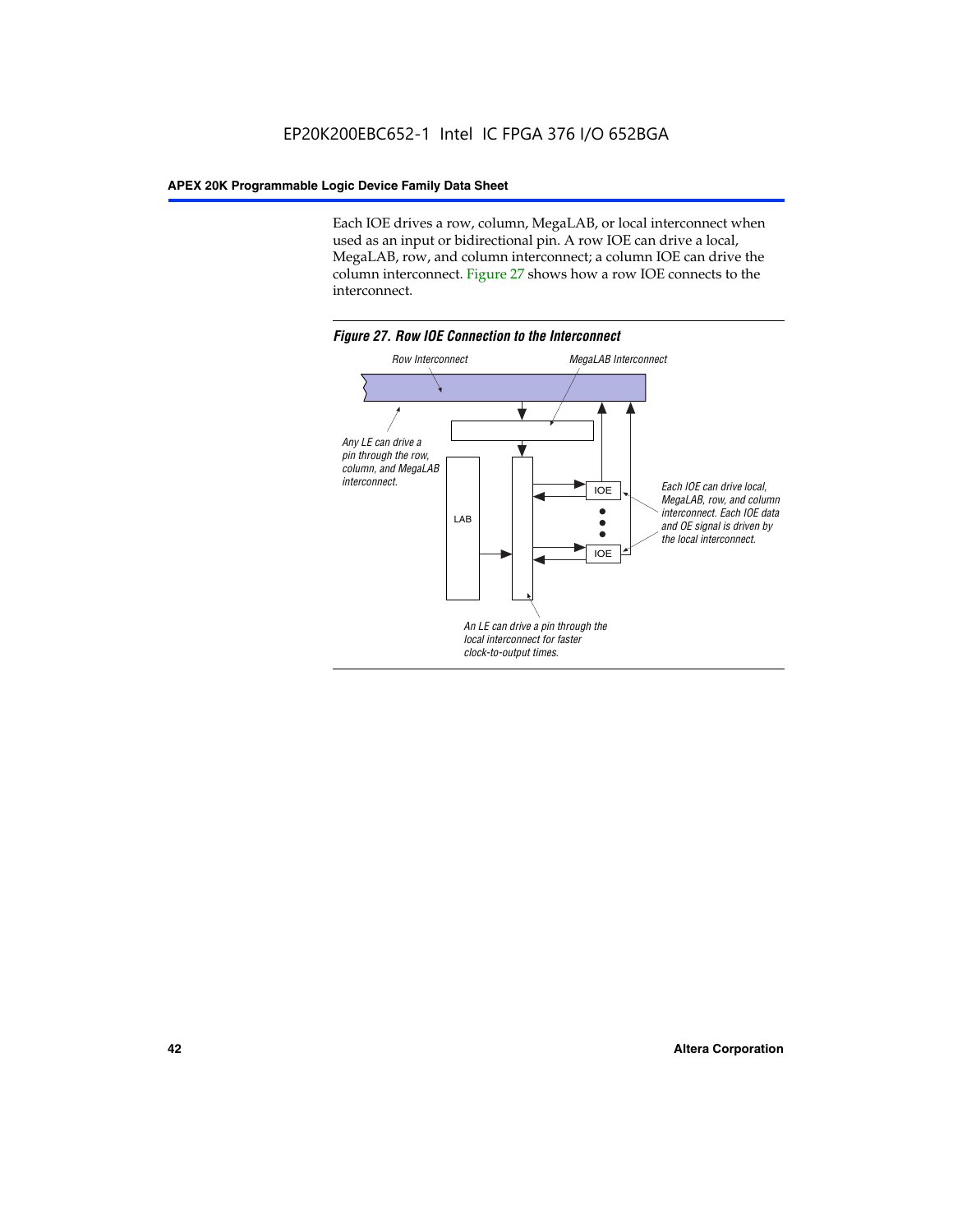Each IOE drives a row, column, MegaLAB, or local interconnect when used as an input or bidirectional pin. A row IOE can drive a local, MegaLAB, row, and column interconnect; a column IOE can drive the column interconnect. Figure 27 shows how a row IOE connects to the interconnect.

*Figure 27. Row IOE Connection to the Interconnect*

Row Interconnect

MegaLAB Interconnect

Any LE can drive a pin through the row, column, and MegaLAB interconnect.

LAB

IOE

IOE

Each IOE can drive local, MegaLAB, row, and column interconnect. Each IOE data and OE signal is driven by the local interconnect.

An LE can drive a pin through the local interconnect for faster clock-to-output times.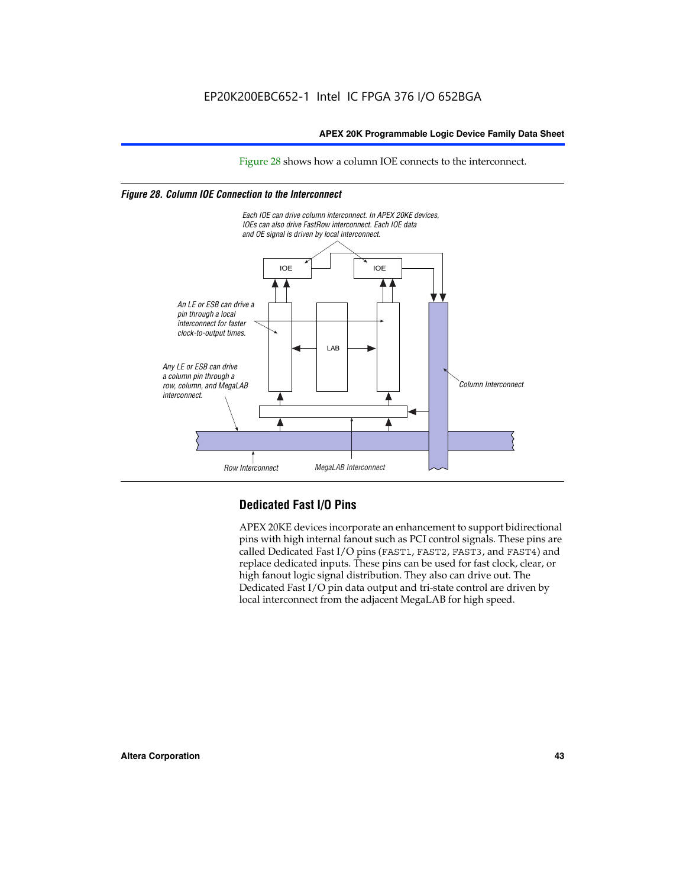Figure 28 shows how a column IOE connects to the interconnect.

*Figure 28. Column IOE Connection to the Interconnect*

Each IOE can drive column interconnect. In APEX 20KE devices, IOEs can also drive FastRow interconnect. Each IOE data and OE signal is driven by local interconnect.

An LE or ESB can drive a pin through a local interconnect for faster clock-to-output times.

Any LE or ESB can drive a column pin through a row, column, and MegaLAB interconnect.

Column Interconnect

Row Interconnect

MegaLAB Interconnect

## Dedicated Fast I/O Pins

APEX 20KE devices incorporate an enhancement to support bidirectional pins with high internal fanout such as PCI control signals. These pins are called Dedicated Fast I/O pins (FAST1, FAST2, FAST3, and FAST4) and replace dedicated inputs. These pins can be used for fast clock, clear, or high fanout logic signal distribution. They also can drive out. The Dedicated Fast I/O pin data output and tri-state control are driven by local interconnect from the adjacent MegaLAB for high speed.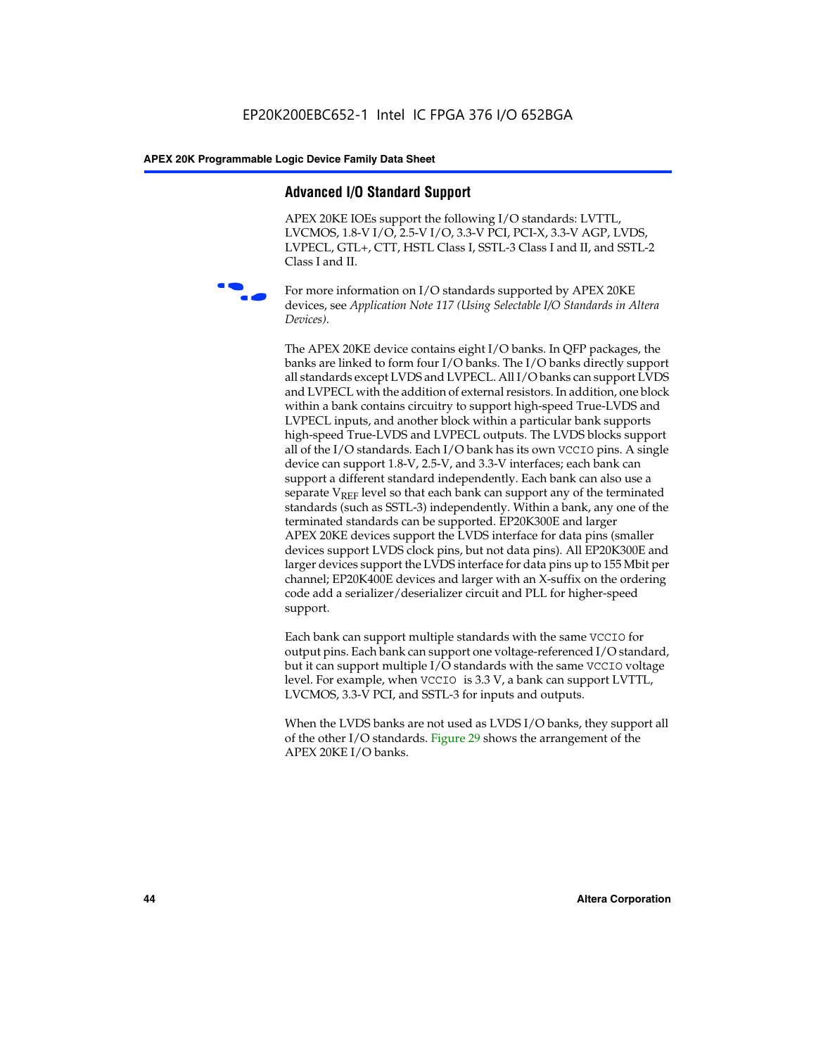## Advanced I/O Standard Support

APEX 20KE IOEs support the following I/O standards: LVTTL, LVCMOS, 1.8-V I/O, 2.5-V I/O, 3.3-V PCI, PCI-X, 3.3-V AGP, LVDS, LVPECL, GTL+, CTT, HSTL Class I, SSTL-3 Class I and II, and SSTL-2 Class I and II.

For more information on I/O standards supported by APEX 20KE devices, see *Application Note 117 (Using Selectable I/O Standards in Altera Devices)*.

The APEX 20KE device contains eight I/O banks. In QFP packages, the banks are linked to form four I/O banks. The I/O banks directly support all standards except LVDS and LVPECL. All I/O banks can support LVDS and LVPECL with the addition of external resistors. In addition, one block within a bank contains circuitry to support high-speed True-LVDS and LVPECL inputs, and another block within a particular bank supports high-speed True-LVDS and LVPECL outputs. The LVDS blocks support all of the I/O standards. Each I/O bank has its own `VCCIO` pins. A single device can support 1.8-V, 2.5-V, and 3.3-V interfaces; each bank can support a different standard independently. Each bank can also use a separate $V_{REF}$ level so that each bank can support any of the terminated standards (such as SSTL-3) independently. Within a bank, any one of the terminated standards can be supported. EP20K300E and larger APEX 20KE devices support the LVDS interface for data pins (smaller devices support LVDS clock pins, but not data pins). All EP20K300E and larger devices support the LVDS interface for data pins up to 155 Mbit per channel; EP20K400E devices and larger with an X-suffix on the ordering code add a serializer/deserializer circuit and PLL for higher-speed support.

Each bank can support multiple standards with the same `VCCIO` for output pins. Each bank can support one voltage-referenced I/O standard, but it can support multiple I/O standards with the same `VCCIO` voltage level. For example, when `VCCIO` is 3.3 V, a bank can support LVTTL, LVCMOS, 3.3-V PCI, and SSTL-3 for inputs and outputs.

When the LVDS banks are not used as LVDS I/O banks, they support all of the other I/O standards. Figure 29 shows the arrangement of the APEX 20KE I/O banks.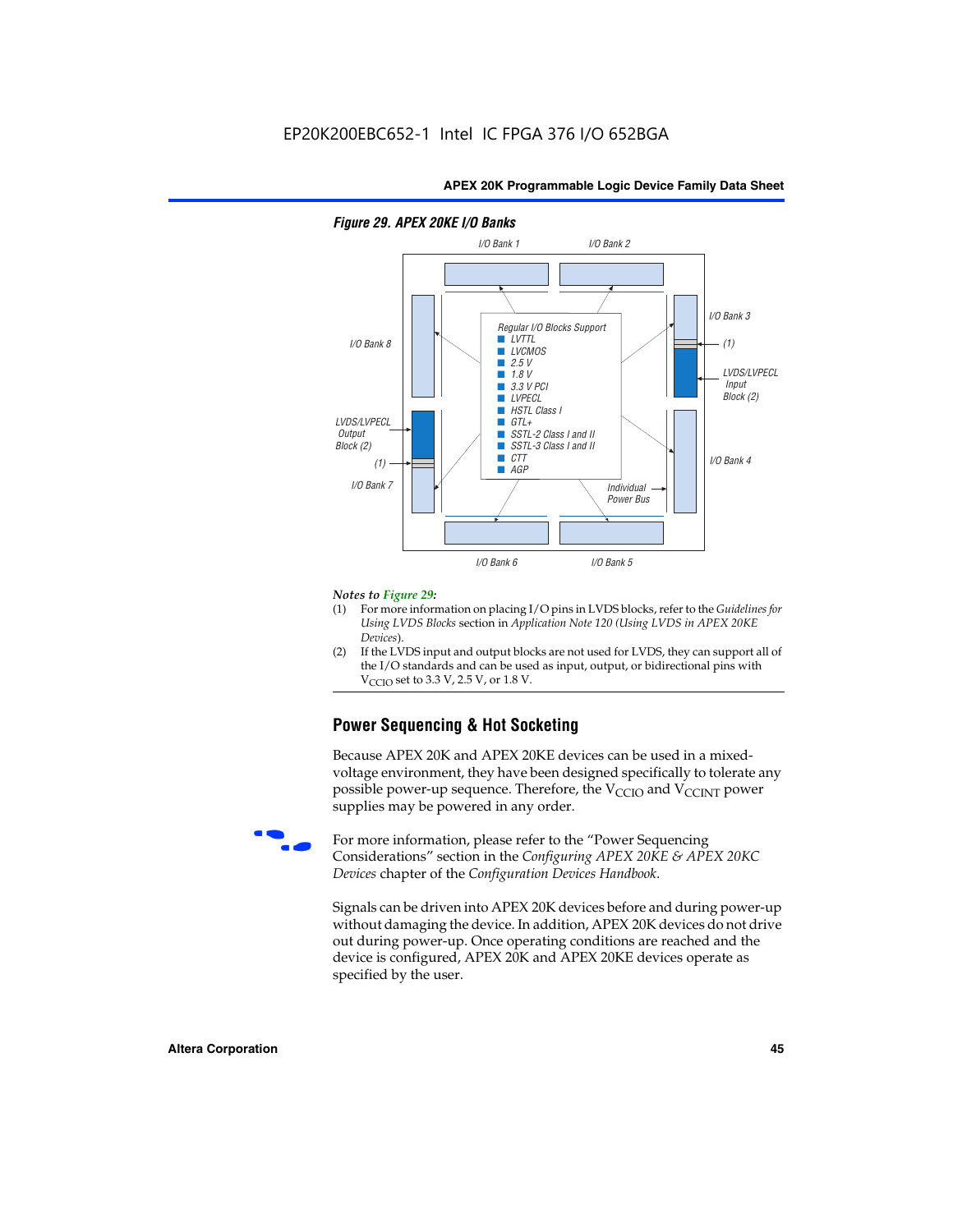*Figure 29. APEX 20KE I/O Banks*

I/O Bank 1 | I/O Bank 2

I/O Bank 8 | I/O Bank 3

Regular I/O Blocks Support
- LVTTL
- LVCMOS
- 2.5 V
- 1.8 V
- 3.3 V PCI
- LVPECL
- HSTL Class I
- GTL+
- SSTL-2 Class I and II
- SSTL-3 Class I and II
- CTT
- AGP

(1)

LVDS/LVPECL Input Block (2)

LVDS/LVPECL Output Block (2)

(1)

I/O Bank 7 | I/O Bank 4

Individual Power Bus

I/O Bank 6 | I/O Bank 5

*Notes to Figure 29:*

(1) For more information on placing I/O pins in LVDS blocks, refer to the *Guidelines for Using LVDS Blocks* section in *Application Note 120 (Using LVDS in APEX 20KE Devices)*.

(2) If the LVDS input and output blocks are not used for LVDS, they can support all of the I/O standards and can be used as input, output, or bidirectional pins with $V_{CCIO}$ set to 3.3 V, 2.5 V, or 1.8 V.

## Power Sequencing & Hot Socketing

Because APEX 20K and APEX 20KE devices can be used in a mixed-voltage environment, they have been designed specifically to tolerate any possible power-up sequence. Therefore, the $V_{CCIO}$ and $V_{CCINT}$ power supplies may be powered in any order.

For more information, please refer to the "Power Sequencing Considerations" section in the *Configuring APEX 20KE & APEX 20KC Devices* chapter of the *Configuration Devices Handbook*.

Signals can be driven into APEX 20K devices before and during power-up without damaging the device. In addition, APEX 20K devices do not drive out during power-up. Once operating conditions are reached and the device is configured, APEX 20K and APEX 20KE devices operate as specified by the user.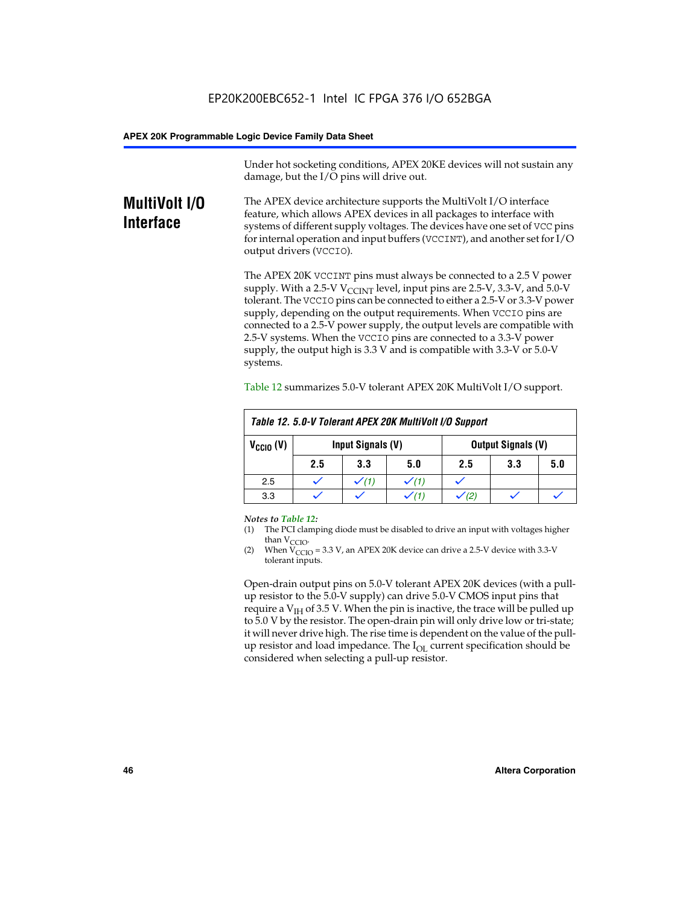Under hot socketing conditions, APEX 20KE devices will not sustain any damage, but the I/O pins will drive out.

## MultiVolt I/O Interface

The APEX device architecture supports the MultiVolt I/O interface feature, which allows APEX devices in all packages to interface with systems of different supply voltages. The devices have one set of VCC pins for internal operation and input buffers (VCCINT), and another set for I/O output drivers (VCCIO).

The APEX 20K VCCINT pins must always be connected to a 2.5 V power supply. With a 2.5-V $V_{CCINT}$ level, input pins are 2.5-V, 3.3-V, and 5.0-V tolerant. The VCCIO pins can be connected to either a 2.5-V or 3.3-V power supply, depending on the output requirements. When VCCIO pins are connected to a 2.5-V power supply, the output levels are compatible with 2.5-V systems. When the VCCIO pins are connected to a 3.3-V power supply, the output high is 3.3 V and is compatible with 3.3-V or 5.0-V systems.

Table 12 summarizes 5.0-V tolerant APEX 20K MultiVolt I/O support.

*Table 12. 5.0-V Tolerant APEX 20K MultiVolt I/O Support*

| $V_{CCIO}$ (V) | Input Signals (V) | | | Output Signals (V) | | |
|---|---|---|---|---|---|---|
| | 2.5 | 3.3 | 5.0 | 2.5 | 3.3 | 5.0 |
| 2.5 | ✓ | ✓ (1) | ✓ (1) | ✓ | | |
| 3.3 | ✓ | ✓ | ✓ (1) | ✓ (2) | ✓ | ✓ |

*Notes to Table 12:*

(1) The PCI clamping diode must be disabled to drive an input with voltages higher than $V_{CCIO}$.

(2) When $V_{CCIO}$ = 3.3 V, an APEX 20K device can drive a 2.5-V device with 3.3-V tolerant inputs.

Open-drain output pins on 5.0-V tolerant APEX 20K devices (with a pull-up resistor to the 5.0-V supply) can drive 5.0-V CMOS input pins that require a $V_{IH}$ of 3.5 V. When the pin is inactive, the trace will be pulled up to 5.0 V by the resistor. The open-drain pin will only drive low or tri-state; it will never drive high. The rise time is dependent on the value of the pull-up resistor and load impedance. The $I_{OL}$ current specification should be considered when selecting a pull-up resistor.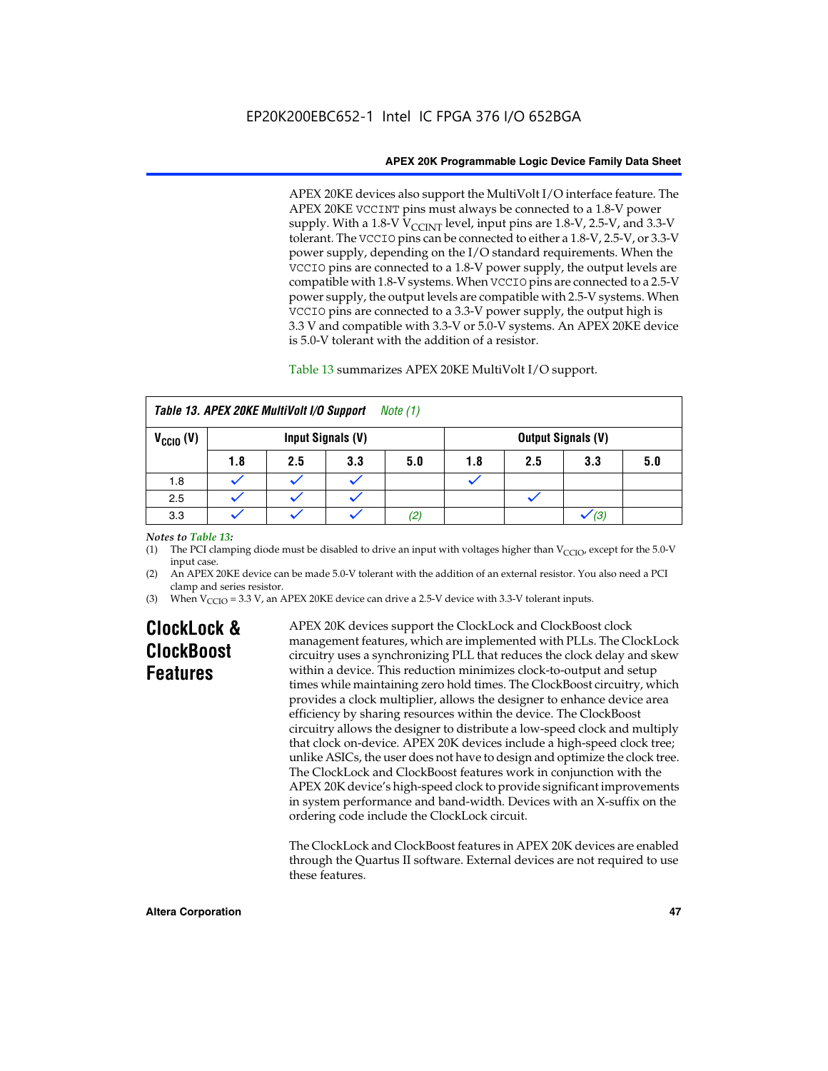APEX 20KE devices also support the MultiVolt I/O interface feature. The APEX 20KE VCCINT pins must always be connected to a 1.8-V power supply. With a 1.8-V $V_{CCINT}$ level, input pins are 1.8-V, 2.5-V, and 3.3-V tolerant. The VCCIO pins can be connected to either a 1.8-V, 2.5-V, or 3.3-V power supply, depending on the I/O standard requirements. When the VCCIO pins are connected to a 1.8-V power supply, the output levels are compatible with 1.8-V systems. When VCCIO pins are connected to a 2.5-V power supply, the output levels are compatible with 2.5-V systems. When VCCIO pins are connected to a 3.3-V power supply, the output high is 3.3 V and compatible with 3.3-V or 5.0-V systems. An APEX 20KE device is 5.0-V tolerant with the addition of a resistor.

Table 13 summarizes APEX 20KE MultiVolt I/O support.

**Table 13. APEX 20KE MultiVolt I/O Support** *Note (1)*

| $V_{CCIO}$ (V) | Input Signals (V) | | | | Output Signals (V) | | | |
|---|---|---|---|---|---|---|---|---|
| | 1.8 | 2.5 | 3.3 | 5.0 | 1.8 | 2.5 | 3.3 | 5.0 |
| 1.8 | ✓ | ✓ | ✓ | | ✓ | | | |
| 2.5 | ✓ | ✓ | ✓ | | | ✓ | | |
| 3.3 | ✓ | ✓ | ✓ | *(2)* | | | ✓ *(3)* | |

*Notes to Table 13:*

(1) The PCI clamping diode must be disabled to drive an input with voltages higher than $V_{CCIO}$, except for the 5.0-V input case.

(2) An APEX 20KE device can be made 5.0-V tolerant with the addition of an external resistor. You also need a PCI clamp and series resistor.

(3) When $V_{CCIO}$ = 3.3 V, an APEX 20KE device can drive a 2.5-V device with 3.3-V tolerant inputs.

## ClockLock & ClockBoost Features

APEX 20K devices support the ClockLock and ClockBoost clock management features, which are implemented with PLLs. The ClockLock circuitry uses a synchronizing PLL that reduces the clock delay and skew within a device. This reduction minimizes clock-to-output and setup times while maintaining zero hold times. The ClockBoost circuitry, which provides a clock multiplier, allows the designer to enhance device area efficiency by sharing resources within the device. The ClockBoost circuitry allows the designer to distribute a low-speed clock and multiply that clock on-device. APEX 20K devices include a high-speed clock tree; unlike ASICs, the user does not have to design and optimize the clock tree. The ClockLock and ClockBoost features work in conjunction with the APEX 20K device's high-speed clock to provide significant improvements in system performance and band-width. Devices with an X-suffix on the ordering code include the ClockLock circuit.

The ClockLock and ClockBoost features in APEX 20K devices are enabled through the Quartus II software. External devices are not required to use these features.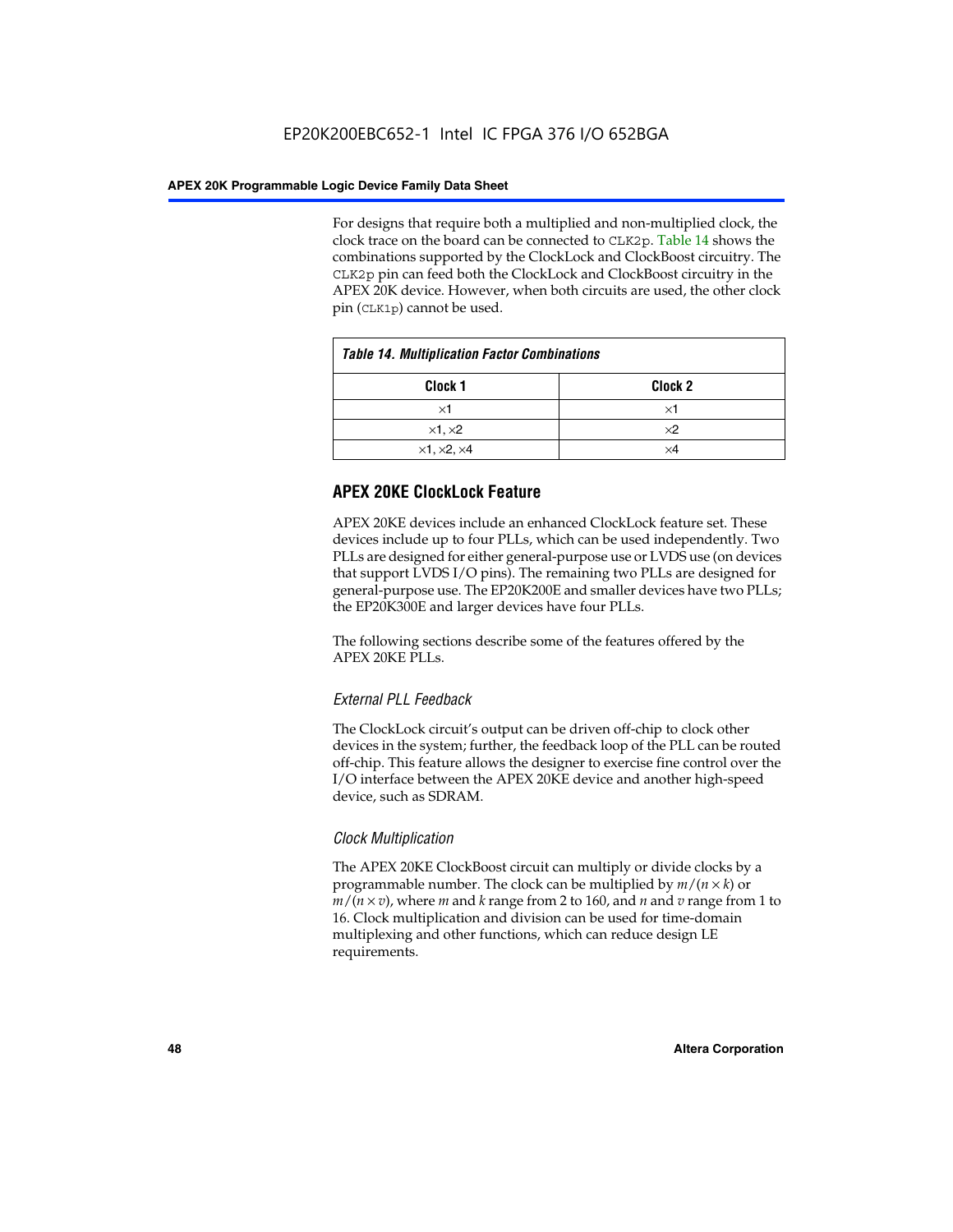For designs that require both a multiplied and non-multiplied clock, the clock trace on the board can be connected to CLK2p. Table 14 shows the combinations supported by the ClockLock and ClockBoost circuitry. The CLK2p pin can feed both the ClockLock and ClockBoost circuitry in the APEX 20K device. However, when both circuits are used, the other clock pin (CLK1p) cannot be used.

**Table 14. Multiplication Factor Combinations**

| Clock 1 | Clock 2 |
|---|---|
| ×1 | ×1 |
| ×1, ×2 | ×2 |
| ×1, ×2, ×4 | ×4 |

## APEX 20KE ClockLock Feature

APEX 20KE devices include an enhanced ClockLock feature set. These devices include up to four PLLs, which can be used independently. Two PLLs are designed for either general-purpose use or LVDS use (on devices that support LVDS I/O pins). The remaining two PLLs are designed for general-purpose use. The EP20K200E and smaller devices have two PLLs; the EP20K300E and larger devices have four PLLs.

The following sections describe some of the features offered by the APEX 20KE PLLs.

### *External PLL Feedback*

The ClockLock circuit's output can be driven off-chip to clock other devices in the system; further, the feedback loop of the PLL can be routed off-chip. This feature allows the designer to exercise fine control over the I/O interface between the APEX 20KE device and another high-speed device, such as SDRAM.

### *Clock Multiplication*

The APEX 20KE ClockBoost circuit can multiply or divide clocks by a programmable number. The clock can be multiplied by $m/(n \times k)$ or $m/(n \times v)$, where $m$ and $k$ range from 2 to 160, and $n$ and $v$ range from 1 to 16. Clock multiplication and division can be used for time-domain multiplexing and other functions, which can reduce design LE requirements.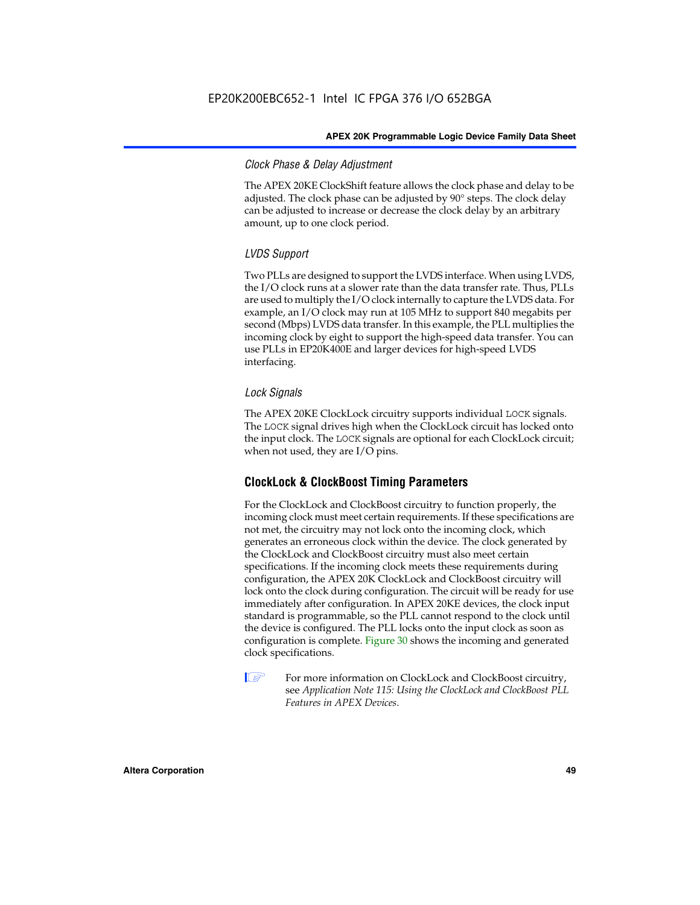#### Clock Phase & Delay Adjustment

The APEX 20KE ClockShift feature allows the clock phase and delay to be adjusted. The clock phase can be adjusted by 90° steps. The clock delay can be adjusted to increase or decrease the clock delay by an arbitrary amount, up to one clock period.

#### LVDS Support

Two PLLs are designed to support the LVDS interface. When using LVDS, the I/O clock runs at a slower rate than the data transfer rate. Thus, PLLs are used to multiply the I/O clock internally to capture the LVDS data. For example, an I/O clock may run at 105 MHz to support 840 megabits per second (Mbps) LVDS data transfer. In this example, the PLL multiplies the incoming clock by eight to support the high-speed data transfer. You can use PLLs in EP20K400E and larger devices for high-speed LVDS interfacing.

#### Lock Signals

The APEX 20KE ClockLock circuitry supports individual `LOCK` signals. The `LOCK` signal drives high when the ClockLock circuit has locked onto the input clock. The `LOCK` signals are optional for each ClockLock circuit; when not used, they are I/O pins.

### ClockLock & ClockBoost Timing Parameters

For the ClockLock and ClockBoost circuitry to function properly, the incoming clock must meet certain requirements. If these specifications are not met, the circuitry may not lock onto the incoming clock, which generates an erroneous clock within the device. The clock generated by the ClockLock and ClockBoost circuitry must also meet certain specifications. If the incoming clock meets these requirements during configuration, the APEX 20K ClockLock and ClockBoost circuitry will lock onto the clock during configuration. The circuit will be ready for use immediately after configuration. In APEX 20KE devices, the clock input standard is programmable, so the PLL cannot respond to the clock until the device is configured. The PLL locks onto the input clock as soon as configuration is complete. Figure 30 shows the incoming and generated clock specifications.

For more information on ClockLock and ClockBoost circuitry, see *Application Note 115: Using the ClockLock and ClockBoost PLL Features in APEX Devices*.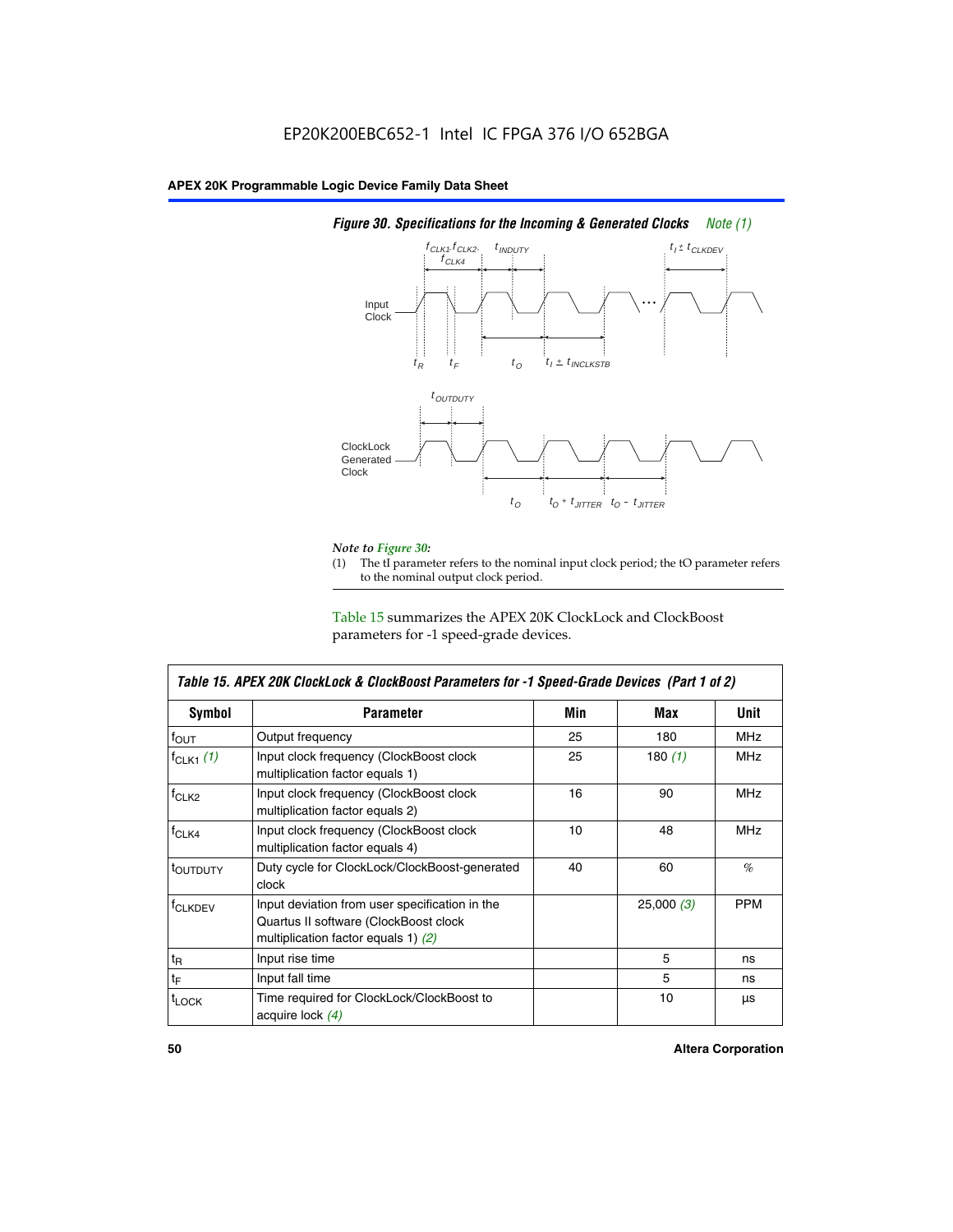*Figure 30. Specifications for the Incoming & Generated Clocks* *Note (1)*

*Note to Figure 30:*

(1) The tI parameter refers to the nominal input clock period; the tO parameter refers to the nominal output clock period.

Table 15 summarizes the APEX 20K ClockLock and ClockBoost parameters for -1 speed-grade devices.

*Table 15. APEX 20K ClockLock & ClockBoost Parameters for -1 Speed-Grade Devices (Part 1 of 2)*

| Symbol | Parameter | Min | Max | Unit |
|---|---|---|---|---|
| $f_{OUT}$ | Output frequency | 25 | 180 | MHz |
| $f_{CLK1}$ *(1)* | Input clock frequency (ClockBoost clock multiplication factor equals 1) | 25 | 180 *(1)* | MHz |
| $f_{CLK2}$ | Input clock frequency (ClockBoost clock multiplication factor equals 2) | 16 | 90 | MHz |
| $f_{CLK4}$ | Input clock frequency (ClockBoost clock multiplication factor equals 4) | 10 | 48 | MHz |
| $t_{OUTDUTY}$ | Duty cycle for ClockLock/ClockBoost-generated clock | 40 | 60 | % |
| $f_{CLKDEV}$ | Input deviation from user specification in the Quartus II software (ClockBoost clock multiplication factor equals 1) *(2)* | | 25,000 *(3)* | PPM |
| $t_R$ | Input rise time | | 5 | ns |
| $t_F$ | Input fall time | | 5 | ns |
| $t_{LOCK}$ | Time required for ClockLock/ClockBoost to acquire lock *(4)* | | 10 | µs |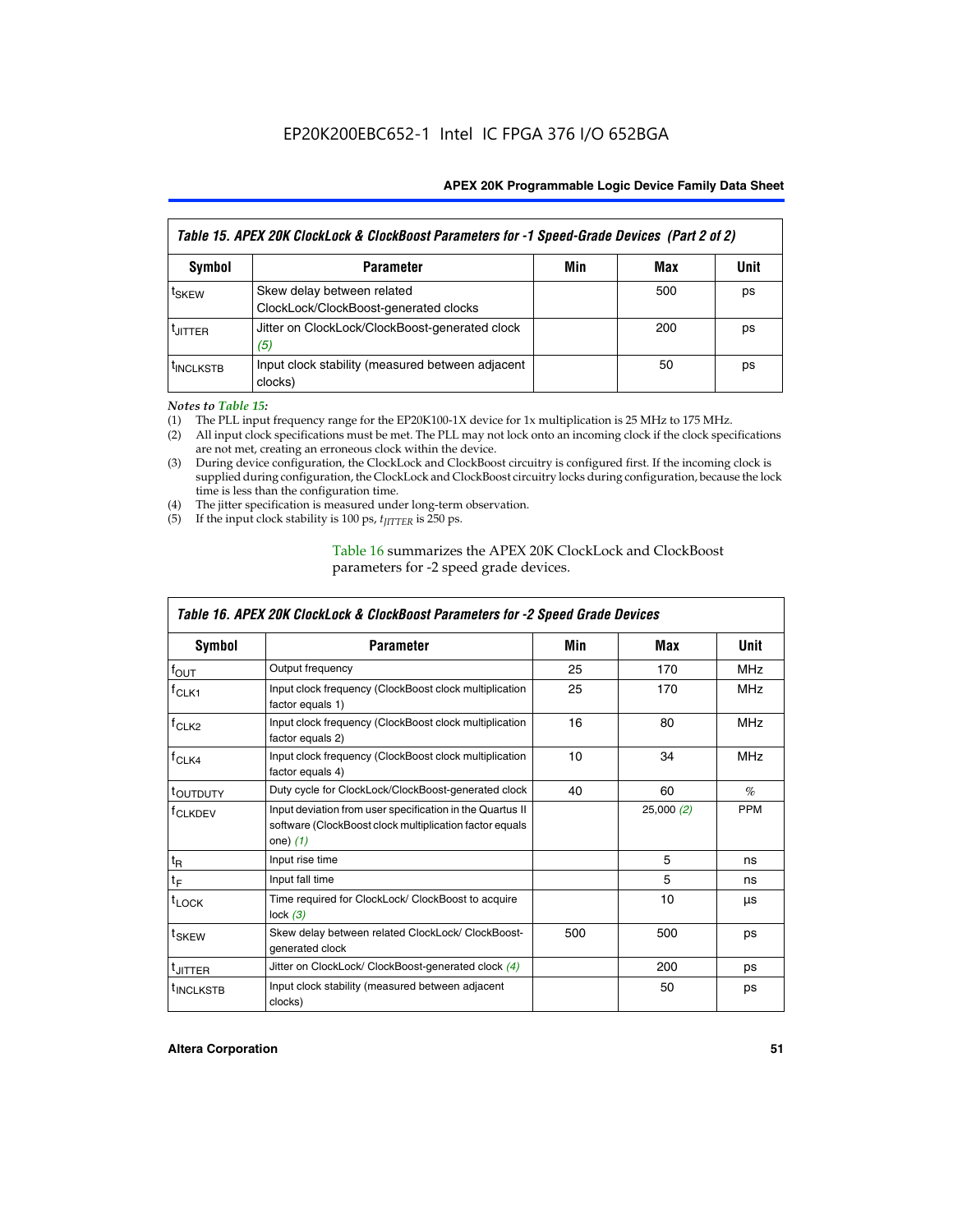| Table 15. APEX 20K ClockLock & ClockBoost Parameters for -1 Speed-Grade Devices (Part 2 of 2) | | | | |
|---|---|---|---|---|
| **Symbol** | **Parameter** | **Min** | **Max** | **Unit** |
| $t_{SKEW}$ | Skew delay between related ClockLock/ClockBoost-generated clocks | | 500 | ps |
| $t_{JITTER}$ | Jitter on ClockLock/ClockBoost-generated clock *(5)* | | 200 | ps |
| $t_{INCLKSTB}$ | Input clock stability (measured between adjacent clocks) | | 50 | ps |

*Notes to Table 15:*

(1) The PLL input frequency range for the EP20K100-1X device for 1x multiplication is 25 MHz to 175 MHz.
(2) All input clock specifications must be met. The PLL may not lock onto an incoming clock if the clock specifications are not met, creating an erroneous clock within the device.
(3) During device configuration, the ClockLock and ClockBoost circuitry is configured first. If the incoming clock is supplied during configuration, the ClockLock and ClockBoost circuitry locks during configuration, because the lock time is less than the configuration time.
(4) The jitter specification is measured under long-term observation.
(5) If the input clock stability is 100 ps, $t_{JITTER}$ is 250 ps.

Table 16 summarizes the APEX 20K ClockLock and ClockBoost parameters for -2 speed grade devices.

| Table 16. APEX 20K ClockLock & ClockBoost Parameters for -2 Speed Grade Devices | | | | |
|---|---|---|---|---|
| **Symbol** | **Parameter** | **Min** | **Max** | **Unit** |
| $f_{OUT}$ | Output frequency | 25 | 170 | MHz |
| $f_{CLK1}$ | Input clock frequency (ClockBoost clock multiplication factor equals 1) | 25 | 170 | MHz |
| $f_{CLK2}$ | Input clock frequency (ClockBoost clock multiplication factor equals 2) | 16 | 80 | MHz |
| $f_{CLK4}$ | Input clock frequency (ClockBoost clock multiplication factor equals 4) | 10 | 34 | MHz |
| $t_{OUTDUTY}$ | Duty cycle for ClockLock/ClockBoost-generated clock | 40 | 60 | % |
| $f_{CLKDEV}$ | Input deviation from user specification in the Quartus II software (ClockBoost clock multiplication factor equals one) *(1)* | | 25,000 *(2)* | PPM |
| $t_R$ | Input rise time | | 5 | ns |
| $t_F$ | Input fall time | | 5 | ns |
| $t_{LOCK}$ | Time required for ClockLock/ ClockBoost to acquire lock *(3)* | | 10 | µs |
| $t_{SKEW}$ | Skew delay between related ClockLock/ ClockBoost-generated clock | 500 | 500 | ps |
| $t_{JITTER}$ | Jitter on ClockLock/ ClockBoost-generated clock *(4)* | | 200 | ps |
| $t_{INCLKSTB}$ | Input clock stability (measured between adjacent clocks) | | 50 | ps |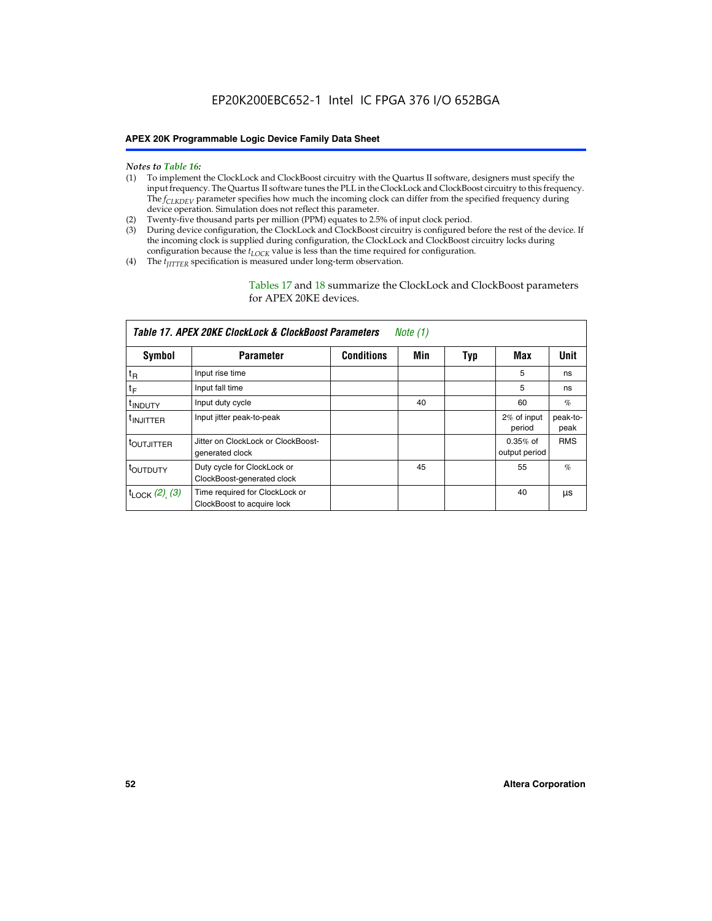*Notes to Table 16:*

(1) To implement the ClockLock and ClockBoost circuitry with the Quartus II software, designers must specify the input frequency. The Quartus II software tunes the PLL in the ClockLock and ClockBoost circuitry to this frequency. The $f_{CLKDEV}$ parameter specifies how much the incoming clock can differ from the specified frequency during device operation. Simulation does not reflect this parameter.

(2) Twenty-five thousand parts per million (PPM) equates to 2.5% of input clock period.

(3) During device configuration, the ClockLock and ClockBoost circuitry is configured before the rest of the device. If the incoming clock is supplied during configuration, the ClockLock and ClockBoost circuitry locks during configuration because the $t_{LOCK}$ value is less than the time required for configuration.

(4) The $t_{JITTER}$ specification is measured under long-term observation.

Tables 17 and 18 summarize the ClockLock and ClockBoost parameters for APEX 20KE devices.

**Table 17. APEX 20KE ClockLock & ClockBoost Parameters** *Note (1)*

| Symbol | Parameter | Conditions | Min | Typ | Max | Unit |
|---|---|---|---|---|---|---|
| $t_R$ | Input rise time | | | | 5 | ns |
| $t_F$ | Input fall time | | | | 5 | ns |
| $t_{INDUTY}$ | Input duty cycle | | 40 | | 60 | % |
| $t_{INJITTER}$ | Input jitter peak-to-peak | | | | 2% of input period | peak-to-peak |
| $t_{OUTJITTER}$ | Jitter on ClockLock or ClockBoost-generated clock | | | | 0.35% of output period | RMS |
| $t_{OUTDUTY}$ | Duty cycle for ClockLock or ClockBoost-generated clock | | 45 | | 55 | % |
| $t_{LOCK}$ *(2), (3)* | Time required for ClockLock or ClockBoost to acquire lock | | | | 40 | µs |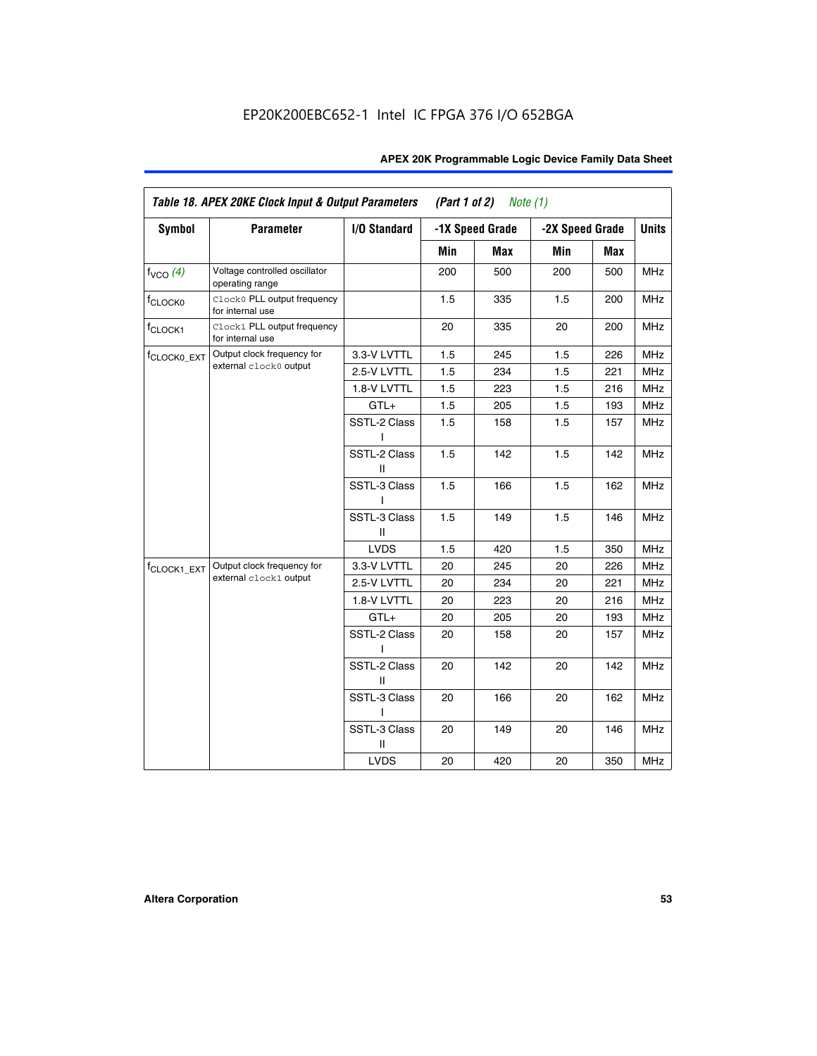EP20K200EBC652-1 Intel IC FPGA 376 I/O 652BGA

| *Table 18. APEX 20KE Clock Input & Output Parameters (Part 1 of 2) Note (1)* | | | | | | | |
|---|---|---|---|---|---|---|---|
| **Symbol** | **Parameter** | **I/O Standard** | **-1X Speed Grade** | | **-2X Speed Grade** | | **Units** |
| | | | **Min** | **Max** | **Min** | **Max** | |
| $f_{VCO}$ *(4)* | Voltage controlled oscillator operating range | | 200 | 500 | 200 | 500 | MHz |
| $f_{CLOCK0}$ | `Clock0` PLL output frequency for internal use | | 1.5 | 335 | 1.5 | 200 | MHz |
| $f_{CLOCK1}$ | `Clock1` PLL output frequency for internal use | | 20 | 335 | 20 | 200 | MHz |
| $f_{CLOCK0\_EXT}$ | Output clock frequency for external `clock0` output | 3.3-V LVTTL | 1.5 | 245 | 1.5 | 226 | MHz |
| | | 2.5-V LVTTL | 1.5 | 234 | 1.5 | 221 | MHz |
| | | 1.8-V LVTTL | 1.5 | 223 | 1.5 | 216 | MHz |
| | | GTL+ | 1.5 | 205 | 1.5 | 193 | MHz |
| | | SSTL-2 Class I | 1.5 | 158 | 1.5 | 157 | MHz |
| | | SSTL-2 Class II | 1.5 | 142 | 1.5 | 142 | MHz |
| | | SSTL-3 Class I | 1.5 | 166 | 1.5 | 162 | MHz |
| | | SSTL-3 Class II | 1.5 | 149 | 1.5 | 146 | MHz |
| | | LVDS | 1.5 | 420 | 1.5 | 350 | MHz |
| $f_{CLOCK1\_EXT}$ | Output clock frequency for external `clock1` output | 3.3-V LVTTL | 20 | 245 | 20 | 226 | MHz |
| | | 2.5-V LVTTL | 20 | 234 | 20 | 221 | MHz |
| | | 1.8-V LVTTL | 20 | 223 | 20 | 216 | MHz |
| | | GTL+ | 20 | 205 | 20 | 193 | MHz |
| | | SSTL-2 Class I | 20 | 158 | 20 | 157 | MHz |
| | | SSTL-2 Class II | 20 | 142 | 20 | 142 | MHz |
| | | SSTL-3 Class I | 20 | 166 | 20 | 162 | MHz |
| | | SSTL-3 Class II | 20 | 149 | 20 | 146 | MHz |
| | | LVDS | 20 | 420 | 20 | 350 | MHz |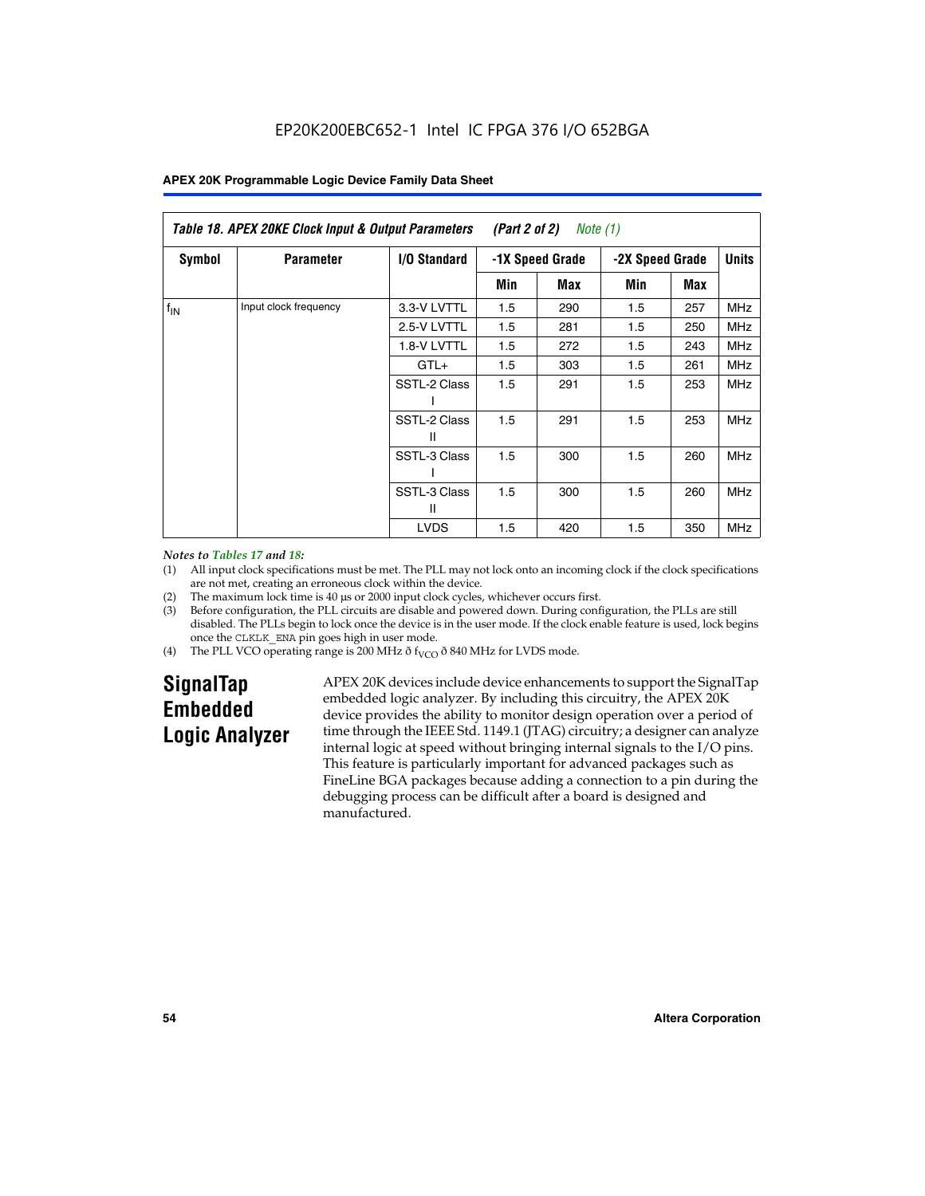**Table 18. APEX 20KE Clock Input & Output Parameters (Part 2 of 2) *Note (1)***

| Symbol | Parameter | I/O Standard | -1X Speed Grade | | -2X Speed Grade | | Units |
|---|---|---|---|---|---|---|---|
| | | | Min | Max | Min | Max | |
| $f_{IN}$ | Input clock frequency | 3.3-V LVTTL | 1.5 | 290 | 1.5 | 257 | MHz |
| | | 2.5-V LVTTL | 1.5 | 281 | 1.5 | 250 | MHz |
| | | 1.8-V LVTTL | 1.5 | 272 | 1.5 | 243 | MHz |
| | | GTL+ | 1.5 | 303 | 1.5 | 261 | MHz |
| | | SSTL-2 Class I | 1.5 | 291 | 1.5 | 253 | MHz |
| | | SSTL-2 Class II | 1.5 | 291 | 1.5 | 253 | MHz |
| | | SSTL-3 Class I | 1.5 | 300 | 1.5 | 260 | MHz |
| | | SSTL-3 Class II | 1.5 | 300 | 1.5 | 260 | MHz |
| | | LVDS | 1.5 | 420 | 1.5 | 350 | MHz |

*Notes to Tables 17 and 18:*

(1) All input clock specifications must be met. The PLL may not lock onto an incoming clock if the clock specifications are not met, creating an erroneous clock within the device.

(2) The maximum lock time is 40 µs or 2000 input clock cycles, whichever occurs first.

(3) Before configuration, the PLL circuits are disable and powered down. During configuration, the PLLs are still disabled. The PLLs begin to lock once the device is in the user mode. If the clock enable feature is used, lock begins once the CLKLK_ENA pin goes high in user mode.

(4) The PLL VCO operating range is 200 MHz ð $f_{VCO}$ ð 840 MHz for LVDS mode.

## SignalTap Embedded Logic Analyzer

APEX 20K devices include device enhancements to support the SignalTap embedded logic analyzer. By including this circuitry, the APEX 20K device provides the ability to monitor design operation over a period of time through the IEEE Std. 1149.1 (JTAG) circuitry; a designer can analyze internal logic at speed without bringing internal signals to the I/O pins. This feature is particularly important for advanced packages such as FineLine BGA packages because adding a connection to a pin during the debugging process can be difficult after a board is designed and manufactured.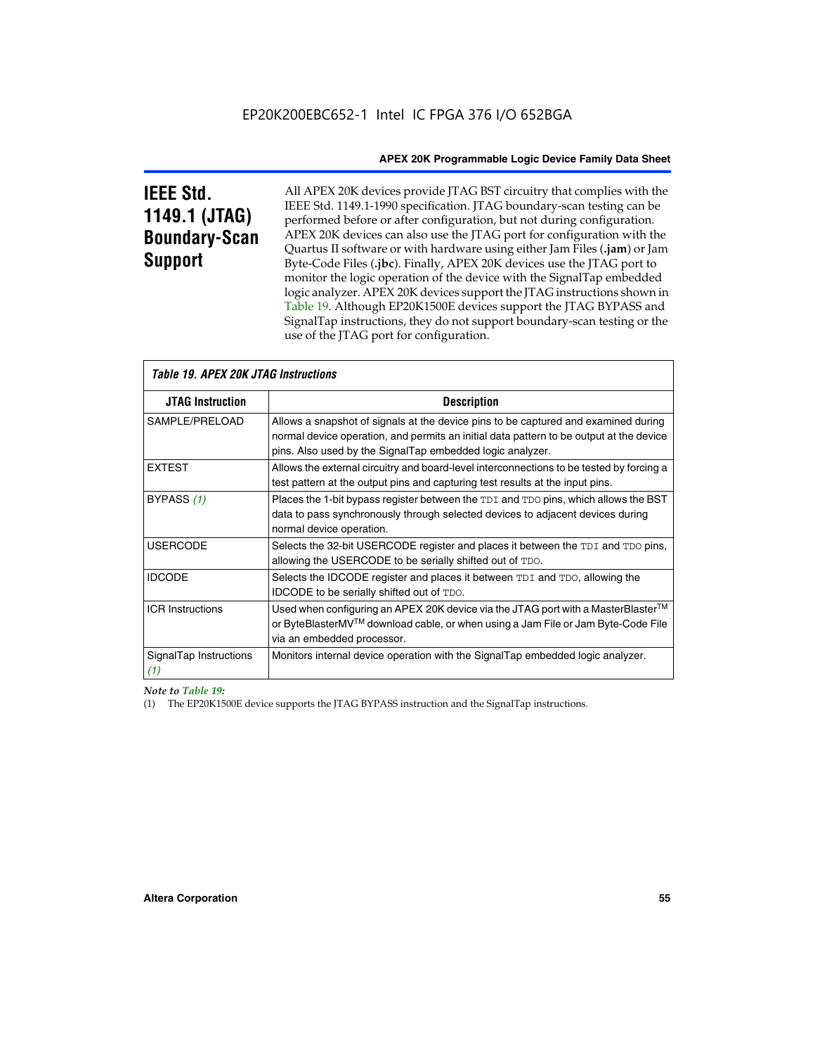# IEEE Std. 1149.1 (JTAG) Boundary-Scan Support

All APEX 20K devices provide JTAG BST circuitry that complies with the IEEE Std. 1149.1-1990 specification. JTAG boundary-scan testing can be performed before or after configuration, but not during configuration. APEX 20K devices can also use the JTAG port for configuration with the Quartus II software or with hardware using either Jam Files (**.jam**) or Jam Byte-Code Files (**.jbc**). Finally, APEX 20K devices use the JTAG port to monitor the logic operation of the device with the SignalTap embedded logic analyzer. APEX 20K devices support the JTAG instructions shown in Table 19. Although EP20K1500E devices support the JTAG BYPASS and SignalTap instructions, they do not support boundary-scan testing or the use of the JTAG port for configuration.

*Table 19. APEX 20K JTAG Instructions*

| JTAG Instruction | Description |
|---|---|
| SAMPLE/PRELOAD | Allows a snapshot of signals at the device pins to be captured and examined during normal device operation, and permits an initial data pattern to be output at the device pins. Also used by the SignalTap embedded logic analyzer. |
| EXTEST | Allows the external circuitry and board-level interconnections to be tested by forcing a test pattern at the output pins and capturing test results at the input pins. |
| BYPASS *(1)* | Places the 1-bit bypass register between the `TDI` and `TDO` pins, which allows the BST data to pass synchronously through selected devices to adjacent devices during normal device operation. |
| USERCODE | Selects the 32-bit USERCODE register and places it between the `TDI` and `TDO` pins, allowing the USERCODE to be serially shifted out of `TDO`. |
| IDCODE | Selects the IDCODE register and places it between `TDI` and `TDO`, allowing the IDCODE to be serially shifted out of `TDO`. |
| ICR Instructions | Used when configuring an APEX 20K device via the JTAG port with a MasterBlaster™ or ByteBlasterMV™ download cable, or when using a Jam File or Jam Byte-Code File via an embedded processor. |
| SignalTap Instructions *(1)* | Monitors internal device operation with the SignalTap embedded logic analyzer. |

*Note to Table 19:*

(1) The EP20K1500E device supports the JTAG BYPASS instruction and the SignalTap instructions.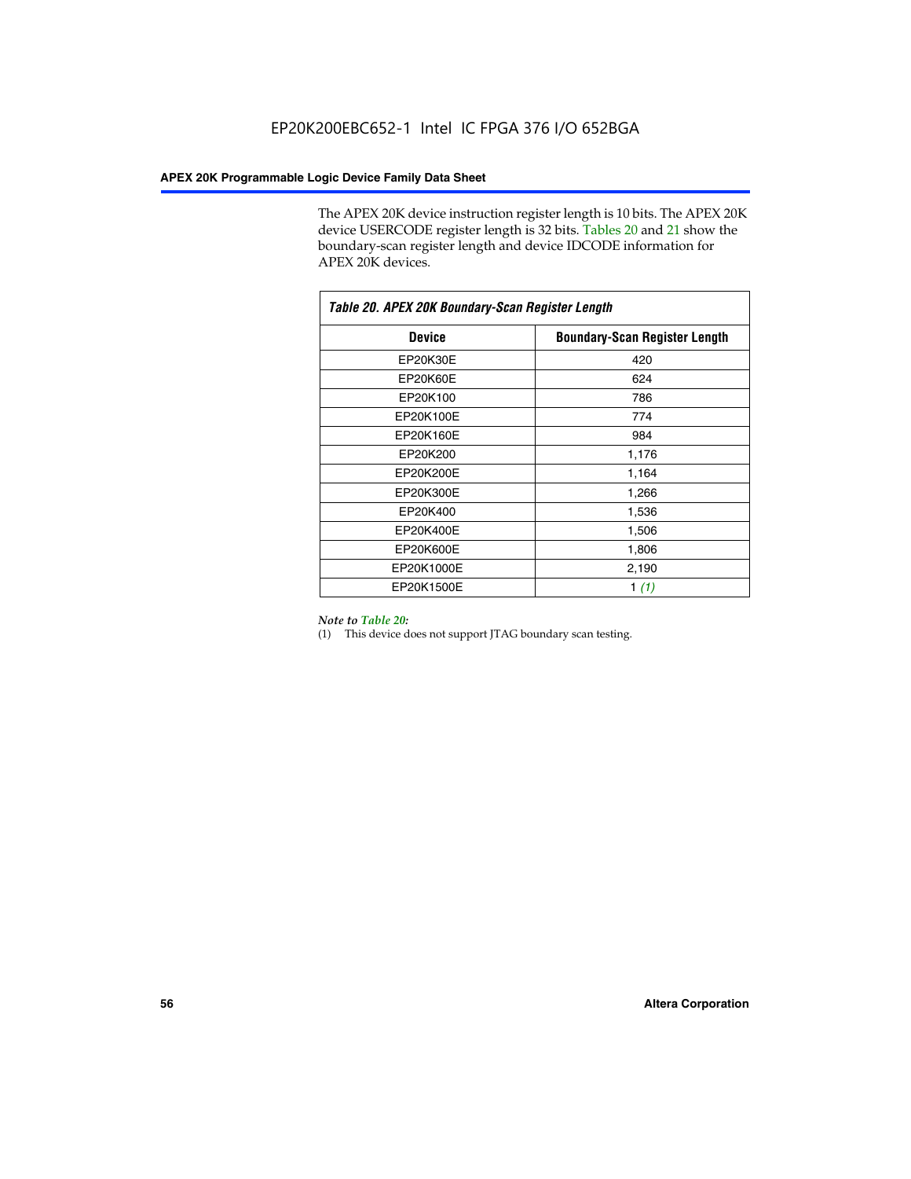The APEX 20K device instruction register length is 10 bits. The APEX 20K device USERCODE register length is 32 bits. Tables 20 and 21 show the boundary-scan register length and device IDCODE information for APEX 20K devices.

*Table 20. APEX 20K Boundary-Scan Register Length*

| Device | Boundary-Scan Register Length |
|---|---|
| EP20K30E | 420 |
| EP20K60E | 624 |
| EP20K100 | 786 |
| EP20K100E | 774 |
| EP20K160E | 984 |
| EP20K200 | 1,176 |
| EP20K200E | 1,164 |
| EP20K300E | 1,266 |
| EP20K400 | 1,536 |
| EP20K400E | 1,506 |
| EP20K600E | 1,806 |
| EP20K1000E | 2,190 |
| EP20K1500E | 1 *(1)* |

*Note to Table 20:*

(1) This device does not support JTAG boundary scan testing.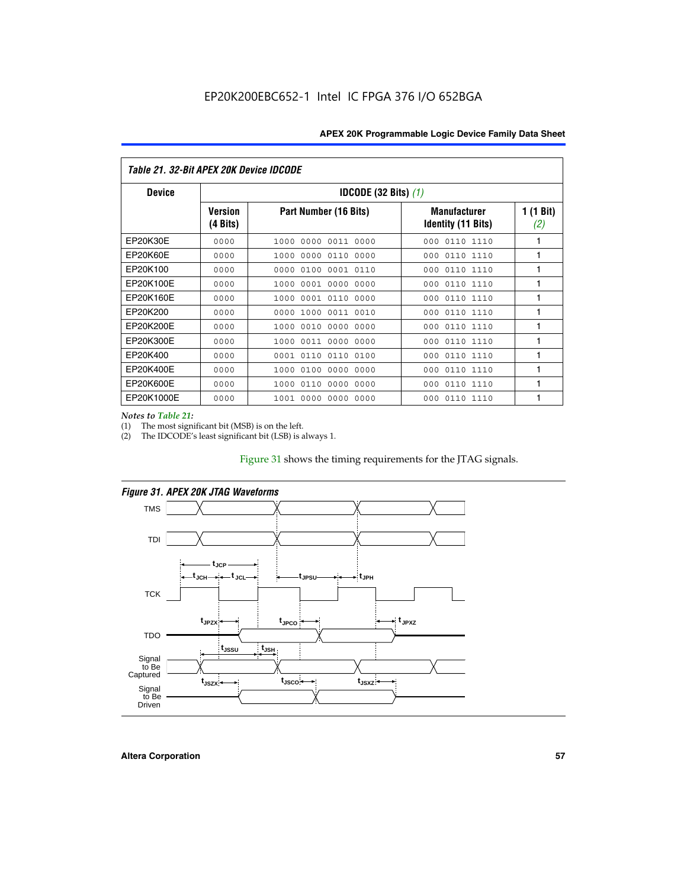**Table 21. 32-Bit APEX 20K Device IDCODE**

| Device | IDCODE (32 Bits) *(1)* | | | |
|---|---|---|---|---|
| | Version (4 Bits) | Part Number (16 Bits) | Manufacturer Identity (11 Bits) | 1 (1 Bit) *(2)* |
| EP20K30E | 0000 | 1000 0000 0011 0000 | 000 0110 1110 | 1 |
| EP20K60E | 0000 | 1000 0000 0110 0000 | 000 0110 1110 | 1 |
| EP20K100 | 0000 | 0000 0100 0001 0110 | 000 0110 1110 | 1 |
| EP20K100E | 0000 | 1000 0001 0000 0000 | 000 0110 1110 | 1 |
| EP20K160E | 0000 | 1000 0001 0110 0000 | 000 0110 1110 | 1 |
| EP20K200 | 0000 | 0000 1000 0011 0010 | 000 0110 1110 | 1 |
| EP20K200E | 0000 | 1000 0010 0000 0000 | 000 0110 1110 | 1 |
| EP20K300E | 0000 | 1000 0011 0000 0000 | 000 0110 1110 | 1 |
| EP20K400 | 0000 | 0001 0110 0110 0100 | 000 0110 1110 | 1 |
| EP20K400E | 0000 | 1000 0100 0000 0000 | 000 0110 1110 | 1 |
| EP20K600E | 0000 | 1000 0110 0000 0000 | 000 0110 1110 | 1 |
| EP20K1000E | 0000 | 1001 0000 0000 0000 | 000 0110 1110 | 1 |

*Notes to Table 21:*

(1) The most significant bit (MSB) is on the left.

(2) The IDCODE's least significant bit (LSB) is always 1.

Figure 31 shows the timing requirements for the JTAG signals.

**Figure 31. APEX 20K JTAG Waveforms**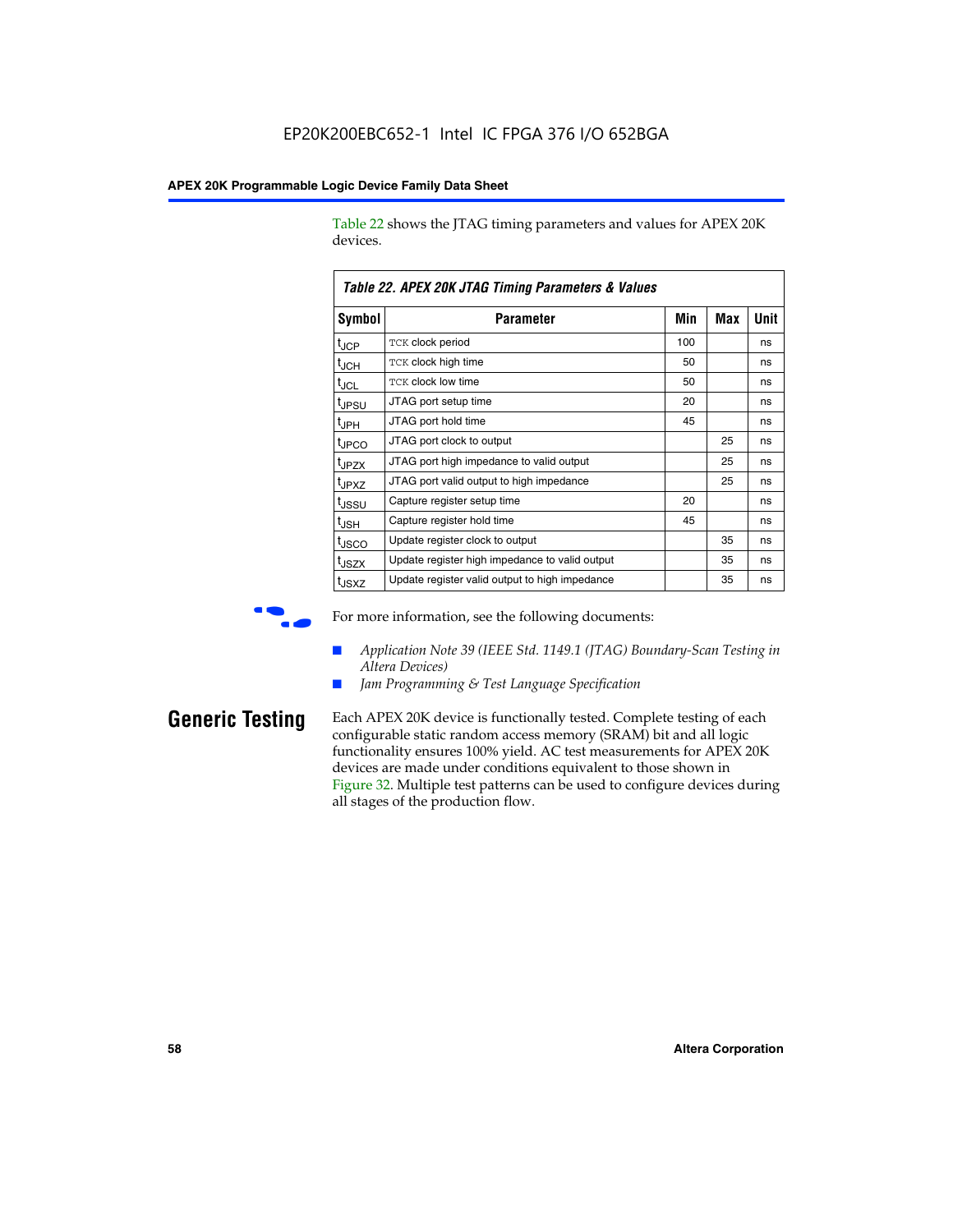Table 22 shows the JTAG timing parameters and values for APEX 20K devices.

**Table 22. APEX 20K JTAG Timing Parameters & Values**

| Symbol | Parameter | Min | Max | Unit |
|---|---|---|---|---|
| $t_{JCP}$ | TCK clock period | 100 | | ns |
| $t_{JCH}$ | TCK clock high time | 50 | | ns |
| $t_{JCL}$ | TCK clock low time | 50 | | ns |
| $t_{JPSU}$ | JTAG port setup time | 20 | | ns |
| $t_{JPH}$ | JTAG port hold time | 45 | | ns |
| $t_{JPCO}$ | JTAG port clock to output | | 25 | ns |
| $t_{JPZX}$ | JTAG port high impedance to valid output | | 25 | ns |
| $t_{JPXZ}$ | JTAG port valid output to high impedance | | 25 | ns |
| $t_{JSSU}$ | Capture register setup time | 20 | | ns |
| $t_{JSH}$ | Capture register hold time | 45 | | ns |
| $t_{JSCO}$ | Update register clock to output | | 35 | ns |
| $t_{JSZX}$ | Update register high impedance to valid output | | 35 | ns |
| $t_{JSXZ}$ | Update register valid output to high impedance | | 35 | ns |

For more information, see the following documents:

- *Application Note 39 (IEEE Std. 1149.1 (JTAG) Boundary-Scan Testing in Altera Devices)*
- *Jam Programming & Test Language Specification*

## Generic Testing

Each APEX 20K device is functionally tested. Complete testing of each configurable static random access memory (SRAM) bit and all logic functionality ensures 100% yield. AC test measurements for APEX 20K devices are made under conditions equivalent to those shown in Figure 32. Multiple test patterns can be used to configure devices during all stages of the production flow.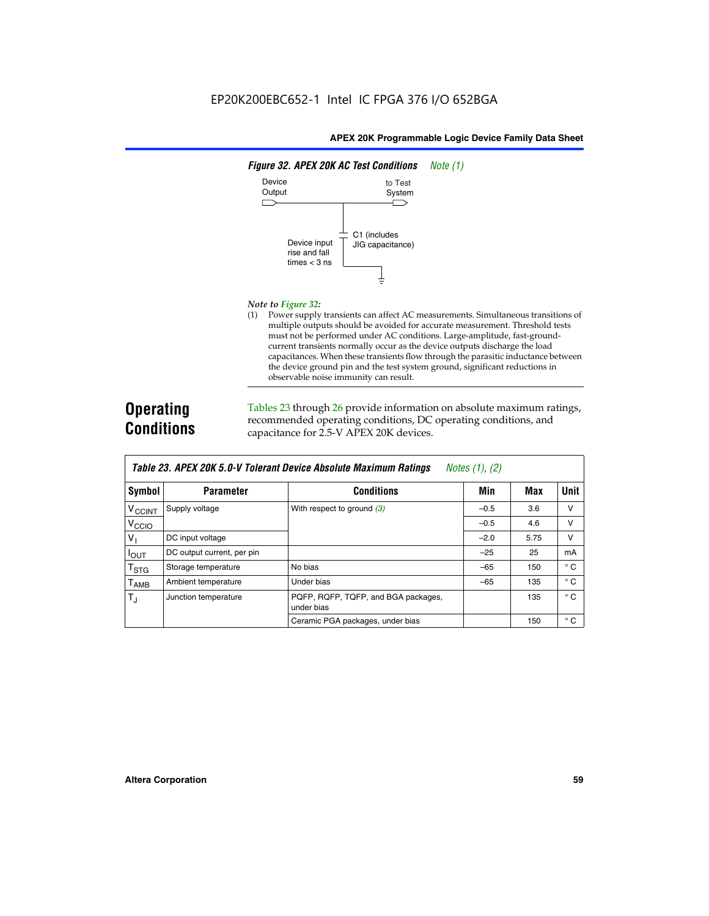EP20K200EBC652-1 Intel IC FPGA 376 I/O 652BGA

**Figure 32. APEX 20K AC Test Conditions** *Note (1)*

Device Output

to Test System

C1 (includes JIG capacitance)

Device input rise and fall times < 3 ns

*Note to Figure 32:*

(1) Power supply transients can affect AC measurements. Simultaneous transitions of multiple outputs should be avoided for accurate measurement. Threshold tests must not be performed under AC conditions. Large-amplitude, fast-ground-current transients normally occur as the device outputs discharge the load capacitances. When these transients flow through the parasitic inductance between the device ground pin and the test system ground, significant reductions in observable noise immunity can result.

## Operating Conditions

Tables 23 through 26 provide information on absolute maximum ratings, recommended operating conditions, DC operating conditions, and capacitance for 2.5-V APEX 20K devices.

**Table 23. APEX 20K 5.0-V Tolerant Device Absolute Maximum Ratings** *Notes (1), (2)*

| Symbol | Parameter | Conditions | Min | Max | Unit |
|---|---|---|---|---|---|
| $V_{CCINT}$ | Supply voltage | With respect to ground *(3)* | –0.5 | 3.6 | V |
| $V_{CCIO}$ | | | –0.5 | 4.6 | V |
| $V_I$ | DC input voltage | | –2.0 | 5.75 | V |
| $I_{OUT}$ | DC output current, per pin | | –25 | 25 | mA |
| $T_{STG}$ | Storage temperature | No bias | –65 | 150 | ° C |
| $T_{AMB}$ | Ambient temperature | Under bias | –65 | 135 | ° C |
| $T_J$ | Junction temperature | PQFP, RQFP, TQFP, and BGA packages, under bias | | 135 | ° C |
| | | Ceramic PGA packages, under bias | | 150 | ° C |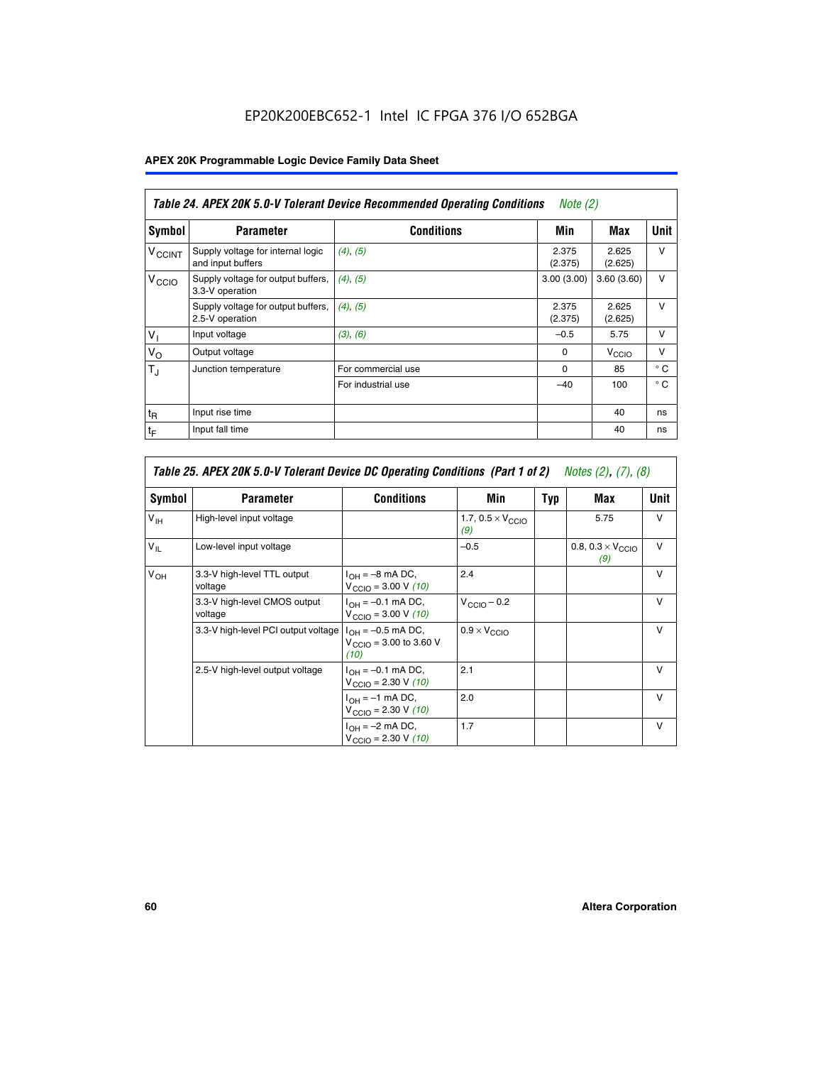EP20K200EBC652-1 Intel IC FPGA 376 I/O 652BGA

**APEX 20K Programmable Logic Device Family Data Sheet**

| *Table 24. APEX 20K 5.0-V Tolerant Device Recommended Operating Conditions* *Note (2)* | | | | | |
|---|---|---|---|---|---|
| **Symbol** | **Parameter** | **Conditions** | **Min** | **Max** | **Unit** |
| $V_{CCINT}$ | Supply voltage for internal logic and input buffers | *(4)*, *(5)* | 2.375 (2.375) | 2.625 (2.625) | V |
| $V_{CCIO}$ | Supply voltage for output buffers, 3.3-V operation | *(4)*, *(5)* | 3.00 (3.00) | 3.60 (3.60) | V |
| | Supply voltage for output buffers, 2.5-V operation | *(4)*, *(5)* | 2.375 (2.375) | 2.625 (2.625) | V |
| $V_I$ | Input voltage | *(3)*, *(6)* | –0.5 | 5.75 | V |
| $V_O$ | Output voltage | | 0 | $V_{CCIO}$ | V |
| $T_J$ | Junction temperature | For commercial use | 0 | 85 | ° C |
| | | For industrial use | –40 | 100 | ° C |
| $t_R$ | Input rise time | | | 40 | ns |
| $t_F$ | Input fall time | | | 40 | ns |

| *Table 25. APEX 20K 5.0-V Tolerant Device DC Operating Conditions (Part 1 of 2)* *Notes (2), (7), (8)* | | | | | | |
|---|---|---|---|---|---|---|
| **Symbol** | **Parameter** | **Conditions** | **Min** | **Typ** | **Max** | **Unit** |
| $V_{IH}$ | High-level input voltage | | 1.7, $0.5 \times V_{CCIO}$ *(9)* | | 5.75 | V |
| $V_{IL}$ | Low-level input voltage | | –0.5 | | 0.8, $0.3 \times V_{CCIO}$ *(9)* | V |
| $V_{OH}$ | 3.3-V high-level TTL output voltage | $I_{OH}$ = –8 mA DC, $V_{CCIO}$ = 3.00 V *(10)* | 2.4 | | | V |
| | 3.3-V high-level CMOS output voltage | $I_{OH}$ = –0.1 mA DC, $V_{CCIO}$ = 3.00 V *(10)* | $V_{CCIO}$ – 0.2 | | | V |
| | 3.3-V high-level PCI output voltage | $I_{OH}$ = –0.5 mA DC, $V_{CCIO}$ = 3.00 to 3.60 V *(10)* | $0.9 \times V_{CCIO}$ | | | V |
| | 2.5-V high-level output voltage | $I_{OH}$ = –0.1 mA DC, $V_{CCIO}$ = 2.30 V *(10)* | 2.1 | | | V |
| | | $I_{OH}$ = –1 mA DC, $V_{CCIO}$ = 2.30 V *(10)* | 2.0 | | | V |
| | | $I_{OH}$ = –2 mA DC, $V_{CCIO}$ = 2.30 V *(10)* | 1.7 | | | V |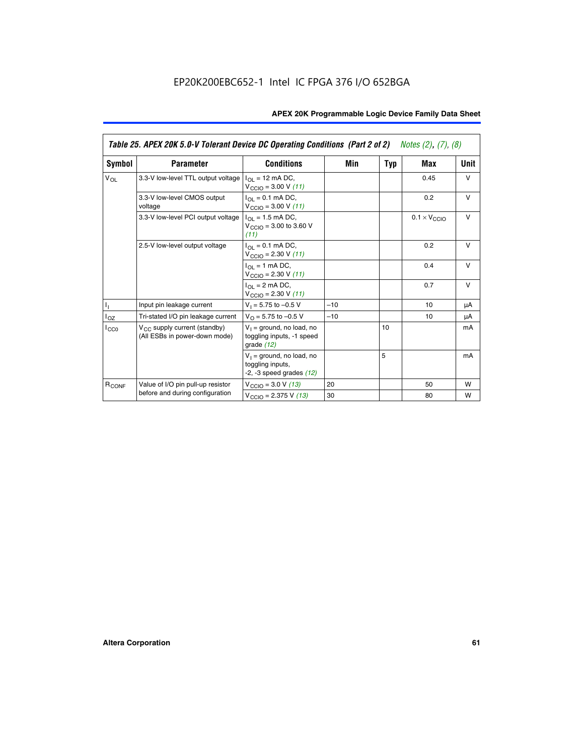EP20K200EBC652-1 Intel IC FPGA 376 I/O 652BGA

**Table 25. APEX 20K 5.0-V Tolerant Device DC Operating Conditions (Part 2 of 2)** *Notes (2), (7), (8)*

| Symbol | Parameter | Conditions | Min | Typ | Max | Unit |
|---|---|---|---|---|---|---|
| $V_{OL}$ | 3.3-V low-level TTL output voltage | $I_{OL}$ = 12 mA DC, $V_{CCIO}$ = 3.00 V *(11)* | | | 0.45 | V |
| | 3.3-V low-level CMOS output voltage | $I_{OL}$ = 0.1 mA DC, $V_{CCIO}$ = 3.00 V *(11)* | | | 0.2 | V |
| | 3.3-V low-level PCI output voltage | $I_{OL}$ = 1.5 mA DC, $V_{CCIO}$ = 3.00 to 3.60 V *(11)* | | | $0.1 \times V_{CCIO}$ | V |
| | 2.5-V low-level output voltage | $I_{OL}$ = 0.1 mA DC, $V_{CCIO}$ = 2.30 V *(11)* | | | 0.2 | V |
| | | $I_{OL}$ = 1 mA DC, $V_{CCIO}$ = 2.30 V *(11)* | | | 0.4 | V |
| | | $I_{OL}$ = 2 mA DC, $V_{CCIO}$ = 2.30 V *(11)* | | | 0.7 | V |
| $I_I$ | Input pin leakage current | $V_I$ = 5.75 to –0.5 V | –10 | | 10 | μA |
| $I_{OZ}$ | Tri-stated I/O pin leakage current | $V_O$ = 5.75 to –0.5 V | –10 | | 10 | μA |
| $I_{CC0}$ | $V_{CC}$ supply current (standby) (All ESBs in power-down mode) | $V_I$ = ground, no load, no toggling inputs, -1 speed grade *(12)* | | 10 | | mA |
| | | $V_I$ = ground, no load, no toggling inputs, -2, -3 speed grades *(12)* | | 5 | | mA |
| $R_{CONF}$ | Value of I/O pin pull-up resistor before and during configuration | $V_{CCIO}$ = 3.0 V *(13)* | 20 | | 50 | W |
| | | $V_{CCIO}$ = 2.375 V *(13)* | 30 | | 80 | W |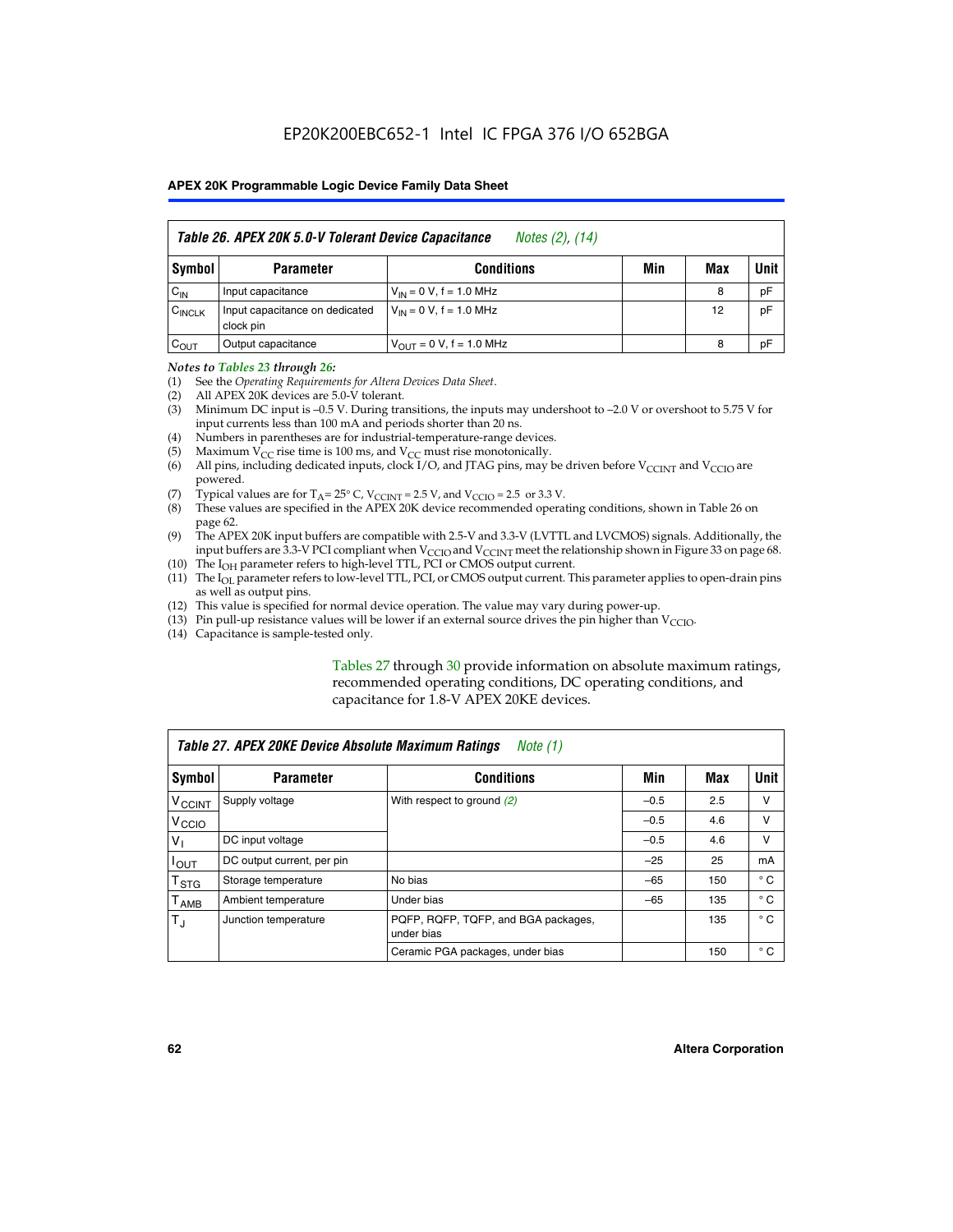## Table 26. APEX 20K 5.0-V Tolerant Device Capacitance *Notes (2), (14)*

| Symbol | Parameter | Conditions | Min | Max | Unit |
|---|---|---|---|---|---|
| $C_{IN}$ | Input capacitance | $V_{IN}$ = 0 V, f = 1.0 MHz | | 8 | pF |
| $C_{INCLK}$ | Input capacitance on dedicated clock pin | $V_{IN}$ = 0 V, f = 1.0 MHz | | 12 | pF |
| $C_{OUT}$ | Output capacitance | $V_{OUT}$ = 0 V, f = 1.0 MHz | | 8 | pF |

*Notes to Tables 23 through 26:*

(1) See the *Operating Requirements for Altera Devices Data Sheet*.
(2) All APEX 20K devices are 5.0-V tolerant.
(3) Minimum DC input is –0.5 V. During transitions, the inputs may undershoot to –2.0 V or overshoot to 5.75 V for input currents less than 100 mA and periods shorter than 20 ns.
(4) Numbers in parentheses are for industrial-temperature-range devices.
(5) Maximum $V_{CC}$ rise time is 100 ms, and $V_{CC}$ must rise monotonically.
(6) All pins, including dedicated inputs, clock I/O, and JTAG pins, may be driven before $V_{CCINT}$ and $V_{CCIO}$ are powered.
(7) Typical values are for $T_A$ = 25° C, $V_{CCINT}$ = 2.5 V, and $V_{CCIO}$ = 2.5 or 3.3 V.
(8) These values are specified in the APEX 20K device recommended operating conditions, shown in Table 26 on page 62.
(9) The APEX 20K input buffers are compatible with 2.5-V and 3.3-V (LVTTL and LVCMOS) signals. Additionally, the input buffers are 3.3-V PCI compliant when $V_{CCIO}$ and $V_{CCINT}$ meet the relationship shown in Figure 33 on page 68.
(10) The $I_{OH}$ parameter refers to high-level TTL, PCI or CMOS output current.
(11) The $I_{OL}$ parameter refers to low-level TTL, PCI, or CMOS output current. This parameter applies to open-drain pins as well as output pins.
(12) This value is specified for normal device operation. The value may vary during power-up.
(13) Pin pull-up resistance values will be lower if an external source drives the pin higher than $V_{CCIO}$.
(14) Capacitance is sample-tested only.

Tables 27 through 30 provide information on absolute maximum ratings, recommended operating conditions, DC operating conditions, and capacitance for 1.8-V APEX 20KE devices.

## Table 27. APEX 20KE Device Absolute Maximum Ratings *Note (1)*

| Symbol | Parameter | Conditions | Min | Max | Unit |
|---|---|---|---|---|---|
| $V_{CCINT}$ | Supply voltage | With respect to ground *(2)* | –0.5 | 2.5 | V |
| $V_{CCIO}$ | | | –0.5 | 4.6 | V |
| $V_I$ | DC input voltage | | –0.5 | 4.6 | V |
| $I_{OUT}$ | DC output current, per pin | | –25 | 25 | mA |
| $T_{STG}$ | Storage temperature | No bias | –65 | 150 | ° C |
| $T_{AMB}$ | Ambient temperature | Under bias | –65 | 135 | ° C |
| $T_J$ | Junction temperature | PQFP, RQFP, TQFP, and BGA packages, under bias | | 135 | ° C |
| | | Ceramic PGA packages, under bias | | 150 | ° C |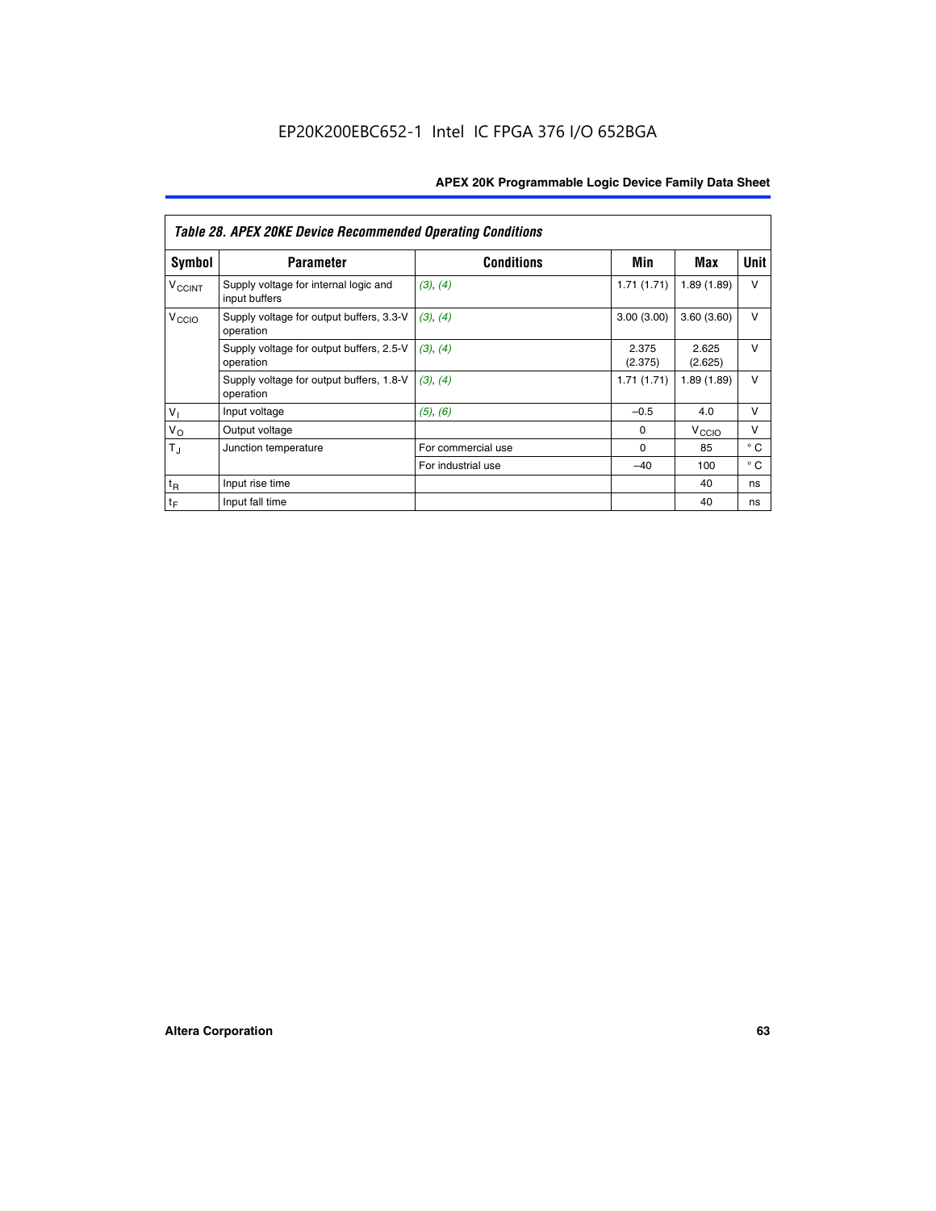| Table 28. APEX 20KE Device Recommended Operating Conditions | | | | | |
|---|---|---|---|---|---|
| **Symbol** | **Parameter** | **Conditions** | **Min** | **Max** | **Unit** |
| $V_{CCINT}$ | Supply voltage for internal logic and input buffers | (3), (4) | 1.71 (1.71) | 1.89 (1.89) | V |
| $V_{CCIO}$ | Supply voltage for output buffers, 3.3-V operation | (3), (4) | 3.00 (3.00) | 3.60 (3.60) | V |
| | Supply voltage for output buffers, 2.5-V operation | (3), (4) | 2.375 (2.375) | 2.625 (2.625) | V |
| | Supply voltage for output buffers, 1.8-V operation | (3), (4) | 1.71 (1.71) | 1.89 (1.89) | V |
| $V_I$ | Input voltage | (5), (6) | –0.5 | 4.0 | V |
| $V_O$ | Output voltage | | 0 | $V_{CCIO}$ | V |
| $T_J$ | Junction temperature | For commercial use | 0 | 85 | ° C |
| | | For industrial use | –40 | 100 | ° C |
| $t_R$ | Input rise time | | | 40 | ns |
| $t_F$ | Input fall time | | | 40 | ns |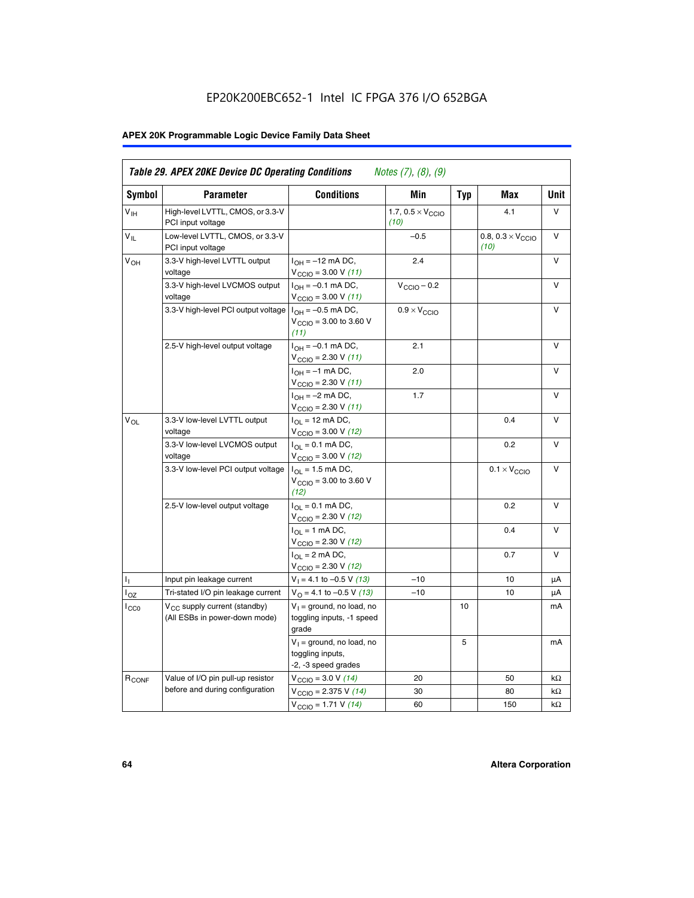EP20K200EBC652-1 Intel IC FPGA 376 I/O 652BGA

## APEX 20K Programmable Logic Device Family Data Sheet

| *Table 29. APEX 20KE Device DC Operating Conditions* *Notes (7), (8), (9)* | | | | | | |
|---|---|---|---|---|---|---|
| **Symbol** | **Parameter** | **Conditions** | **Min** | **Typ** | **Max** | **Unit** |
| $V_{IH}$ | High-level LVTTL, CMOS, or 3.3-V PCI input voltage | | 1.7, 0.5 × $V_{CCIO}$ *(10)* | | 4.1 | V |
| $V_{IL}$ | Low-level LVTTL, CMOS, or 3.3-V PCI input voltage | | –0.5 | | 0.8, 0.3 × $V_{CCIO}$ *(10)* | V |
| $V_{OH}$ | 3.3-V high-level LVTTL output voltage | $I_{OH}$ = –12 mA DC, $V_{CCIO}$ = 3.00 V *(11)* | 2.4 | | | V |
| | 3.3-V high-level LVCMOS output voltage | $I_{OH}$ = –0.1 mA DC, $V_{CCIO}$ = 3.00 V *(11)* | $V_{CCIO}$ – 0.2 | | | V |
| | 3.3-V high-level PCI output voltage | $I_{OH}$ = –0.5 mA DC, $V_{CCIO}$ = 3.00 to 3.60 V *(11)* | 0.9 × $V_{CCIO}$ | | | V |
| | 2.5-V high-level output voltage | $I_{OH}$ = –0.1 mA DC, $V_{CCIO}$ = 2.30 V *(11)* | 2.1 | | | V |
| | | $I_{OH}$ = –1 mA DC, $V_{CCIO}$ = 2.30 V *(11)* | 2.0 | | | V |
| | | $I_{OH}$ = –2 mA DC, $V_{CCIO}$ = 2.30 V *(11)* | 1.7 | | | V |
| $V_{OL}$ | 3.3-V low-level LVTTL output voltage | $I_{OL}$ = 12 mA DC, $V_{CCIO}$ = 3.00 V *(12)* | | | 0.4 | V |
| | 3.3-V low-level LVCMOS output voltage | $I_{OL}$ = 0.1 mA DC, $V_{CCIO}$ = 3.00 V *(12)* | | | 0.2 | V |
| | 3.3-V low-level PCI output voltage | $I_{OL}$ = 1.5 mA DC, $V_{CCIO}$ = 3.00 to 3.60 V *(12)* | | | 0.1 × $V_{CCIO}$ | V |
| | 2.5-V low-level output voltage | $I_{OL}$ = 0.1 mA DC, $V_{CCIO}$ = 2.30 V *(12)* | | | 0.2 | V |
| | | $I_{OL}$ = 1 mA DC, $V_{CCIO}$ = 2.30 V *(12)* | | | 0.4 | V |
| | | $I_{OL}$ = 2 mA DC, $V_{CCIO}$ = 2.30 V *(12)* | | | 0.7 | V |
| $I_I$ | Input pin leakage current | $V_I$ = 4.1 to –0.5 V *(13)* | –10 | | 10 | µA |
| $I_{OZ}$ | Tri-stated I/O pin leakage current | $V_O$ = 4.1 to –0.5 V *(13)* | –10 | | 10 | µA |
| $I_{CC0}$ | $V_{CC}$ supply current (standby) (All ESBs in power-down mode) | $V_I$ = ground, no load, no toggling inputs, -1 speed grade | | 10 | | mA |
| | | $V_I$ = ground, no load, no toggling inputs, -2, -3 speed grades | | 5 | | mA |
| $R_{CONF}$ | Value of I/O pin pull-up resistor before and during configuration | $V_{CCIO}$ = 3.0 V *(14)* | 20 | | 50 | kΩ |
| | | $V_{CCIO}$ = 2.375 V *(14)* | 30 | | 80 | kΩ |
| | | $V_{CCIO}$ = 1.71 V *(14)* | 60 | | 150 | kΩ |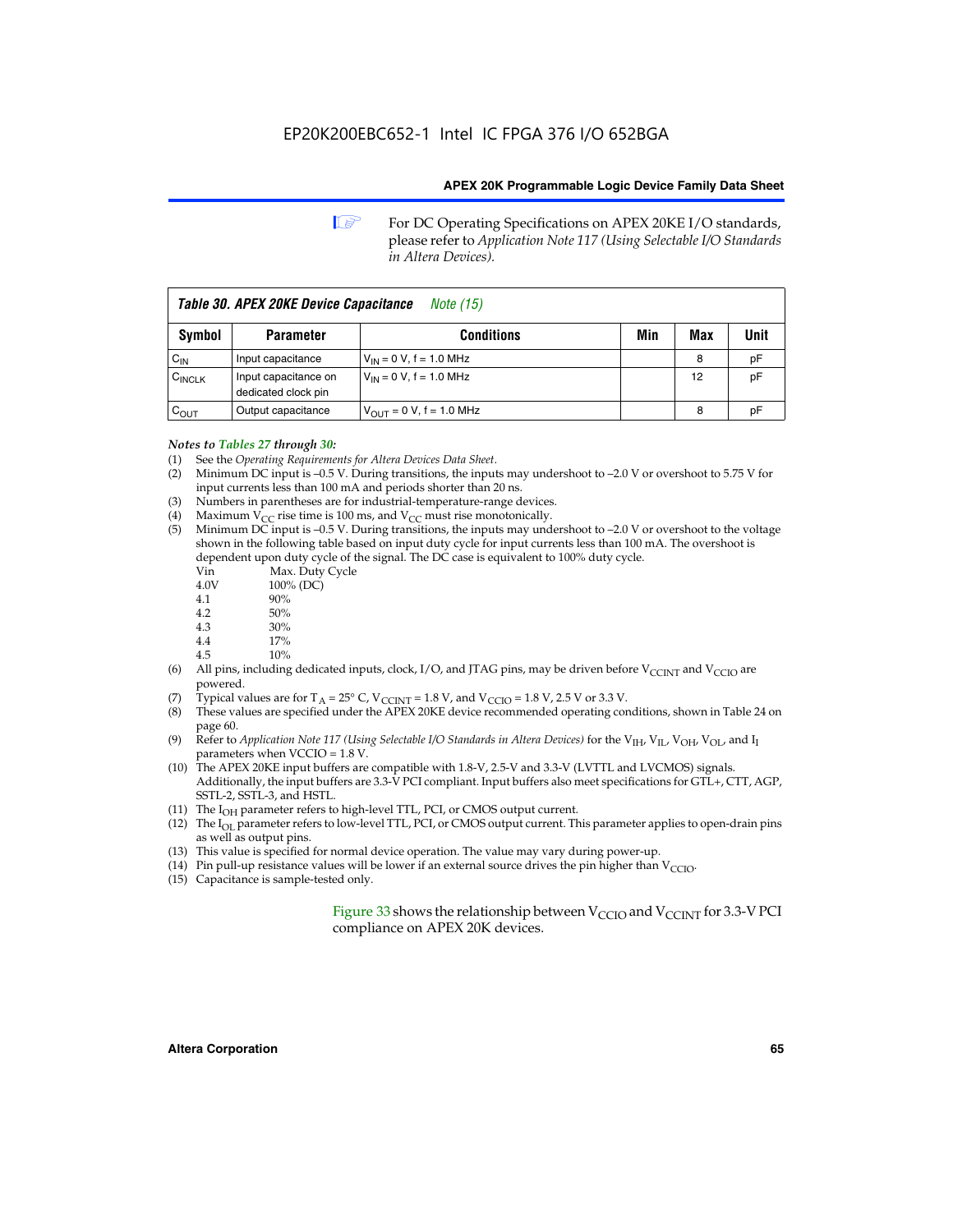For DC Operating Specifications on APEX 20KE I/O standards, please refer to *Application Note 117 (Using Selectable I/O Standards in Altera Devices).*

**Table 30. APEX 20KE Device Capacitance** *Note (15)*

| Symbol | Parameter | Conditions | Min | Max | Unit |
|---|---|---|---|---|---|
| $C_{IN}$ | Input capacitance | $V_{IN}$ = 0 V, f = 1.0 MHz | | 8 | pF |
| $C_{INCLK}$ | Input capacitance on dedicated clock pin | $V_{IN}$ = 0 V, f = 1.0 MHz | | 12 | pF |
| $C_{OUT}$ | Output capacitance | $V_{OUT}$ = 0 V, f = 1.0 MHz | | 8 | pF |

*Notes to Tables 27 through 30:*

(1) See the *Operating Requirements for Altera Devices Data Sheet*.
(2) Minimum DC input is –0.5 V. During transitions, the inputs may undershoot to –2.0 V or overshoot to 5.75 V for input currents less than 100 mA and periods shorter than 20 ns.
(3) Numbers in parentheses are for industrial-temperature-range devices.
(4) Maximum $V_{CC}$ rise time is 100 ms, and $V_{CC}$ must rise monotonically.
(5) Minimum DC input is –0.5 V. During transitions, the inputs may undershoot to –2.0 V or overshoot to the voltage shown in the following table based on input duty cycle for input currents less than 100 mA. The overshoot is dependent upon duty cycle of the signal. The DC case is equivalent to 100% duty cycle.

| Vin | Max. Duty Cycle |
|---|---|
| 4.0V | 100% (DC) |
| 4.1 | 90% |
| 4.2 | 50% |
| 4.3 | 30% |
| 4.4 | 17% |
| 4.5 | 10% |

(6) All pins, including dedicated inputs, clock, I/O, and JTAG pins, may be driven before $V_{CCINT}$ and $V_{CCIO}$ are powered.
(7) Typical values are for $T_A$ = 25° C, $V_{CCINT}$ = 1.8 V, and $V_{CCIO}$ = 1.8 V, 2.5 V or 3.3 V.
(8) These values are specified under the APEX 20KE device recommended operating conditions, shown in Table 24 on page 60.
(9) Refer to *Application Note 117 (Using Selectable I/O Standards in Altera Devices)* for the $V_{IH}$, $V_{IL}$, $V_{OH}$, $V_{OL}$, and $I_I$ parameters when VCCIO = 1.8 V.
(10) The APEX 20KE input buffers are compatible with 1.8-V, 2.5-V and 3.3-V (LVTTL and LVCMOS) signals. Additionally, the input buffers are 3.3-V PCI compliant. Input buffers also meet specifications for GTL+, CTT, AGP, SSTL-2, SSTL-3, and HSTL.
(11) The $I_{OH}$ parameter refers to high-level TTL, PCI, or CMOS output current.
(12) The $I_{OL}$ parameter refers to low-level TTL, PCI, or CMOS output current. This parameter applies to open-drain pins as well as output pins.
(13) This value is specified for normal device operation. The value may vary during power-up.
(14) Pin pull-up resistance values will be lower if an external source drives the pin higher than $V_{CCIO}$.
(15) Capacitance is sample-tested only.

Figure 33 shows the relationship between $V_{CCIO}$ and $V_{CCINT}$ for 3.3-V PCI compliance on APEX 20K devices.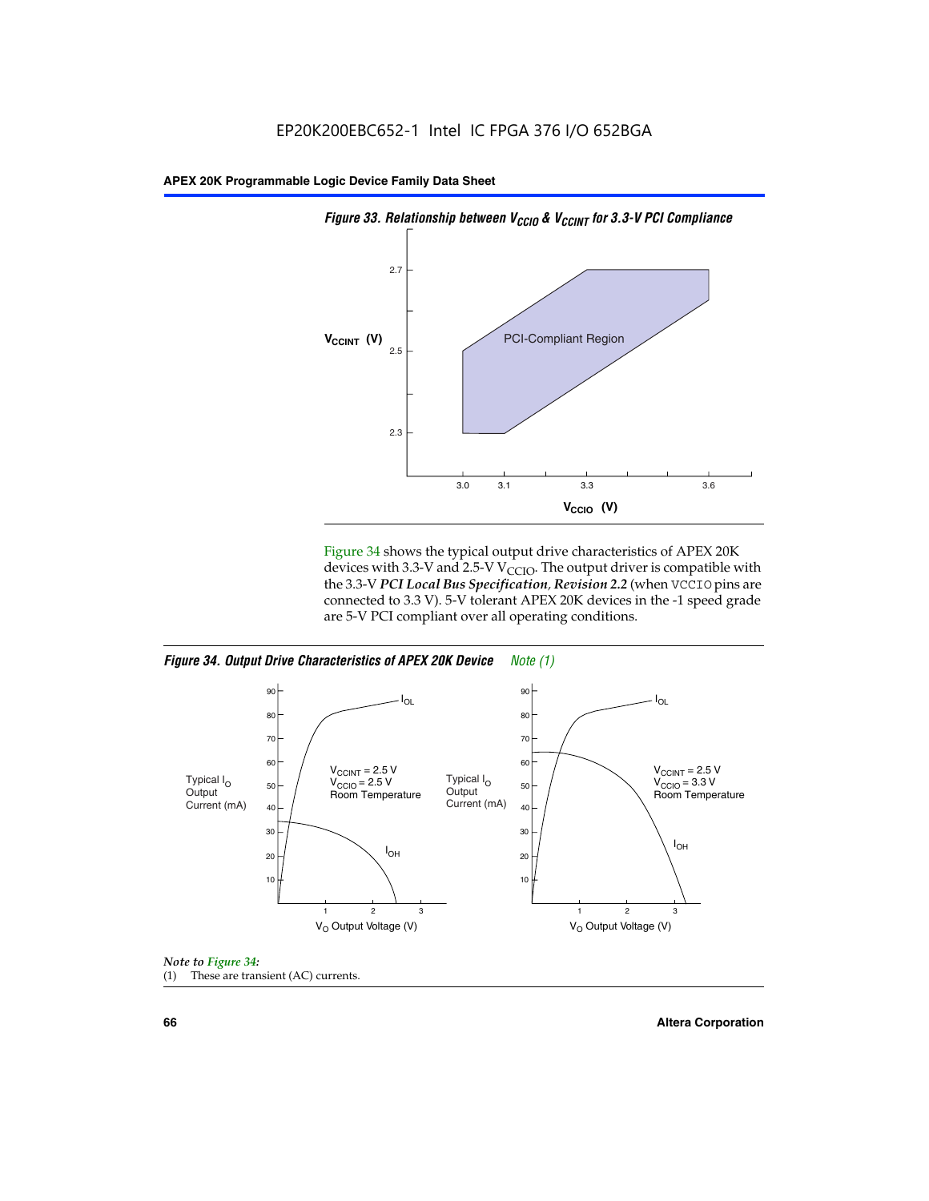*Figure 33. Relationship between $V_{CCIO}$ & $V_{CCINT}$ for 3.3-V PCI Compliance*

Figure 34 shows the typical output drive characteristics of APEX 20K devices with 3.3-V and 2.5-V $V_{CCIO}$. The output driver is compatible with the 3.3-V ***PCI Local Bus Specification*, *Revision 2.2*** (when VCCIO pins are connected to 3.3 V). 5-V tolerant APEX 20K devices in the -1 speed grade are 5-V PCI compliant over all operating conditions.

***Figure 34. Output Drive Characteristics of APEX 20K Device*** *Note (1)*

*Note to Figure 34:*

(1) These are transient (AC) currents.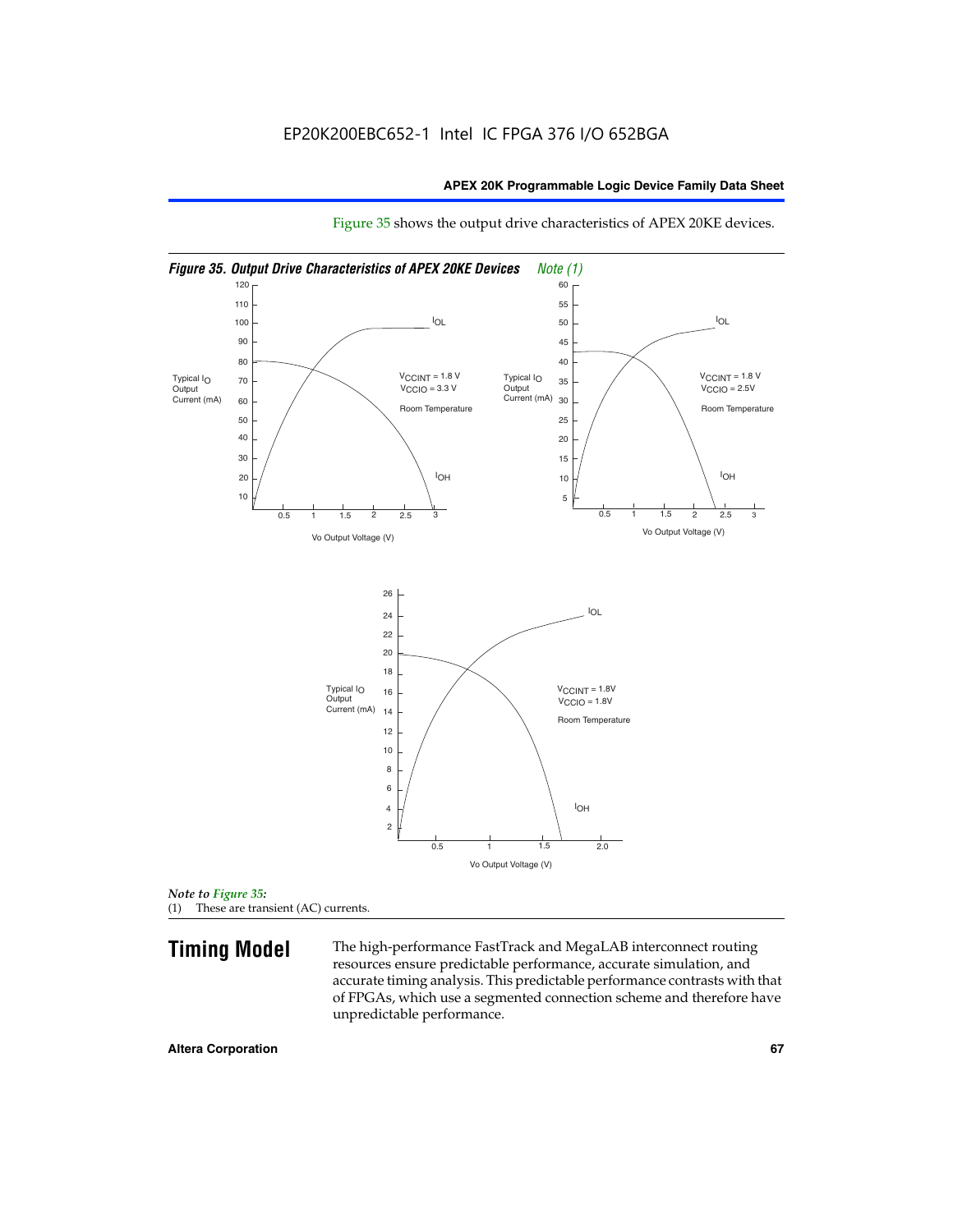Figure 35 shows the output drive characteristics of APEX 20KE devices.

*Figure 35. Output Drive Characteristics of APEX 20KE Devices* *Note (1)*

*Note to Figure 35:*
(1) These are transient (AC) currents.

## Timing Model

The high-performance FastTrack and MegaLAB interconnect routing resources ensure predictable performance, accurate simulation, and accurate timing analysis. This predictable performance contrasts with that of FPGAs, which use a segmented connection scheme and therefore have unpredictable performance.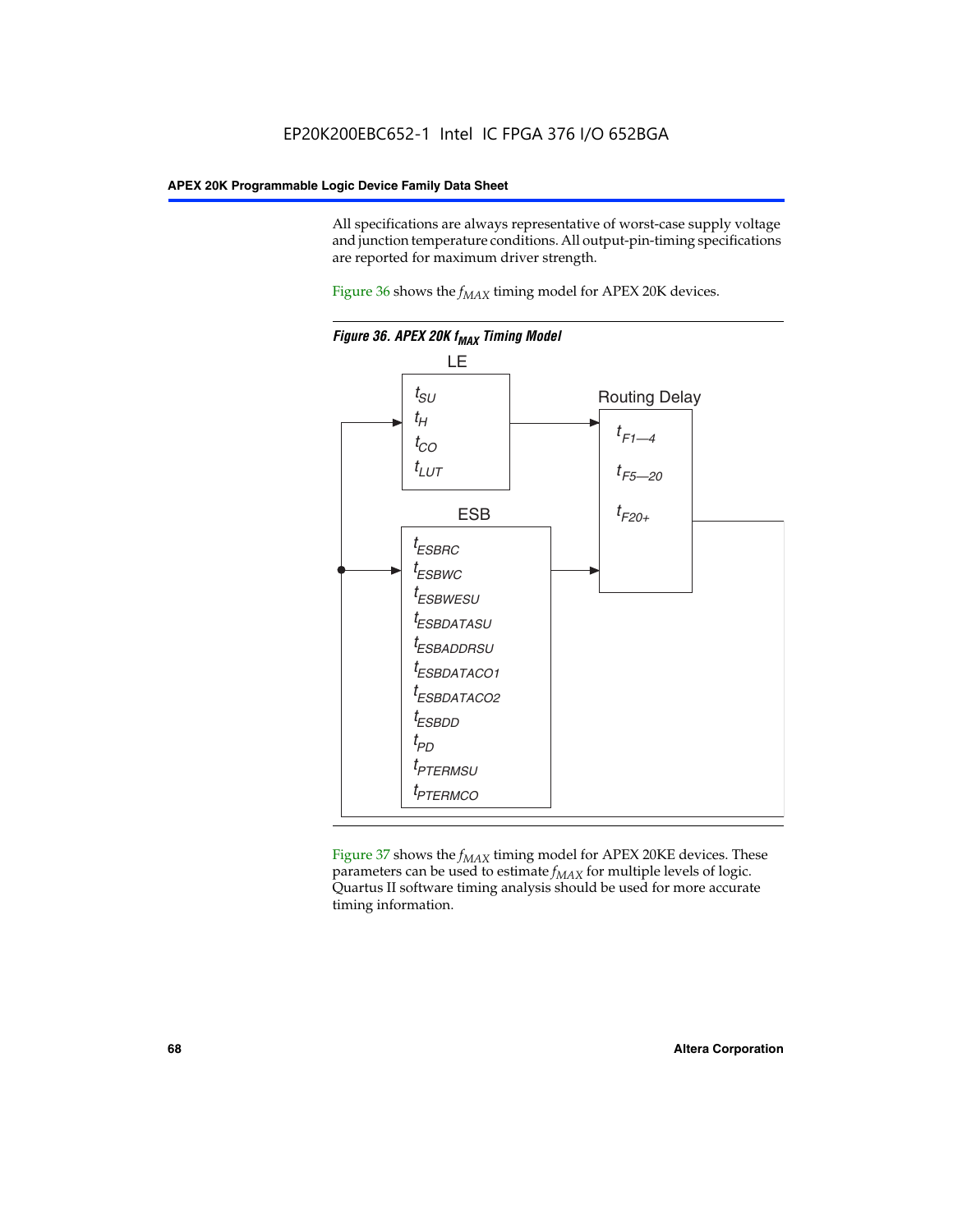All specifications are always representative of worst-case supply voltage and junction temperature conditions. All output-pin-timing specifications are reported for maximum driver strength.

Figure 36 shows the $f_{MAX}$ timing model for APEX 20K devices.

*Figure 36. APEX 20K $f_{MAX}$ Timing Model*

LE

$t_{SU}$
$t_H$
$t_{CO}$
$t_{LUT}$

Routing Delay

$t_{F1—4}$
$t_{F5—20}$
$t_{F20+}$

ESB

$t_{ESBRC}$
$t_{ESBWC}$
$t_{ESBWESU}$
$t_{ESBDATASU}$
$t_{ESBADDRSU}$
$t_{ESBDATACO1}$
$t_{ESBDATACO2}$
$t_{ESBDD}$
$t_{PD}$
$t_{PTERMSU}$
$t_{PTERMCO}$

Figure 37 shows the $f_{MAX}$ timing model for APEX 20KE devices. These parameters can be used to estimate $f_{MAX}$ for multiple levels of logic. Quartus II software timing analysis should be used for more accurate timing information.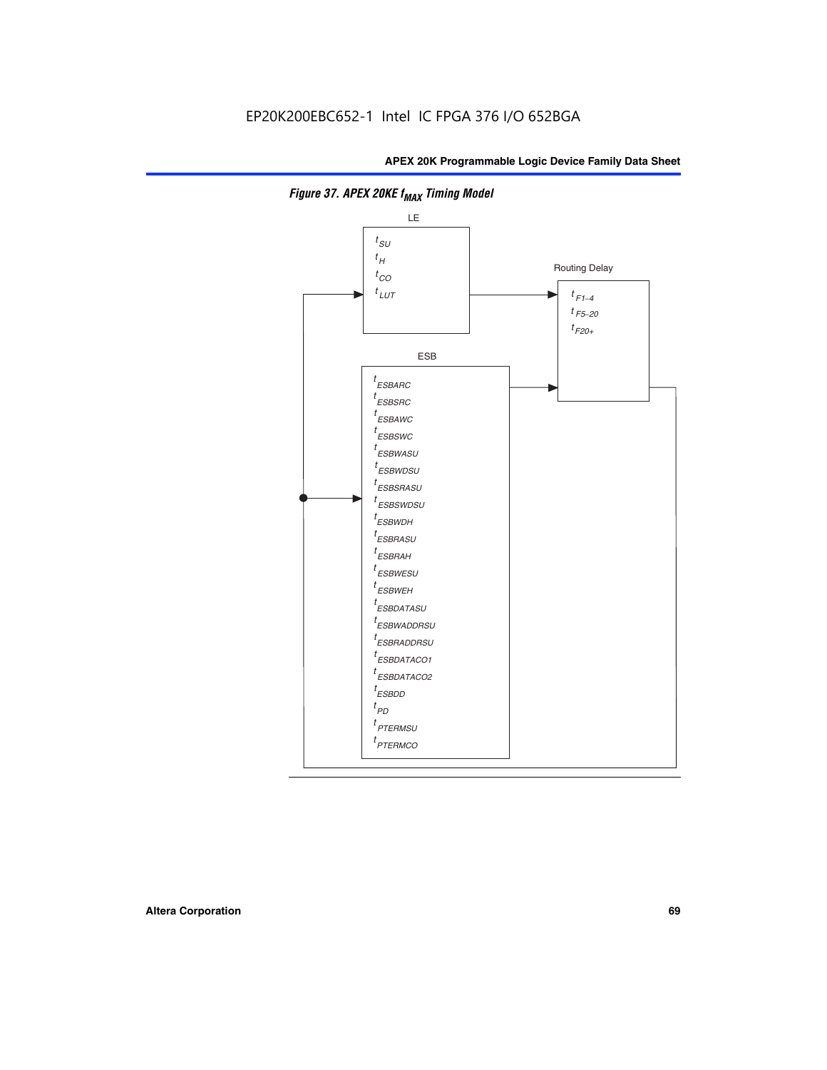EP20K200EBC652-1 Intel IC FPGA 376 I/O 652BGA

*Figure 37. APEX 20KE $f_{MAX}$ Timing Model*

LE

$t_{SU}$
$t_{H}$
$t_{CO}$
$t_{LUT}$

Routing Delay

$t_{F1-4}$
$t_{F5-20}$
$t_{F20+}$

ESB

$t_{ESBARC}$
$t_{ESBSRC}$
$t_{ESBAWC}$
$t_{ESBSWC}$
$t_{ESBWASU}$
$t_{ESBWDSU}$
$t_{ESBSRASU}$
$t_{ESBSWDSU}$
$t_{ESBWDH}$
$t_{ESBRASU}$
$t_{ESBRAH}$
$t_{ESBWESU}$
$t_{ESBWEH}$
$t_{ESBDATASU}$
$t_{ESBWADDRSU}$
$t_{ESBRADDRSU}$
$t_{ESBDATACO1}$
$t_{ESBDATACO2}$
$t_{ESBDD}$
$t_{PD}$
$t_{PTERMSU}$
$t_{PTERMCO}$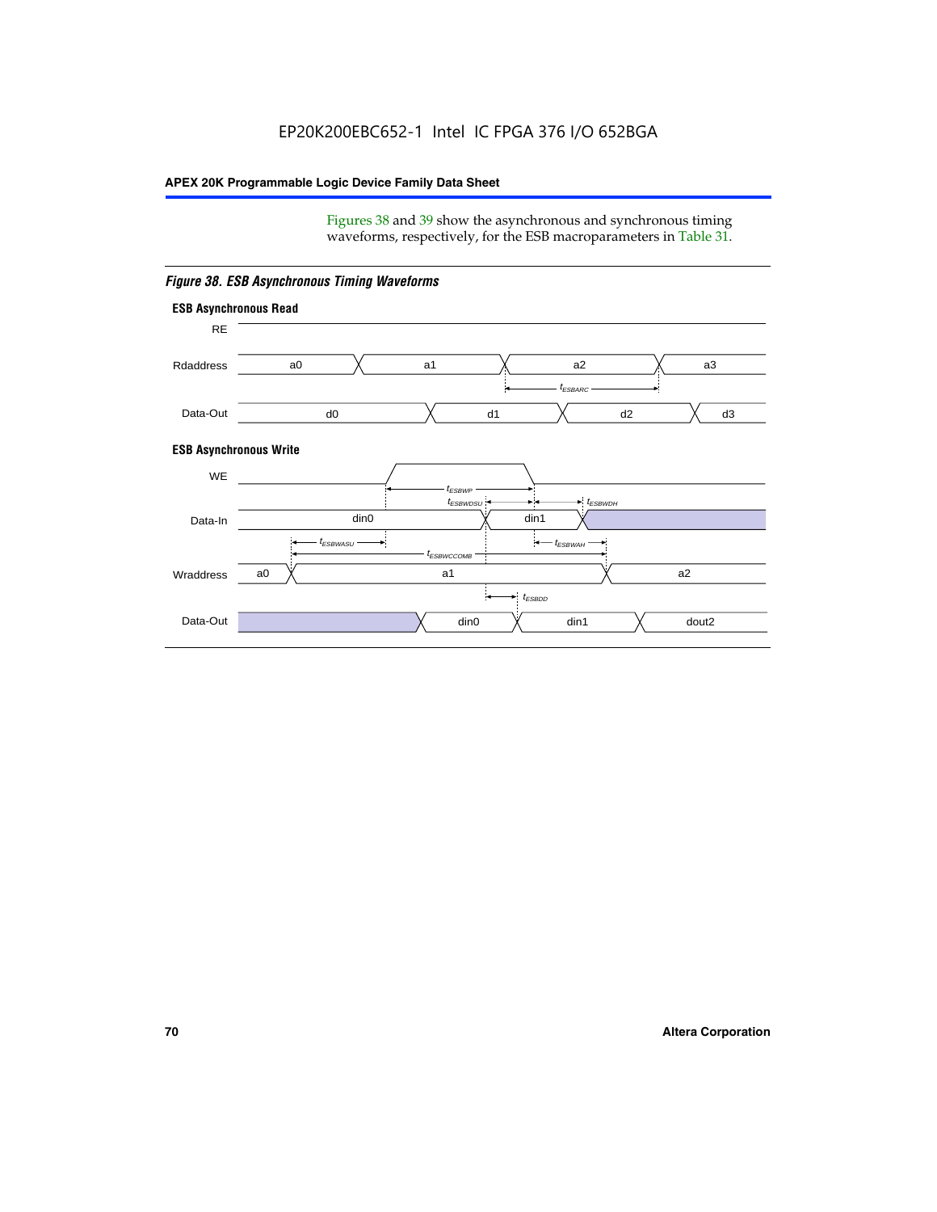Figures 38 and 39 show the asynchronous and synchronous timing waveforms, respectively, for the ESB macroparameters in Table 31.

*Figure 38. ESB Asynchronous Timing Waveforms*

**ESB Asynchronous Read**

RE

Rdaddress: a0, a1, a2, a3

$t_{ESBARC}$

Data-Out: d0, d1, d2, d3

**ESB Asynchronous Write**

WE

$t_{ESBWP}$

$t_{ESBWDSU}$ $t_{ESBWDH}$

Data-In: din0, din1

$t_{ESBWASU}$ $t_{ESBWAH}$

$t_{ESBWCCOMB}$

Wraddress: a0, a1, a2

$t_{ESBDD}$

Data-Out: din0, din1, dout2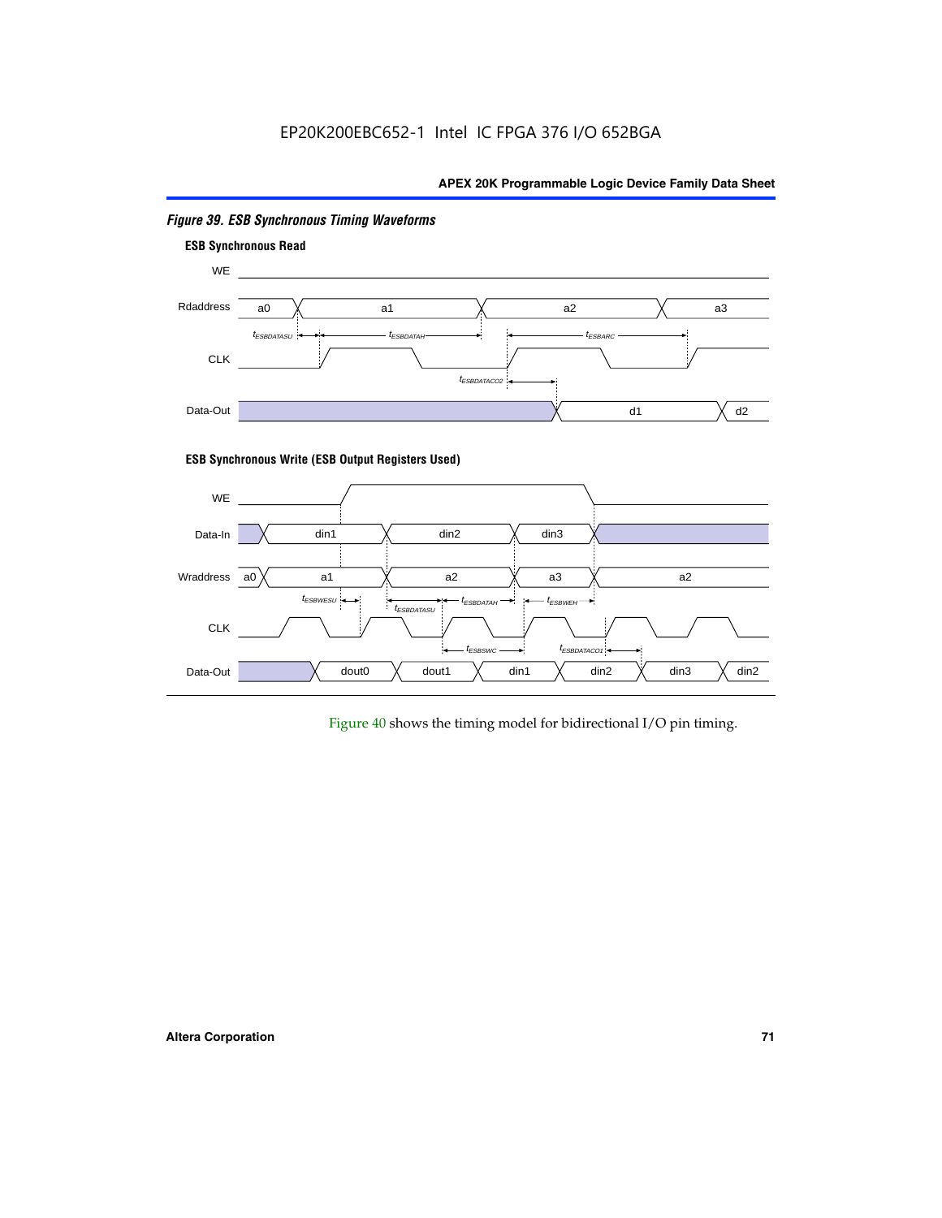*Figure 39. ESB Synchronous Timing Waveforms*

**ESB Synchronous Read**

**ESB Synchronous Write (ESB Output Registers Used)**

Figure 40 shows the timing model for bidirectional I/O pin timing.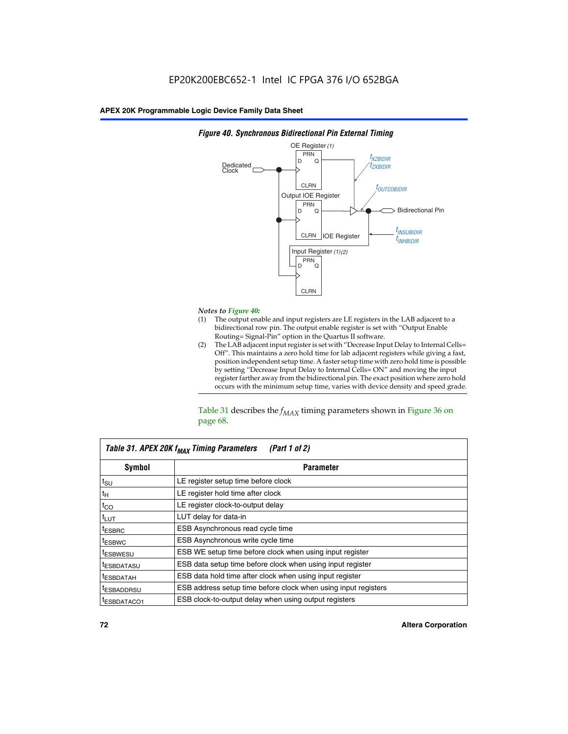*Figure 40. Synchronous Bidirectional Pin External Timing*

*Notes to Figure 40:*

(1) The output enable and input registers are LE registers in the LAB adjacent to a bidirectional row pin. The output enable register is set with "Output Enable Routing= Signal-Pin" option in the Quartus II software.

(2) The LAB adjacent input register is set with "Decrease Input Delay to Internal Cells= Off". This maintains a zero hold time for lab adjacent registers while giving a fast, position independent setup time. A faster setup time with zero hold time is possible by setting "Decrease Input Delay to Internal Cells= ON" and moving the input register farther away from the bidirectional pin. The exact position where zero hold occurs with the minimum setup time, varies with device density and speed grade.

Table 31 describes the $f_{MAX}$ timing parameters shown in Figure 36 on page 68.

| Table 31. APEX 20K $f_{MAX}$ Timing Parameters (Part 1 of 2) | |
|---|---|
| **Symbol** | **Parameter** |
| $t_{SU}$ | LE register setup time before clock |
| $t_H$ | LE register hold time after clock |
| $t_{CO}$ | LE register clock-to-output delay |
| $t_{LUT}$ | LUT delay for data-in |
| $t_{ESBRC}$ | ESB Asynchronous read cycle time |
| $t_{ESBWC}$ | ESB Asynchronous write cycle time |
| $t_{ESBWESU}$ | ESB WE setup time before clock when using input register |
| $t_{ESBDATASU}$ | ESB data setup time before clock when using input register |
| $t_{ESBDATAH}$ | ESB data hold time after clock when using input register |
| $t_{ESBADDRSU}$ | ESB address setup time before clock when using input registers |
| $t_{ESBDATACO1}$ | ESB clock-to-output delay when using output registers |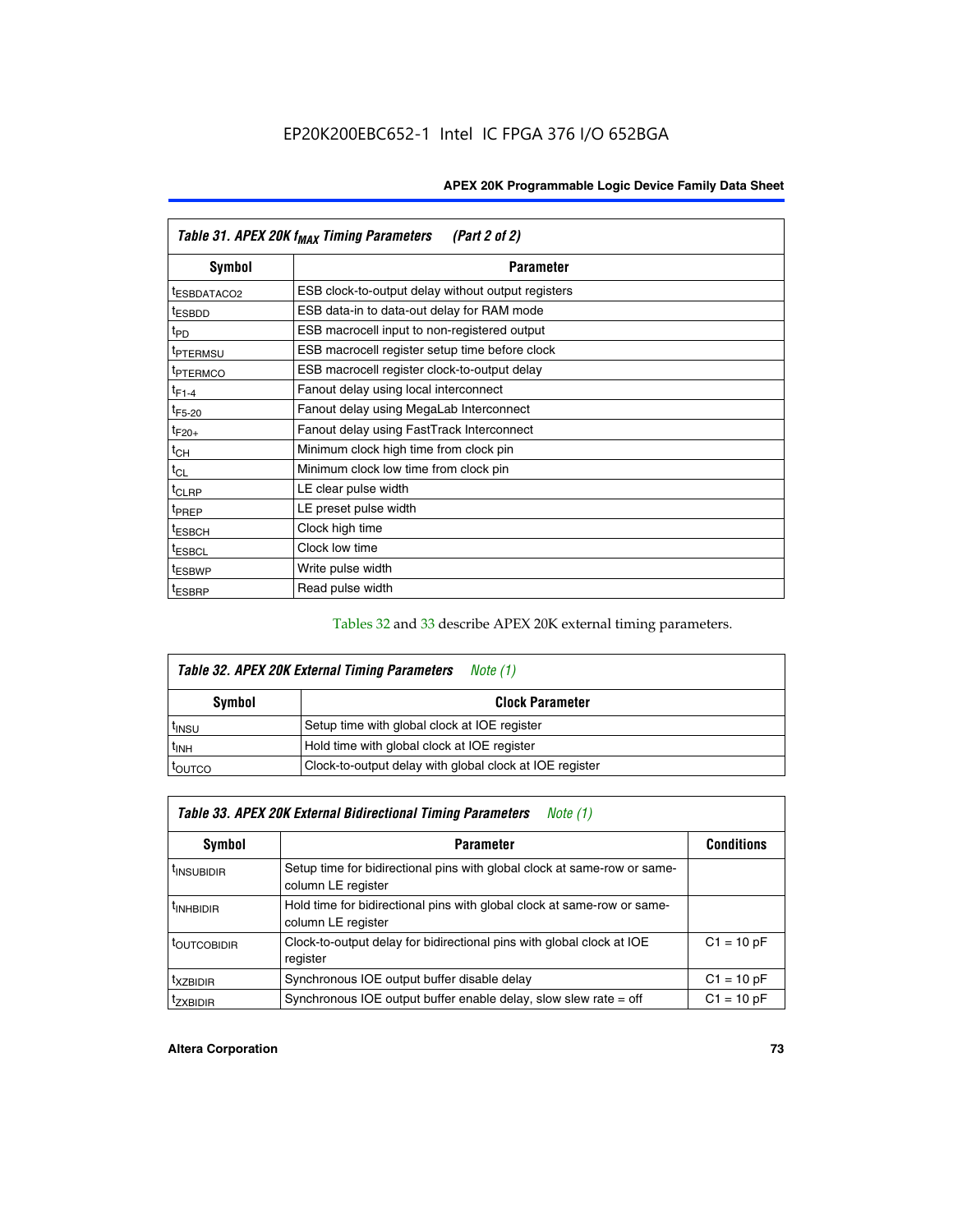EP20K200EBC652-1 Intel IC FPGA 376 I/O 652BGA

| Table 31. APEX 20K $f_{MAX}$ Timing Parameters (Part 2 of 2) | |
|---|---|
| **Symbol** | **Parameter** |
| $t_{ESBDATACO2}$ | ESB clock-to-output delay without output registers |
| $t_{ESBDD}$ | ESB data-in to data-out delay for RAM mode |
| $t_{PD}$ | ESB macrocell input to non-registered output |
| $t_{PTERMSU}$ | ESB macrocell register setup time before clock |
| $t_{PTERMCO}$ | ESB macrocell register clock-to-output delay |
| $t_{F1-4}$ | Fanout delay using local interconnect |
| $t_{F5-20}$ | Fanout delay using MegaLab Interconnect |
| $t_{F20+}$ | Fanout delay using FastTrack Interconnect |
| $t_{CH}$ | Minimum clock high time from clock pin |
| $t_{CL}$ | Minimum clock low time from clock pin |
| $t_{CLRP}$ | LE clear pulse width |
| $t_{PREP}$ | LE preset pulse width |
| $t_{ESBCH}$ | Clock high time |
| $t_{ESBCL}$ | Clock low time |
| $t_{ESBWP}$ | Write pulse width |
| $t_{ESBRP}$ | Read pulse width |

Tables 32 and 33 describe APEX 20K external timing parameters.

| Table 32. APEX 20K External Timing Parameters *Note (1)* | |
|---|---|
| **Symbol** | **Clock Parameter** |
| $t_{INSU}$ | Setup time with global clock at IOE register |
| $t_{INH}$ | Hold time with global clock at IOE register |
| $t_{OUTCO}$ | Clock-to-output delay with global clock at IOE register |

| Table 33. APEX 20K External Bidirectional Timing Parameters *Note (1)* | | |
|---|---|---|
| **Symbol** | **Parameter** | **Conditions** |
| $t_{INSUBIDIR}$ | Setup time for bidirectional pins with global clock at same-row or same-column LE register | |
| $t_{INHBIDIR}$ | Hold time for bidirectional pins with global clock at same-row or same-column LE register | |
| $t_{OUTCOBIDIR}$ | Clock-to-output delay for bidirectional pins with global clock at IOE register | C1 = 10 pF |
| $t_{XZBIDIR}$ | Synchronous IOE output buffer disable delay | C1 = 10 pF |
| $t_{ZXBIDIR}$ | Synchronous IOE output buffer enable delay, slow slew rate = off | C1 = 10 pF |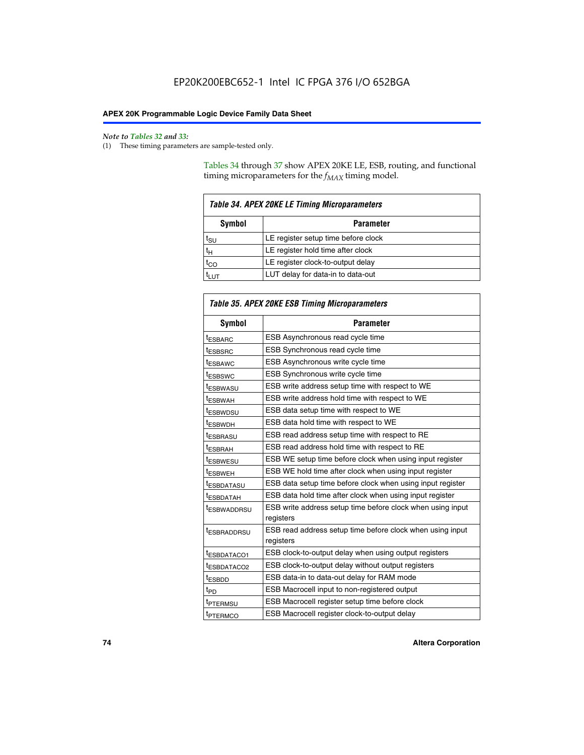*Note to Tables 32 and 33:*

(1) These timing parameters are sample-tested only.

Tables 34 through 37 show APEX 20KE LE, ESB, routing, and functional timing microparameters for the $f_{MAX}$ timing model.

| *Table 34. APEX 20KE LE Timing Microparameters* | |
|---|---|
| **Symbol** | **Parameter** |
| $t_{SU}$ | LE register setup time before clock |
| $t_{H}$ | LE register hold time after clock |
| $t_{CO}$ | LE register clock-to-output delay |
| $t_{LUT}$ | LUT delay for data-in to data-out |

| *Table 35. APEX 20KE ESB Timing Microparameters* | |
|---|---|
| **Symbol** | **Parameter** |
| $t_{ESBARC}$ | ESB Asynchronous read cycle time |
| $t_{ESBSRC}$ | ESB Synchronous read cycle time |
| $t_{ESBAWC}$ | ESB Asynchronous write cycle time |
| $t_{ESBSWC}$ | ESB Synchronous write cycle time |
| $t_{ESBWASU}$ | ESB write address setup time with respect to WE |
| $t_{ESBWAH}$ | ESB write address hold time with respect to WE |
| $t_{ESBWDSU}$ | ESB data setup time with respect to WE |
| $t_{ESBWDH}$ | ESB data hold time with respect to WE |
| $t_{ESBRASU}$ | ESB read address setup time with respect to RE |
| $t_{ESBRAH}$ | ESB read address hold time with respect to RE |
| $t_{ESBWESU}$ | ESB WE setup time before clock when using input register |
| $t_{ESBWEH}$ | ESB WE hold time after clock when using input register |
| $t_{ESBDATASU}$ | ESB data setup time before clock when using input register |
| $t_{ESBDATAH}$ | ESB data hold time after clock when using input register |
| $t_{ESBWADDRSU}$ | ESB write address setup time before clock when using input registers |
| $t_{ESBRADDRSU}$ | ESB read address setup time before clock when using input registers |
| $t_{ESBDATACO1}$ | ESB clock-to-output delay when using output registers |
| $t_{ESBDATACO2}$ | ESB clock-to-output delay without output registers |
| $t_{ESBDD}$ | ESB data-in to data-out delay for RAM mode |
| $t_{PD}$ | ESB Macrocell input to non-registered output |
| $t_{PTERMSU}$ | ESB Macrocell register setup time before clock |
| $t_{PTERMCO}$ | ESB Macrocell register clock-to-output delay |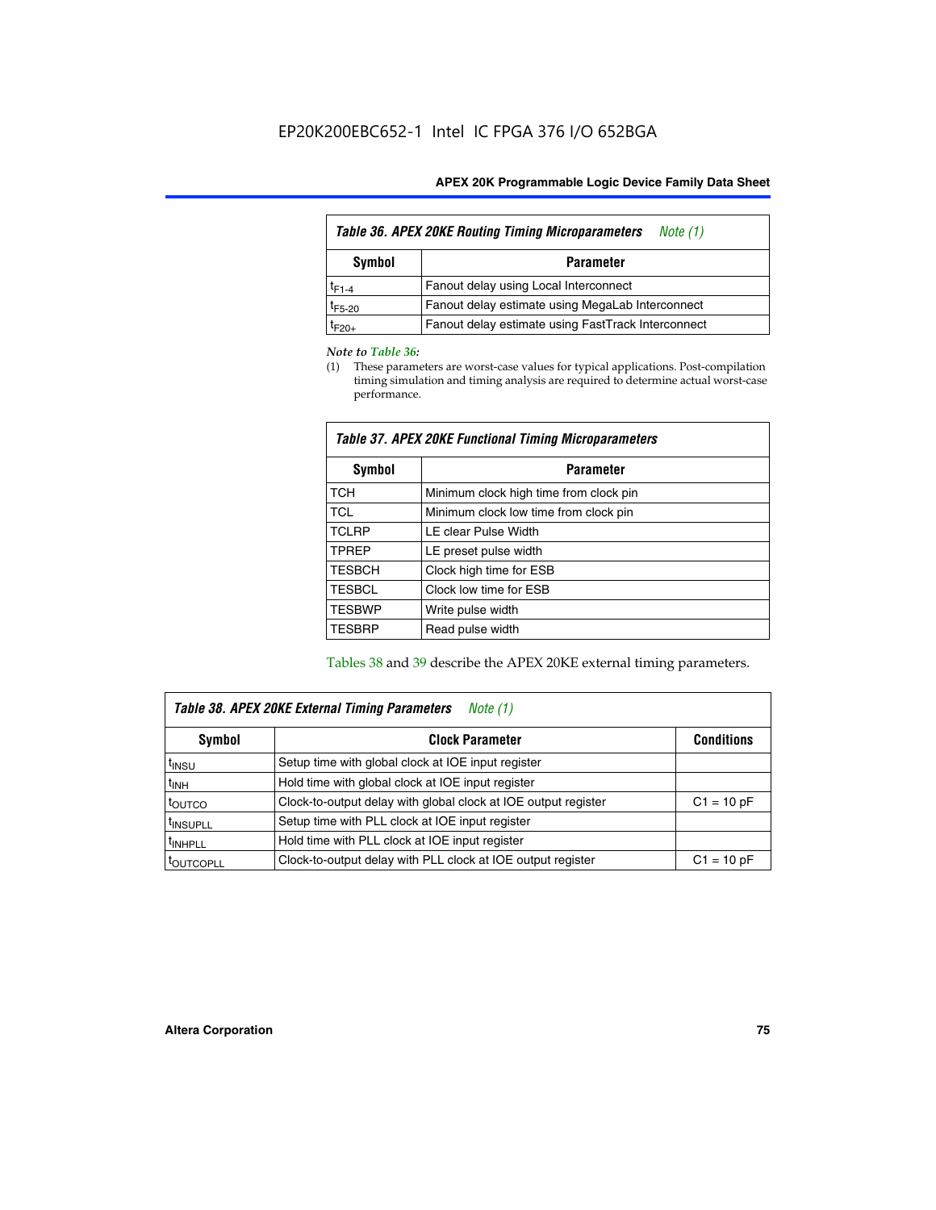| *Table 36. APEX 20KE Routing Timing Microparameters* *Note (1)* | |
|---|---|
| **Symbol** | **Parameter** |
| $t_{F1-4}$ | Fanout delay using Local Interconnect |
| $t_{F5-20}$ | Fanout delay estimate using MegaLab Interconnect |
| $t_{F20+}$ | Fanout delay estimate using FastTrack Interconnect |

*Note to Table 36:*

(1) These parameters are worst-case values for typical applications. Post-compilation timing simulation and timing analysis are required to determine actual worst-case performance.

| *Table 37. APEX 20KE Functional Timing Microparameters* | |
|---|---|
| **Symbol** | **Parameter** |
| TCH | Minimum clock high time from clock pin |
| TCL | Minimum clock low time from clock pin |
| TCLRP | LE clear Pulse Width |
| TPREP | LE preset pulse width |
| TESBCH | Clock high time for ESB |
| TESBCL | Clock low time for ESB |
| TESBWP | Write pulse width |
| TESBRP | Read pulse width |

Tables 38 and 39 describe the APEX 20KE external timing parameters.

| *Table 38. APEX 20KE External Timing Parameters* *Note (1)* | | |
|---|---|---|
| **Symbol** | **Clock Parameter** | **Conditions** |
| $t_{INSU}$ | Setup time with global clock at IOE input register | |
| $t_{INH}$ | Hold time with global clock at IOE input register | |
| $t_{OUTCO}$ | Clock-to-output delay with global clock at IOE output register | C1 = 10 pF |
| $t_{INSUPLL}$ | Setup time with PLL clock at IOE input register | |
| $t_{INHPLL}$ | Hold time with PLL clock at IOE input register | |
| $t_{OUTCOPLL}$ | Clock-to-output delay with PLL clock at IOE output register | C1 = 10 pF |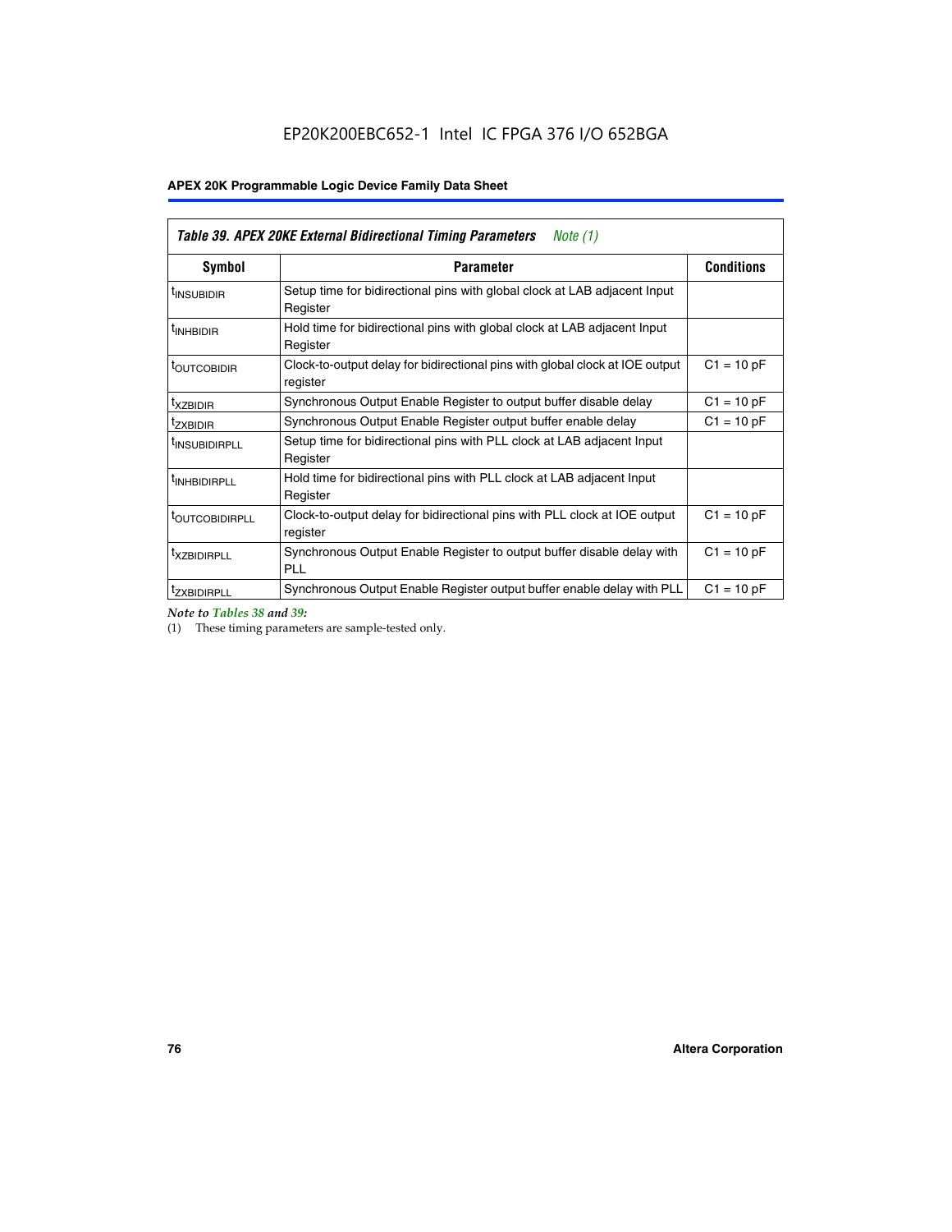**Table 39. APEX 20KE External Bidirectional Timing Parameters** *Note (1)*

| Symbol | Parameter | Conditions |
|---|---|---|
| $t_{INSUBIDIR}$ | Setup time for bidirectional pins with global clock at LAB adjacent Input Register | |
| $t_{INHBIDIR}$ | Hold time for bidirectional pins with global clock at LAB adjacent Input Register | |
| $t_{OUTCOBIDIR}$ | Clock-to-output delay for bidirectional pins with global clock at IOE output register | C1 = 10 pF |
| $t_{XZBIDIR}$ | Synchronous Output Enable Register to output buffer disable delay | C1 = 10 pF |
| $t_{ZXBIDIR}$ | Synchronous Output Enable Register output buffer enable delay | C1 = 10 pF |
| $t_{INSUBIDIRPLL}$ | Setup time for bidirectional pins with PLL clock at LAB adjacent Input Register | |
| $t_{INHBIDIRPLL}$ | Hold time for bidirectional pins with PLL clock at LAB adjacent Input Register | |
| $t_{OUTCOBIDIRPLL}$ | Clock-to-output delay for bidirectional pins with PLL clock at IOE output register | C1 = 10 pF |
| $t_{XZBIDIRPLL}$ | Synchronous Output Enable Register to output buffer disable delay with PLL | C1 = 10 pF |
| $t_{ZXBIDIRPLL}$ | Synchronous Output Enable Register output buffer enable delay with PLL | C1 = 10 pF |

*Note to Tables 38 and 39:*

(1) These timing parameters are sample-tested only.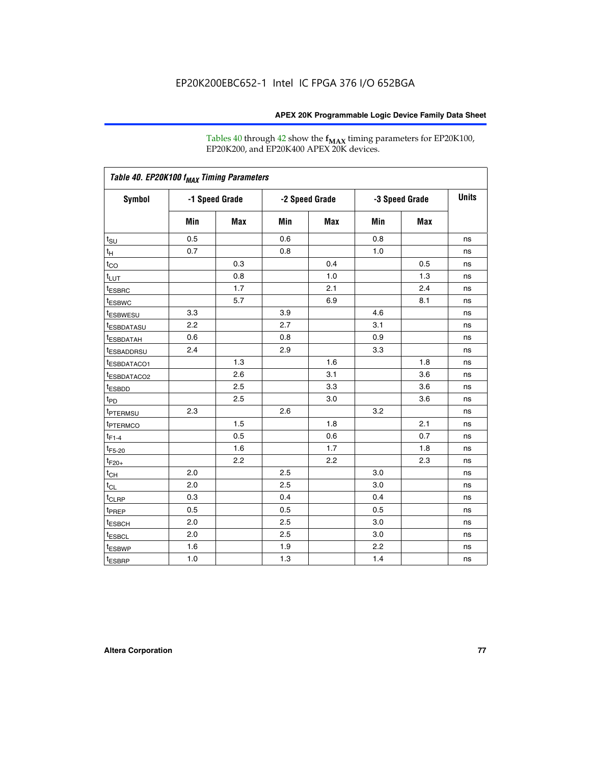Tables 40 through 42 show the $f_{MAX}$ timing parameters for EP20K100, EP20K200, and EP20K400 APEX 20K devices.

**Table 40. EP20K100 $f_{MAX}$ Timing Parameters**

| Symbol | -1 Speed Grade | | -2 Speed Grade | | -3 Speed Grade | | Units |
|---|---|---|---|---|---|---|---|
| | Min | Max | Min | Max | Min | Max | |
| $t_{SU}$ | 0.5 | | 0.6 | | 0.8 | | ns |
| $t_{H}$ | 0.7 | | 0.8 | | 1.0 | | ns |
| $t_{CO}$ | | 0.3 | | 0.4 | | 0.5 | ns |
| $t_{LUT}$ | | 0.8 | | 1.0 | | 1.3 | ns |
| $t_{ESBRC}$ | | 1.7 | | 2.1 | | 2.4 | ns |
| $t_{ESBWC}$ | | 5.7 | | 6.9 | | 8.1 | ns |
| $t_{ESBWESU}$ | 3.3 | | 3.9 | | 4.6 | | ns |
| $t_{ESBDATASU}$ | 2.2 | | 2.7 | | 3.1 | | ns |
| $t_{ESBDATAH}$ | 0.6 | | 0.8 | | 0.9 | | ns |
| $t_{ESBADDRSU}$ | 2.4 | | 2.9 | | 3.3 | | ns |
| $t_{ESBDATACO1}$ | | 1.3 | | 1.6 | | 1.8 | ns |
| $t_{ESBDATACO2}$ | | 2.6 | | 3.1 | | 3.6 | ns |
| $t_{ESBDD}$ | | 2.5 | | 3.3 | | 3.6 | ns |
| $t_{PD}$ | | 2.5 | | 3.0 | | 3.6 | ns |
| $t_{PTERMSU}$ | 2.3 | | 2.6 | | 3.2 | | ns |
| $t_{PTERMCO}$ | | 1.5 | | 1.8 | | 2.1 | ns |
| $t_{F1-4}$ | | 0.5 | | 0.6 | | 0.7 | ns |
| $t_{F5-20}$ | | 1.6 | | 1.7 | | 1.8 | ns |
| $t_{F20+}$ | | 2.2 | | 2.2 | | 2.3 | ns |
| $t_{CH}$ | 2.0 | | 2.5 | | 3.0 | | ns |
| $t_{CL}$ | 2.0 | | 2.5 | | 3.0 | | ns |
| $t_{CLRP}$ | 0.3 | | 0.4 | | 0.4 | | ns |
| $t_{PREP}$ | 0.5 | | 0.5 | | 0.5 | | ns |
| $t_{ESBCH}$ | 2.0 | | 2.5 | | 3.0 | | ns |
| $t_{ESBCL}$ | 2.0 | | 2.5 | | 3.0 | | ns |
| $t_{ESBWP}$ | 1.6 | | 1.9 | | 2.2 | | ns |
| $t_{ESBRP}$ | 1.0 | | 1.3 | | 1.4 | | ns |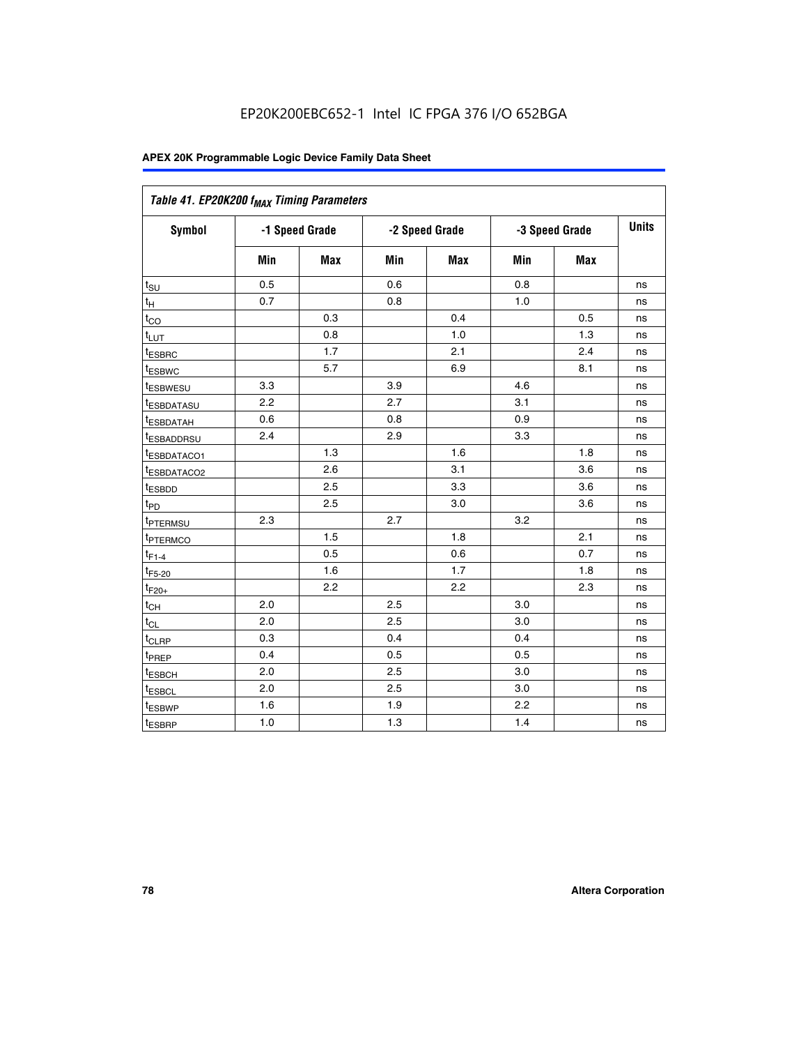EP20K200EBC652-1 Intel IC FPGA 376 I/O 652BGA

**APEX 20K Programmable Logic Device Family Data Sheet**

| Table 41. EP20K200 $f_{MAX}$ Timing Parameters | | | | | | | |
|---|---|---|---|---|---|---|---|
| **Symbol** | **-1 Speed Grade** | | **-2 Speed Grade** | | **-3 Speed Grade** | | **Units** |
| | **Min** | **Max** | **Min** | **Max** | **Min** | **Max** | |
| $t_{SU}$ | 0.5 | | 0.6 | | 0.8 | | ns |
| $t_{H}$ | 0.7 | | 0.8 | | 1.0 | | ns |
| $t_{CO}$ | | 0.3 | | 0.4 | | 0.5 | ns |
| $t_{LUT}$ | | 0.8 | | 1.0 | | 1.3 | ns |
| $t_{ESBRC}$ | | 1.7 | | 2.1 | | 2.4 | ns |
| $t_{ESBWC}$ | | 5.7 | | 6.9 | | 8.1 | ns |
| $t_{ESBWESU}$ | 3.3 | | 3.9 | | 4.6 | | ns |
| $t_{ESBDATASU}$ | 2.2 | | 2.7 | | 3.1 | | ns |
| $t_{ESBDATAH}$ | 0.6 | | 0.8 | | 0.9 | | ns |
| $t_{ESBADDRSU}$ | 2.4 | | 2.9 | | 3.3 | | ns |
| $t_{ESBDATACO1}$ | | 1.3 | | 1.6 | | 1.8 | ns |
| $t_{ESBDATACO2}$ | | 2.6 | | 3.1 | | 3.6 | ns |
| $t_{ESBDD}$ | | 2.5 | | 3.3 | | 3.6 | ns |
| $t_{PD}$ | | 2.5 | | 3.0 | | 3.6 | ns |
| $t_{PTERMSU}$ | 2.3 | | 2.7 | | 3.2 | | ns |
| $t_{PTERMCO}$ | | 1.5 | | 1.8 | | 2.1 | ns |
| $t_{F1-4}$ | | 0.5 | | 0.6 | | 0.7 | ns |
| $t_{F5-20}$ | | 1.6 | | 1.7 | | 1.8 | ns |
| $t_{F20+}$ | | 2.2 | | 2.2 | | 2.3 | ns |
| $t_{CH}$ | 2.0 | | 2.5 | | 3.0 | | ns |
| $t_{CL}$ | 2.0 | | 2.5 | | 3.0 | | ns |
| $t_{CLRP}$ | 0.3 | | 0.4 | | 0.4 | | ns |
| $t_{PREP}$ | 0.4 | | 0.5 | | 0.5 | | ns |
| $t_{ESBCH}$ | 2.0 | | 2.5 | | 3.0 | | ns |
| $t_{ESBCL}$ | 2.0 | | 2.5 | | 3.0 | | ns |
| $t_{ESBWP}$ | 1.6 | | 1.9 | | 2.2 | | ns |
| $t_{ESBRP}$ | 1.0 | | 1.3 | | 1.4 | | ns |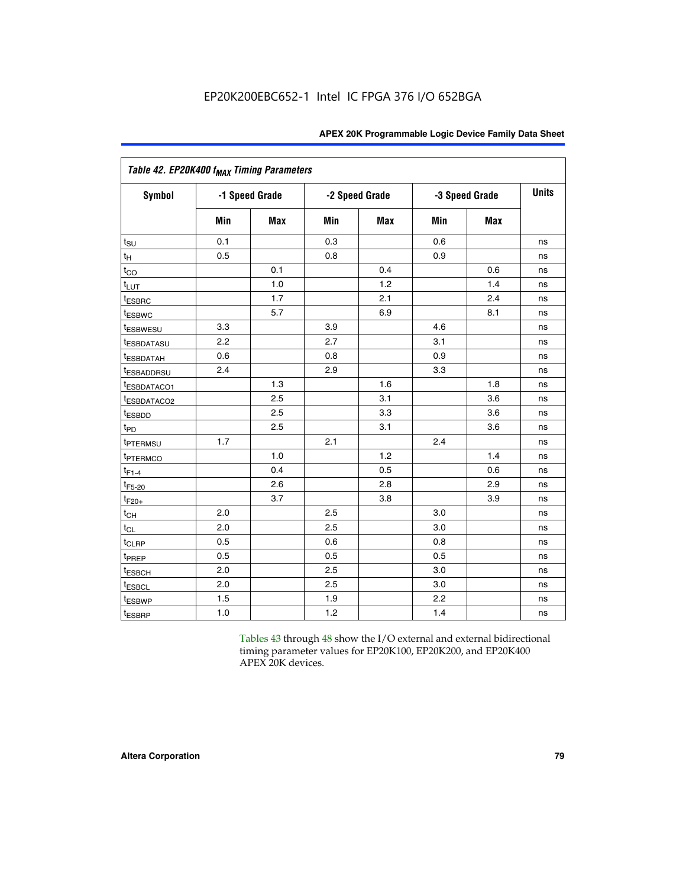| Table 42. EP20K400 $f_{MAX}$ Timing Parameters | | | | | | | |
|---|---|---|---|---|---|---|---|
| Symbol | -1 Speed Grade | | -2 Speed Grade | | -3 Speed Grade | | Units |
| | Min | Max | Min | Max | Min | Max | |
| $t_{SU}$ | 0.1 | | 0.3 | | 0.6 | | ns |
| $t_{H}$ | 0.5 | | 0.8 | | 0.9 | | ns |
| $t_{CO}$ | | 0.1 | | 0.4 | | 0.6 | ns |
| $t_{LUT}$ | | 1.0 | | 1.2 | | 1.4 | ns |
| $t_{ESBRC}$ | | 1.7 | | 2.1 | | 2.4 | ns |
| $t_{ESBWC}$ | | 5.7 | | 6.9 | | 8.1 | ns |
| $t_{ESBWESU}$ | 3.3 | | 3.9 | | 4.6 | | ns |
| $t_{ESBDATASU}$ | 2.2 | | 2.7 | | 3.1 | | ns |
| $t_{ESBDATAH}$ | 0.6 | | 0.8 | | 0.9 | | ns |
| $t_{ESBADDRSU}$ | 2.4 | | 2.9 | | 3.3 | | ns |
| $t_{ESBDATACO1}$ | | 1.3 | | 1.6 | | 1.8 | ns |
| $t_{ESBDATACO2}$ | | 2.5 | | 3.1 | | 3.6 | ns |
| $t_{ESBDD}$ | | 2.5 | | 3.3 | | 3.6 | ns |
| $t_{PD}$ | | 2.5 | | 3.1 | | 3.6 | ns |
| $t_{PTERMSU}$ | 1.7 | | 2.1 | | 2.4 | | ns |
| $t_{PTERMCO}$ | | 1.0 | | 1.2 | | 1.4 | ns |
| $t_{F1-4}$ | | 0.4 | | 0.5 | | 0.6 | ns |
| $t_{F5-20}$ | | 2.6 | | 2.8 | | 2.9 | ns |
| $t_{F20+}$ | | 3.7 | | 3.8 | | 3.9 | ns |
| $t_{CH}$ | 2.0 | | 2.5 | | 3.0 | | ns |
| $t_{CL}$ | 2.0 | | 2.5 | | 3.0 | | ns |
| $t_{CLRP}$ | 0.5 | | 0.6 | | 0.8 | | ns |
| $t_{PREP}$ | 0.5 | | 0.5 | | 0.5 | | ns |
| $t_{ESBCH}$ | 2.0 | | 2.5 | | 3.0 | | ns |
| $t_{ESBCL}$ | 2.0 | | 2.5 | | 3.0 | | ns |
| $t_{ESBWP}$ | 1.5 | | 1.9 | | 2.2 | | ns |
| $t_{ESBRP}$ | 1.0 | | 1.2 | | 1.4 | | ns |

Tables 43 through 48 show the I/O external and external bidirectional timing parameter values for EP20K100, EP20K200, and EP20K400 APEX 20K devices.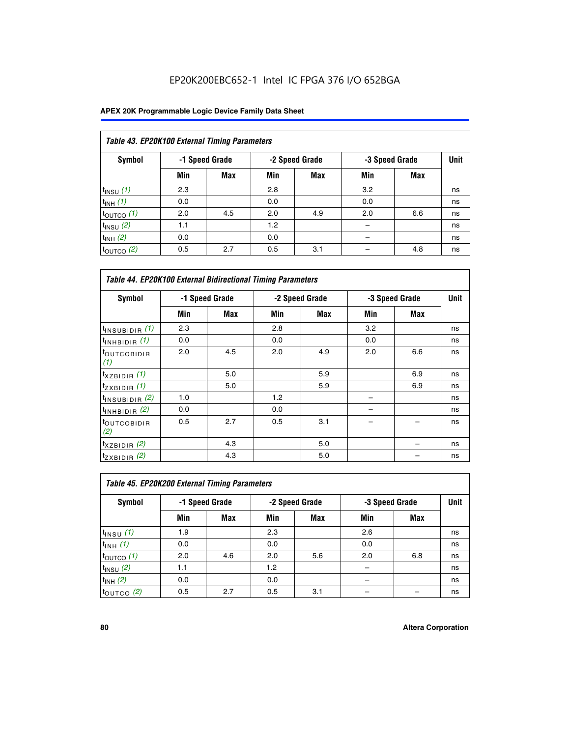EP20K200EBC652-1 Intel IC FPGA 376 I/O 652BGA

**APEX 20K Programmable Logic Device Family Data Sheet**

| Table 43. EP20K100 External Timing Parameters | | | | | | | |
|---|---|---|---|---|---|---|---|
| Symbol | -1 Speed Grade | | -2 Speed Grade | | -3 Speed Grade | | Unit |
| | Min | Max | Min | Max | Min | Max | |
| $t_{INSU}$ *(1)* | 2.3 | | 2.8 | | 3.2 | | ns |
| $t_{INH}$ *(1)* | 0.0 | | 0.0 | | 0.0 | | ns |
| $t_{OUTCO}$ *(1)* | 2.0 | 4.5 | 2.0 | 4.9 | 2.0 | 6.6 | ns |
| $t_{INSU}$ *(2)* | 1.1 | | 1.2 | | – | | ns |
| $t_{INH}$ *(2)* | 0.0 | | 0.0 | | – | | ns |
| $t_{OUTCO}$ *(2)* | 0.5 | 2.7 | 0.5 | 3.1 | – | 4.8 | ns |

| Table 44. EP20K100 External Bidirectional Timing Parameters | | | | | | | |
|---|---|---|---|---|---|---|---|
| Symbol | -1 Speed Grade | | -2 Speed Grade | | -3 Speed Grade | | Unit |
| | Min | Max | Min | Max | Min | Max | |
| $t_{INSUBIDIR}$ *(1)* | 2.3 | | 2.8 | | 3.2 | | ns |
| $t_{INHBIDIR}$ *(1)* | 0.0 | | 0.0 | | 0.0 | | ns |
| $t_{OUTCOBIDIR}$ *(1)* | 2.0 | 4.5 | 2.0 | 4.9 | 2.0 | 6.6 | ns |
| $t_{XZBIDIR}$ *(1)* | | 5.0 | | 5.9 | | 6.9 | ns |
| $t_{ZXBIDIR}$ *(1)* | | 5.0 | | 5.9 | | 6.9 | ns |
| $t_{INSUBIDIR}$ *(2)* | 1.0 | | 1.2 | | – | | ns |
| $t_{INHBIDIR}$ *(2)* | 0.0 | | 0.0 | | – | | ns |
| $t_{OUTCOBIDIR}$ *(2)* | 0.5 | 2.7 | 0.5 | 3.1 | – | – | ns |
| $t_{XZBIDIR}$ *(2)* | | 4.3 | | 5.0 | | – | ns |
| $t_{ZXBIDIR}$ *(2)* | | 4.3 | | 5.0 | | – | ns |

| Table 45. EP20K200 External Timing Parameters | | | | | | | |
|---|---|---|---|---|---|---|---|
| Symbol | -1 Speed Grade | | -2 Speed Grade | | -3 Speed Grade | | Unit |
| | Min | Max | Min | Max | Min | Max | |
| $t_{INSU}$ *(1)* | 1.9 | | 2.3 | | 2.6 | | ns |
| $t_{INH}$ *(1)* | 0.0 | | 0.0 | | 0.0 | | ns |
| $t_{OUTCO}$ *(1)* | 2.0 | 4.6 | 2.0 | 5.6 | 2.0 | 6.8 | ns |
| $t_{INSU}$ *(2)* | 1.1 | | 1.2 | | – | | ns |
| $t_{INH}$ *(2)* | 0.0 | | 0.0 | | – | | ns |
| $t_{OUTCO}$ *(2)* | 0.5 | 2.7 | 0.5 | 3.1 | – | – | ns |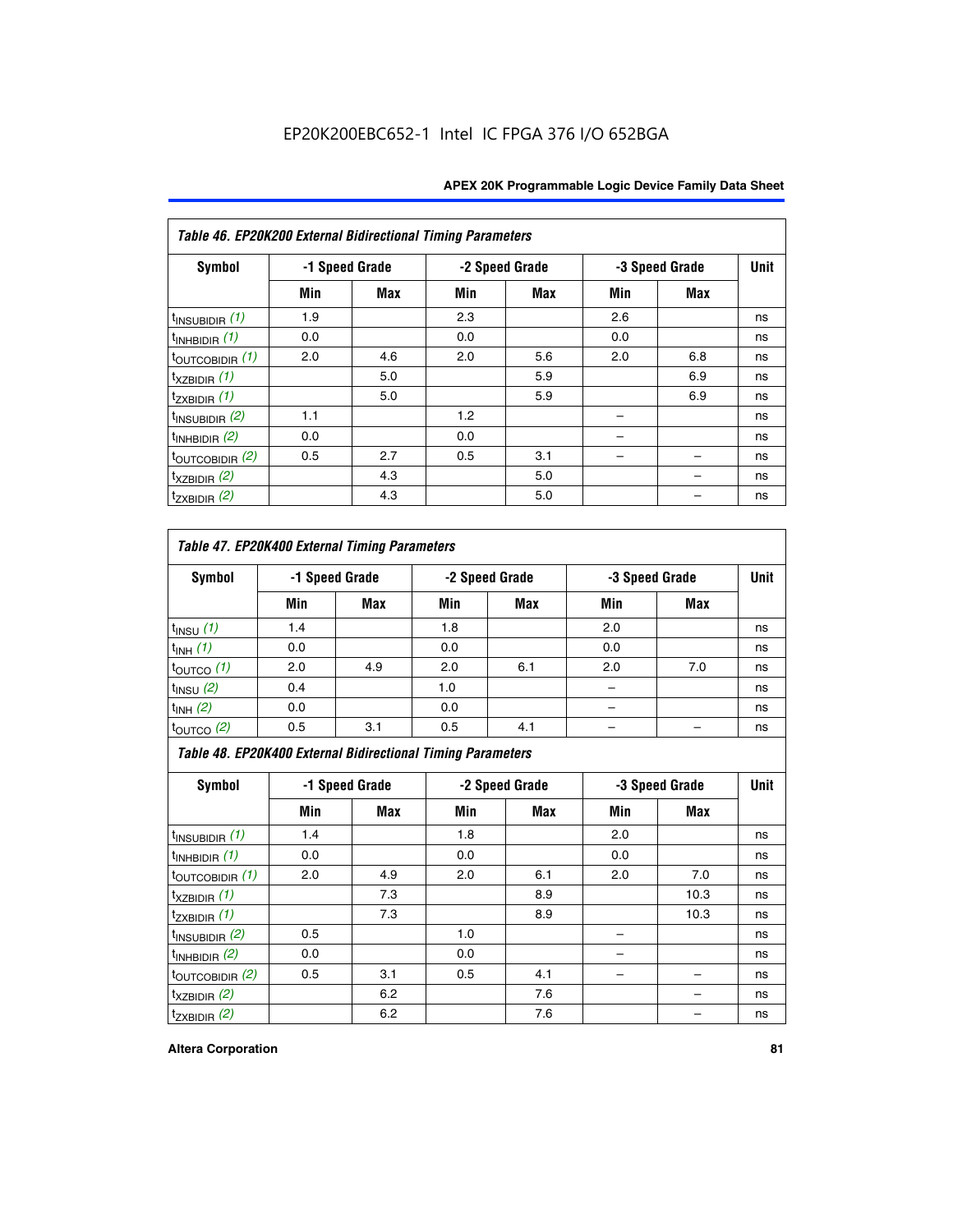EP20K200EBC652-1 Intel IC FPGA 376 I/O 652BGA

**Table 46. EP20K200 External Bidirectional Timing Parameters**

| Symbol | -1 Speed Grade | | -2 Speed Grade | | -3 Speed Grade | | Unit |
|---|---|---|---|---|---|---|---|
| | Min | Max | Min | Max | Min | Max | |
| $t_{INSUBIDIR}$ *(1)* | 1.9 | | 2.3 | | 2.6 | | ns |
| $t_{INHBIDIR}$ *(1)* | 0.0 | | 0.0 | | 0.0 | | ns |
| $t_{OUTCOBIDIR}$ *(1)* | 2.0 | 4.6 | 2.0 | 5.6 | 2.0 | 6.8 | ns |
| $t_{XZBIDIR}$ *(1)* | | 5.0 | | 5.9 | | 6.9 | ns |
| $t_{ZXBIDIR}$ *(1)* | | 5.0 | | 5.9 | | 6.9 | ns |
| $t_{INSUBIDIR}$ *(2)* | 1.1 | | 1.2 | | – | | ns |
| $t_{INHBIDIR}$ *(2)* | 0.0 | | 0.0 | | – | | ns |
| $t_{OUTCOBIDIR}$ *(2)* | 0.5 | 2.7 | 0.5 | 3.1 | – | – | ns |
| $t_{XZBIDIR}$ *(2)* | | 4.3 | | 5.0 | | – | ns |
| $t_{ZXBIDIR}$ *(2)* | | 4.3 | | 5.0 | | – | ns |

**Table 47. EP20K400 External Timing Parameters**

| Symbol | -1 Speed Grade | | -2 Speed Grade | | -3 Speed Grade | | Unit |
|---|---|---|---|---|---|---|---|
| | Min | Max | Min | Max | Min | Max | |
| $t_{INSU}$ *(1)* | 1.4 | | 1.8 | | 2.0 | | ns |
| $t_{INH}$ *(1)* | 0.0 | | 0.0 | | 0.0 | | ns |
| $t_{OUTCO}$ *(1)* | 2.0 | 4.9 | 2.0 | 6.1 | 2.0 | 7.0 | ns |
| $t_{INSU}$ *(2)* | 0.4 | | 1.0 | | – | | ns |
| $t_{INH}$ *(2)* | 0.0 | | 0.0 | | – | | ns |
| $t_{OUTCO}$ *(2)* | 0.5 | 3.1 | 0.5 | 4.1 | – | – | ns |

**Table 48. EP20K400 External Bidirectional Timing Parameters**

| Symbol | -1 Speed Grade | | -2 Speed Grade | | -3 Speed Grade | | Unit |
|---|---|---|---|---|---|---|---|
| | Min | Max | Min | Max | Min | Max | |
| $t_{INSUBIDIR}$ *(1)* | 1.4 | | 1.8 | | 2.0 | | ns |
| $t_{INHBIDIR}$ *(1)* | 0.0 | | 0.0 | | 0.0 | | ns |
| $t_{OUTCOBIDIR}$ *(1)* | 2.0 | 4.9 | 2.0 | 6.1 | 2.0 | 7.0 | ns |
| $t_{XZBIDIR}$ *(1)* | | 7.3 | | 8.9 | | 10.3 | ns |
| $t_{ZXBIDIR}$ *(1)* | | 7.3 | | 8.9 | | 10.3 | ns |
| $t_{INSUBIDIR}$ *(2)* | 0.5 | | 1.0 | | – | | ns |
| $t_{INHBIDIR}$ *(2)* | 0.0 | | 0.0 | | – | | ns |
| $t_{OUTCOBIDIR}$ *(2)* | 0.5 | 3.1 | 0.5 | 4.1 | – | – | ns |
| $t_{XZBIDIR}$ *(2)* | | 6.2 | | 7.6 | | – | ns |
| $t_{ZXBIDIR}$ *(2)* | | 6.2 | | 7.6 | | – | ns |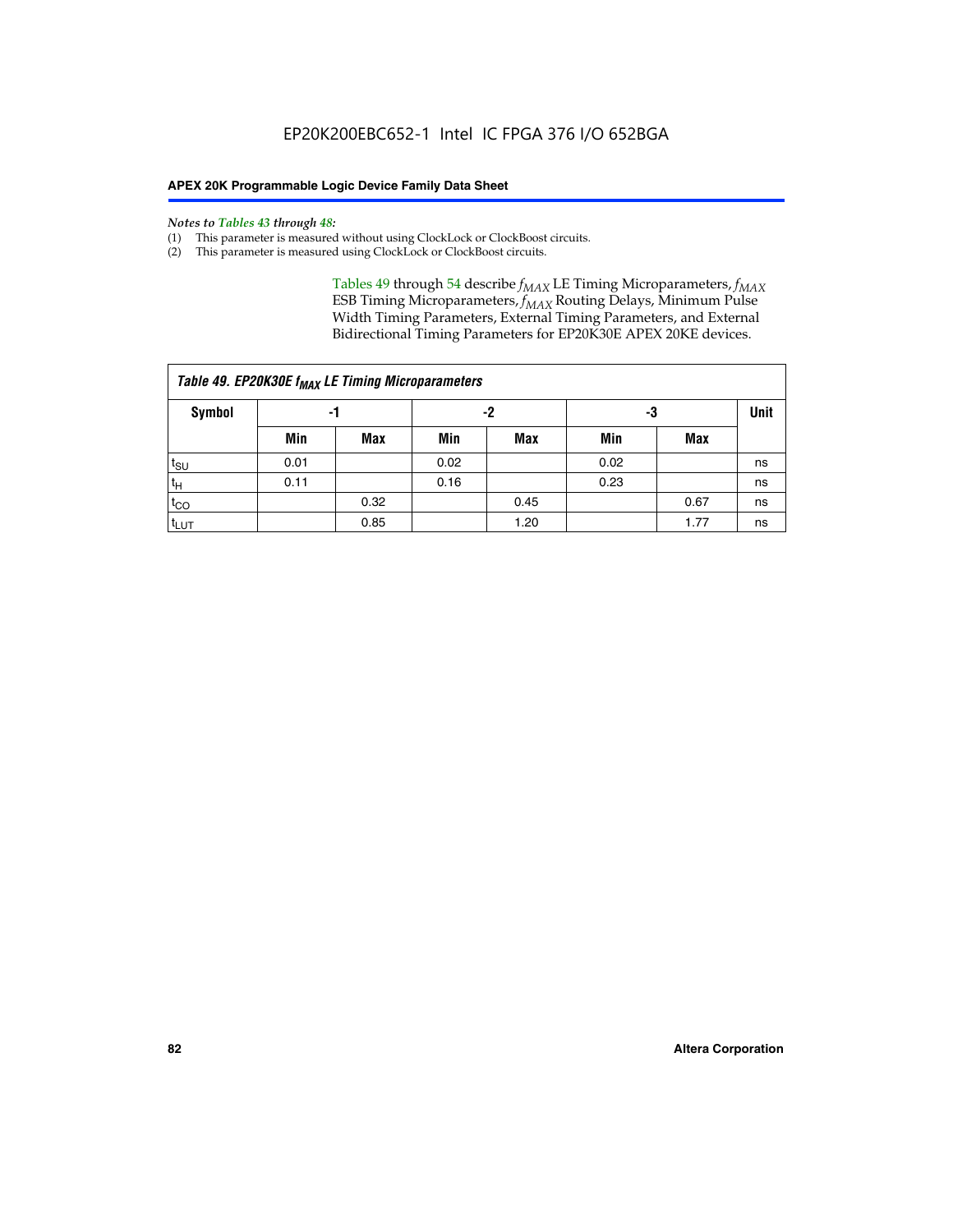*Notes to Tables 43 through 48:*

(1) This parameter is measured without using ClockLock or ClockBoost circuits.
(2) This parameter is measured using ClockLock or ClockBoost circuits.

Tables 49 through 54 describe $f_{MAX}$ LE Timing Microparameters, $f_{MAX}$ ESB Timing Microparameters, $f_{MAX}$ Routing Delays, Minimum Pulse Width Timing Parameters, External Timing Parameters, and External Bidirectional Timing Parameters for EP20K30E APEX 20KE devices.

*Table 49. EP20K30E $f_{MAX}$ LE Timing Microparameters*

| Symbol | -1 | | -2 | | -3 | | Unit |
|---|---|---|---|---|---|---|---|
| | Min | Max | Min | Max | Min | Max | |
| $t_{SU}$ | 0.01 | | 0.02 | | 0.02 | | ns |
| $t_H$ | 0.11 | | 0.16 | | 0.23 | | ns |
| $t_{CO}$ | | 0.32 | | 0.45 | | 0.67 | ns |
| $t_{LUT}$ | | 0.85 | | 1.20 | | 1.77 | ns |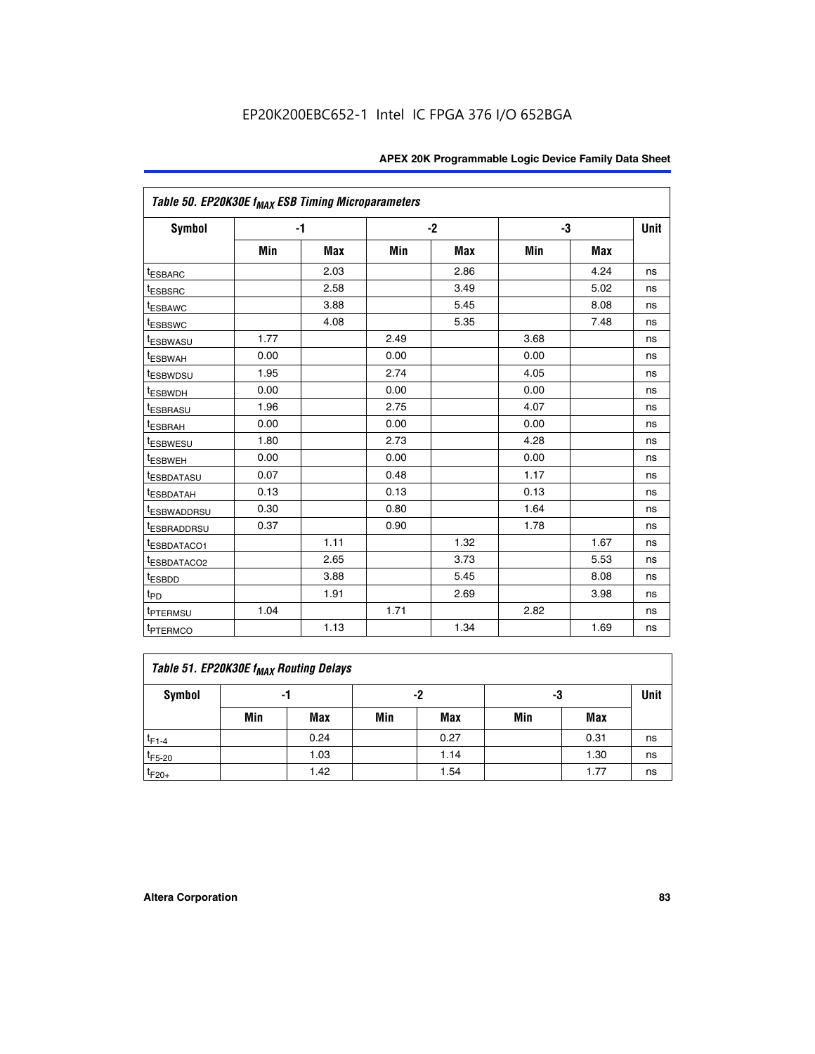EP20K200EBC652-1 Intel IC FPGA 376 I/O 652BGA

| Table 50. EP20K30E $f_{MAX}$ ESB Timing Microparameters | | | | | | | |
|---|---|---|---|---|---|---|---|
| Symbol | -1 | | -2 | | -3 | | Unit |
| | Min | Max | Min | Max | Min | Max | |
| $t_{ESBARC}$ | | 2.03 | | 2.86 | | 4.24 | ns |
| $t_{ESBSRC}$ | | 2.58 | | 3.49 | | 5.02 | ns |
| $t_{ESBAWC}$ | | 3.88 | | 5.45 | | 8.08 | ns |
| $t_{ESBSWC}$ | | 4.08 | | 5.35 | | 7.48 | ns |
| $t_{ESBWASU}$ | 1.77 | | 2.49 | | 3.68 | | ns |
| $t_{ESBWAH}$ | 0.00 | | 0.00 | | 0.00 | | ns |
| $t_{ESBWDSU}$ | 1.95 | | 2.74 | | 4.05 | | ns |
| $t_{ESBWDH}$ | 0.00 | | 0.00 | | 0.00 | | ns |
| $t_{ESBRASU}$ | 1.96 | | 2.75 | | 4.07 | | ns |
| $t_{ESBRAH}$ | 0.00 | | 0.00 | | 0.00 | | ns |
| $t_{ESBWESU}$ | 1.80 | | 2.73 | | 4.28 | | ns |
| $t_{ESBWEH}$ | 0.00 | | 0.00 | | 0.00 | | ns |
| $t_{ESBDATASU}$ | 0.07 | | 0.48 | | 1.17 | | ns |
| $t_{ESBDATAH}$ | 0.13 | | 0.13 | | 0.13 | | ns |
| $t_{ESBWADDRSU}$ | 0.30 | | 0.80 | | 1.64 | | ns |
| $t_{ESBRADDRSU}$ | 0.37 | | 0.90 | | 1.78 | | ns |
| $t_{ESBDATACO1}$ | | 1.11 | | 1.32 | | 1.67 | ns |
| $t_{ESBDATACO2}$ | | 2.65 | | 3.73 | | 5.53 | ns |
| $t_{ESBDD}$ | | 3.88 | | 5.45 | | 8.08 | ns |
| $t_{PD}$ | | 1.91 | | 2.69 | | 3.98 | ns |
| $t_{PTERMSU}$ | 1.04 | | 1.71 | | 2.82 | | ns |
| $t_{PTERMCO}$ | | 1.13 | | 1.34 | | 1.69 | ns |

| Table 51. EP20K30E $f_{MAX}$ Routing Delays | | | | | | | |
|---|---|---|---|---|---|---|---|
| Symbol | -1 | | -2 | | -3 | | Unit |
| | Min | Max | Min | Max | Min | Max | |
| $t_{F1-4}$ | | 0.24 | | 0.27 | | 0.31 | ns |
| $t_{F5-20}$ | | 1.03 | | 1.14 | | 1.30 | ns |
| $t_{F20+}$ | | 1.42 | | 1.54 | | 1.77 | ns |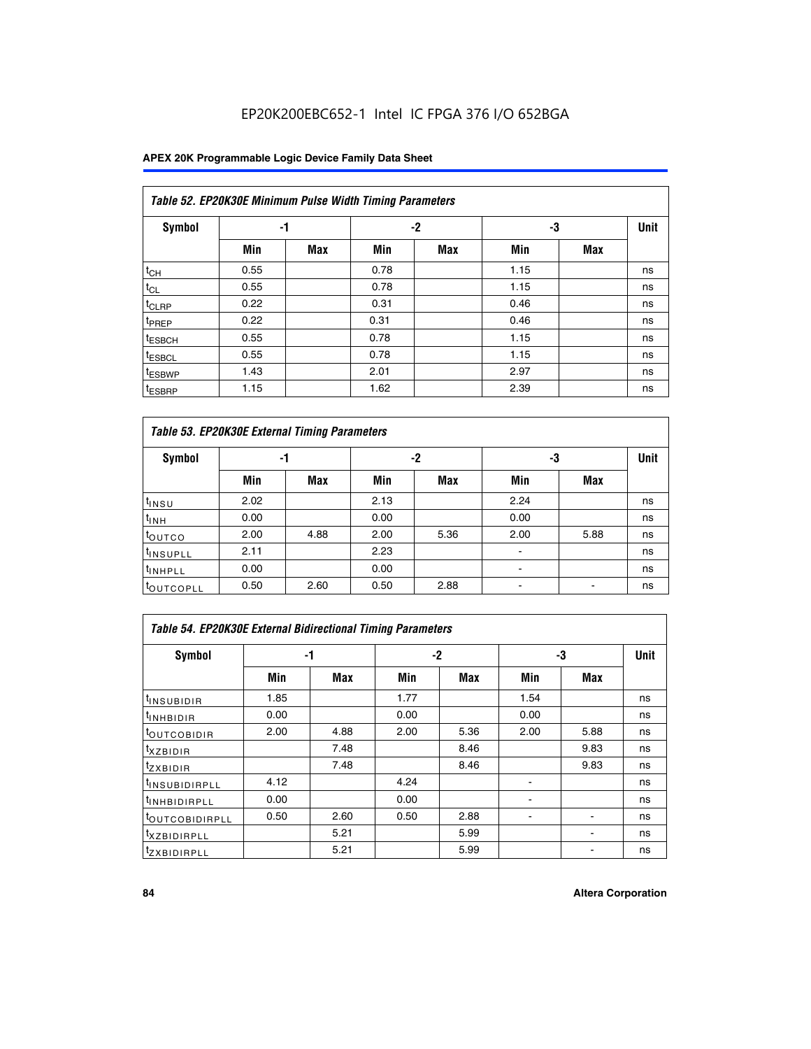EP20K200EBC652-1 Intel IC FPGA 376 I/O 652BGA

| *Table 52. EP20K30E Minimum Pulse Width Timing Parameters* | | | | | | | |
|---|---|---|---|---|---|---|---|
| **Symbol** | **-1** | | **-2** | | **-3** | | **Unit** |
| | **Min** | **Max** | **Min** | **Max** | **Min** | **Max** | |
| $t_{CH}$ | 0.55 | | 0.78 | | 1.15 | | ns |
| $t_{CL}$ | 0.55 | | 0.78 | | 1.15 | | ns |
| $t_{CLRP}$ | 0.22 | | 0.31 | | 0.46 | | ns |
| $t_{PREP}$ | 0.22 | | 0.31 | | 0.46 | | ns |
| $t_{ESBCH}$ | 0.55 | | 0.78 | | 1.15 | | ns |
| $t_{ESBCL}$ | 0.55 | | 0.78 | | 1.15 | | ns |
| $t_{ESBWP}$ | 1.43 | | 2.01 | | 2.97 | | ns |
| $t_{ESBRP}$ | 1.15 | | 1.62 | | 2.39 | | ns |

| *Table 53. EP20K30E External Timing Parameters* | | | | | | | |
|---|---|---|---|---|---|---|---|
| **Symbol** | **-1** | | **-2** | | **-3** | | **Unit** |
| | **Min** | **Max** | **Min** | **Max** | **Min** | **Max** | |
| $t_{INSU}$ | 2.02 | | 2.13 | | 2.24 | | ns |
| $t_{INH}$ | 0.00 | | 0.00 | | 0.00 | | ns |
| $t_{OUTCO}$ | 2.00 | 4.88 | 2.00 | 5.36 | 2.00 | 5.88 | ns |
| $t_{INSUPLL}$ | 2.11 | | 2.23 | | - | | ns |
| $t_{INHPLL}$ | 0.00 | | 0.00 | | - | | ns |
| $t_{OUTCOPLL}$ | 0.50 | 2.60 | 0.50 | 2.88 | - | - | ns |

| *Table 54. EP20K30E External Bidirectional Timing Parameters* | | | | | | | |
|---|---|---|---|---|---|---|---|
| **Symbol** | **-1** | | **-2** | | **-3** | | **Unit** |
| | **Min** | **Max** | **Min** | **Max** | **Min** | **Max** | |
| $t_{INSUBIDIR}$ | 1.85 | | 1.77 | | 1.54 | | ns |
| $t_{INHBIDIR}$ | 0.00 | | 0.00 | | 0.00 | | ns |
| $t_{OUTCOBIDIR}$ | 2.00 | 4.88 | 2.00 | 5.36 | 2.00 | 5.88 | ns |
| $t_{XZBIDIR}$ | | 7.48 | | 8.46 | | 9.83 | ns |
| $t_{ZXBIDIR}$ | | 7.48 | | 8.46 | | 9.83 | ns |
| $t_{INSUBIDIRPLL}$ | 4.12 | | 4.24 | | - | | ns |
| $t_{INHBIDIRPLL}$ | 0.00 | | 0.00 | | - | | ns |
| $t_{OUTCOBIDIRPLL}$ | 0.50 | 2.60 | 0.50 | 2.88 | - | - | ns |
| $t_{XZBIDIRPLL}$ | | 5.21 | | 5.99 | | - | ns |
| $t_{ZXBIDIRPLL}$ | | 5.21 | | 5.99 | | - | ns |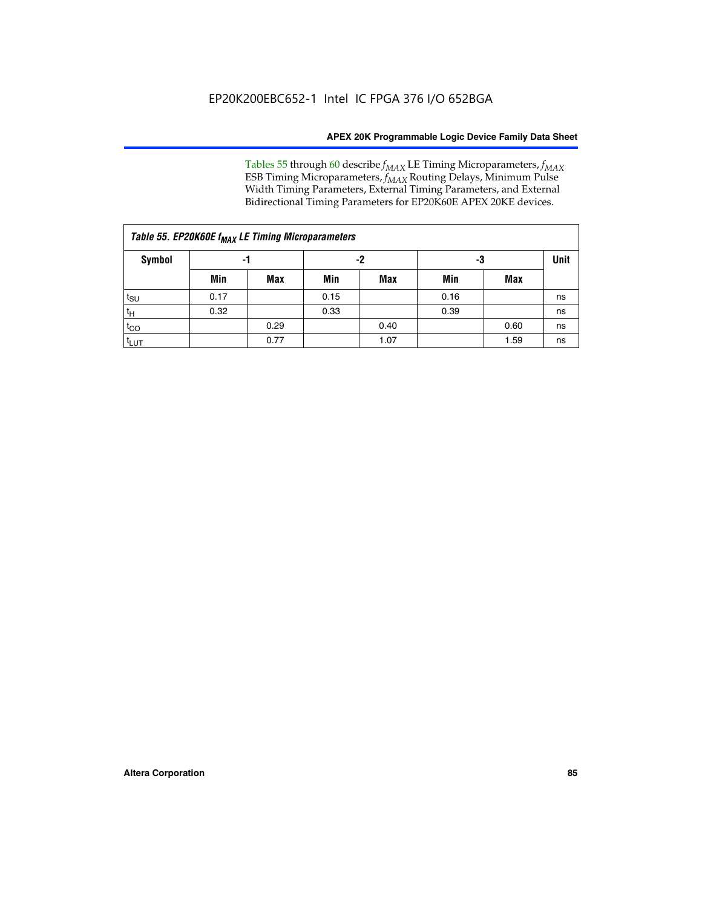Tables 55 through 60 describe $f_{MAX}$ LE Timing Microparameters, $f_{MAX}$ ESB Timing Microparameters, $f_{MAX}$ Routing Delays, Minimum Pulse Width Timing Parameters, External Timing Parameters, and External Bidirectional Timing Parameters for EP20K60E APEX 20KE devices.

*Table 55. EP20K60E $f_{MAX}$ LE Timing Microparameters*

| Symbol | -1 | | -2 | | -3 | | Unit |
|---|---|---|---|---|---|---|---|
| | Min | Max | Min | Max | Min | Max | |
| $t_{SU}$ | 0.17 | | 0.15 | | 0.16 | | ns |
| $t_H$ | 0.32 | | 0.33 | | 0.39 | | ns |
| $t_{CO}$ | | 0.29 | | 0.40 | | 0.60 | ns |
| $t_{LUT}$ | | 0.77 | | 1.07 | | 1.59 | ns |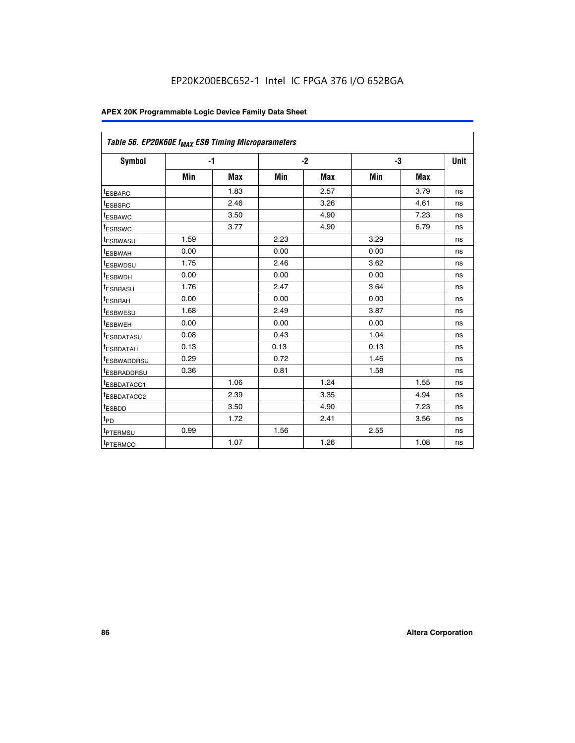EP20K200EBC652-1 Intel IC FPGA 376 I/O 652BGA

| *Table 56. EP20K60E $f_{MAX}$ ESB Timing Microparameters* | | | | | | | |
|---|---|---|---|---|---|---|---|
| **Symbol** | **-1** | | **-2** | | **-3** | | **Unit** |
| | **Min** | **Max** | **Min** | **Max** | **Min** | **Max** | |
| $t_{ESBARC}$ | | 1.83 | | 2.57 | | 3.79 | ns |
| $t_{ESBSRC}$ | | 2.46 | | 3.26 | | 4.61 | ns |
| $t_{ESBAWC}$ | | 3.50 | | 4.90 | | 7.23 | ns |
| $t_{ESBSWC}$ | | 3.77 | | 4.90 | | 6.79 | ns |
| $t_{ESBWASU}$ | 1.59 | | 2.23 | | 3.29 | | ns |
| $t_{ESBWAH}$ | 0.00 | | 0.00 | | 0.00 | | ns |
| $t_{ESBWDSU}$ | 1.75 | | 2.46 | | 3.62 | | ns |
| $t_{ESBWDH}$ | 0.00 | | 0.00 | | 0.00 | | ns |
| $t_{ESBRASU}$ | 1.76 | | 2.47 | | 3.64 | | ns |
| $t_{ESBRAH}$ | 0.00 | | 0.00 | | 0.00 | | ns |
| $t_{ESBWESU}$ | 1.68 | | 2.49 | | 3.87 | | ns |
| $t_{ESBWEH}$ | 0.00 | | 0.00 | | 0.00 | | ns |
| $t_{ESBDATASU}$ | 0.08 | | 0.43 | | 1.04 | | ns |
| $t_{ESBDATAH}$ | 0.13 | | 0.13 | | 0.13 | | ns |
| $t_{ESBWADDRSU}$ | 0.29 | | 0.72 | | 1.46 | | ns |
| $t_{ESBRADDRSU}$ | 0.36 | | 0.81 | | 1.58 | | ns |
| $t_{ESBDATACO1}$ | | 1.06 | | 1.24 | | 1.55 | ns |
| $t_{ESBDATACO2}$ | | 2.39 | | 3.35 | | 4.94 | ns |
| $t_{ESBDD}$ | | 3.50 | | 4.90 | | 7.23 | ns |
| $t_{PD}$ | | 1.72 | | 2.41 | | 3.56 | ns |
| $t_{PTERMSU}$ | 0.99 | | 1.56 | | 2.55 | | ns |
| $t_{PTERMCO}$ | | 1.07 | | 1.26 | | 1.08 | ns |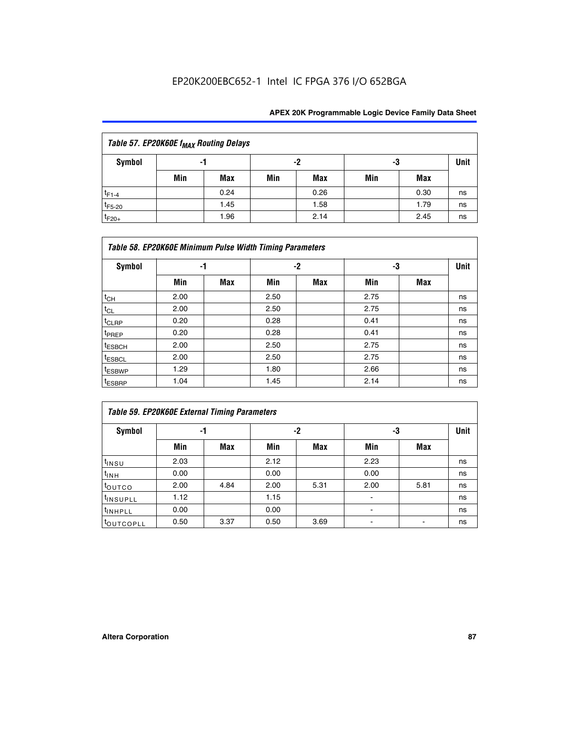EP20K200EBC652-1 Intel IC FPGA 376 I/O 652BGA

| Table 57. EP20K60E $f_{MAX}$ Routing Delays | | | | | | | |
|---|---|---|---|---|---|---|---|
| Symbol | -1 | | -2 | | -3 | | Unit |
| | Min | Max | Min | Max | Min | Max | |
| $t_{F1-4}$ | | 0.24 | | 0.26 | | 0.30 | ns |
| $t_{F5-20}$ | | 1.45 | | 1.58 | | 1.79 | ns |
| $t_{F20+}$ | | 1.96 | | 2.14 | | 2.45 | ns |

| Table 58. EP20K60E Minimum Pulse Width Timing Parameters | | | | | | | |
|---|---|---|---|---|---|---|---|
| Symbol | -1 | | -2 | | -3 | | Unit |
| | Min | Max | Min | Max | Min | Max | |
| $t_{CH}$ | 2.00 | | 2.50 | | 2.75 | | ns |
| $t_{CL}$ | 2.00 | | 2.50 | | 2.75 | | ns |
| $t_{CLRP}$ | 0.20 | | 0.28 | | 0.41 | | ns |
| $t_{PREP}$ | 0.20 | | 0.28 | | 0.41 | | ns |
| $t_{ESBCH}$ | 2.00 | | 2.50 | | 2.75 | | ns |
| $t_{ESBCL}$ | 2.00 | | 2.50 | | 2.75 | | ns |
| $t_{ESBWP}$ | 1.29 | | 1.80 | | 2.66 | | ns |
| $t_{ESBRP}$ | 1.04 | | 1.45 | | 2.14 | | ns |

| Table 59. EP20K60E External Timing Parameters | | | | | | | |
|---|---|---|---|---|---|---|---|
| Symbol | -1 | | -2 | | -3 | | Unit |
| | Min | Max | Min | Max | Min | Max | |
| $t_{INSU}$ | 2.03 | | 2.12 | | 2.23 | | ns |
| $t_{INH}$ | 0.00 | | 0.00 | | 0.00 | | ns |
| $t_{OUTCO}$ | 2.00 | 4.84 | 2.00 | 5.31 | 2.00 | 5.81 | ns |
| $t_{INSUPLL}$ | 1.12 | | 1.15 | | - | | ns |
| $t_{INHPLL}$ | 0.00 | | 0.00 | | - | | ns |
| $t_{OUTCOPLL}$ | 0.50 | 3.37 | 0.50 | 3.69 | - | - | ns |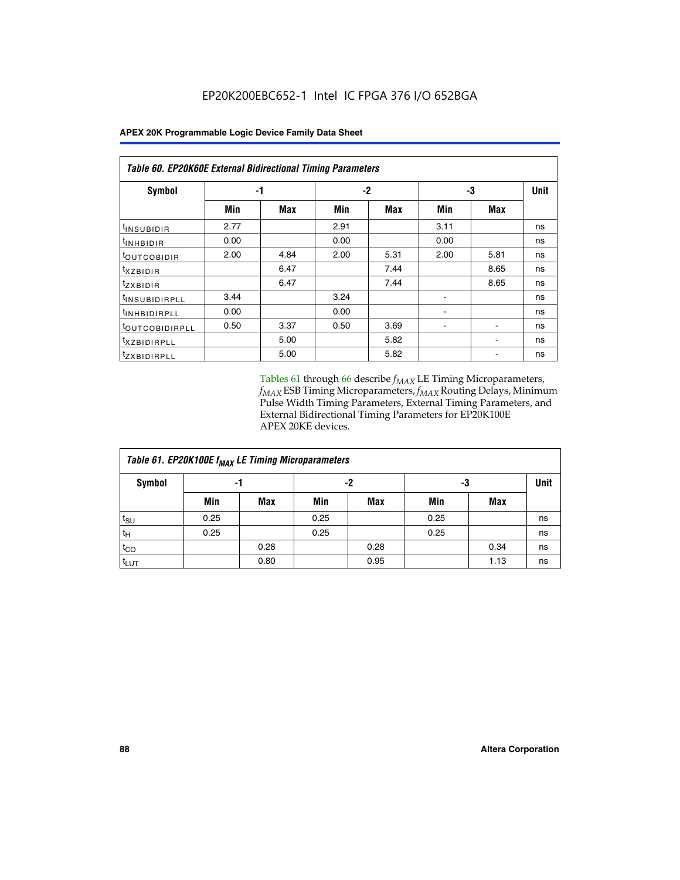**Table 60. EP20K60E External Bidirectional Timing Parameters**

| Symbol | -1 | | -2 | | -3 | | Unit |
|---|---|---|---|---|---|---|---|
| | Min | Max | Min | Max | Min | Max | |
| $t_{INSUBIDIR}$ | 2.77 | | 2.91 | | 3.11 | | ns |
| $t_{INHBIDIR}$ | 0.00 | | 0.00 | | 0.00 | | ns |
| $t_{OUTCOBIDIR}$ | 2.00 | 4.84 | 2.00 | 5.31 | 2.00 | 5.81 | ns |
| $t_{XZBIDIR}$ | | 6.47 | | 7.44 | | 8.65 | ns |
| $t_{ZXBIDIR}$ | | 6.47 | | 7.44 | | 8.65 | ns |
| $t_{INSUBIDIRPLL}$ | 3.44 | | 3.24 | | - | | ns |
| $t_{INHBIDIRPLL}$ | 0.00 | | 0.00 | | - | | ns |
| $t_{OUTCOBIDIRPLL}$ | 0.50 | 3.37 | 0.50 | 3.69 | - | - | ns |
| $t_{XZBIDIRPLL}$ | | 5.00 | | 5.82 | | - | ns |
| $t_{ZXBIDIRPLL}$ | | 5.00 | | 5.82 | | - | ns |

Tables 61 through 66 describe $f_{MAX}$ LE Timing Microparameters, $f_{MAX}$ ESB Timing Microparameters, $f_{MAX}$ Routing Delays, Minimum Pulse Width Timing Parameters, External Timing Parameters, and External Bidirectional Timing Parameters for EP20K100E APEX 20KE devices.

**Table 61. EP20K100E $f_{MAX}$ LE Timing Microparameters**

| Symbol | -1 | | -2 | | -3 | | Unit |
|---|---|---|---|---|---|---|---|
| | Min | Max | Min | Max | Min | Max | |
| $t_{SU}$ | 0.25 | | 0.25 | | 0.25 | | ns |
| $t_{H}$ | 0.25 | | 0.25 | | 0.25 | | ns |
| $t_{CO}$ | | 0.28 | | 0.28 | | 0.34 | ns |
| $t_{LUT}$ | | 0.80 | | 0.95 | | 1.13 | ns |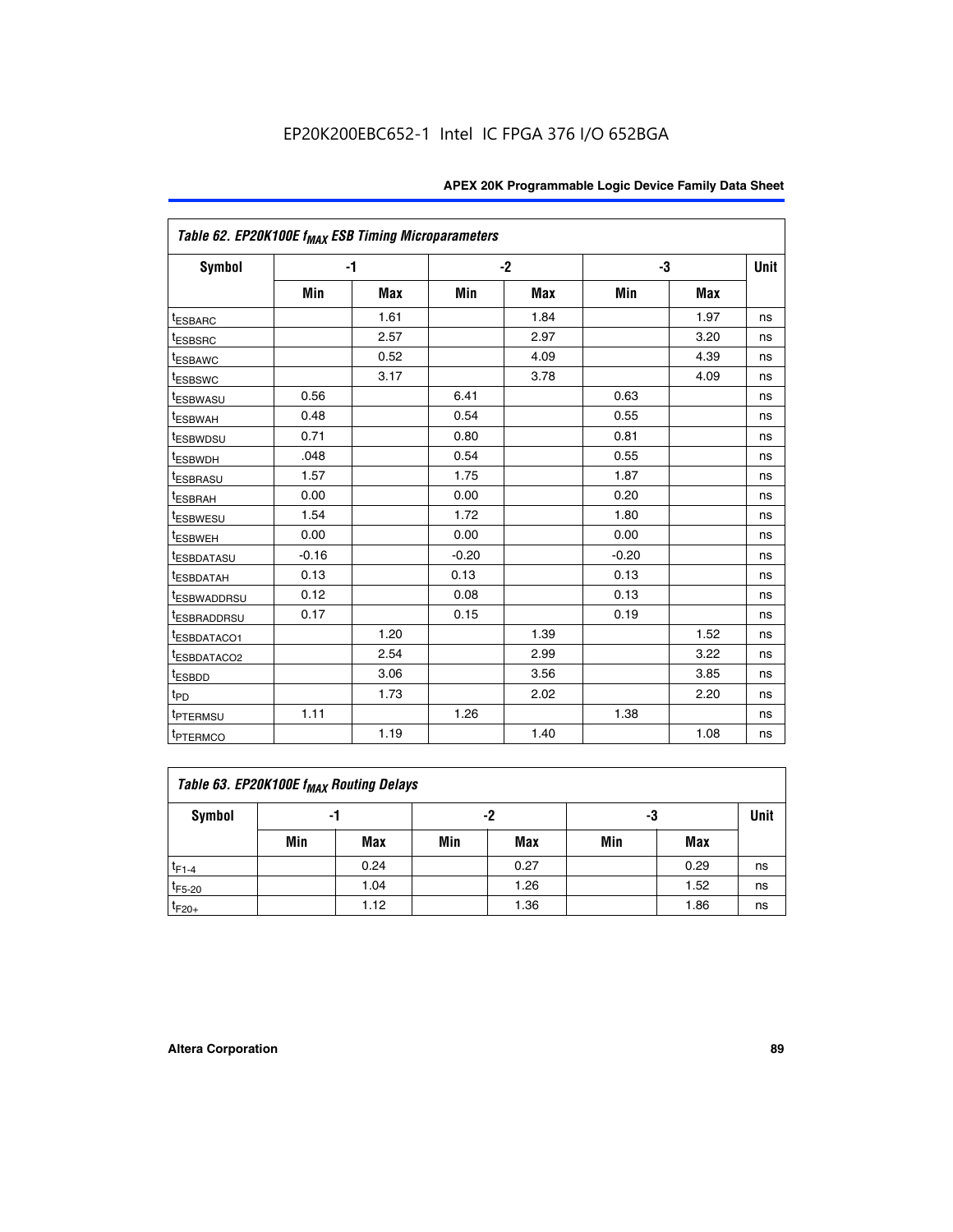## Table 62. EP20K100E $f_{MAX}$ ESB Timing Microparameters

| Symbol | -1 | | -2 | | -3 | | Unit |
|---|---|---|---|---|---|---|---|
| | Min | Max | Min | Max | Min | Max | |
| $t_{ESBARC}$ | | 1.61 | | 1.84 | | 1.97 | ns |
| $t_{ESBSRC}$ | | 2.57 | | 2.97 | | 3.20 | ns |
| $t_{ESBAWC}$ | | 0.52 | | 4.09 | | 4.39 | ns |
| $t_{ESBSWC}$ | | 3.17 | | 3.78 | | 4.09 | ns |
| $t_{ESBWASU}$ | 0.56 | | 6.41 | | 0.63 | | ns |
| $t_{ESBWAH}$ | 0.48 | | 0.54 | | 0.55 | | ns |
| $t_{ESBWDSU}$ | 0.71 | | 0.80 | | 0.81 | | ns |
| $t_{ESBWDH}$ | .048 | | 0.54 | | 0.55 | | ns |
| $t_{ESBRASU}$ | 1.57 | | 1.75 | | 1.87 | | ns |
| $t_{ESBRAH}$ | 0.00 | | 0.00 | | 0.20 | | ns |
| $t_{ESBWESU}$ | 1.54 | | 1.72 | | 1.80 | | ns |
| $t_{ESBWEH}$ | 0.00 | | 0.00 | | 0.00 | | ns |
| $t_{ESBDATASU}$ | -0.16 | | -0.20 | | -0.20 | | ns |
| $t_{ESBDATAH}$ | 0.13 | | 0.13 | | 0.13 | | ns |
| $t_{ESBWADDRSU}$ | 0.12 | | 0.08 | | 0.13 | | ns |
| $t_{ESBRADDRSU}$ | 0.17 | | 0.15 | | 0.19 | | ns |
| $t_{ESBDATACO1}$ | | 1.20 | | 1.39 | | 1.52 | ns |
| $t_{ESBDATACO2}$ | | 2.54 | | 2.99 | | 3.22 | ns |
| $t_{ESBDD}$ | | 3.06 | | 3.56 | | 3.85 | ns |
| $t_{PD}$ | | 1.73 | | 2.02 | | 2.20 | ns |
| $t_{PTERMSU}$ | 1.11 | | 1.26 | | 1.38 | | ns |
| $t_{PTERMCO}$ | | 1.19 | | 1.40 | | 1.08 | ns |

## Table 63. EP20K100E $f_{MAX}$ Routing Delays

| Symbol | -1 | | -2 | | -3 | | Unit |
|---|---|---|---|---|---|---|---|
| | Min | Max | Min | Max | Min | Max | |
| $t_{F1-4}$ | | 0.24 | | 0.27 | | 0.29 | ns |
| $t_{F5-20}$ | | 1.04 | | 1.26 | | 1.52 | ns |
| $t_{F20+}$ | | 1.12 | | 1.36 | | 1.86 | ns |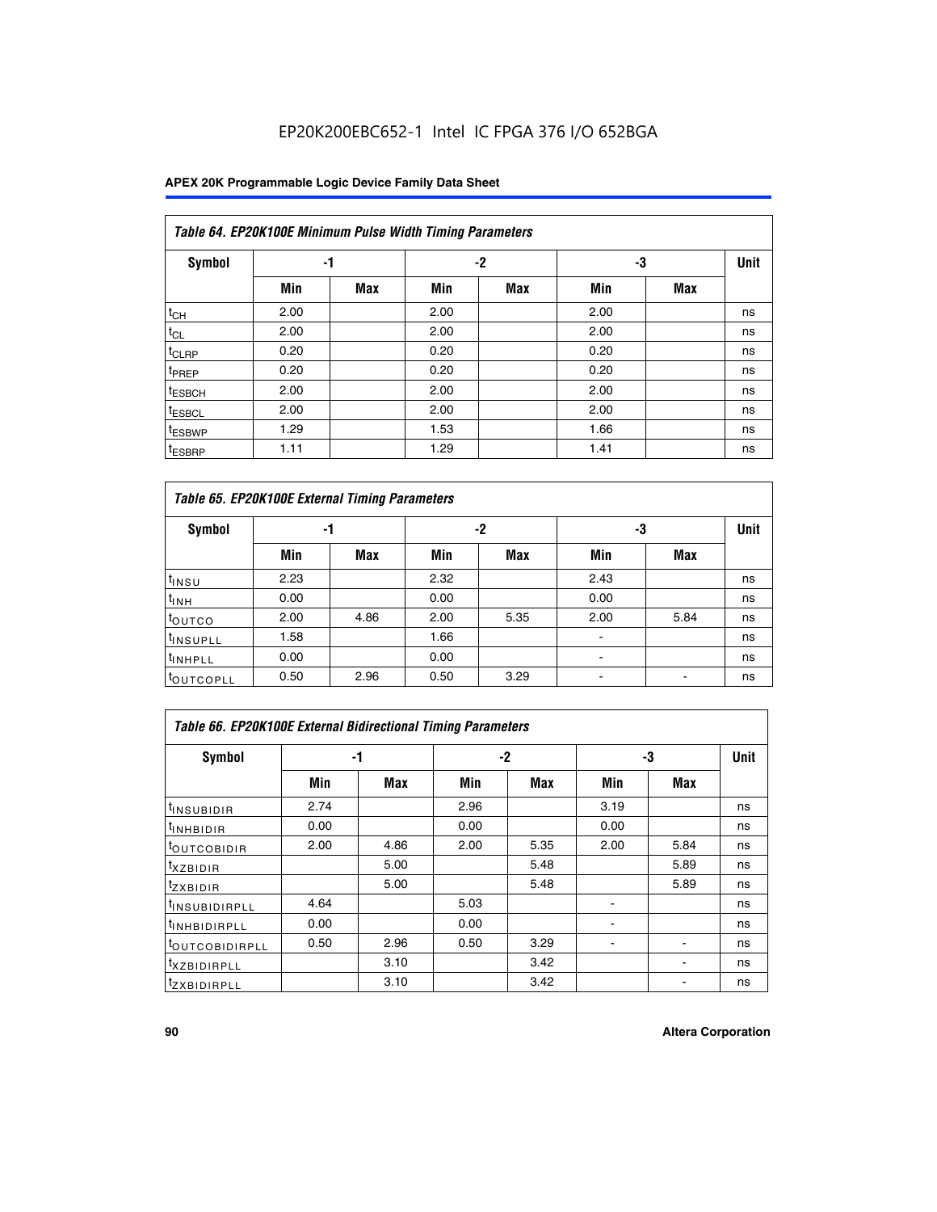EP20K200EBC652-1 Intel IC FPGA 376 I/O 652BGA

| *Table 64. EP20K100E Minimum Pulse Width Timing Parameters* | | | | | | | |
|---|---|---|---|---|---|---|---|
| **Symbol** | **-1** | | **-2** | | **-3** | | **Unit** |
| | **Min** | **Max** | **Min** | **Max** | **Min** | **Max** | |
| $t_{CH}$ | 2.00 | | 2.00 | | 2.00 | | ns |
| $t_{CL}$ | 2.00 | | 2.00 | | 2.00 | | ns |
| $t_{CLRP}$ | 0.20 | | 0.20 | | 0.20 | | ns |
| $t_{PREP}$ | 0.20 | | 0.20 | | 0.20 | | ns |
| $t_{ESBCH}$ | 2.00 | | 2.00 | | 2.00 | | ns |
| $t_{ESBCL}$ | 2.00 | | 2.00 | | 2.00 | | ns |
| $t_{ESBWP}$ | 1.29 | | 1.53 | | 1.66 | | ns |
| $t_{ESBRP}$ | 1.11 | | 1.29 | | 1.41 | | ns |

| *Table 65. EP20K100E External Timing Parameters* | | | | | | | |
|---|---|---|---|---|---|---|---|
| **Symbol** | **-1** | | **-2** | | **-3** | | **Unit** |
| | **Min** | **Max** | **Min** | **Max** | **Min** | **Max** | |
| $t_{INSU}$ | 2.23 | | 2.32 | | 2.43 | | ns |
| $t_{INH}$ | 0.00 | | 0.00 | | 0.00 | | ns |
| $t_{OUTCO}$ | 2.00 | 4.86 | 2.00 | 5.35 | 2.00 | 5.84 | ns |
| $t_{INSUPLL}$ | 1.58 | | 1.66 | | - | | ns |
| $t_{INHPLL}$ | 0.00 | | 0.00 | | - | | ns |
| $t_{OUTCOPLL}$ | 0.50 | 2.96 | 0.50 | 3.29 | - | - | ns |

| *Table 66. EP20K100E External Bidirectional Timing Parameters* | | | | | | | |
|---|---|---|---|---|---|---|---|
| **Symbol** | **-1** | | **-2** | | **-3** | | **Unit** |
| | **Min** | **Max** | **Min** | **Max** | **Min** | **Max** | |
| $t_{INSUBIDIR}$ | 2.74 | | 2.96 | | 3.19 | | ns |
| $t_{INHBIDIR}$ | 0.00 | | 0.00 | | 0.00 | | ns |
| $t_{OUTCOBIDIR}$ | 2.00 | 4.86 | 2.00 | 5.35 | 2.00 | 5.84 | ns |
| $t_{XZBIDIR}$ | | 5.00 | | 5.48 | | 5.89 | ns |
| $t_{ZXBIDIR}$ | | 5.00 | | 5.48 | | 5.89 | ns |
| $t_{INSUBIDIRPLL}$ | 4.64 | | 5.03 | | - | | ns |
| $t_{INHBIDIRPLL}$ | 0.00 | | 0.00 | | - | | ns |
| $t_{OUTCOBIDIRPLL}$ | 0.50 | 2.96 | 0.50 | 3.29 | - | - | ns |
| $t_{XZBIDIRPLL}$ | | 3.10 | | 3.42 | | - | ns |
| $t_{ZXBIDIRPLL}$ | | 3.10 | | 3.42 | | - | ns |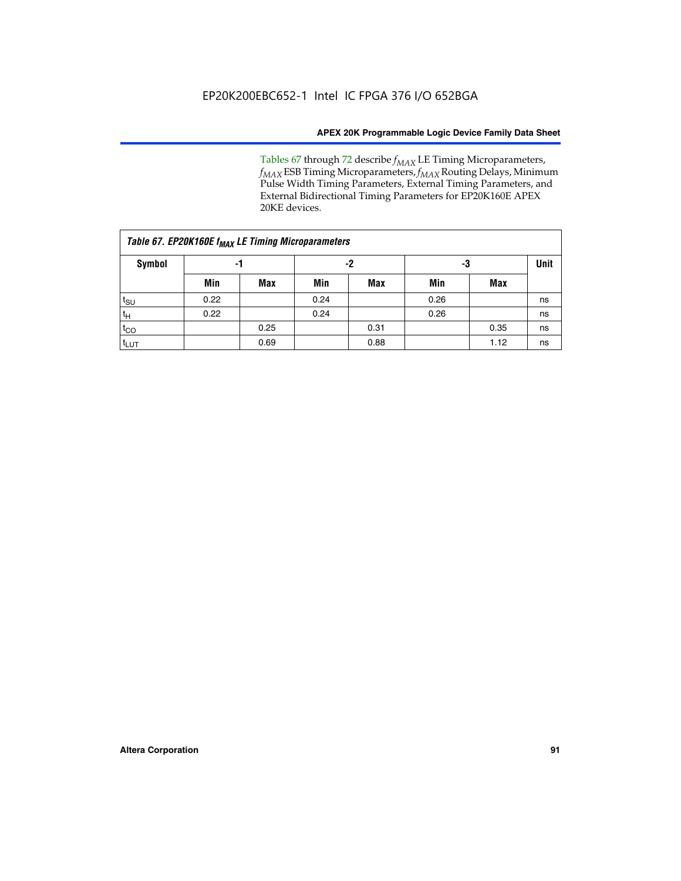Tables 67 through 72 describe $f_{MAX}$ LE Timing Microparameters, $f_{MAX}$ ESB Timing Microparameters, $f_{MAX}$ Routing Delays, Minimum Pulse Width Timing Parameters, External Timing Parameters, and External Bidirectional Timing Parameters for EP20K160E APEX 20KE devices.

| *Table 67. EP20K160E $f_{MAX}$ LE Timing Microparameters* | | | | | | | |
|---|---|---|---|---|---|---|---|
| **Symbol** | **-1** | | **-2** | | **-3** | | **Unit** |
| | **Min** | **Max** | **Min** | **Max** | **Min** | **Max** | |
| $t_{SU}$ | 0.22 | | 0.24 | | 0.26 | | ns |
| $t_H$ | 0.22 | | 0.24 | | 0.26 | | ns |
| $t_{CO}$ | | 0.25 | | 0.31 | | 0.35 | ns |
| $t_{LUT}$ | | 0.69 | | 0.88 | | 1.12 | ns |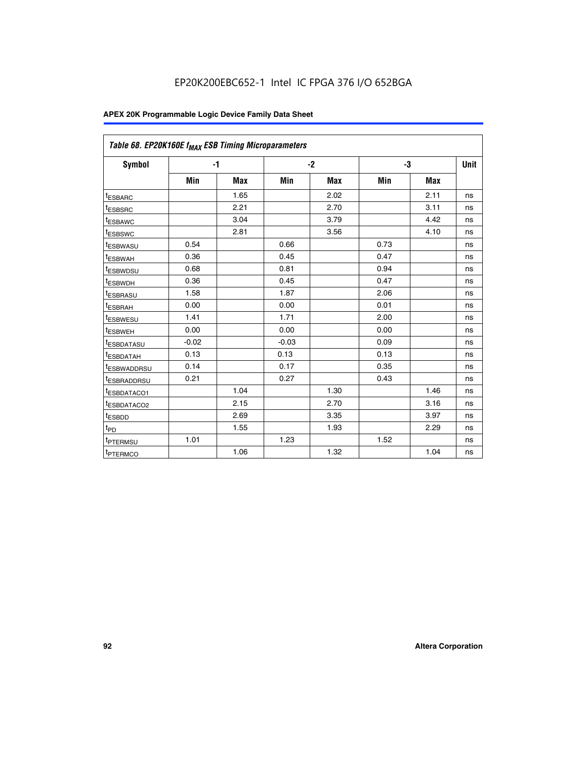EP20K200EBC652-1 Intel IC FPGA 376 I/O 652BGA

| Table 68. EP20K160E $f_{MAX}$ ESB Timing Microparameters | | | | | | | |
|---|---|---|---|---|---|---|---|
| Symbol | -1 | | -2 | | -3 | | Unit |
| | Min | Max | Min | Max | Min | Max | |
| $t_{ESBARC}$ | | 1.65 | | 2.02 | | 2.11 | ns |
| $t_{ESBSRC}$ | | 2.21 | | 2.70 | | 3.11 | ns |
| $t_{ESBAWC}$ | | 3.04 | | 3.79 | | 4.42 | ns |
| $t_{ESBSWC}$ | | 2.81 | | 3.56 | | 4.10 | ns |
| $t_{ESBWASU}$ | 0.54 | | 0.66 | | 0.73 | | ns |
| $t_{ESBWAH}$ | 0.36 | | 0.45 | | 0.47 | | ns |
| $t_{ESBWDSU}$ | 0.68 | | 0.81 | | 0.94 | | ns |
| $t_{ESBWDH}$ | 0.36 | | 0.45 | | 0.47 | | ns |
| $t_{ESBRASU}$ | 1.58 | | 1.87 | | 2.06 | | ns |
| $t_{ESBRAH}$ | 0.00 | | 0.00 | | 0.01 | | ns |
| $t_{ESBWESU}$ | 1.41 | | 1.71 | | 2.00 | | ns |
| $t_{ESBWEH}$ | 0.00 | | 0.00 | | 0.00 | | ns |
| $t_{ESBDATASU}$ | -0.02 | | -0.03 | | 0.09 | | ns |
| $t_{ESBDATAH}$ | 0.13 | | 0.13 | | 0.13 | | ns |
| $t_{ESBWADDRSU}$ | 0.14 | | 0.17 | | 0.35 | | ns |
| $t_{ESBRADDRSU}$ | 0.21 | | 0.27 | | 0.43 | | ns |
| $t_{ESBDATACO1}$ | | 1.04 | | 1.30 | | 1.46 | ns |
| $t_{ESBDATACO2}$ | | 2.15 | | 2.70 | | 3.16 | ns |
| $t_{ESBDD}$ | | 2.69 | | 3.35 | | 3.97 | ns |
| $t_{PD}$ | | 1.55 | | 1.93 | | 2.29 | ns |
| $t_{PTERMSU}$ | 1.01 | | 1.23 | | 1.52 | | ns |
| $t_{PTERMCO}$ | | 1.06 | | 1.32 | | 1.04 | ns |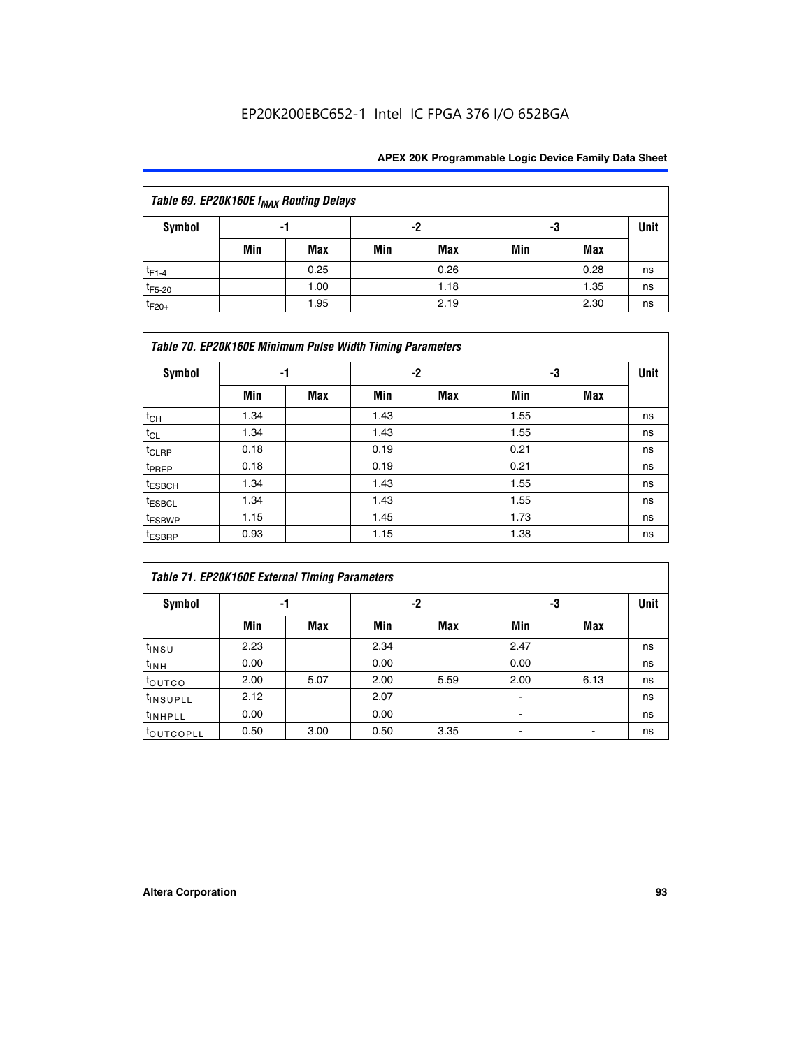| Table 69. EP20K160E $f_{MAX}$ Routing Delays | | | | | | | |
|---|---|---|---|---|---|---|---|
| Symbol | -1 | | -2 | | -3 | | Unit |
| | Min | Max | Min | Max | Min | Max | |
| $t_{F1-4}$ | | 0.25 | | 0.26 | | 0.28 | ns |
| $t_{F5-20}$ | | 1.00 | | 1.18 | | 1.35 | ns |
| $t_{F20+}$ | | 1.95 | | 2.19 | | 2.30 | ns |

| Table 70. EP20K160E Minimum Pulse Width Timing Parameters | | | | | | | |
|---|---|---|---|---|---|---|---|
| Symbol | -1 | | -2 | | -3 | | Unit |
| | Min | Max | Min | Max | Min | Max | |
| $t_{CH}$ | 1.34 | | 1.43 | | 1.55 | | ns |
| $t_{CL}$ | 1.34 | | 1.43 | | 1.55 | | ns |
| $t_{CLRP}$ | 0.18 | | 0.19 | | 0.21 | | ns |
| $t_{PREP}$ | 0.18 | | 0.19 | | 0.21 | | ns |
| $t_{ESBCH}$ | 1.34 | | 1.43 | | 1.55 | | ns |
| $t_{ESBCL}$ | 1.34 | | 1.43 | | 1.55 | | ns |
| $t_{ESBWP}$ | 1.15 | | 1.45 | | 1.73 | | ns |
| $t_{ESBRP}$ | 0.93 | | 1.15 | | 1.38 | | ns |

| Table 71. EP20K160E External Timing Parameters | | | | | | | |
|---|---|---|---|---|---|---|---|
| Symbol | -1 | | -2 | | -3 | | Unit |
| | Min | Max | Min | Max | Min | Max | |
| $t_{INSU}$ | 2.23 | | 2.34 | | 2.47 | | ns |
| $t_{INH}$ | 0.00 | | 0.00 | | 0.00 | | ns |
| $t_{OUTCO}$ | 2.00 | 5.07 | 2.00 | 5.59 | 2.00 | 6.13 | ns |
| $t_{INSUPLL}$ | 2.12 | | 2.07 | | - | | ns |
| $t_{INHPLL}$ | 0.00 | | 0.00 | | - | | ns |
| $t_{OUTCOPLL}$ | 0.50 | 3.00 | 0.50 | 3.35 | - | - | ns |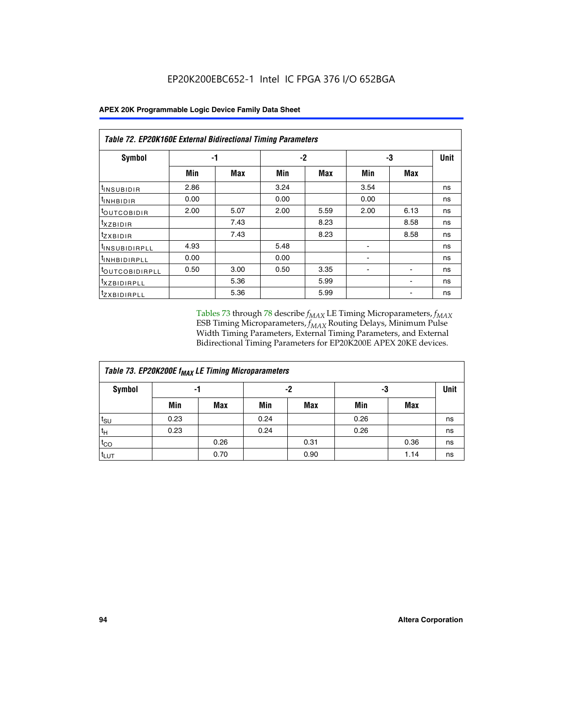EP20K200EBC652-1 Intel IC FPGA 376 I/O 652BGA

| Table 72. EP20K160E External Bidirectional Timing Parameters | | | | | | | |
|---|---|---|---|---|---|---|---|
| Symbol | -1 | | -2 | | -3 | | Unit |
| | Min | Max | Min | Max | Min | Max | |
| $t_{INSUBIDIR}$ | 2.86 | | 3.24 | | 3.54 | | ns |
| $t_{INHBIDIR}$ | 0.00 | | 0.00 | | 0.00 | | ns |
| $t_{OUTCOBIDIR}$ | 2.00 | 5.07 | 2.00 | 5.59 | 2.00 | 6.13 | ns |
| $t_{XZBIDIR}$ | | 7.43 | | 8.23 | | 8.58 | ns |
| $t_{ZXBIDIR}$ | | 7.43 | | 8.23 | | 8.58 | ns |
| $t_{INSUBIDIRPLL}$ | 4.93 | | 5.48 | | - | | ns |
| $t_{INHBIDIRPLL}$ | 0.00 | | 0.00 | | - | | ns |
| $t_{OUTCOBIDIRPLL}$ | 0.50 | 3.00 | 0.50 | 3.35 | - | - | ns |
| $t_{XZBIDIRPLL}$ | | 5.36 | | 5.99 | | - | ns |
| $t_{ZXBIDIRPLL}$ | | 5.36 | | 5.99 | | - | ns |

Tables 73 through 78 describe $f_{MAX}$ LE Timing Microparameters, $f_{MAX}$ ESB Timing Microparameters, $f_{MAX}$ Routing Delays, Minimum Pulse Width Timing Parameters, External Timing Parameters, and External Bidirectional Timing Parameters for EP20K200E APEX 20KE devices.

| Table 73. EP20K200E $f_{MAX}$ LE Timing Microparameters | | | | | | | |
|---|---|---|---|---|---|---|---|
| Symbol | -1 | | -2 | | -3 | | Unit |
| | Min | Max | Min | Max | Min | Max | |
| $t_{SU}$ | 0.23 | | 0.24 | | 0.26 | | ns |
| $t_H$ | 0.23 | | 0.24 | | 0.26 | | ns |
| $t_{CO}$ | | 0.26 | | 0.31 | | 0.36 | ns |
| $t_{LUT}$ | | 0.70 | | 0.90 | | 1.14 | ns |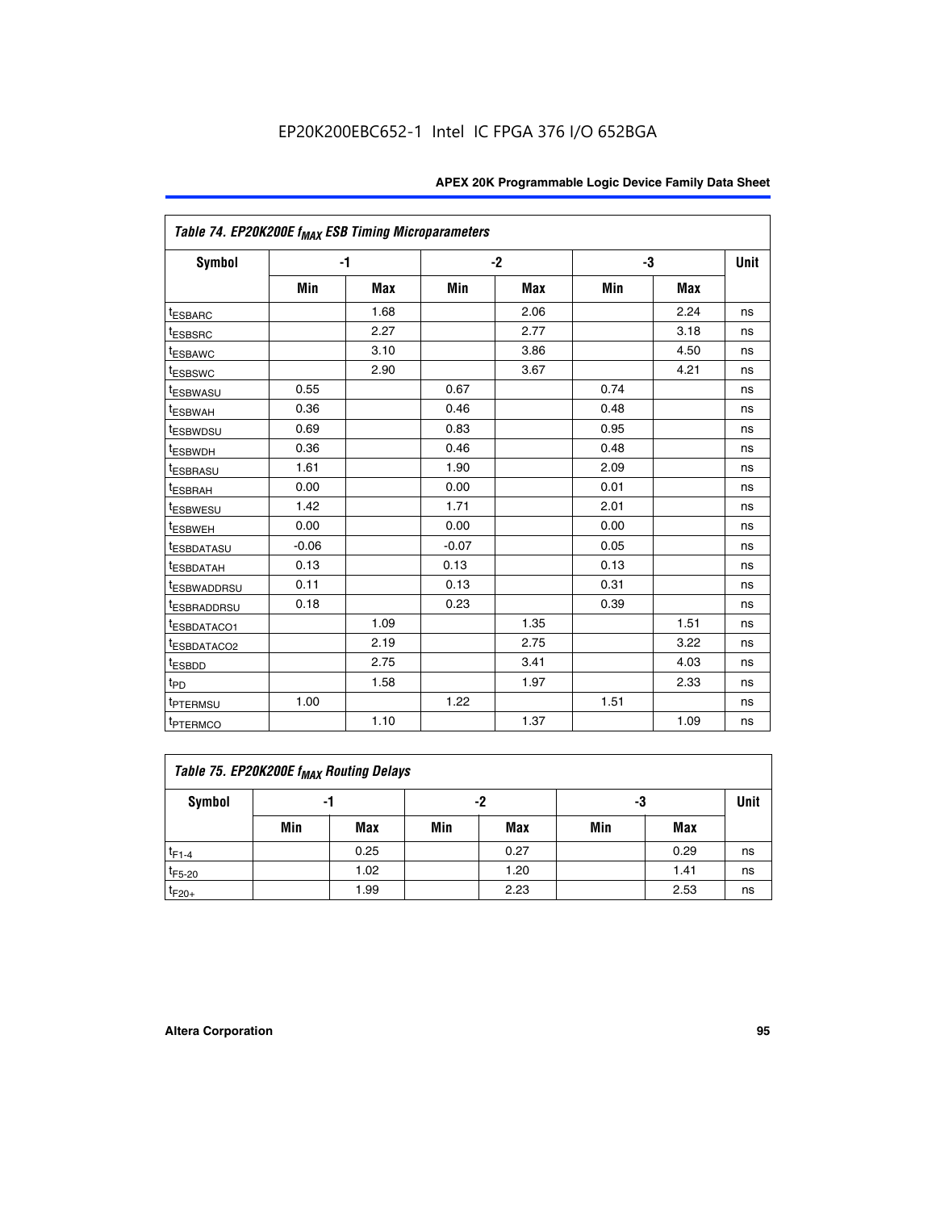| Table 74. EP20K200E $f_{MAX}$ ESB Timing Microparameters | | | | | | | |
|---|---|---|---|---|---|---|---|
| Symbol | -1 | | -2 | | -3 | | Unit |
| | Min | Max | Min | Max | Min | Max | |
| $t_{ESBARC}$ | | 1.68 | | 2.06 | | 2.24 | ns |
| $t_{ESBSRC}$ | | 2.27 | | 2.77 | | 3.18 | ns |
| $t_{ESBAWC}$ | | 3.10 | | 3.86 | | 4.50 | ns |
| $t_{ESBSWC}$ | | 2.90 | | 3.67 | | 4.21 | ns |
| $t_{ESBWASU}$ | 0.55 | | 0.67 | | 0.74 | | ns |
| $t_{ESBWAH}$ | 0.36 | | 0.46 | | 0.48 | | ns |
| $t_{ESBWDSU}$ | 0.69 | | 0.83 | | 0.95 | | ns |
| $t_{ESBWDH}$ | 0.36 | | 0.46 | | 0.48 | | ns |
| $t_{ESBRASU}$ | 1.61 | | 1.90 | | 2.09 | | ns |
| $t_{ESBRAH}$ | 0.00 | | 0.00 | | 0.01 | | ns |
| $t_{ESBWESU}$ | 1.42 | | 1.71 | | 2.01 | | ns |
| $t_{ESBWEH}$ | 0.00 | | 0.00 | | 0.00 | | ns |
| $t_{ESBDATASU}$ | -0.06 | | -0.07 | | 0.05 | | ns |
| $t_{ESBDATAH}$ | 0.13 | | 0.13 | | 0.13 | | ns |
| $t_{ESBWADDRSU}$ | 0.11 | | 0.13 | | 0.31 | | ns |
| $t_{ESBRADDRSU}$ | 0.18 | | 0.23 | | 0.39 | | ns |
| $t_{ESBDATACO1}$ | | 1.09 | | 1.35 | | 1.51 | ns |
| $t_{ESBDATACO2}$ | | 2.19 | | 2.75 | | 3.22 | ns |
| $t_{ESBDD}$ | | 2.75 | | 3.41 | | 4.03 | ns |
| $t_{PD}$ | | 1.58 | | 1.97 | | 2.33 | ns |
| $t_{PTERMSU}$ | 1.00 | | 1.22 | | 1.51 | | ns |
| $t_{PTERMCO}$ | | 1.10 | | 1.37 | | 1.09 | ns |

| Table 75. EP20K200E $f_{MAX}$ Routing Delays | | | | | | | |
|---|---|---|---|---|---|---|---|
| Symbol | -1 | | -2 | | -3 | | Unit |
| | Min | Max | Min | Max | Min | Max | |
| $t_{F1-4}$ | | 0.25 | | 0.27 | | 0.29 | ns |
| $t_{F5-20}$ | | 1.02 | | 1.20 | | 1.41 | ns |
| $t_{F20+}$ | | 1.99 | | 2.23 | | 2.53 | ns |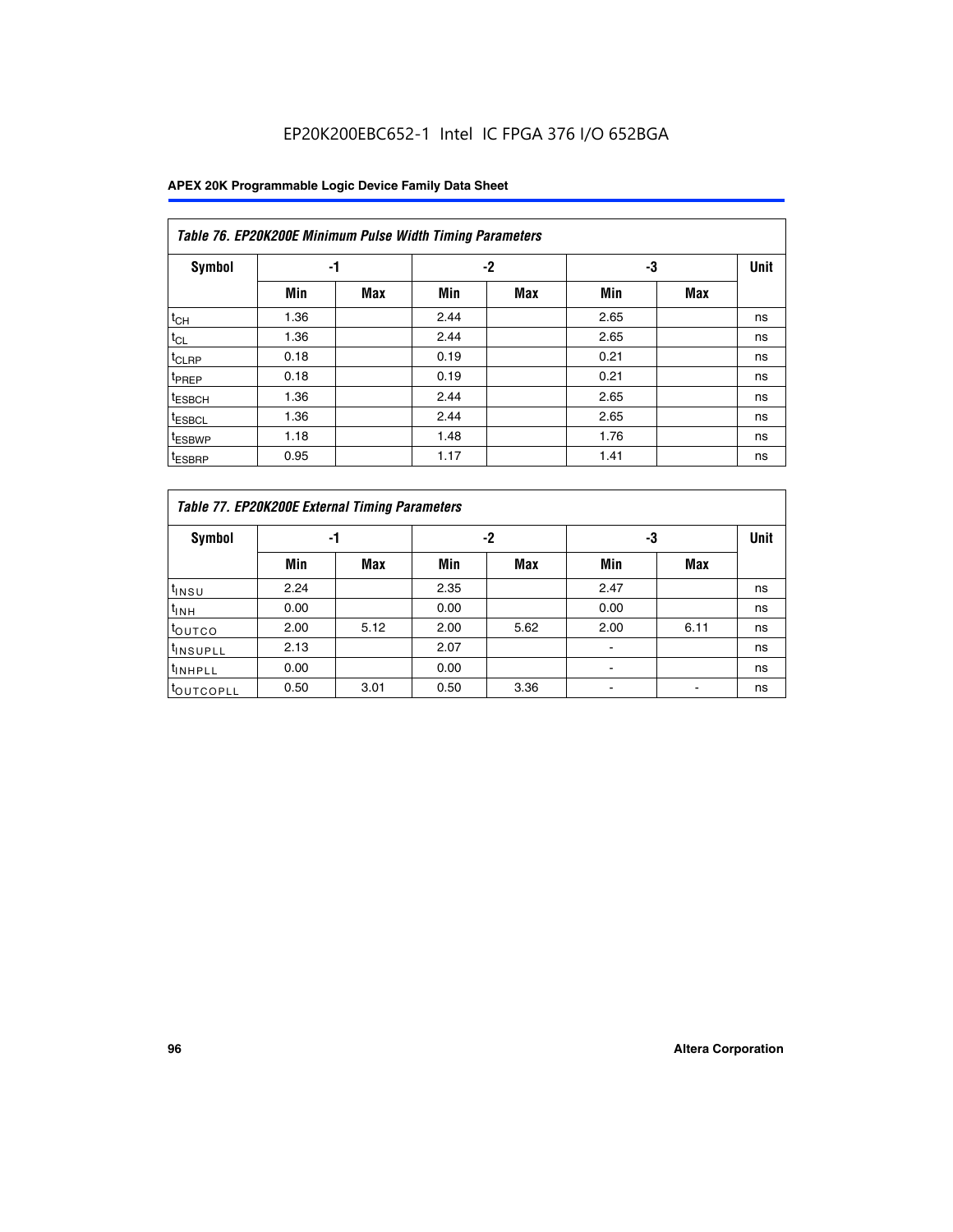**Table 76. EP20K200E Minimum Pulse Width Timing Parameters**

| Symbol | -1 | | -2 | | -3 | | Unit |
|---|---|---|---|---|---|---|---|
| | Min | Max | Min | Max | Min | Max | |
| $t_{CH}$ | 1.36 | | 2.44 | | 2.65 | | ns |
| $t_{CL}$ | 1.36 | | 2.44 | | 2.65 | | ns |
| $t_{CLRP}$ | 0.18 | | 0.19 | | 0.21 | | ns |
| $t_{PREP}$ | 0.18 | | 0.19 | | 0.21 | | ns |
| $t_{ESBCH}$ | 1.36 | | 2.44 | | 2.65 | | ns |
| $t_{ESBCL}$ | 1.36 | | 2.44 | | 2.65 | | ns |
| $t_{ESBWP}$ | 1.18 | | 1.48 | | 1.76 | | ns |
| $t_{ESBRP}$ | 0.95 | | 1.17 | | 1.41 | | ns |

**Table 77. EP20K200E External Timing Parameters**

| Symbol | -1 | | -2 | | -3 | | Unit |
|---|---|---|---|---|---|---|---|
| | Min | Max | Min | Max | Min | Max | |
| $t_{INSU}$ | 2.24 | | 2.35 | | 2.47 | | ns |
| $t_{INH}$ | 0.00 | | 0.00 | | 0.00 | | ns |
| $t_{OUTCO}$ | 2.00 | 5.12 | 2.00 | 5.62 | 2.00 | 6.11 | ns |
| $t_{INSUPLL}$ | 2.13 | | 2.07 | | - | | ns |
| $t_{INHPLL}$ | 0.00 | | 0.00 | | - | | ns |
| $t_{OUTCOPLL}$ | 0.50 | 3.01 | 0.50 | 3.36 | - | - | ns |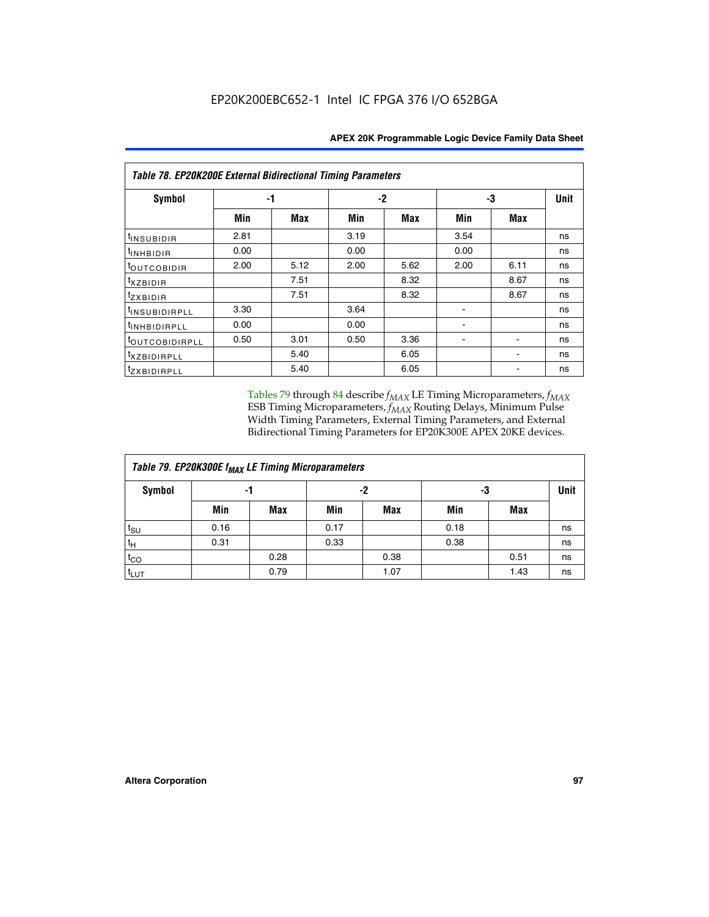| Table 78. EP20K200E External Bidirectional Timing Parameters | | | | | | | |
|---|---|---|---|---|---|---|---|
| Symbol | -1 | | -2 | | -3 | | Unit |
| | Min | Max | Min | Max | Min | Max | |
| $t_{INSUBIDIR}$ | 2.81 | | 3.19 | | 3.54 | | ns |
| $t_{INHBIDIR}$ | 0.00 | | 0.00 | | 0.00 | | ns |
| $t_{OUTCOBIDIR}$ | 2.00 | 5.12 | 2.00 | 5.62 | 2.00 | 6.11 | ns |
| $t_{XZBIDIR}$ | | 7.51 | | 8.32 | | 8.67 | ns |
| $t_{ZXBIDIR}$ | | 7.51 | | 8.32 | | 8.67 | ns |
| $t_{INSUBIDIRPLL}$ | 3.30 | | 3.64 | | - | | ns |
| $t_{INHBIDIRPLL}$ | 0.00 | | 0.00 | | - | | ns |
| $t_{OUTCOBIDIRPLL}$ | 0.50 | 3.01 | 0.50 | 3.36 | - | - | ns |
| $t_{XZBIDIRPLL}$ | | 5.40 | | 6.05 | | - | ns |
| $t_{ZXBIDIRPLL}$ | | 5.40 | | 6.05 | | - | ns |

Tables 79 through 84 describe $f_{MAX}$ LE Timing Microparameters, $f_{MAX}$ ESB Timing Microparameters, $f_{MAX}$ Routing Delays, Minimum Pulse Width Timing Parameters, External Timing Parameters, and External Bidirectional Timing Parameters for EP20K300E APEX 20KE devices.

| Table 79. EP20K300E $f_{MAX}$ LE Timing Microparameters | | | | | | | |
|---|---|---|---|---|---|---|---|
| Symbol | -1 | | -2 | | -3 | | Unit |
| | Min | Max | Min | Max | Min | Max | |
| $t_{SU}$ | 0.16 | | 0.17 | | 0.18 | | ns |
| $t_H$ | 0.31 | | 0.33 | | 0.38 | | ns |
| $t_{CO}$ | | 0.28 | | 0.38 | | 0.51 | ns |
| $t_{LUT}$ | | 0.79 | | 1.07 | | 1.43 | ns |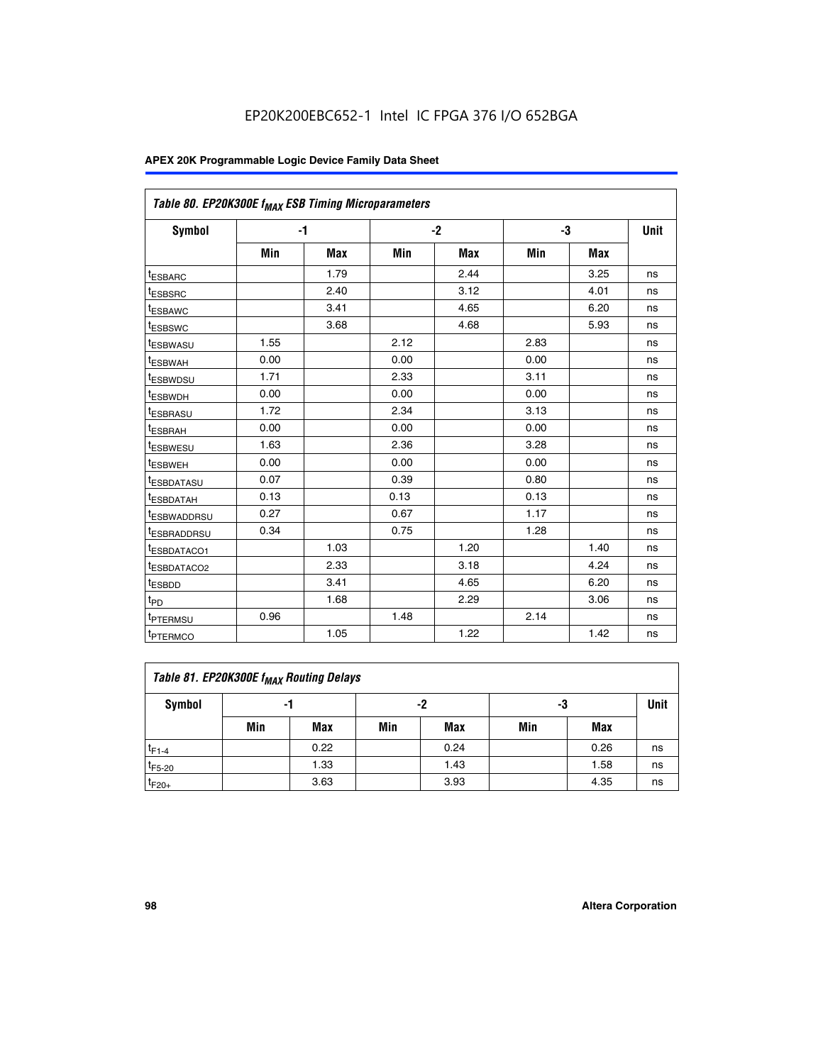**Table 80. EP20K300E $f_{MAX}$ ESB Timing Microparameters**

| Symbol | -1 | | -2 | | -3 | | Unit |
|---|---|---|---|---|---|---|---|
| | Min | Max | Min | Max | Min | Max | |
| $t_{ESBARC}$ | | 1.79 | | 2.44 | | 3.25 | ns |
| $t_{ESBSRC}$ | | 2.40 | | 3.12 | | 4.01 | ns |
| $t_{ESBAWC}$ | | 3.41 | | 4.65 | | 6.20 | ns |
| $t_{ESBSWC}$ | | 3.68 | | 4.68 | | 5.93 | ns |
| $t_{ESBWASU}$ | 1.55 | | 2.12 | | 2.83 | | ns |
| $t_{ESBWAH}$ | 0.00 | | 0.00 | | 0.00 | | ns |
| $t_{ESBWDSU}$ | 1.71 | | 2.33 | | 3.11 | | ns |
| $t_{ESBWDH}$ | 0.00 | | 0.00 | | 0.00 | | ns |
| $t_{ESBRASU}$ | 1.72 | | 2.34 | | 3.13 | | ns |
| $t_{ESBRAH}$ | 0.00 | | 0.00 | | 0.00 | | ns |
| $t_{ESBWESU}$ | 1.63 | | 2.36 | | 3.28 | | ns |
| $t_{ESBWEH}$ | 0.00 | | 0.00 | | 0.00 | | ns |
| $t_{ESBDATASU}$ | 0.07 | | 0.39 | | 0.80 | | ns |
| $t_{ESBDATAH}$ | 0.13 | | 0.13 | | 0.13 | | ns |
| $t_{ESBWADDRSU}$ | 0.27 | | 0.67 | | 1.17 | | ns |
| $t_{ESBRADDRSU}$ | 0.34 | | 0.75 | | 1.28 | | ns |
| $t_{ESBDATACO1}$ | | 1.03 | | 1.20 | | 1.40 | ns |
| $t_{ESBDATACO2}$ | | 2.33 | | 3.18 | | 4.24 | ns |
| $t_{ESBDD}$ | | 3.41 | | 4.65 | | 6.20 | ns |
| $t_{PD}$ | | 1.68 | | 2.29 | | 3.06 | ns |
| $t_{PTERMSU}$ | 0.96 | | 1.48 | | 2.14 | | ns |
| $t_{PTERMCO}$ | | 1.05 | | 1.22 | | 1.42 | ns |

**Table 81. EP20K300E $f_{MAX}$ Routing Delays**

| Symbol | -1 | | -2 | | -3 | | Unit |
|---|---|---|---|---|---|---|---|
| | Min | Max | Min | Max | Min | Max | |
| $t_{F1-4}$ | | 0.22 | | 0.24 | | 0.26 | ns |
| $t_{F5-20}$ | | 1.33 | | 1.43 | | 1.58 | ns |
| $t_{F20+}$ | | 3.63 | | 3.93 | | 4.35 | ns |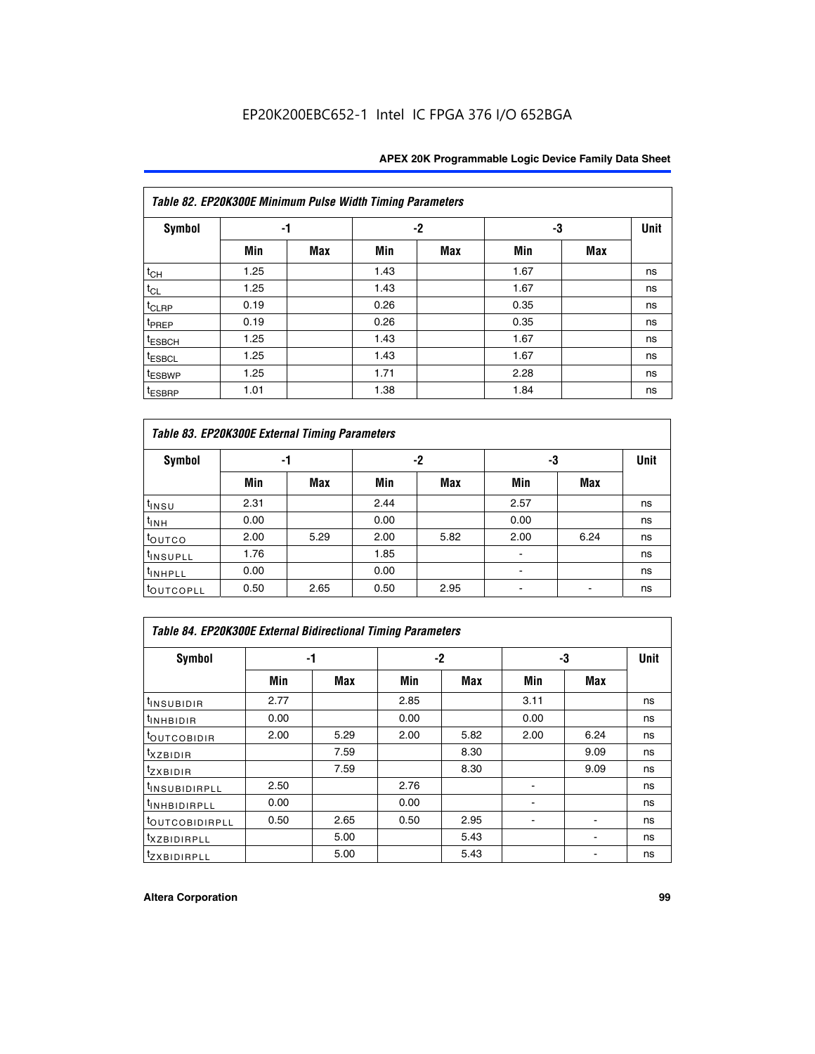EP20K200EBC652-1 Intel IC FPGA 376 I/O 652BGA

| Table 82. EP20K300E Minimum Pulse Width Timing Parameters | | | | | | | |
|---|---|---|---|---|---|---|---|
| Symbol | -1 | | -2 | | -3 | | Unit |
| | Min | Max | Min | Max | Min | Max | |
| $t_{CH}$ | 1.25 | | 1.43 | | 1.67 | | ns |
| $t_{CL}$ | 1.25 | | 1.43 | | 1.67 | | ns |
| $t_{CLRP}$ | 0.19 | | 0.26 | | 0.35 | | ns |
| $t_{PREP}$ | 0.19 | | 0.26 | | 0.35 | | ns |
| $t_{ESBCH}$ | 1.25 | | 1.43 | | 1.67 | | ns |
| $t_{ESBCL}$ | 1.25 | | 1.43 | | 1.67 | | ns |
| $t_{ESBWP}$ | 1.25 | | 1.71 | | 2.28 | | ns |
| $t_{ESBRP}$ | 1.01 | | 1.38 | | 1.84 | | ns |

| Table 83. EP20K300E External Timing Parameters | | | | | | | |
|---|---|---|---|---|---|---|---|
| Symbol | -1 | | -2 | | -3 | | Unit |
| | Min | Max | Min | Max | Min | Max | |
| $t_{INSU}$ | 2.31 | | 2.44 | | 2.57 | | ns |
| $t_{INH}$ | 0.00 | | 0.00 | | 0.00 | | ns |
| $t_{OUTCO}$ | 2.00 | 5.29 | 2.00 | 5.82 | 2.00 | 6.24 | ns |
| $t_{INSUPLL}$ | 1.76 | | 1.85 | | - | | ns |
| $t_{INHPLL}$ | 0.00 | | 0.00 | | - | | ns |
| $t_{OUTCOPLL}$ | 0.50 | 2.65 | 0.50 | 2.95 | - | - | ns |

| Table 84. EP20K300E External Bidirectional Timing Parameters | | | | | | | |
|---|---|---|---|---|---|---|---|
| Symbol | -1 | | -2 | | -3 | | Unit |
| | Min | Max | Min | Max | Min | Max | |
| $t_{INSUBIDIR}$ | 2.77 | | 2.85 | | 3.11 | | ns |
| $t_{INHBIDIR}$ | 0.00 | | 0.00 | | 0.00 | | ns |
| $t_{OUTCOBIDIR}$ | 2.00 | 5.29 | 2.00 | 5.82 | 2.00 | 6.24 | ns |
| $t_{XZBIDIR}$ | | 7.59 | | 8.30 | | 9.09 | ns |
| $t_{ZXBIDIR}$ | | 7.59 | | 8.30 | | 9.09 | ns |
| $t_{INSUBIDIRPLL}$ | 2.50 | | 2.76 | | - | | ns |
| $t_{INHBIDIRPLL}$ | 0.00 | | 0.00 | | - | | ns |
| $t_{OUTCOBIDIRPLL}$ | 0.50 | 2.65 | 0.50 | 2.95 | - | - | ns |
| $t_{XZBIDIRPLL}$ | | 5.00 | | 5.43 | | - | ns |
| $t_{ZXBIDIRPLL}$ | | 5.00 | | 5.43 | | - | ns |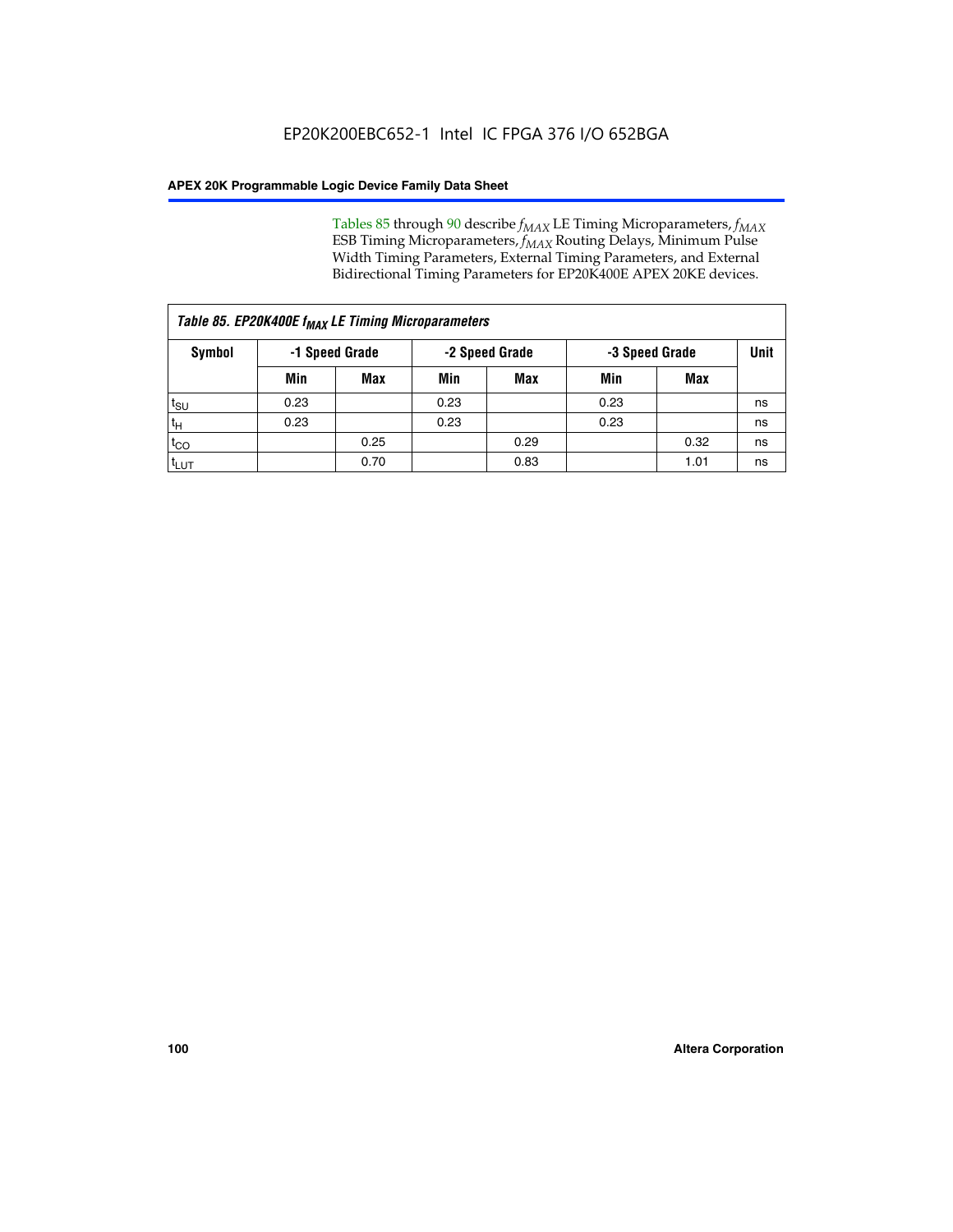Tables 85 through 90 describe $f_{MAX}$ LE Timing Microparameters, $f_{MAX}$ ESB Timing Microparameters, $f_{MAX}$ Routing Delays, Minimum Pulse Width Timing Parameters, External Timing Parameters, and External Bidirectional Timing Parameters for EP20K400E APEX 20KE devices.

| *Table 85. EP20K400E $f_{MAX}$ LE Timing Microparameters* | | | | | | | |
|---|---|---|---|---|---|---|---|
| **Symbol** | **-1 Speed Grade** | | **-2 Speed Grade** | | **-3 Speed Grade** | | **Unit** |
| | **Min** | **Max** | **Min** | **Max** | **Min** | **Max** | |
| $t_{SU}$ | 0.23 | | 0.23 | | 0.23 | | ns |
| $t_H$ | 0.23 | | 0.23 | | 0.23 | | ns |
| $t_{CO}$ | | 0.25 | | 0.29 | | 0.32 | ns |
| $t_{LUT}$ | | 0.70 | | 0.83 | | 1.01 | ns |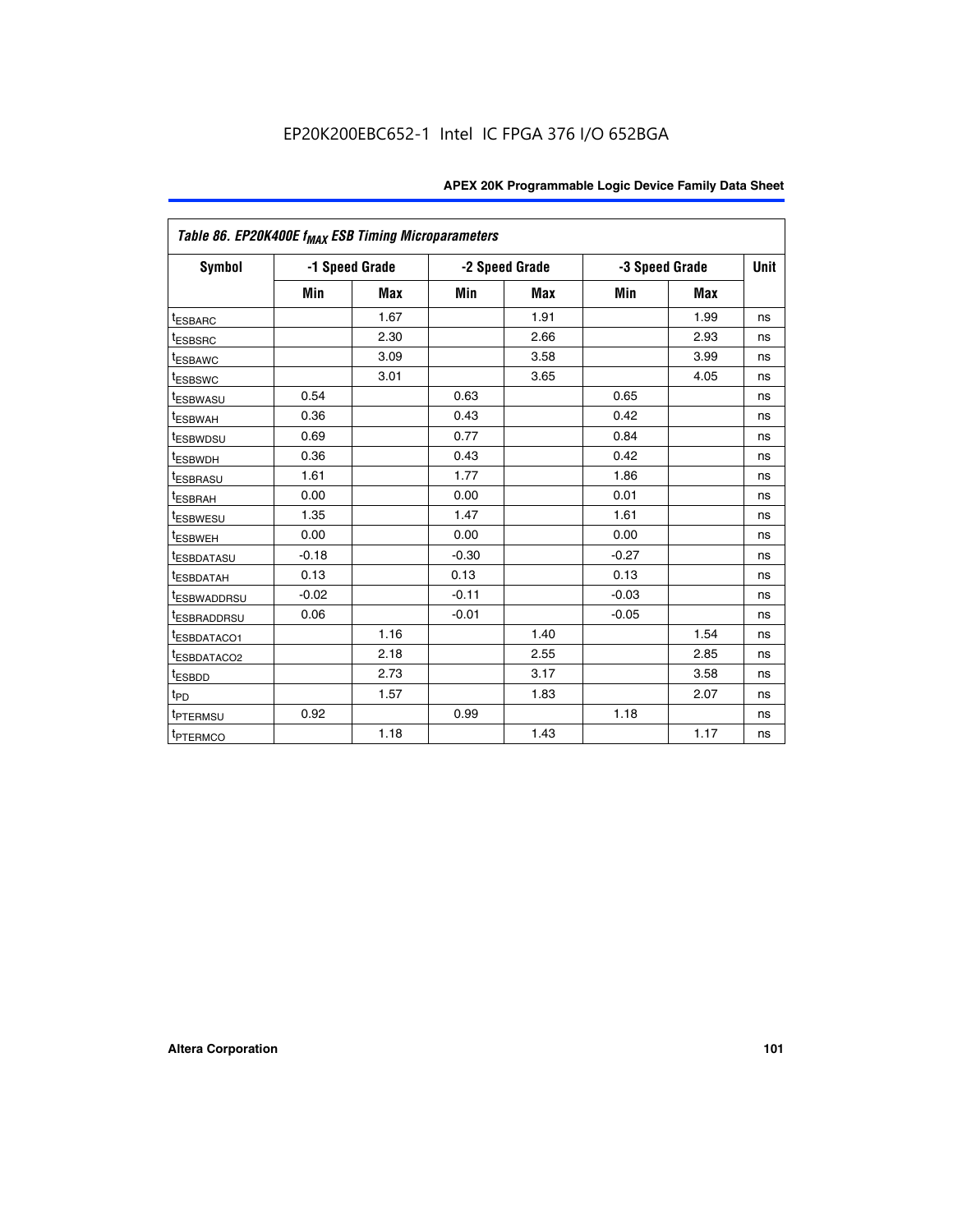Table 86. EP20K400E $f_{MAX}$ ESB Timing Microparameters

| Symbol | -1 Speed Grade | | -2 Speed Grade | | -3 Speed Grade | | Unit |
|---|---|---|---|---|---|---|---|
| | Min | Max | Min | Max | Min | Max | |
| $t_{ESBARC}$ | | 1.67 | | 1.91 | | 1.99 | ns |
| $t_{ESBSRC}$ | | 2.30 | | 2.66 | | 2.93 | ns |
| $t_{ESBAWC}$ | | 3.09 | | 3.58 | | 3.99 | ns |
| $t_{ESBSWC}$ | | 3.01 | | 3.65 | | 4.05 | ns |
| $t_{ESBWASU}$ | 0.54 | | 0.63 | | 0.65 | | ns |
| $t_{ESBWAH}$ | 0.36 | | 0.43 | | 0.42 | | ns |
| $t_{ESBWDSU}$ | 0.69 | | 0.77 | | 0.84 | | ns |
| $t_{ESBWDH}$ | 0.36 | | 0.43 | | 0.42 | | ns |
| $t_{ESBRASU}$ | 1.61 | | 1.77 | | 1.86 | | ns |
| $t_{ESBRAH}$ | 0.00 | | 0.00 | | 0.01 | | ns |
| $t_{ESBWESU}$ | 1.35 | | 1.47 | | 1.61 | | ns |
| $t_{ESBWEH}$ | 0.00 | | 0.00 | | 0.00 | | ns |
| $t_{ESBDATASU}$ | -0.18 | | -0.30 | | -0.27 | | ns |
| $t_{ESBDATAH}$ | 0.13 | | 0.13 | | 0.13 | | ns |
| $t_{ESBWADDRSU}$ | -0.02 | | -0.11 | | -0.03 | | ns |
| $t_{ESBRADDRSU}$ | 0.06 | | -0.01 | | -0.05 | | ns |
| $t_{ESBDATACO1}$ | | 1.16 | | 1.40 | | 1.54 | ns |
| $t_{ESBDATACO2}$ | | 2.18 | | 2.55 | | 2.85 | ns |
| $t_{ESBDD}$ | | 2.73 | | 3.17 | | 3.58 | ns |
| $t_{PD}$ | | 1.57 | | 1.83 | | 2.07 | ns |
| $t_{PTERMSU}$ | 0.92 | | 0.99 | | 1.18 | | ns |
| $t_{PTERMCO}$ | | 1.18 | | 1.43 | | 1.17 | ns |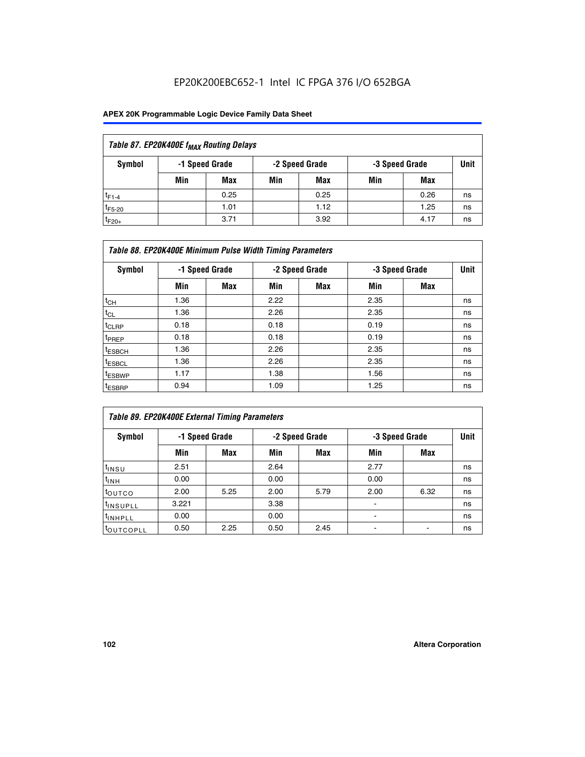Table 87. EP20K400E $f_{MAX}$ Routing Delays

| Symbol | -1 Speed Grade | | -2 Speed Grade | | -3 Speed Grade | | Unit |
|---|---|---|---|---|---|---|---|
| | Min | Max | Min | Max | Min | Max | |
| $t_{F1-4}$ | | 0.25 | | 0.25 | | 0.26 | ns |
| $t_{F5-20}$ | | 1.01 | | 1.12 | | 1.25 | ns |
| $t_{F20+}$ | | 3.71 | | 3.92 | | 4.17 | ns |

Table 88. EP20K400E Minimum Pulse Width Timing Parameters

| Symbol | -1 Speed Grade | | -2 Speed Grade | | -3 Speed Grade | | Unit |
|---|---|---|---|---|---|---|---|
| | Min | Max | Min | Max | Min | Max | |
| $t_{CH}$ | 1.36 | | 2.22 | | 2.35 | | ns |
| $t_{CL}$ | 1.36 | | 2.26 | | 2.35 | | ns |
| $t_{CLRP}$ | 0.18 | | 0.18 | | 0.19 | | ns |
| $t_{PREP}$ | 0.18 | | 0.18 | | 0.19 | | ns |
| $t_{ESBCH}$ | 1.36 | | 2.26 | | 2.35 | | ns |
| $t_{ESBCL}$ | 1.36 | | 2.26 | | 2.35 | | ns |
| $t_{ESBWP}$ | 1.17 | | 1.38 | | 1.56 | | ns |
| $t_{ESBRP}$ | 0.94 | | 1.09 | | 1.25 | | ns |

Table 89. EP20K400E External Timing Parameters

| Symbol | -1 Speed Grade | | -2 Speed Grade | | -3 Speed Grade | | Unit |
|---|---|---|---|---|---|---|---|
| | Min | Max | Min | Max | Min | Max | |
| $t_{INSU}$ | 2.51 | | 2.64 | | 2.77 | | ns |
| $t_{INH}$ | 0.00 | | 0.00 | | 0.00 | | ns |
| $t_{OUTCO}$ | 2.00 | 5.25 | 2.00 | 5.79 | 2.00 | 6.32 | ns |
| $t_{INSUPLL}$ | 3.221 | | 3.38 | | - | | ns |
| $t_{INHPLL}$ | 0.00 | | 0.00 | | - | | ns |
| $t_{OUTCOPLL}$ | 0.50 | 2.25 | 0.50 | 2.45 | - | - | ns |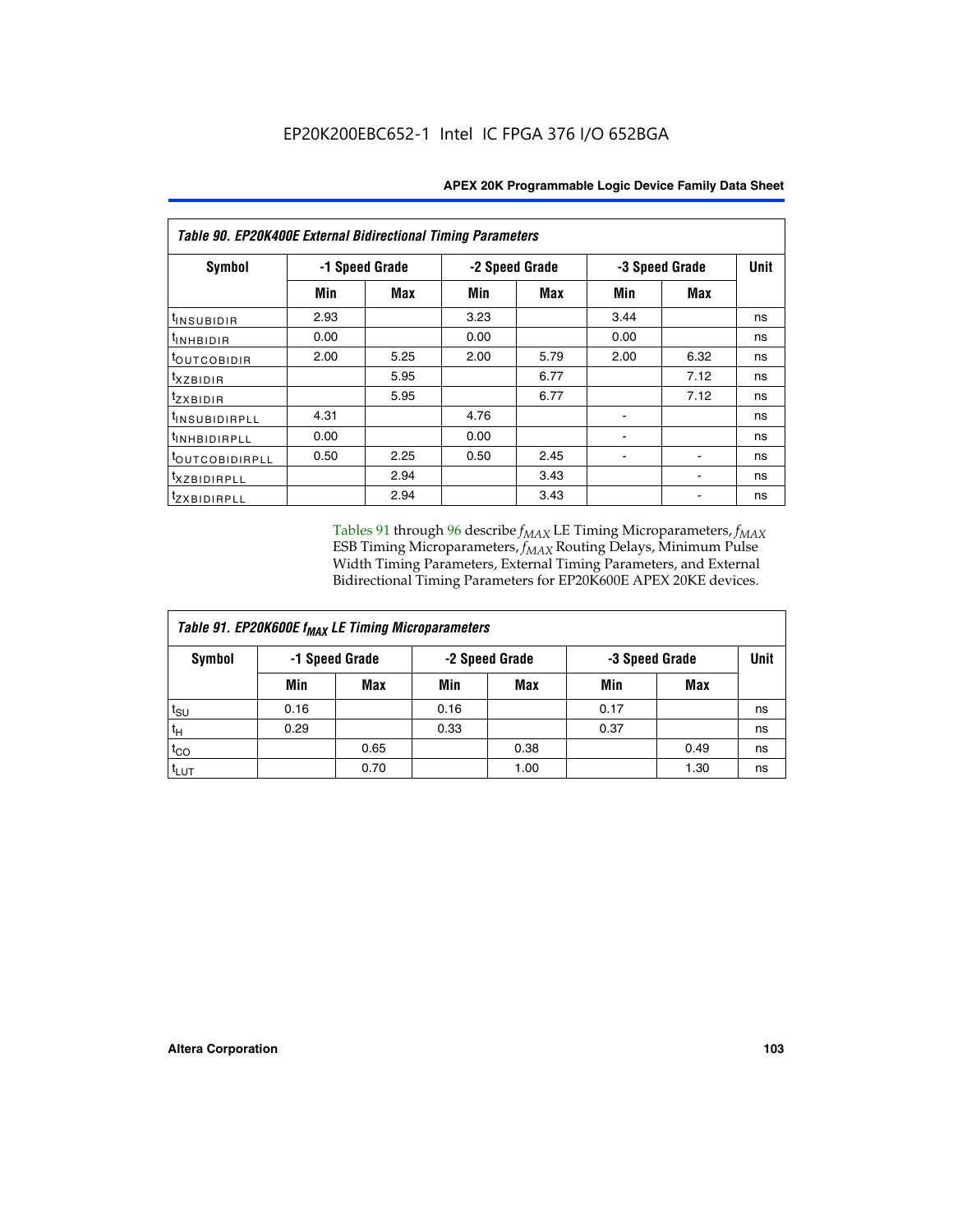| Table 90. EP20K400E External Bidirectional Timing Parameters | | | | | | | |
|---|---|---|---|---|---|---|---|
| Symbol | -1 Speed Grade | | -2 Speed Grade | | -3 Speed Grade | | Unit |
| | Min | Max | Min | Max | Min | Max | |
| $t_{INSUBIDIR}$ | 2.93 | | 3.23 | | 3.44 | | ns |
| $t_{INHBIDIR}$ | 0.00 | | 0.00 | | 0.00 | | ns |
| $t_{OUTCOBIDIR}$ | 2.00 | 5.25 | 2.00 | 5.79 | 2.00 | 6.32 | ns |
| $t_{XZBIDIR}$ | | 5.95 | | 6.77 | | 7.12 | ns |
| $t_{ZXBIDIR}$ | | 5.95 | | 6.77 | | 7.12 | ns |
| $t_{INSUBIDIRPLL}$ | 4.31 | | 4.76 | | - | | ns |
| $t_{INHBIDIRPLL}$ | 0.00 | | 0.00 | | - | | ns |
| $t_{OUTCOBIDIRPLL}$ | 0.50 | 2.25 | 0.50 | 2.45 | - | - | ns |
| $t_{XZBIDIRPLL}$ | | 2.94 | | 3.43 | | - | ns |
| $t_{ZXBIDIRPLL}$ | | 2.94 | | 3.43 | | - | ns |

Tables 91 through 96 describe $f_{MAX}$ LE Timing Microparameters, $f_{MAX}$ ESB Timing Microparameters, $f_{MAX}$ Routing Delays, Minimum Pulse Width Timing Parameters, External Timing Parameters, and External Bidirectional Timing Parameters for EP20K600E APEX 20KE devices.

| Table 91. EP20K600E $f_{MAX}$ LE Timing Microparameters | | | | | | | |
|---|---|---|---|---|---|---|---|
| Symbol | -1 Speed Grade | | -2 Speed Grade | | -3 Speed Grade | | Unit |
| | Min | Max | Min | Max | Min | Max | |
| $t_{SU}$ | 0.16 | | 0.16 | | 0.17 | | ns |
| $t_{H}$ | 0.29 | | 0.33 | | 0.37 | | ns |
| $t_{CO}$ | | 0.65 | | 0.38 | | 0.49 | ns |
| $t_{LUT}$ | | 0.70 | | 1.00 | | 1.30 | ns |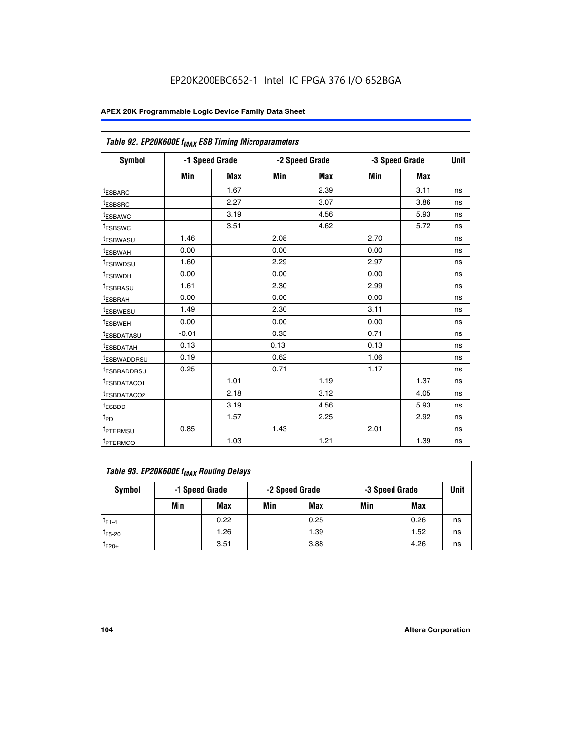**Table 92. EP20K600E $f_{MAX}$ ESB Timing Microparameters**

| Symbol | -1 Speed Grade | | -2 Speed Grade | | -3 Speed Grade | | Unit |
|---|---|---|---|---|---|---|---|
| | Min | Max | Min | Max | Min | Max | |
| $t_{ESBARC}$ | | 1.67 | | 2.39 | | 3.11 | ns |
| $t_{ESBSRC}$ | | 2.27 | | 3.07 | | 3.86 | ns |
| $t_{ESBAWC}$ | | 3.19 | | 4.56 | | 5.93 | ns |
| $t_{ESBSWC}$ | | 3.51 | | 4.62 | | 5.72 | ns |
| $t_{ESBWASU}$ | 1.46 | | 2.08 | | 2.70 | | ns |
| $t_{ESBWAH}$ | 0.00 | | 0.00 | | 0.00 | | ns |
| $t_{ESBWDSU}$ | 1.60 | | 2.29 | | 2.97 | | ns |
| $t_{ESBWDH}$ | 0.00 | | 0.00 | | 0.00 | | ns |
| $t_{ESBRASU}$ | 1.61 | | 2.30 | | 2.99 | | ns |
| $t_{ESBRAH}$ | 0.00 | | 0.00 | | 0.00 | | ns |
| $t_{ESBWESU}$ | 1.49 | | 2.30 | | 3.11 | | ns |
| $t_{ESBWEH}$ | 0.00 | | 0.00 | | 0.00 | | ns |
| $t_{ESBDATASU}$ | -0.01 | | 0.35 | | 0.71 | | ns |
| $t_{ESBDATAH}$ | 0.13 | | 0.13 | | 0.13 | | ns |
| $t_{ESBWADDRSU}$ | 0.19 | | 0.62 | | 1.06 | | ns |
| $t_{ESBRADDRSU}$ | 0.25 | | 0.71 | | 1.17 | | ns |
| $t_{ESBDATACO1}$ | | 1.01 | | 1.19 | | 1.37 | ns |
| $t_{ESBDATACO2}$ | | 2.18 | | 3.12 | | 4.05 | ns |
| $t_{ESBDD}$ | | 3.19 | | 4.56 | | 5.93 | ns |
| $t_{PD}$ | | 1.57 | | 2.25 | | 2.92 | ns |
| $t_{PTERMSU}$ | 0.85 | | 1.43 | | 2.01 | | ns |
| $t_{PTERMCO}$ | | 1.03 | | 1.21 | | 1.39 | ns |

**Table 93. EP20K600E $f_{MAX}$ Routing Delays**

| Symbol | -1 Speed Grade | | -2 Speed Grade | | -3 Speed Grade | | Unit |
|---|---|---|---|---|---|---|---|
| | Min | Max | Min | Max | Min | Max | |
| $t_{F1-4}$ | | 0.22 | | 0.25 | | 0.26 | ns |
| $t_{F5-20}$ | | 1.26 | | 1.39 | | 1.52 | ns |
| $t_{F20+}$ | | 3.51 | | 3.88 | | 4.26 | ns |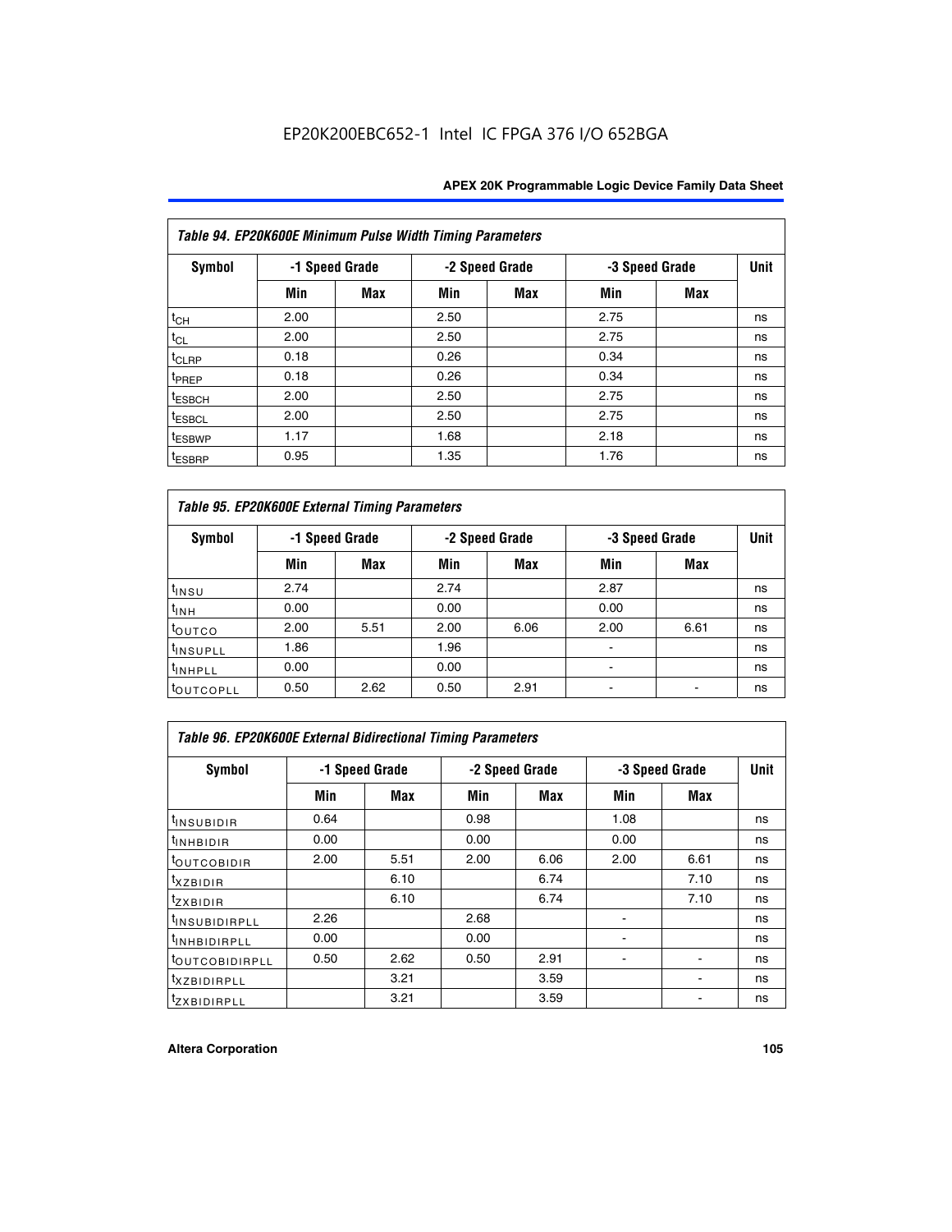EP20K200EBC652-1 Intel IC FPGA 376 I/O 652BGA

| Table 94. EP20K600E Minimum Pulse Width Timing Parameters | | | | | | | |
|---|---|---|---|---|---|---|---|
| Symbol | -1 Speed Grade | | -2 Speed Grade | | -3 Speed Grade | | Unit |
| | Min | Max | Min | Max | Min | Max | |
| $t_{CH}$ | 2.00 | | 2.50 | | 2.75 | | ns |
| $t_{CL}$ | 2.00 | | 2.50 | | 2.75 | | ns |
| $t_{CLRP}$ | 0.18 | | 0.26 | | 0.34 | | ns |
| $t_{PREP}$ | 0.18 | | 0.26 | | 0.34 | | ns |
| $t_{ESBCH}$ | 2.00 | | 2.50 | | 2.75 | | ns |
| $t_{ESBCL}$ | 2.00 | | 2.50 | | 2.75 | | ns |
| $t_{ESBWP}$ | 1.17 | | 1.68 | | 2.18 | | ns |
| $t_{ESBRP}$ | 0.95 | | 1.35 | | 1.76 | | ns |

| Table 95. EP20K600E External Timing Parameters | | | | | | | |
|---|---|---|---|---|---|---|---|
| Symbol | -1 Speed Grade | | -2 Speed Grade | | -3 Speed Grade | | Unit |
| | Min | Max | Min | Max | Min | Max | |
| $t_{INSU}$ | 2.74 | | 2.74 | | 2.87 | | ns |
| $t_{INH}$ | 0.00 | | 0.00 | | 0.00 | | ns |
| $t_{OUTCO}$ | 2.00 | 5.51 | 2.00 | 6.06 | 2.00 | 6.61 | ns |
| $t_{INSUPLL}$ | 1.86 | | 1.96 | | - | | ns |
| $t_{INHPLL}$ | 0.00 | | 0.00 | | - | | ns |
| $t_{OUTCOPLL}$ | 0.50 | 2.62 | 0.50 | 2.91 | - | - | ns |

| Table 96. EP20K600E External Bidirectional Timing Parameters | | | | | | | |
|---|---|---|---|---|---|---|---|
| Symbol | -1 Speed Grade | | -2 Speed Grade | | -3 Speed Grade | | Unit |
| | Min | Max | Min | Max | Min | Max | |
| $t_{INSUBIDIR}$ | 0.64 | | 0.98 | | 1.08 | | ns |
| $t_{INHBIDIR}$ | 0.00 | | 0.00 | | 0.00 | | ns |
| $t_{OUTCOBIDIR}$ | 2.00 | 5.51 | 2.00 | 6.06 | 2.00 | 6.61 | ns |
| $t_{XZBIDIR}$ | | 6.10 | | 6.74 | | 7.10 | ns |
| $t_{ZXBIDIR}$ | | 6.10 | | 6.74 | | 7.10 | ns |
| $t_{INSUBIDIRPLL}$ | 2.26 | | 2.68 | | - | | ns |
| $t_{INHBIDIRPLL}$ | 0.00 | | 0.00 | | - | | ns |
| $t_{OUTCOBIDIRPLL}$ | 0.50 | 2.62 | 0.50 | 2.91 | - | - | ns |
| $t_{XZBIDIRPLL}$ | | 3.21 | | 3.59 | | - | ns |
| $t_{ZXBIDIRPLL}$ | | 3.21 | | 3.59 | | - | ns |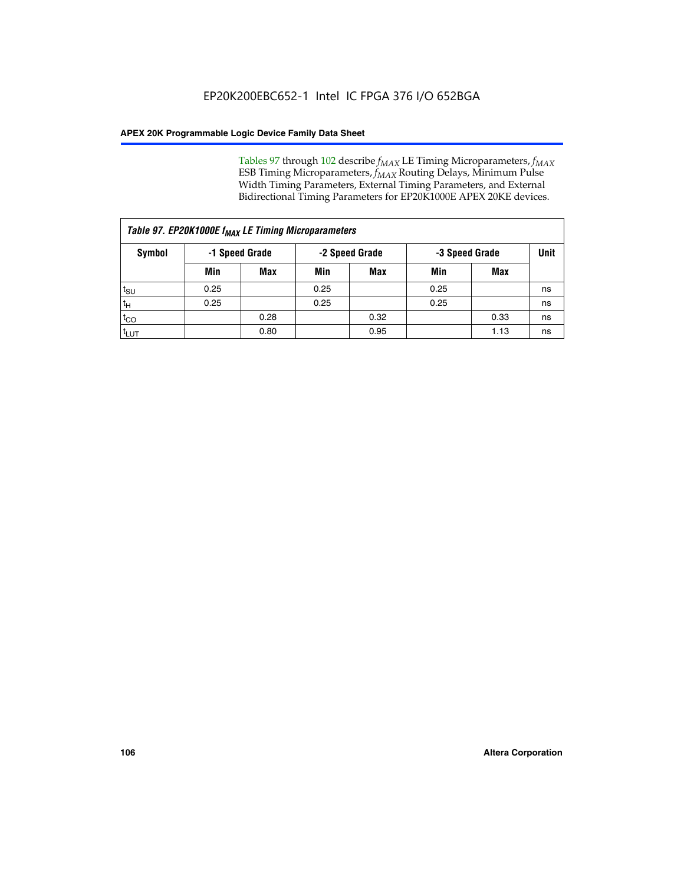Tables 97 through 102 describe $f_{MAX}$ LE Timing Microparameters, $f_{MAX}$ ESB Timing Microparameters, $f_{MAX}$ Routing Delays, Minimum Pulse Width Timing Parameters, External Timing Parameters, and External Bidirectional Timing Parameters for EP20K1000E APEX 20KE devices.

| Table 97. EP20K1000E $f_{MAX}$ LE Timing Microparameters | | | | | | | |
|---|---|---|---|---|---|---|---|
| Symbol | -1 Speed Grade | | -2 Speed Grade | | -3 Speed Grade | | Unit |
| | Min | Max | Min | Max | Min | Max | |
| $t_{SU}$ | 0.25 | | 0.25 | | 0.25 | | ns |
| $t_{H}$ | 0.25 | | 0.25 | | 0.25 | | ns |
| $t_{CO}$ | | 0.28 | | 0.32 | | 0.33 | ns |
| $t_{LUT}$ | | 0.80 | | 0.95 | | 1.13 | ns |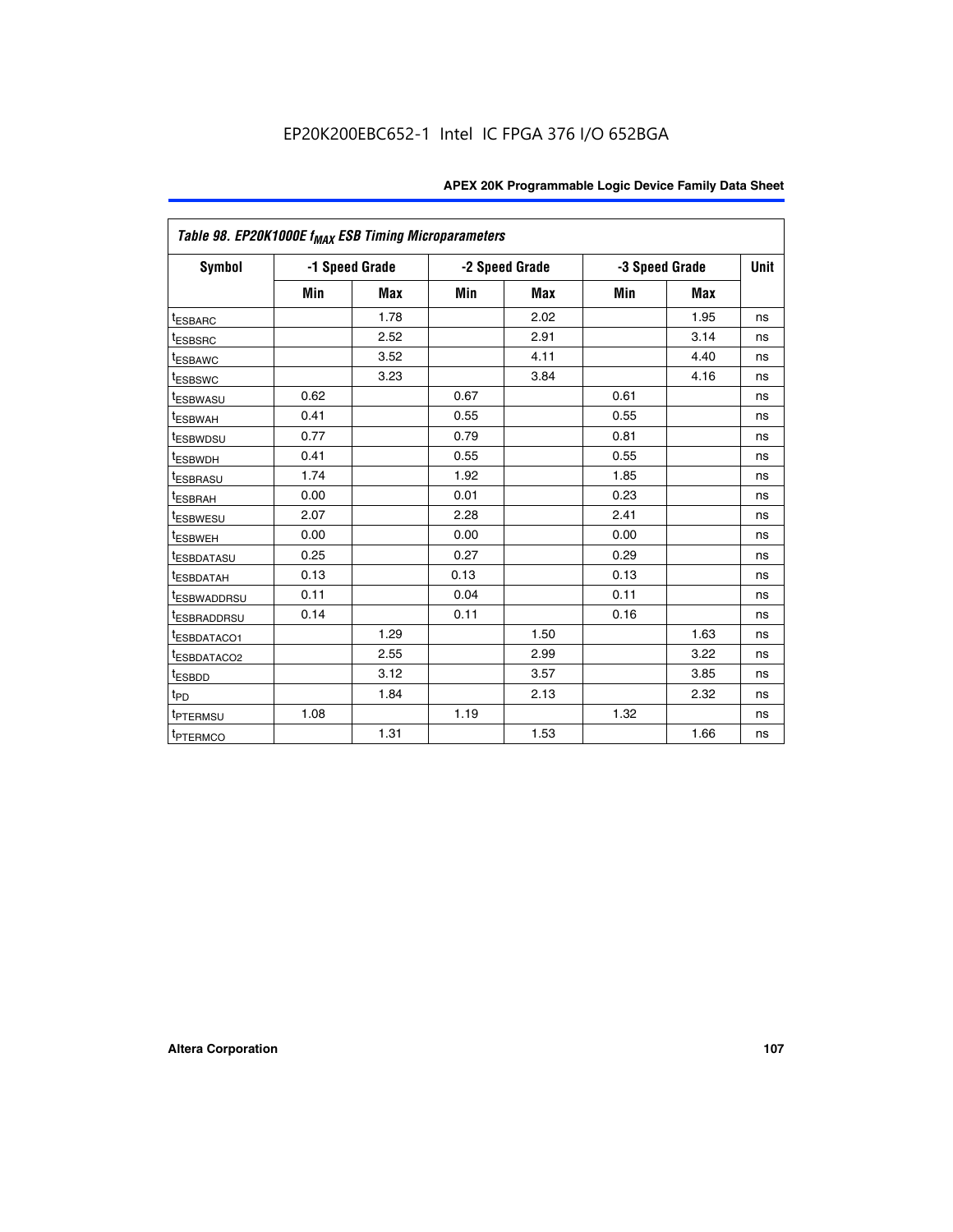Table 98. EP20K1000E $f_{MAX}$ ESB Timing Microparameters

| Symbol | -1 Speed Grade | | -2 Speed Grade | | -3 Speed Grade | | Unit |
|---|---|---|---|---|---|---|---|
| | Min | Max | Min | Max | Min | Max | |
| $t_{ESBARC}$ | | 1.78 | | 2.02 | | 1.95 | ns |
| $t_{ESBSRC}$ | | 2.52 | | 2.91 | | 3.14 | ns |
| $t_{ESBAWC}$ | | 3.52 | | 4.11 | | 4.40 | ns |
| $t_{ESBSWC}$ | | 3.23 | | 3.84 | | 4.16 | ns |
| $t_{ESBWASU}$ | 0.62 | | 0.67 | | 0.61 | | ns |
| $t_{ESBWAH}$ | 0.41 | | 0.55 | | 0.55 | | ns |
| $t_{ESBWDSU}$ | 0.77 | | 0.79 | | 0.81 | | ns |
| $t_{ESBWDH}$ | 0.41 | | 0.55 | | 0.55 | | ns |
| $t_{ESBRASU}$ | 1.74 | | 1.92 | | 1.85 | | ns |
| $t_{ESBRAH}$ | 0.00 | | 0.01 | | 0.23 | | ns |
| $t_{ESBWESU}$ | 2.07 | | 2.28 | | 2.41 | | ns |
| $t_{ESBWEH}$ | 0.00 | | 0.00 | | 0.00 | | ns |
| $t_{ESBDATASU}$ | 0.25 | | 0.27 | | 0.29 | | ns |
| $t_{ESBDATAH}$ | 0.13 | | 0.13 | | 0.13 | | ns |
| $t_{ESBWADDRSU}$ | 0.11 | | 0.04 | | 0.11 | | ns |
| $t_{ESBRADDRSU}$ | 0.14 | | 0.11 | | 0.16 | | ns |
| $t_{ESBDATACO1}$ | | 1.29 | | 1.50 | | 1.63 | ns |
| $t_{ESBDATACO2}$ | | 2.55 | | 2.99 | | 3.22 | ns |
| $t_{ESBDD}$ | | 3.12 | | 3.57 | | 3.85 | ns |
| $t_{PD}$ | | 1.84 | | 2.13 | | 2.32 | ns |
| $t_{PTERMSU}$ | 1.08 | | 1.19 | | 1.32 | | ns |
| $t_{PTERMCO}$ | | 1.31 | | 1.53 | | 1.66 | ns |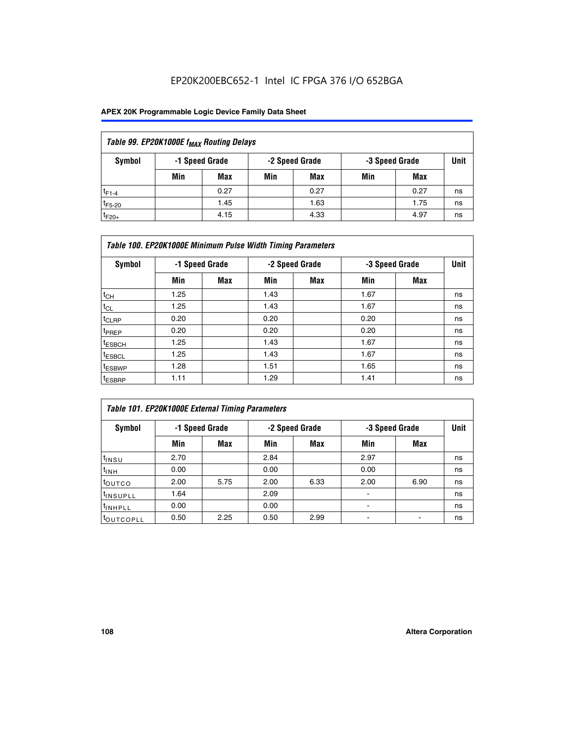EP20K200EBC652-1 Intel IC FPGA 376 I/O 652BGA

| Table 99. EP20K1000E $f_{MAX}$ Routing Delays | | | | | | | |
|---|---|---|---|---|---|---|---|
| Symbol | -1 Speed Grade | | -2 Speed Grade | | -3 Speed Grade | | Unit |
| | Min | Max | Min | Max | Min | Max | |
| $t_{F1-4}$ | | 0.27 | | 0.27 | | 0.27 | ns |
| $t_{F5-20}$ | | 1.45 | | 1.63 | | 1.75 | ns |
| $t_{F20+}$ | | 4.15 | | 4.33 | | 4.97 | ns |

| Table 100. EP20K1000E Minimum Pulse Width Timing Parameters | | | | | | | |
|---|---|---|---|---|---|---|---|
| Symbol | -1 Speed Grade | | -2 Speed Grade | | -3 Speed Grade | | Unit |
| | Min | Max | Min | Max | Min | Max | |
| $t_{CH}$ | 1.25 | | 1.43 | | 1.67 | | ns |
| $t_{CL}$ | 1.25 | | 1.43 | | 1.67 | | ns |
| $t_{CLRP}$ | 0.20 | | 0.20 | | 0.20 | | ns |
| $t_{PREP}$ | 0.20 | | 0.20 | | 0.20 | | ns |
| $t_{ESBCH}$ | 1.25 | | 1.43 | | 1.67 | | ns |
| $t_{ESBCL}$ | 1.25 | | 1.43 | | 1.67 | | ns |
| $t_{ESBWP}$ | 1.28 | | 1.51 | | 1.65 | | ns |
| $t_{ESBRP}$ | 1.11 | | 1.29 | | 1.41 | | ns |

| Table 101. EP20K1000E External Timing Parameters | | | | | | | |
|---|---|---|---|---|---|---|---|
| Symbol | -1 Speed Grade | | -2 Speed Grade | | -3 Speed Grade | | Unit |
| | Min | Max | Min | Max | Min | Max | |
| $t_{INSU}$ | 2.70 | | 2.84 | | 2.97 | | ns |
| $t_{INH}$ | 0.00 | | 0.00 | | 0.00 | | ns |
| $t_{OUTCO}$ | 2.00 | 5.75 | 2.00 | 6.33 | 2.00 | 6.90 | ns |
| $t_{INSUPLL}$ | 1.64 | | 2.09 | | - | | ns |
| $t_{INHPLL}$ | 0.00 | | 0.00 | | - | | ns |
| $t_{OUTCOPLL}$ | 0.50 | 2.25 | 0.50 | 2.99 | - | - | ns |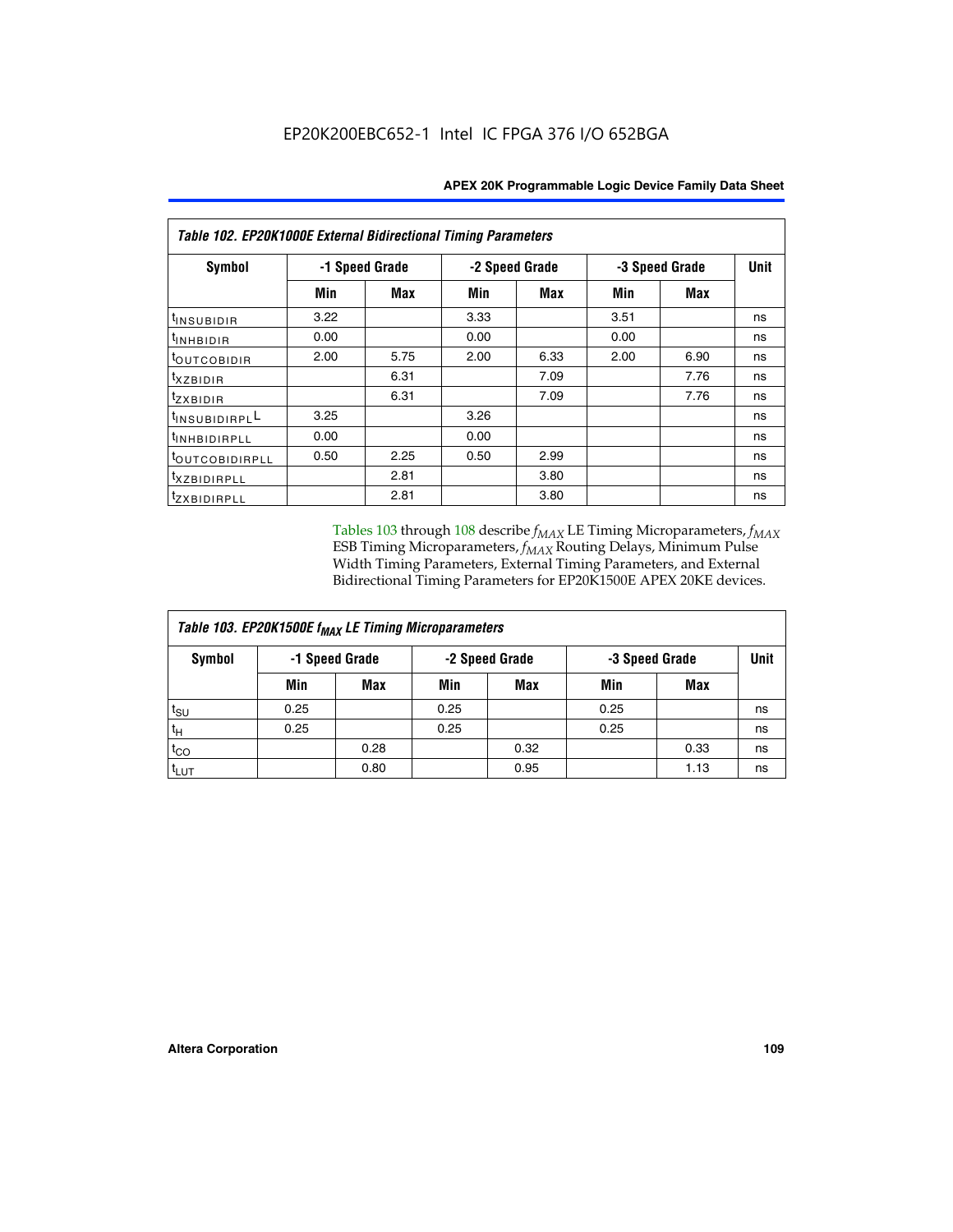EP20K200EBC652-1 Intel IC FPGA 376 I/O 652BGA

| Table 102. EP20K1000E External Bidirectional Timing Parameters | | | | | | | |
|---|---|---|---|---|---|---|---|
| Symbol | -1 Speed Grade | | -2 Speed Grade | | -3 Speed Grade | | Unit |
| | Min | Max | Min | Max | Min | Max | |
| $t_{INSUBIDIR}$ | 3.22 | | 3.33 | | 3.51 | | ns |
| $t_{INHBIDIR}$ | 0.00 | | 0.00 | | 0.00 | | ns |
| $t_{OUTCOBIDIR}$ | 2.00 | 5.75 | 2.00 | 6.33 | 2.00 | 6.90 | ns |
| $t_{XZBIDIR}$ | | 6.31 | | 7.09 | | 7.76 | ns |
| $t_{ZXBIDIR}$ | | 6.31 | | 7.09 | | 7.76 | ns |
| $t_{INSUBIDIRPLL}$ | 3.25 | | 3.26 | | | | ns |
| $t_{INHBIDIRPLL}$ | 0.00 | | 0.00 | | | | ns |
| $t_{OUTCOBIDIRPLL}$ | 0.50 | 2.25 | 0.50 | 2.99 | | | ns |
| $t_{XZBIDIRPLL}$ | | 2.81 | | 3.80 | | | ns |
| $t_{ZXBIDIRPLL}$ | | 2.81 | | 3.80 | | | ns |

Tables 103 through 108 describe $f_{MAX}$ LE Timing Microparameters, $f_{MAX}$ ESB Timing Microparameters, $f_{MAX}$ Routing Delays, Minimum Pulse Width Timing Parameters, External Timing Parameters, and External Bidirectional Timing Parameters for EP20K1500E APEX 20KE devices.

| Table 103. EP20K1500E $f_{MAX}$ LE Timing Microparameters | | | | | | | |
|---|---|---|---|---|---|---|---|
| Symbol | -1 Speed Grade | | -2 Speed Grade | | -3 Speed Grade | | Unit |
| | Min | Max | Min | Max | Min | Max | |
| $t_{SU}$ | 0.25 | | 0.25 | | 0.25 | | ns |
| $t_{H}$ | 0.25 | | 0.25 | | 0.25 | | ns |
| $t_{CO}$ | | 0.28 | | 0.32 | | 0.33 | ns |
| $t_{LUT}$ | | 0.80 | | 0.95 | | 1.13 | ns |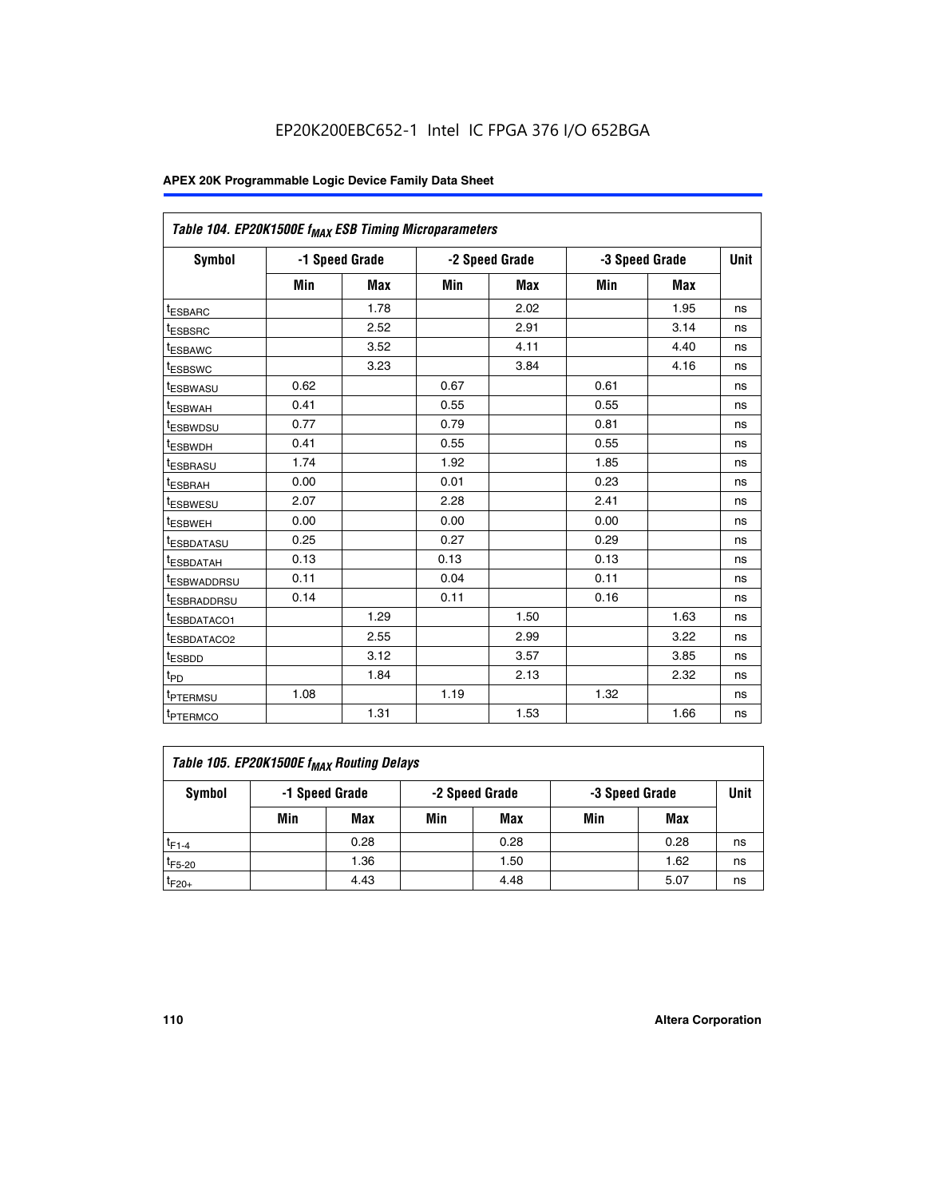Table 104. EP20K1500E $f_{MAX}$ ESB Timing Microparameters

| Symbol | -1 Speed Grade | | -2 Speed Grade | | -3 Speed Grade | | Unit |
|---|---|---|---|---|---|---|---|
| | Min | Max | Min | Max | Min | Max | |
| $t_{ESBARC}$ | | 1.78 | | 2.02 | | 1.95 | ns |
| $t_{ESBSRC}$ | | 2.52 | | 2.91 | | 3.14 | ns |
| $t_{ESBAWC}$ | | 3.52 | | 4.11 | | 4.40 | ns |
| $t_{ESBSWC}$ | | 3.23 | | 3.84 | | 4.16 | ns |
| $t_{ESBWASU}$ | 0.62 | | 0.67 | | 0.61 | | ns |
| $t_{ESBWAH}$ | 0.41 | | 0.55 | | 0.55 | | ns |
| $t_{ESBWDSU}$ | 0.77 | | 0.79 | | 0.81 | | ns |
| $t_{ESBWDH}$ | 0.41 | | 0.55 | | 0.55 | | ns |
| $t_{ESBRASU}$ | 1.74 | | 1.92 | | 1.85 | | ns |
| $t_{ESBRAH}$ | 0.00 | | 0.01 | | 0.23 | | ns |
| $t_{ESBWESU}$ | 2.07 | | 2.28 | | 2.41 | | ns |
| $t_{ESBWEH}$ | 0.00 | | 0.00 | | 0.00 | | ns |
| $t_{ESBDATASU}$ | 0.25 | | 0.27 | | 0.29 | | ns |
| $t_{ESBDATAH}$ | 0.13 | | 0.13 | | 0.13 | | ns |
| $t_{ESBWADDRSU}$ | 0.11 | | 0.04 | | 0.11 | | ns |
| $t_{ESBRADDRSU}$ | 0.14 | | 0.11 | | 0.16 | | ns |
| $t_{ESBDATACO1}$ | | 1.29 | | 1.50 | | 1.63 | ns |
| $t_{ESBDATACO2}$ | | 2.55 | | 2.99 | | 3.22 | ns |
| $t_{ESBDD}$ | | 3.12 | | 3.57 | | 3.85 | ns |
| $t_{PD}$ | | 1.84 | | 2.13 | | 2.32 | ns |
| $t_{PTERMSU}$ | 1.08 | | 1.19 | | 1.32 | | ns |
| $t_{PTERMCO}$ | | 1.31 | | 1.53 | | 1.66 | ns |

Table 105. EP20K1500E $f_{MAX}$ Routing Delays

| Symbol | -1 Speed Grade | | -2 Speed Grade | | -3 Speed Grade | | Unit |
|---|---|---|---|---|---|---|---|
| | Min | Max | Min | Max | Min | Max | |
| $t_{F1-4}$ | | 0.28 | | 0.28 | | 0.28 | ns |
| $t_{F5-20}$ | | 1.36 | | 1.50 | | 1.62 | ns |
| $t_{F20+}$ | | 4.43 | | 4.48 | | 5.07 | ns |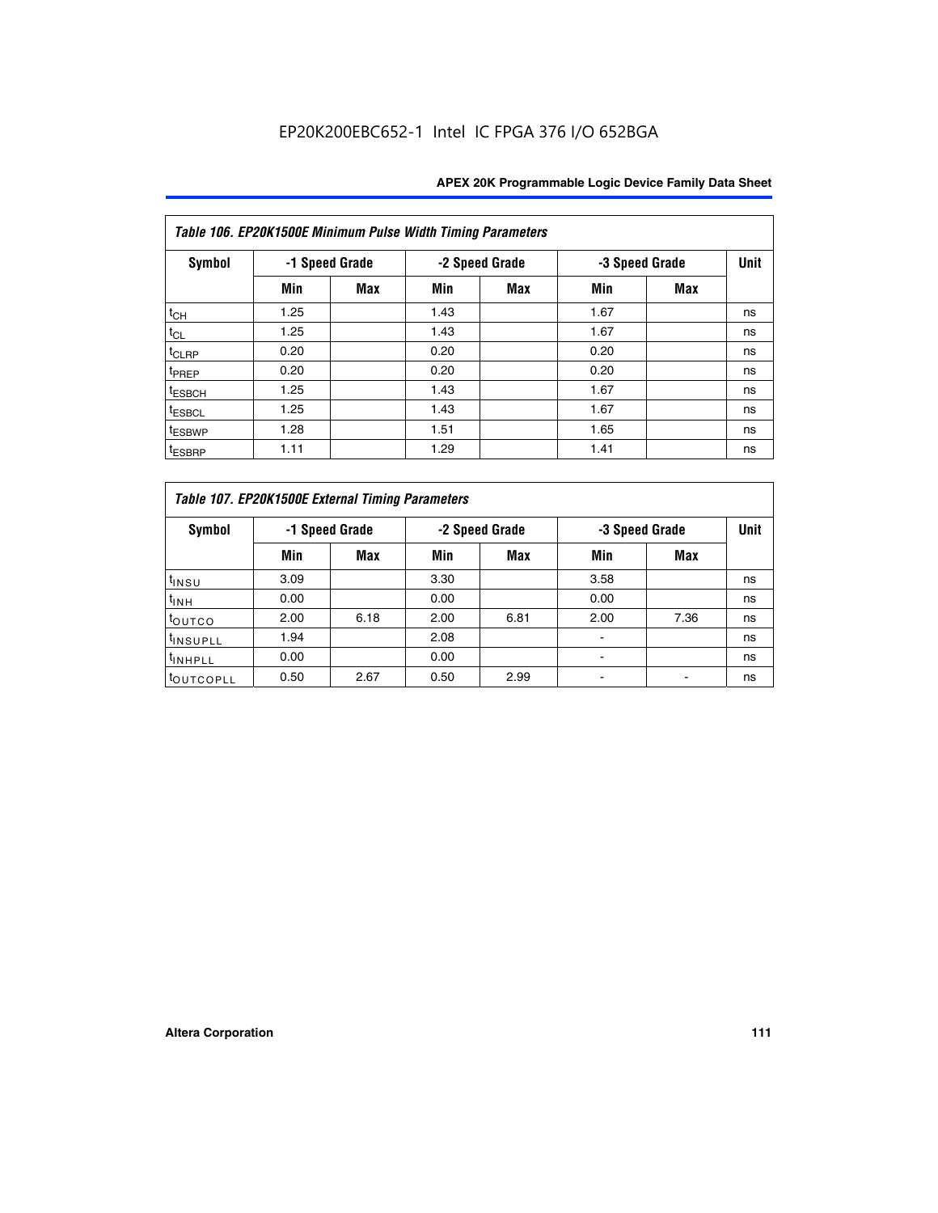**Table 106. EP20K1500E Minimum Pulse Width Timing Parameters**

| Symbol | -1 Speed Grade | | -2 Speed Grade | | -3 Speed Grade | | Unit |
|---|---|---|---|---|---|---|---|
| | Min | Max | Min | Max | Min | Max | |
| $t_{CH}$ | 1.25 | | 1.43 | | 1.67 | | ns |
| $t_{CL}$ | 1.25 | | 1.43 | | 1.67 | | ns |
| $t_{CLRP}$ | 0.20 | | 0.20 | | 0.20 | | ns |
| $t_{PREP}$ | 0.20 | | 0.20 | | 0.20 | | ns |
| $t_{ESBCH}$ | 1.25 | | 1.43 | | 1.67 | | ns |
| $t_{ESBCL}$ | 1.25 | | 1.43 | | 1.67 | | ns |
| $t_{ESBWP}$ | 1.28 | | 1.51 | | 1.65 | | ns |
| $t_{ESBRP}$ | 1.11 | | 1.29 | | 1.41 | | ns |

**Table 107. EP20K1500E External Timing Parameters**

| Symbol | -1 Speed Grade | | -2 Speed Grade | | -3 Speed Grade | | Unit |
|---|---|---|---|---|---|---|---|
| | Min | Max | Min | Max | Min | Max | |
| $t_{INSU}$ | 3.09 | | 3.30 | | 3.58 | | ns |
| $t_{INH}$ | 0.00 | | 0.00 | | 0.00 | | ns |
| $t_{OUTCO}$ | 2.00 | 6.18 | 2.00 | 6.81 | 2.00 | 7.36 | ns |
| $t_{INSUPLL}$ | 1.94 | | 2.08 | | - | | ns |
| $t_{INHPLL}$ | 0.00 | | 0.00 | | - | | ns |
| $t_{OUTCOPLL}$ | 0.50 | 2.67 | 0.50 | 2.99 | - | - | ns |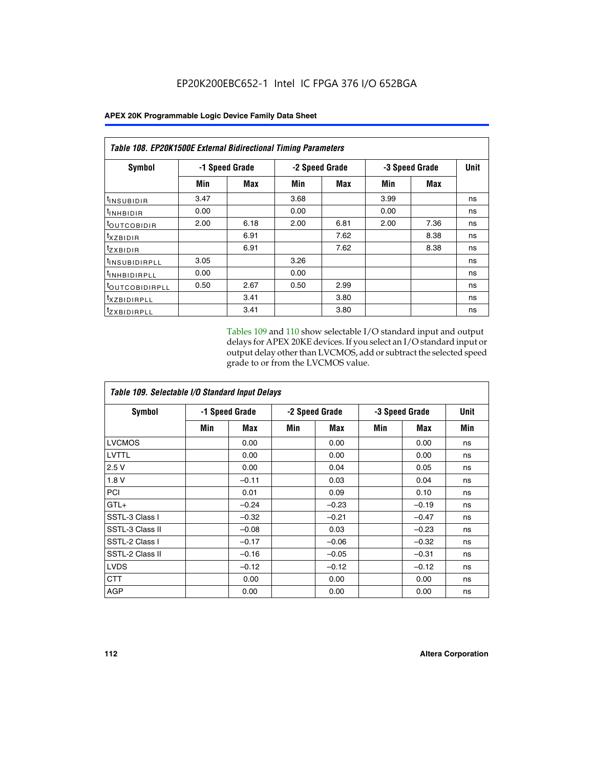EP20K200EBC652-1 Intel IC FPGA 376 I/O 652BGA

| *Table 108. EP20K1500E External Bidirectional Timing Parameters* | | | | | | | |
|---|---|---|---|---|---|---|---|
| **Symbol** | **-1 Speed Grade** | | **-2 Speed Grade** | | **-3 Speed Grade** | | **Unit** |
| | **Min** | **Max** | **Min** | **Max** | **Min** | **Max** | |
| $t_{INSUBIDIR}$ | 3.47 | | 3.68 | | 3.99 | | ns |
| $t_{INHBIDIR}$ | 0.00 | | 0.00 | | 0.00 | | ns |
| $t_{OUTCOBIDIR}$ | 2.00 | 6.18 | 2.00 | 6.81 | 2.00 | 7.36 | ns |
| $t_{XZBIDIR}$ | | 6.91 | | 7.62 | | 8.38 | ns |
| $t_{ZXBIDIR}$ | | 6.91 | | 7.62 | | 8.38 | ns |
| $t_{INSUBIDIRPLL}$ | 3.05 | | 3.26 | | | | ns |
| $t_{INHBIDIRPLL}$ | 0.00 | | 0.00 | | | | ns |
| $t_{OUTCOBIDIRPLL}$ | 0.50 | 2.67 | 0.50 | 2.99 | | | ns |
| $t_{XZBIDIRPLL}$ | | 3.41 | | 3.80 | | | ns |
| $t_{ZXBIDIRPLL}$ | | 3.41 | | 3.80 | | | ns |

Tables 109 and 110 show selectable I/O standard input and output delays for APEX 20KE devices. If you select an I/O standard input or output delay other than LVCMOS, add or subtract the selected speed grade to or from the LVCMOS value.

| *Table 109. Selectable I/O Standard Input Delays* | | | | | | | |
|---|---|---|---|---|---|---|---|
| **Symbol** | **-1 Speed Grade** | | **-2 Speed Grade** | | **-3 Speed Grade** | | **Unit** |
| | **Min** | **Max** | **Min** | **Max** | **Min** | **Max** | **Min** |
| LVCMOS | | 0.00 | | 0.00 | | 0.00 | ns |
| LVTTL | | 0.00 | | 0.00 | | 0.00 | ns |
| 2.5 V | | 0.00 | | 0.04 | | 0.05 | ns |
| 1.8 V | | –0.11 | | 0.03 | | 0.04 | ns |
| PCI | | 0.01 | | 0.09 | | 0.10 | ns |
| GTL+ | | –0.24 | | –0.23 | | –0.19 | ns |
| SSTL-3 Class I | | –0.32 | | –0.21 | | –0.47 | ns |
| SSTL-3 Class II | | –0.08 | | 0.03 | | –0.23 | ns |
| SSTL-2 Class I | | –0.17 | | –0.06 | | –0.32 | ns |
| SSTL-2 Class II | | –0.16 | | –0.05 | | –0.31 | ns |
| LVDS | | –0.12 | | –0.12 | | –0.12 | ns |
| CTT | | 0.00 | | 0.00 | | 0.00 | ns |
| AGP | | 0.00 | | 0.00 | | 0.00 | ns |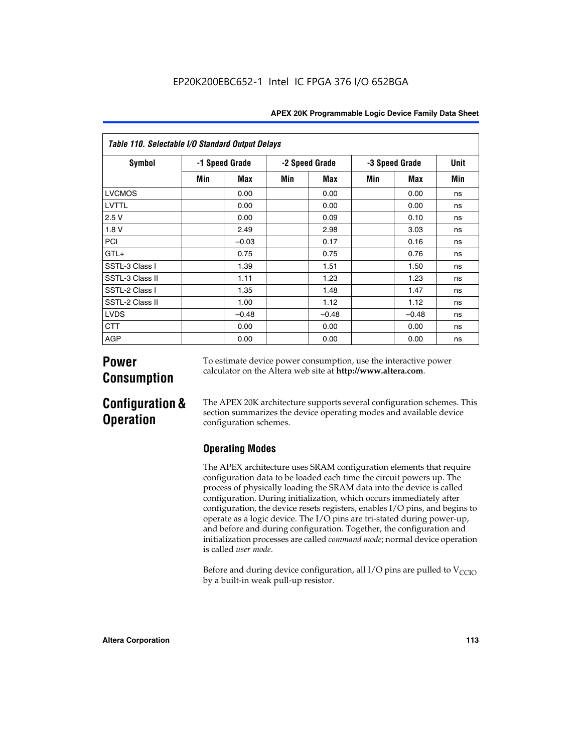| Table 110. Selectable I/O Standard Output Delays | | | | | | | |
|---|---|---|---|---|---|---|---|
| Symbol | -1 Speed Grade | | -2 Speed Grade | | -3 Speed Grade | | Unit |
| | Min | Max | Min | Max | Min | Max | Min |
| LVCMOS | | 0.00 | | 0.00 | | 0.00 | ns |
| LVTTL | | 0.00 | | 0.00 | | 0.00 | ns |
| 2.5 V | | 0.00 | | 0.09 | | 0.10 | ns |
| 1.8 V | | 2.49 | | 2.98 | | 3.03 | ns |
| PCI | | –0.03 | | 0.17 | | 0.16 | ns |
| GTL+ | | 0.75 | | 0.75 | | 0.76 | ns |
| SSTL-3 Class I | | 1.39 | | 1.51 | | 1.50 | ns |
| SSTL-3 Class II | | 1.11 | | 1.23 | | 1.23 | ns |
| SSTL-2 Class I | | 1.35 | | 1.48 | | 1.47 | ns |
| SSTL-2 Class II | | 1.00 | | 1.12 | | 1.12 | ns |
| LVDS | | –0.48 | | –0.48 | | –0.48 | ns |
| CTT | | 0.00 | | 0.00 | | 0.00 | ns |
| AGP | | 0.00 | | 0.00 | | 0.00 | ns |

# Power Consumption

To estimate device power consumption, use the interactive power calculator on the Altera web site at **http://www.altera.com**.

# Configuration & Operation

The APEX 20K architecture supports several configuration schemes. This section summarizes the device operating modes and available device configuration schemes.

## Operating Modes

The APEX architecture uses SRAM configuration elements that require configuration data to be loaded each time the circuit powers up. The process of physically loading the SRAM data into the device is called configuration. During initialization, which occurs immediately after configuration, the device resets registers, enables I/O pins, and begins to operate as a logic device. The I/O pins are tri-stated during power-up, and before and during configuration. Together, the configuration and initialization processes are called *command mode*; normal device operation is called *user mode*.

Before and during device configuration, all I/O pins are pulled to $V_{CCIO}$ by a built-in weak pull-up resistor.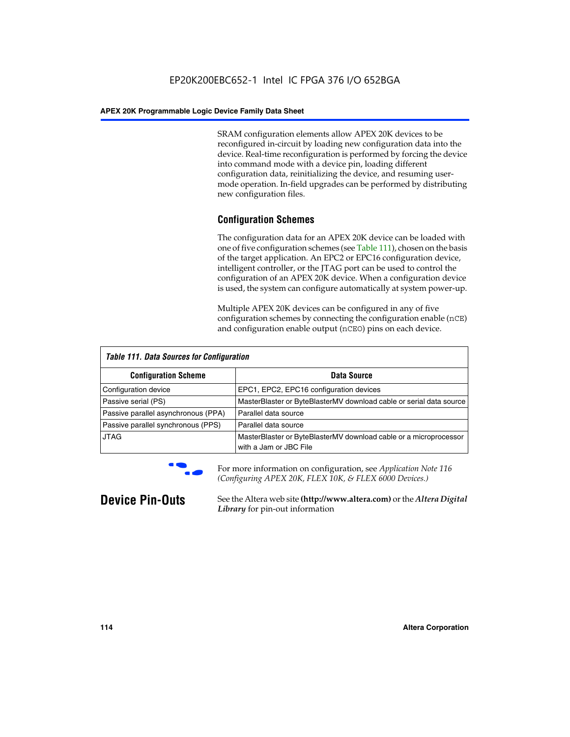SRAM configuration elements allow APEX 20K devices to be reconfigured in-circuit by loading new configuration data into the device. Real-time reconfiguration is performed by forcing the device into command mode with a device pin, loading different configuration data, reinitializing the device, and resuming user-mode operation. In-field upgrades can be performed by distributing new configuration files.

## Configuration Schemes

The configuration data for an APEX 20K device can be loaded with one of five configuration schemes (see Table 111), chosen on the basis of the target application. An EPC2 or EPC16 configuration device, intelligent controller, or the JTAG port can be used to control the configuration of an APEX 20K device. When a configuration device is used, the system can configure automatically at system power-up.

Multiple APEX 20K devices can be configured in any of five configuration schemes by connecting the configuration enable (nCE) and configuration enable output (nCEO) pins on each device.

**Table 111. Data Sources for Configuration**

| Configuration Scheme | Data Source |
|---|---|
| Configuration device | EPC1, EPC2, EPC16 configuration devices |
| Passive serial (PS) | MasterBlaster or ByteBlasterMV download cable or serial data source |
| Passive parallel asynchronous (PPA) | Parallel data source |
| Passive parallel synchronous (PPS) | Parallel data source |
| JTAG | MasterBlaster or ByteBlasterMV download cable or a microprocessor with a Jam or JBC File |

For more information on configuration, see *Application Note 116 (Configuring APEX 20K, FLEX 10K, & FLEX 6000 Devices.)*

# Device Pin-Outs

See the Altera web site **(http://www.altera.com)** or the ***Altera Digital Library*** for pin-out information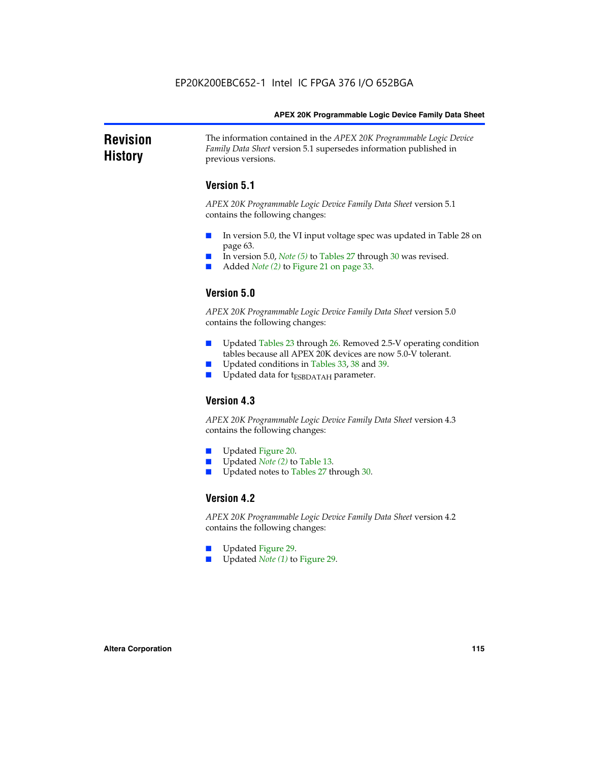# Revision History

The information contained in the *APEX 20K Programmable Logic Device Family Data Sheet* version 5.1 supersedes information published in previous versions.

## Version 5.1

*APEX 20K Programmable Logic Device Family Data Sheet* version 5.1 contains the following changes:

- In version 5.0, the VI input voltage spec was updated in Table 28 on page 63.
- In version 5.0, *Note (5)* to Tables 27 through 30 was revised.
- Added *Note (2)* to Figure 21 on page 33.

## Version 5.0

*APEX 20K Programmable Logic Device Family Data Sheet* version 5.0 contains the following changes:

- Updated Tables 23 through 26. Removed 2.5-V operating condition tables because all APEX 20K devices are now 5.0-V tolerant.
- Updated conditions in Tables 33, 38 and 39.
- Updated data for $t_{ESBDATAH}$ parameter.

## Version 4.3

*APEX 20K Programmable Logic Device Family Data Sheet* version 4.3 contains the following changes:

- Updated Figure 20.
- Updated *Note (2)* to Table 13.
- Updated notes to Tables 27 through 30.

## Version 4.2

*APEX 20K Programmable Logic Device Family Data Sheet* version 4.2 contains the following changes:

- Updated Figure 29.
- Updated *Note (1)* to Figure 29.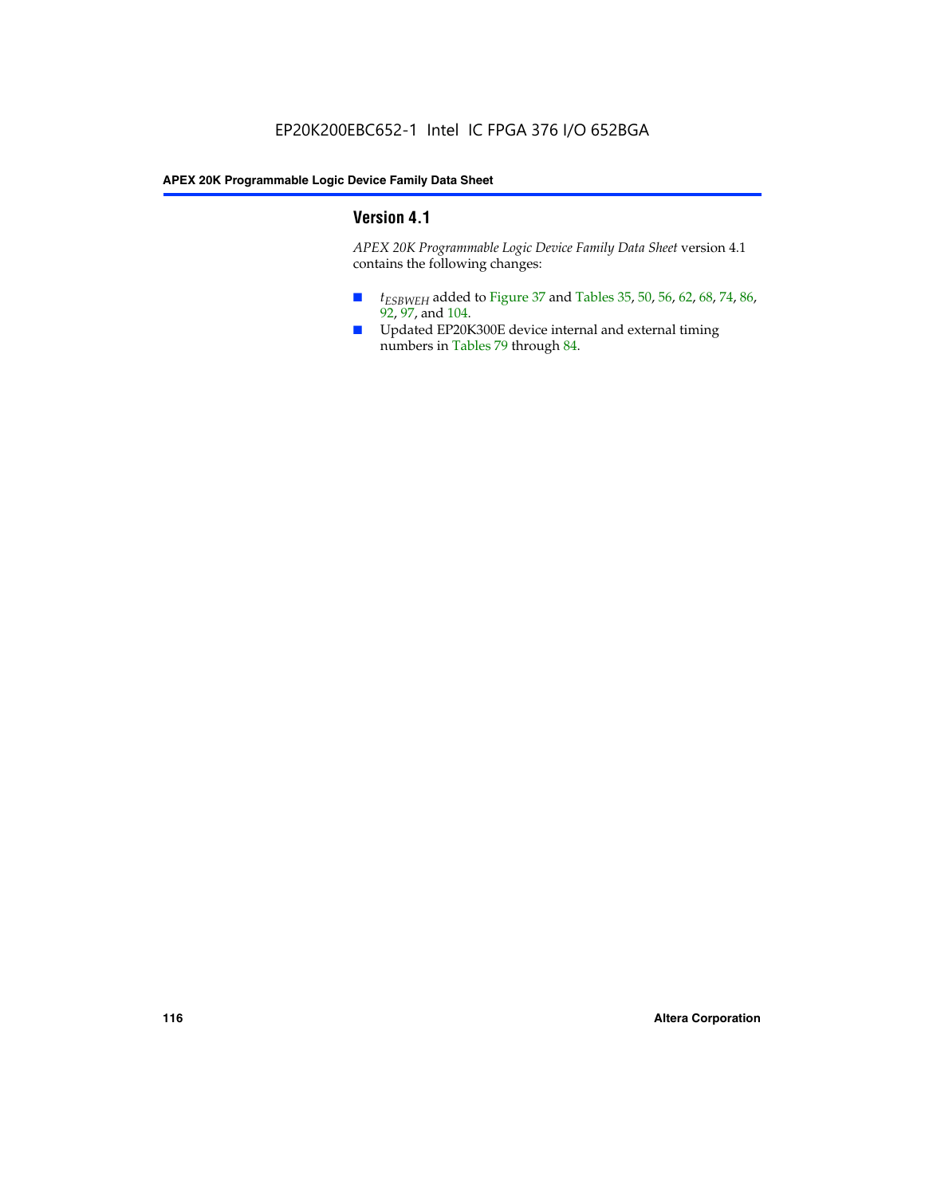## Version 4.1

*APEX 20K Programmable Logic Device Family Data Sheet* version 4.1 contains the following changes:

- $t_{ESBWEH}$ added to Figure 37 and Tables 35, 50, 56, 62, 68, 74, 86, 92, 97, and 104.
- Updated EP20K300E device internal and external timing numbers in Tables 79 through 84.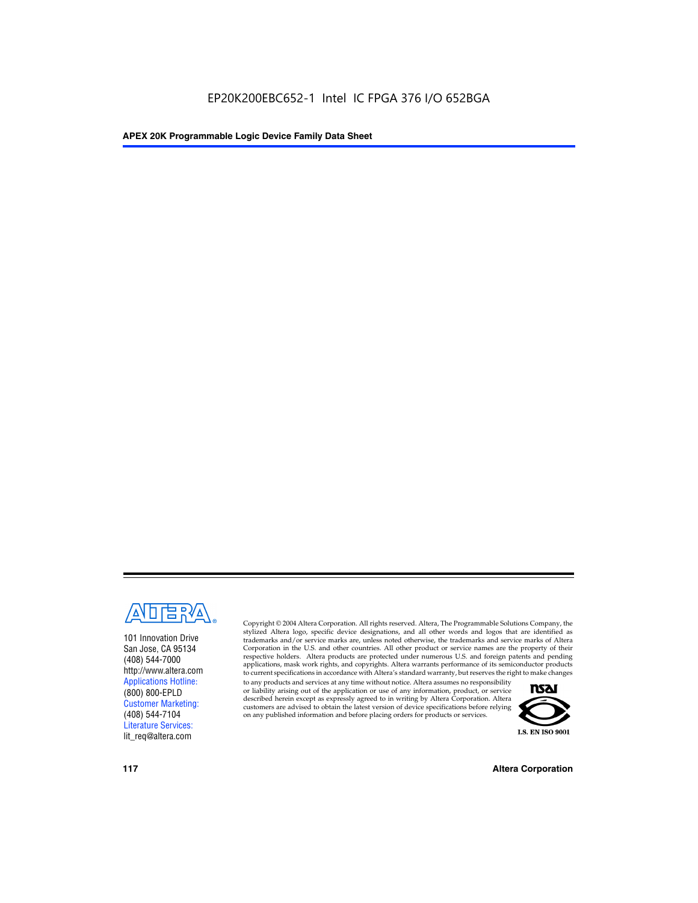101 Innovation Drive
San Jose, CA 95134
(408) 544-7000
http://www.altera.com
Applications Hotline:
(800) 800-EPLD
Customer Marketing:
(408) 544-7104
Literature Services:
lit_req@altera.com

Copyright © 2004 Altera Corporation. All rights reserved. Altera, The Programmable Solutions Company, the stylized Altera logo, specific device designations, and all other words and logos that are identified as trademarks and/or service marks are, unless noted otherwise, the trademarks and service marks of Altera Corporation in the U.S. and other countries. All other product or service names are the property of their respective holders. Altera products are protected under numerous U.S. and foreign patents and pending applications, mask work rights, and copyrights. Altera warrants performance of its semiconductor products to current specifications in accordance with Altera's standard warranty, but reserves the right to make changes to any products and services at any time without notice. Altera assumes no responsibility or liability arising out of the application or use of any information, product, or service described herein except as expressly agreed to in writing by Altera Corporation. Altera customers are advised to obtain the latest version of device specifications before relying on any published information and before placing orders for products or services.

I.S. EN ISO 9001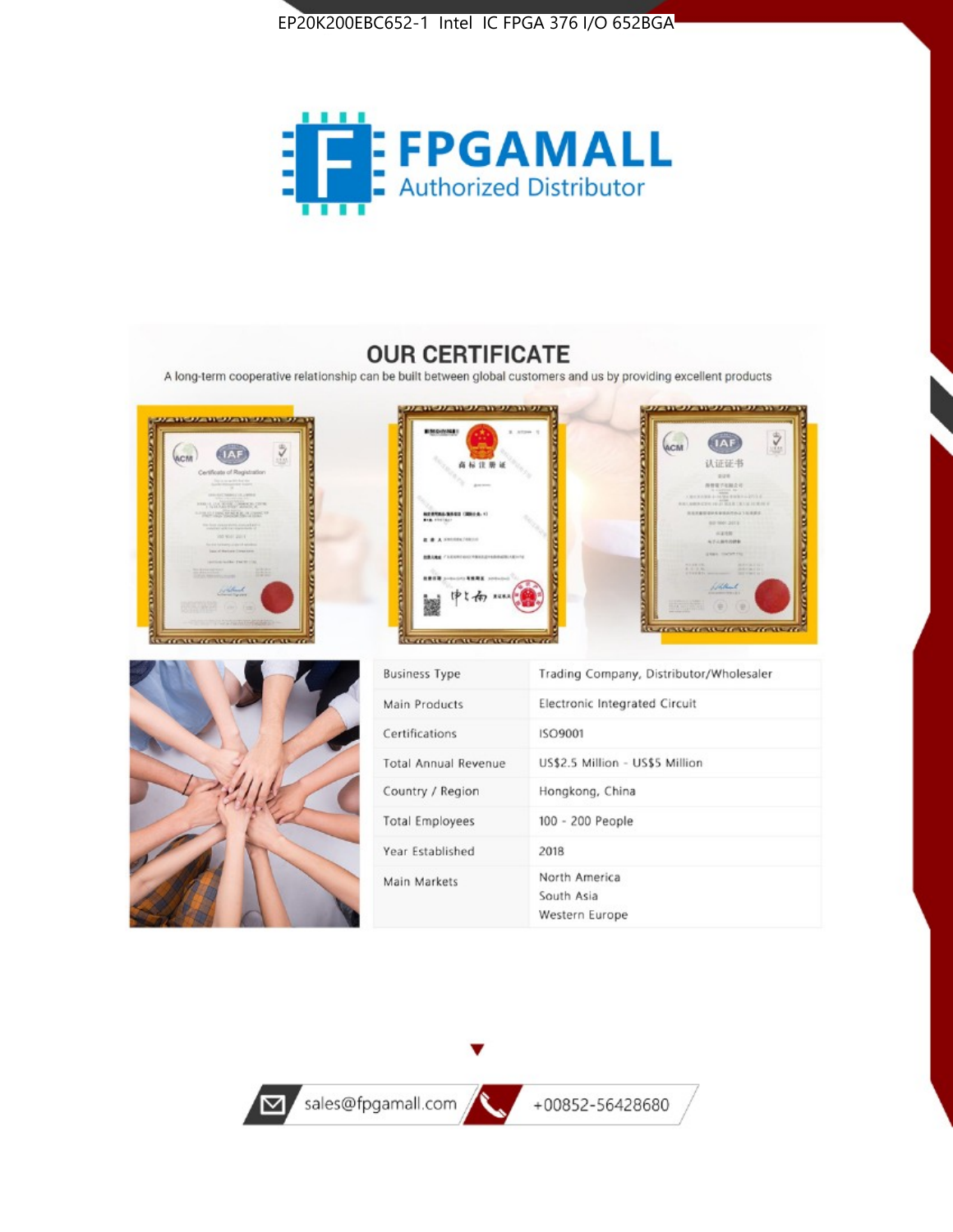FPGAMALL
Authorized Distributor

## OUR CERTIFICATE

A long-term cooperative relationship can be built between global customers and us by providing excellent products

| | |
|---|---|
| Business Type | Trading Company, Distributor/Wholesaler |
| Main Products | Electronic Integrated Circuit |
| Certifications | ISO9001 |
| Total Annual Revenue | US$2.5 Million - US$5 Million |
| Country / Region | Hongkong, China |
| Total Employees | 100 - 200 People |
| Year Established | 2018 |
| Main Markets | North America<br>South Asia<br>Western Europe |

sales@fpgamall.com

+00852-56428680